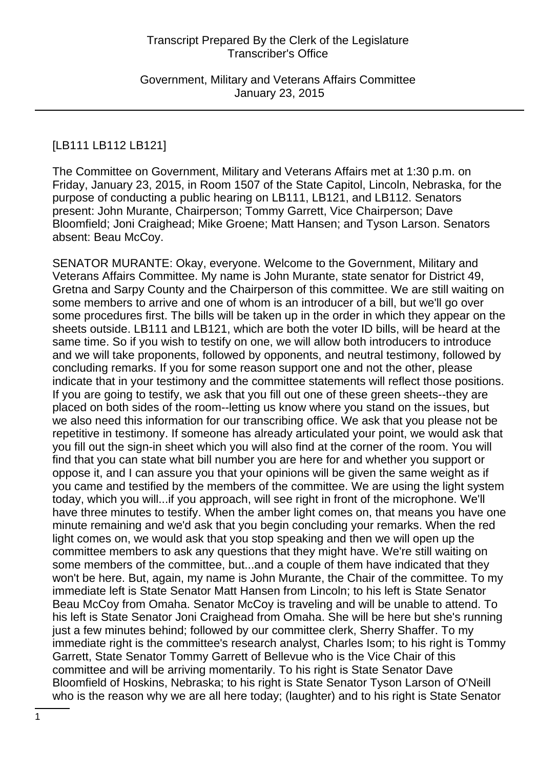[LB111 LB112 LB121]

The Committee on Government, Military and Veterans Affairs met at 1:30 p.m. on Friday, January 23, 2015, in Room 1507 of the State Capitol, Lincoln, Nebraska, for the purpose of conducting a public hearing on LB111, LB121, and LB112. Senators present: John Murante, Chairperson; Tommy Garrett, Vice Chairperson; Dave Bloomfield; Joni Craighead; Mike Groene; Matt Hansen; and Tyson Larson. Senators absent: Beau McCoy.

SENATOR MURANTE: Okay, everyone. Welcome to the Government, Military and Veterans Affairs Committee. My name is John Murante, state senator for District 49, Gretna and Sarpy County and the Chairperson of this committee. We are still waiting on some members to arrive and one of whom is an introducer of a bill, but we'll go over some procedures first. The bills will be taken up in the order in which they appear on the sheets outside. LB111 and LB121, which are both the voter ID bills, will be heard at the same time. So if you wish to testify on one, we will allow both introducers to introduce and we will take proponents, followed by opponents, and neutral testimony, followed by concluding remarks. If you for some reason support one and not the other, please indicate that in your testimony and the committee statements will reflect those positions. If you are going to testify, we ask that you fill out one of these green sheets--they are placed on both sides of the room--letting us know where you stand on the issues, but we also need this information for our transcribing office. We ask that you please not be repetitive in testimony. If someone has already articulated your point, we would ask that you fill out the sign-in sheet which you will also find at the corner of the room. You will find that you can state what bill number you are here for and whether you support or oppose it, and I can assure you that your opinions will be given the same weight as if you came and testified by the members of the committee. We are using the light system today, which you will...if you approach, will see right in front of the microphone. We'll have three minutes to testify. When the amber light comes on, that means you have one minute remaining and we'd ask that you begin concluding your remarks. When the red light comes on, we would ask that you stop speaking and then we will open up the committee members to ask any questions that they might have. We're still waiting on some members of the committee, but...and a couple of them have indicated that they won't be here. But, again, my name is John Murante, the Chair of the committee. To my immediate left is State Senator Matt Hansen from Lincoln; to his left is State Senator Beau McCoy from Omaha. Senator McCoy is traveling and will be unable to attend. To his left is State Senator Joni Craighead from Omaha. She will be here but she's running just a few minutes behind; followed by our committee clerk, Sherry Shaffer. To my immediate right is the committee's research analyst, Charles Isom; to his right is Tommy Garrett, State Senator Tommy Garrett of Bellevue who is the Vice Chair of this committee and will be arriving momentarily. To his right is State Senator Dave Bloomfield of Hoskins, Nebraska; to his right is State Senator Tyson Larson of O'Neill who is the reason why we are all here today; (laughter) and to his right is State Senator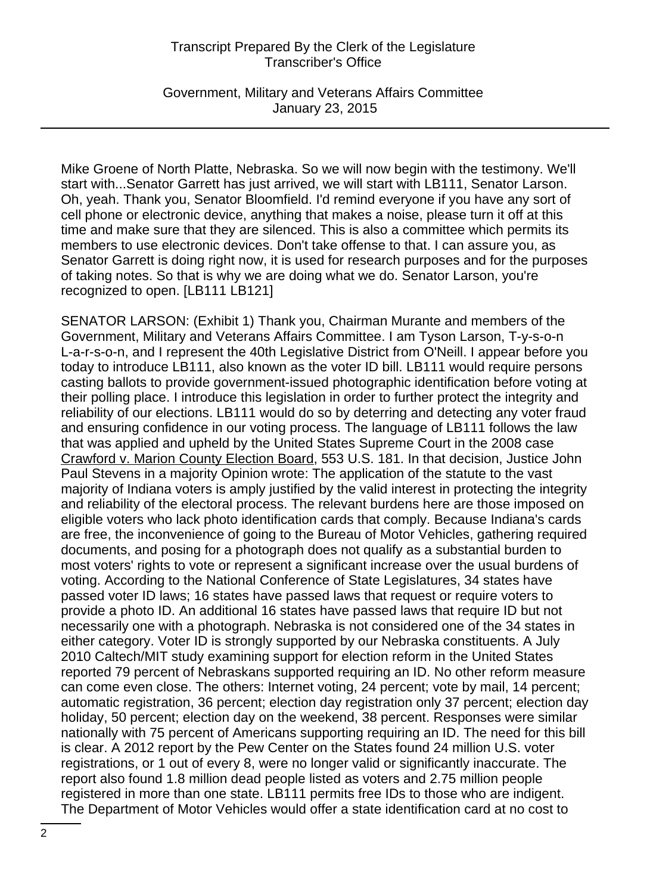Mike Groene of North Platte, Nebraska. So we will now begin with the testimony. We'll start with...Senator Garrett has just arrived, we will start with LB111, Senator Larson. Oh, yeah. Thank you, Senator Bloomfield. I'd remind everyone if you have any sort of cell phone or electronic device, anything that makes a noise, please turn it off at this time and make sure that they are silenced. This is also a committee which permits its members to use electronic devices. Don't take offense to that. I can assure you, as Senator Garrett is doing right now, it is used for research purposes and for the purposes of taking notes. So that is why we are doing what we do. Senator Larson, you're recognized to open. [LB111 LB121]

SENATOR LARSON: (Exhibit 1) Thank you, Chairman Murante and members of the Government, Military and Veterans Affairs Committee. I am Tyson Larson, T-y-s-o-n L-a-r-s-o-n, and I represent the 40th Legislative District from O'Neill. I appear before you today to introduce LB111, also known as the voter ID bill. LB111 would require persons casting ballots to provide government-issued photographic identification before voting at their polling place. I introduce this legislation in order to further protect the integrity and reliability of our elections. LB111 would do so by deterring and detecting any voter fraud and ensuring confidence in our voting process. The language of LB111 follows the law that was applied and upheld by the United States Supreme Court in the 2008 case Crawford v. Marion County Election Board, 553 U.S. 181. In that decision, Justice John Paul Stevens in a majority Opinion wrote: The application of the statute to the vast majority of Indiana voters is amply justified by the valid interest in protecting the integrity and reliability of the electoral process. The relevant burdens here are those imposed on eligible voters who lack photo identification cards that comply. Because Indiana's cards are free, the inconvenience of going to the Bureau of Motor Vehicles, gathering required documents, and posing for a photograph does not qualify as a substantial burden to most voters' rights to vote or represent a significant increase over the usual burdens of voting. According to the National Conference of State Legislatures, 34 states have passed voter ID laws; 16 states have passed laws that request or require voters to provide a photo ID. An additional 16 states have passed laws that require ID but not necessarily one with a photograph. Nebraska is not considered one of the 34 states in either category. Voter ID is strongly supported by our Nebraska constituents. A July 2010 Caltech/MIT study examining support for election reform in the United States reported 79 percent of Nebraskans supported requiring an ID. No other reform measure can come even close. The others: Internet voting, 24 percent; vote by mail, 14 percent; automatic registration, 36 percent; election day registration only 37 percent; election day holiday, 50 percent; election day on the weekend, 38 percent. Responses were similar nationally with 75 percent of Americans supporting requiring an ID. The need for this bill is clear. A 2012 report by the Pew Center on the States found 24 million U.S. voter registrations, or 1 out of every 8, were no longer valid or significantly inaccurate. The report also found 1.8 million dead people listed as voters and 2.75 million people registered in more than one state. LB111 permits free IDs to those who are indigent. The Department of Motor Vehicles would offer a state identification card at no cost to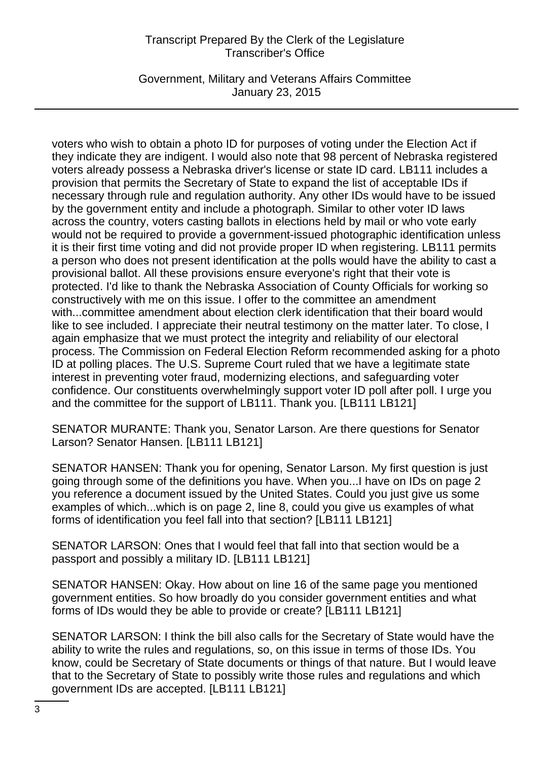voters who wish to obtain a photo ID for purposes of voting under the Election Act if they indicate they are indigent. I would also note that 98 percent of Nebraska registered voters already possess a Nebraska driver's license or state ID card. LB111 includes a provision that permits the Secretary of State to expand the list of acceptable IDs if necessary through rule and regulation authority. Any other IDs would have to be issued by the government entity and include a photograph. Similar to other voter ID laws across the country, voters casting ballots in elections held by mail or who vote early would not be required to provide a government-issued photographic identification unless it is their first time voting and did not provide proper ID when registering. LB111 permits a person who does not present identification at the polls would have the ability to cast a provisional ballot. All these provisions ensure everyone's right that their vote is protected. I'd like to thank the Nebraska Association of County Officials for working so constructively with me on this issue. I offer to the committee an amendment with...committee amendment about election clerk identification that their board would like to see included. I appreciate their neutral testimony on the matter later. To close, I again emphasize that we must protect the integrity and reliability of our electoral process. The Commission on Federal Election Reform recommended asking for a photo ID at polling places. The U.S. Supreme Court ruled that we have a legitimate state interest in preventing voter fraud, modernizing elections, and safeguarding voter confidence. Our constituents overwhelmingly support voter ID poll after poll. I urge you and the committee for the support of LB111. Thank you. [LB111 LB121]

SENATOR MURANTE: Thank you, Senator Larson. Are there questions for Senator Larson? Senator Hansen. [LB111 LB121]

SENATOR HANSEN: Thank you for opening, Senator Larson. My first question is just going through some of the definitions you have. When you...I have on IDs on page 2 you reference a document issued by the United States. Could you just give us some examples of which...which is on page 2, line 8, could you give us examples of what forms of identification you feel fall into that section? [LB111 LB121]

SENATOR LARSON: Ones that I would feel that fall into that section would be a passport and possibly a military ID. [LB111 LB121]

SENATOR HANSEN: Okay. How about on line 16 of the same page you mentioned government entities. So how broadly do you consider government entities and what forms of IDs would they be able to provide or create? [LB111 LB121]

SENATOR LARSON: I think the bill also calls for the Secretary of State would have the ability to write the rules and regulations, so, on this issue in terms of those IDs. You know, could be Secretary of State documents or things of that nature. But I would leave that to the Secretary of State to possibly write those rules and regulations and which government IDs are accepted. [LB111 LB121]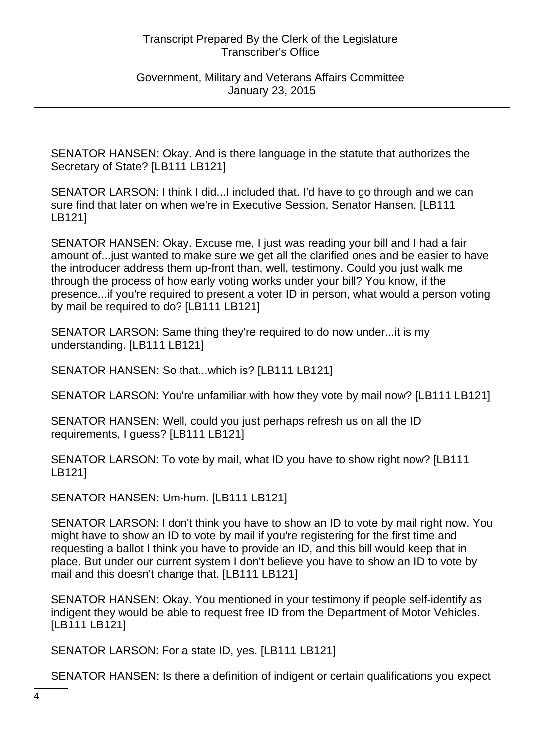SENATOR HANSEN: Okay. And is there language in the statute that authorizes the Secretary of State? [LB111 LB121]

SENATOR LARSON: I think I did...I included that. I'd have to go through and we can sure find that later on when we're in Executive Session, Senator Hansen. [LB111 LB121]

SENATOR HANSEN: Okay. Excuse me, I just was reading your bill and I had a fair amount of...just wanted to make sure we get all the clarified ones and be easier to have the introducer address them up-front than, well, testimony. Could you just walk me through the process of how early voting works under your bill? You know, if the presence...if you're required to present a voter ID in person, what would a person voting by mail be required to do? [LB111 LB121]

SENATOR LARSON: Same thing they're required to do now under...it is my understanding. [LB111 LB121]

SENATOR HANSEN: So that...which is? [LB111 LB121]

SENATOR LARSON: You're unfamiliar with how they vote by mail now? [LB111 LB121]

SENATOR HANSEN: Well, could you just perhaps refresh us on all the ID requirements, I guess? [LB111 LB121]

SENATOR LARSON: To vote by mail, what ID you have to show right now? [LB111 LB121]

SENATOR HANSEN: Um-hum. [LB111 LB121]

SENATOR LARSON: I don't think you have to show an ID to vote by mail right now. You might have to show an ID to vote by mail if you're registering for the first time and requesting a ballot I think you have to provide an ID, and this bill would keep that in place. But under our current system I don't believe you have to show an ID to vote by mail and this doesn't change that. [LB111 LB121]

SENATOR HANSEN: Okay. You mentioned in your testimony if people self-identify as indigent they would be able to request free ID from the Department of Motor Vehicles. [LB111 LB121]

SENATOR LARSON: For a state ID, yes. [LB111 LB121]

SENATOR HANSEN: Is there a definition of indigent or certain qualifications you expect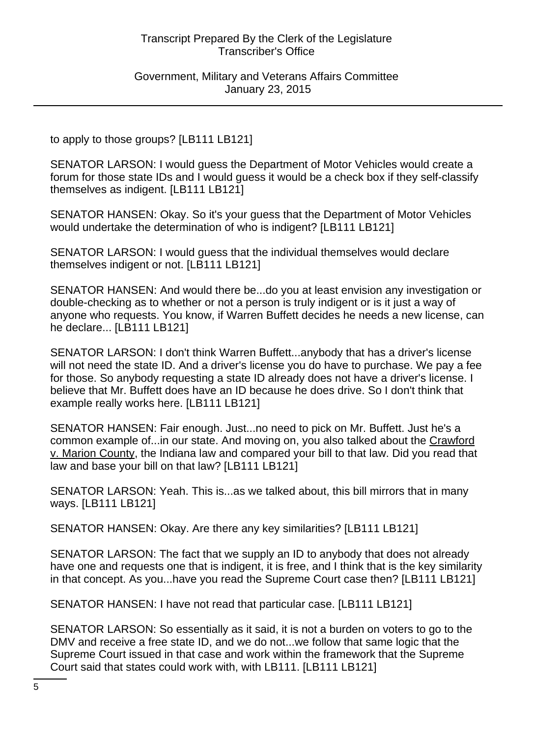to apply to those groups? [LB111 LB121]

SENATOR LARSON: I would guess the Department of Motor Vehicles would create a forum for those state IDs and I would guess it would be a check box if they self-classify themselves as indigent. [LB111 LB121]

SENATOR HANSEN: Okay. So it's your guess that the Department of Motor Vehicles would undertake the determination of who is indigent? [LB111 LB121]

SENATOR LARSON: I would guess that the individual themselves would declare themselves indigent or not. [LB111 LB121]

SENATOR HANSEN: And would there be...do you at least envision any investigation or double-checking as to whether or not a person is truly indigent or is it just a way of anyone who requests. You know, if Warren Buffett decides he needs a new license, can he declare... [LB111 LB121]

SENATOR LARSON: I don't think Warren Buffett...anybody that has a driver's license will not need the state ID. And a driver's license you do have to purchase. We pay a fee for those. So anybody requesting a state ID already does not have a driver's license. I believe that Mr. Buffett does have an ID because he does drive. So I don't think that example really works here. [LB111 LB121]

SENATOR HANSEN: Fair enough. Just...no need to pick on Mr. Buffett. Just he's a common example of...in our state. And moving on, you also talked about the Crawford v. Marion County, the Indiana law and compared your bill to that law. Did you read that law and base your bill on that law? [LB111 LB121]

SENATOR LARSON: Yeah. This is...as we talked about, this bill mirrors that in many ways. [LB111 LB121]

SENATOR HANSEN: Okay. Are there any key similarities? [LB111 LB121]

SENATOR LARSON: The fact that we supply an ID to anybody that does not already have one and requests one that is indigent, it is free, and I think that is the key similarity in that concept. As you...have you read the Supreme Court case then? [LB111 LB121]

SENATOR HANSEN: I have not read that particular case. [LB111 LB121]

SENATOR LARSON: So essentially as it said, it is not a burden on voters to go to the DMV and receive a free state ID, and we do not...we follow that same logic that the Supreme Court issued in that case and work within the framework that the Supreme Court said that states could work with, with LB111. [LB111 LB121]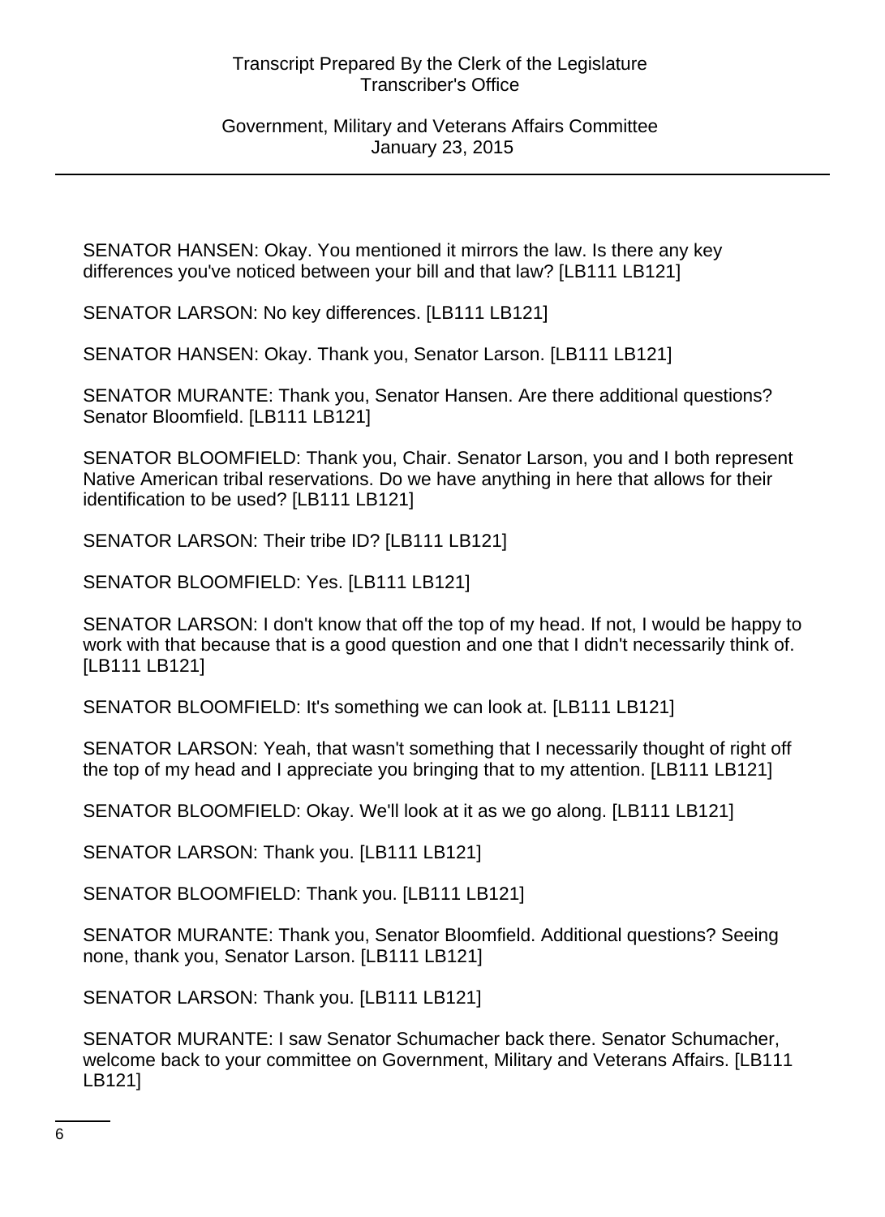SENATOR HANSEN: Okay. You mentioned it mirrors the law. Is there any key differences you've noticed between your bill and that law? [LB111 LB121]

SENATOR LARSON: No key differences. [LB111 LB121]

SENATOR HANSEN: Okay. Thank you, Senator Larson. [LB111 LB121]

SENATOR MURANTE: Thank you, Senator Hansen. Are there additional questions? Senator Bloomfield. [LB111 LB121]

SENATOR BLOOMFIELD: Thank you, Chair. Senator Larson, you and I both represent Native American tribal reservations. Do we have anything in here that allows for their identification to be used? [LB111 LB121]

SENATOR LARSON: Their tribe ID? [LB111 LB121]

SENATOR BLOOMFIELD: Yes. [LB111 LB121]

SENATOR LARSON: I don't know that off the top of my head. If not, I would be happy to work with that because that is a good question and one that I didn't necessarily think of. [LB111 LB121]

SENATOR BLOOMFIELD: It's something we can look at. [LB111 LB121]

SENATOR LARSON: Yeah, that wasn't something that I necessarily thought of right off the top of my head and I appreciate you bringing that to my attention. [LB111 LB121]

SENATOR BLOOMFIELD: Okay. We'll look at it as we go along. [LB111 LB121]

SENATOR LARSON: Thank you. [LB111 LB121]

SENATOR BLOOMFIELD: Thank you. [LB111 LB121]

SENATOR MURANTE: Thank you, Senator Bloomfield. Additional questions? Seeing none, thank you, Senator Larson. [LB111 LB121]

SENATOR LARSON: Thank you. [LB111 LB121]

SENATOR MURANTE: I saw Senator Schumacher back there. Senator Schumacher, welcome back to your committee on Government, Military and Veterans Affairs. [LB111 LB121]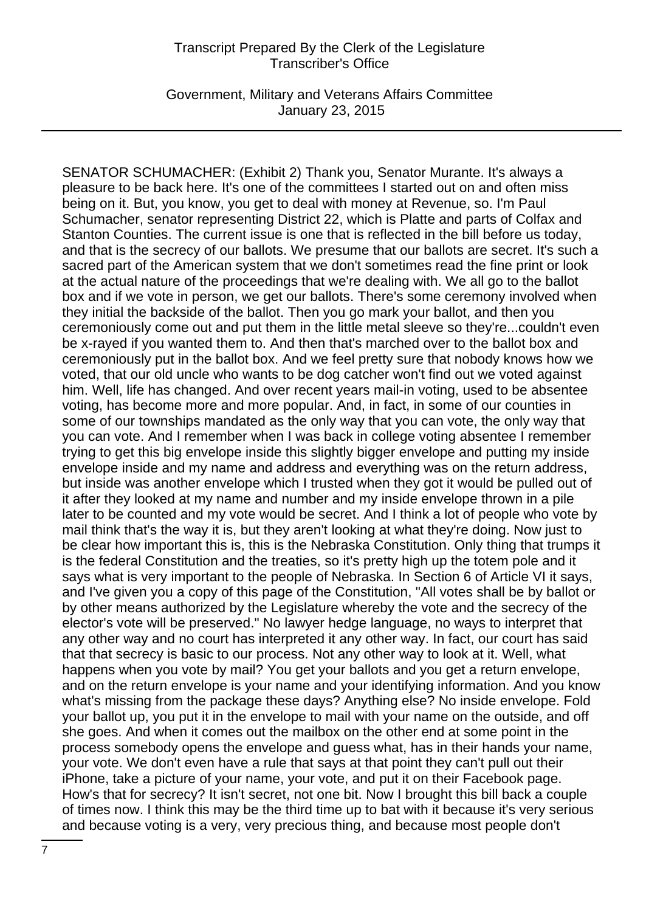SENATOR SCHUMACHER: (Exhibit 2) Thank you, Senator Murante. It's always a pleasure to be back here. It's one of the committees I started out on and often miss being on it. But, you know, you get to deal with money at Revenue, so. I'm Paul Schumacher, senator representing District 22, which is Platte and parts of Colfax and Stanton Counties. The current issue is one that is reflected in the bill before us today, and that is the secrecy of our ballots. We presume that our ballots are secret. It's such a sacred part of the American system that we don't sometimes read the fine print or look at the actual nature of the proceedings that we're dealing with. We all go to the ballot box and if we vote in person, we get our ballots. There's some ceremony involved when they initial the backside of the ballot. Then you go mark your ballot, and then you ceremoniously come out and put them in the little metal sleeve so they're...couldn't even be x-rayed if you wanted them to. And then that's marched over to the ballot box and ceremoniously put in the ballot box. And we feel pretty sure that nobody knows how we voted, that our old uncle who wants to be dog catcher won't find out we voted against him. Well, life has changed. And over recent years mail-in voting, used to be absentee voting, has become more and more popular. And, in fact, in some of our counties in some of our townships mandated as the only way that you can vote, the only way that you can vote. And I remember when I was back in college voting absentee I remember trying to get this big envelope inside this slightly bigger envelope and putting my inside envelope inside and my name and address and everything was on the return address, but inside was another envelope which I trusted when they got it would be pulled out of it after they looked at my name and number and my inside envelope thrown in a pile later to be counted and my vote would be secret. And I think a lot of people who vote by mail think that's the way it is, but they aren't looking at what they're doing. Now just to be clear how important this is, this is the Nebraska Constitution. Only thing that trumps it is the federal Constitution and the treaties, so it's pretty high up the totem pole and it says what is very important to the people of Nebraska. In Section 6 of Article VI it says, and I've given you a copy of this page of the Constitution, "All votes shall be by ballot or by other means authorized by the Legislature whereby the vote and the secrecy of the elector's vote will be preserved." No lawyer hedge language, no ways to interpret that any other way and no court has interpreted it any other way. In fact, our court has said that that secrecy is basic to our process. Not any other way to look at it. Well, what happens when you vote by mail? You get your ballots and you get a return envelope, and on the return envelope is your name and your identifying information. And you know what's missing from the package these days? Anything else? No inside envelope. Fold your ballot up, you put it in the envelope to mail with your name on the outside, and off she goes. And when it comes out the mailbox on the other end at some point in the process somebody opens the envelope and guess what, has in their hands your name, your vote. We don't even have a rule that says at that point they can't pull out their iPhone, take a picture of your name, your vote, and put it on their Facebook page. How's that for secrecy? It isn't secret, not one bit. Now I brought this bill back a couple of times now. I think this may be the third time up to bat with it because it's very serious and because voting is a very, very precious thing, and because most people don't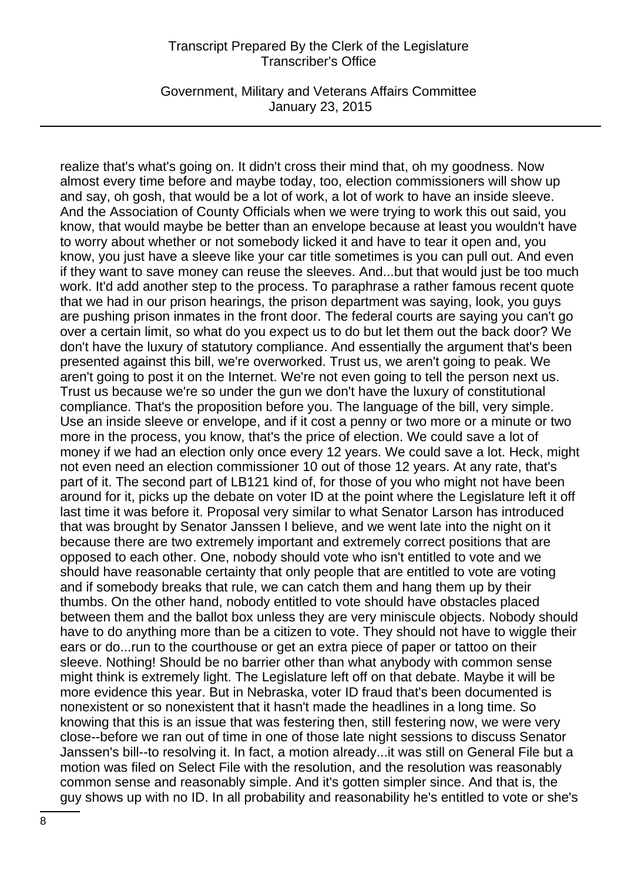realize that's what's going on. It didn't cross their mind that, oh my goodness. Now almost every time before and maybe today, too, election commissioners will show up and say, oh gosh, that would be a lot of work, a lot of work to have an inside sleeve. And the Association of County Officials when we were trying to work this out said, you know, that would maybe be better than an envelope because at least you wouldn't have to worry about whether or not somebody licked it and have to tear it open and, you know, you just have a sleeve like your car title sometimes is you can pull out. And even if they want to save money can reuse the sleeves. And...but that would just be too much work. It'd add another step to the process. To paraphrase a rather famous recent quote that we had in our prison hearings, the prison department was saying, look, you guys are pushing prison inmates in the front door. The federal courts are saying you can't go over a certain limit, so what do you expect us to do but let them out the back door? We don't have the luxury of statutory compliance. And essentially the argument that's been presented against this bill, we're overworked. Trust us, we aren't going to peak. We aren't going to post it on the Internet. We're not even going to tell the person next us. Trust us because we're so under the gun we don't have the luxury of constitutional compliance. That's the proposition before you. The language of the bill, very simple. Use an inside sleeve or envelope, and if it cost a penny or two more or a minute or two more in the process, you know, that's the price of election. We could save a lot of money if we had an election only once every 12 years. We could save a lot. Heck, might not even need an election commissioner 10 out of those 12 years. At any rate, that's part of it. The second part of LB121 kind of, for those of you who might not have been around for it, picks up the debate on voter ID at the point where the Legislature left it off last time it was before it. Proposal very similar to what Senator Larson has introduced that was brought by Senator Janssen I believe, and we went late into the night on it because there are two extremely important and extremely correct positions that are opposed to each other. One, nobody should vote who isn't entitled to vote and we should have reasonable certainty that only people that are entitled to vote are voting and if somebody breaks that rule, we can catch them and hang them up by their thumbs. On the other hand, nobody entitled to vote should have obstacles placed between them and the ballot box unless they are very miniscule objects. Nobody should have to do anything more than be a citizen to vote. They should not have to wiggle their ears or do...run to the courthouse or get an extra piece of paper or tattoo on their sleeve. Nothing! Should be no barrier other than what anybody with common sense might think is extremely light. The Legislature left off on that debate. Maybe it will be more evidence this year. But in Nebraska, voter ID fraud that's been documented is nonexistent or so nonexistent that it hasn't made the headlines in a long time. So knowing that this is an issue that was festering then, still festering now, we were very close--before we ran out of time in one of those late night sessions to discuss Senator Janssen's bill--to resolving it. In fact, a motion already...it was still on General File but a motion was filed on Select File with the resolution, and the resolution was reasonably common sense and reasonably simple. And it's gotten simpler since. And that is, the guy shows up with no ID. In all probability and reasonability he's entitled to vote or she's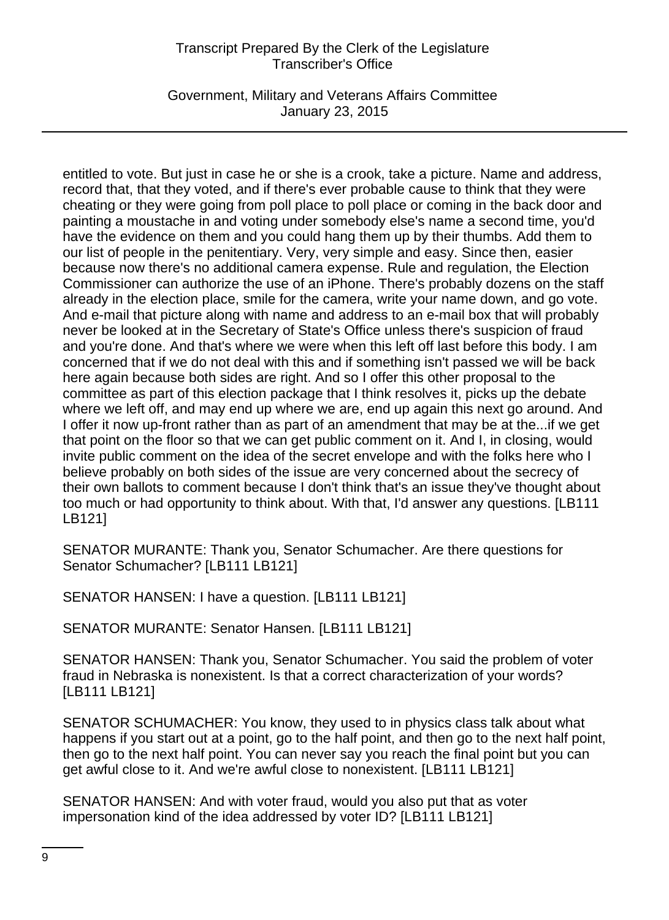entitled to vote. But just in case he or she is a crook, take a picture. Name and address, record that, that they voted, and if there's ever probable cause to think that they were cheating or they were going from poll place to poll place or coming in the back door and painting a moustache in and voting under somebody else's name a second time, you'd have the evidence on them and you could hang them up by their thumbs. Add them to our list of people in the penitentiary. Very, very simple and easy. Since then, easier because now there's no additional camera expense. Rule and regulation, the Election Commissioner can authorize the use of an iPhone. There's probably dozens on the staff already in the election place, smile for the camera, write your name down, and go vote. And e-mail that picture along with name and address to an e-mail box that will probably never be looked at in the Secretary of State's Office unless there's suspicion of fraud and you're done. And that's where we were when this left off last before this body. I am concerned that if we do not deal with this and if something isn't passed we will be back here again because both sides are right. And so I offer this other proposal to the committee as part of this election package that I think resolves it, picks up the debate where we left off, and may end up where we are, end up again this next go around. And I offer it now up-front rather than as part of an amendment that may be at the...if we get that point on the floor so that we can get public comment on it. And I, in closing, would invite public comment on the idea of the secret envelope and with the folks here who I believe probably on both sides of the issue are very concerned about the secrecy of their own ballots to comment because I don't think that's an issue they've thought about too much or had opportunity to think about. With that, I'd answer any questions. [LB111 LB121]

SENATOR MURANTE: Thank you, Senator Schumacher. Are there questions for Senator Schumacher? [LB111 LB121]

SENATOR HANSEN: I have a question. [LB111 LB121]

SENATOR MURANTE: Senator Hansen. [LB111 LB121]

SENATOR HANSEN: Thank you, Senator Schumacher. You said the problem of voter fraud in Nebraska is nonexistent. Is that a correct characterization of your words? [LB111 LB121]

SENATOR SCHUMACHER: You know, they used to in physics class talk about what happens if you start out at a point, go to the half point, and then go to the next half point, then go to the next half point. You can never say you reach the final point but you can get awful close to it. And we're awful close to nonexistent. [LB111 LB121]

SENATOR HANSEN: And with voter fraud, would you also put that as voter impersonation kind of the idea addressed by voter ID? [LB111 LB121]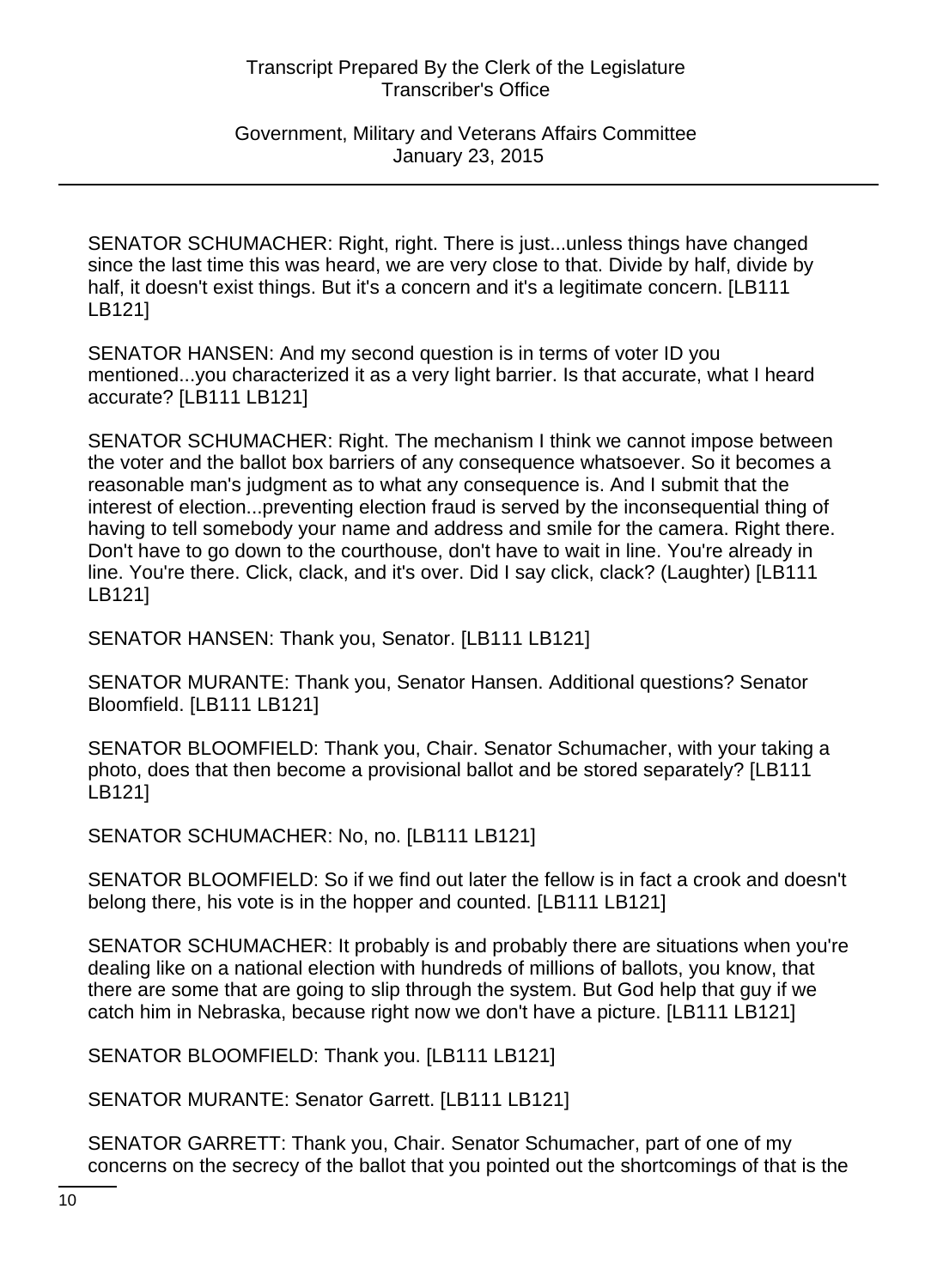SENATOR SCHUMACHER: Right, right. There is just...unless things have changed since the last time this was heard, we are very close to that. Divide by half, divide by half, it doesn't exist things. But it's a concern and it's a legitimate concern. [LB111 LB121]

SENATOR HANSEN: And my second question is in terms of voter ID you mentioned...you characterized it as a very light barrier. Is that accurate, what I heard accurate? [LB111 LB121]

SENATOR SCHUMACHER: Right. The mechanism I think we cannot impose between the voter and the ballot box barriers of any consequence whatsoever. So it becomes a reasonable man's judgment as to what any consequence is. And I submit that the interest of election...preventing election fraud is served by the inconsequential thing of having to tell somebody your name and address and smile for the camera. Right there. Don't have to go down to the courthouse, don't have to wait in line. You're already in line. You're there. Click, clack, and it's over. Did I say click, clack? (Laughter) [LB111 LB121]

SENATOR HANSEN: Thank you, Senator. [LB111 LB121]

SENATOR MURANTE: Thank you, Senator Hansen. Additional questions? Senator Bloomfield. [LB111 LB121]

SENATOR BLOOMFIELD: Thank you, Chair. Senator Schumacher, with your taking a photo, does that then become a provisional ballot and be stored separately? [LB111 LB121]

SENATOR SCHUMACHER: No, no. [LB111 LB121]

SENATOR BLOOMFIELD: So if we find out later the fellow is in fact a crook and doesn't belong there, his vote is in the hopper and counted. [LB111 LB121]

SENATOR SCHUMACHER: It probably is and probably there are situations when you're dealing like on a national election with hundreds of millions of ballots, you know, that there are some that are going to slip through the system. But God help that guy if we catch him in Nebraska, because right now we don't have a picture. [LB111 LB121]

SENATOR BLOOMFIELD: Thank you. [LB111 LB121]

SENATOR MURANTE: Senator Garrett. [LB111 LB121]

SENATOR GARRETT: Thank you, Chair. Senator Schumacher, part of one of my concerns on the secrecy of the ballot that you pointed out the shortcomings of that is the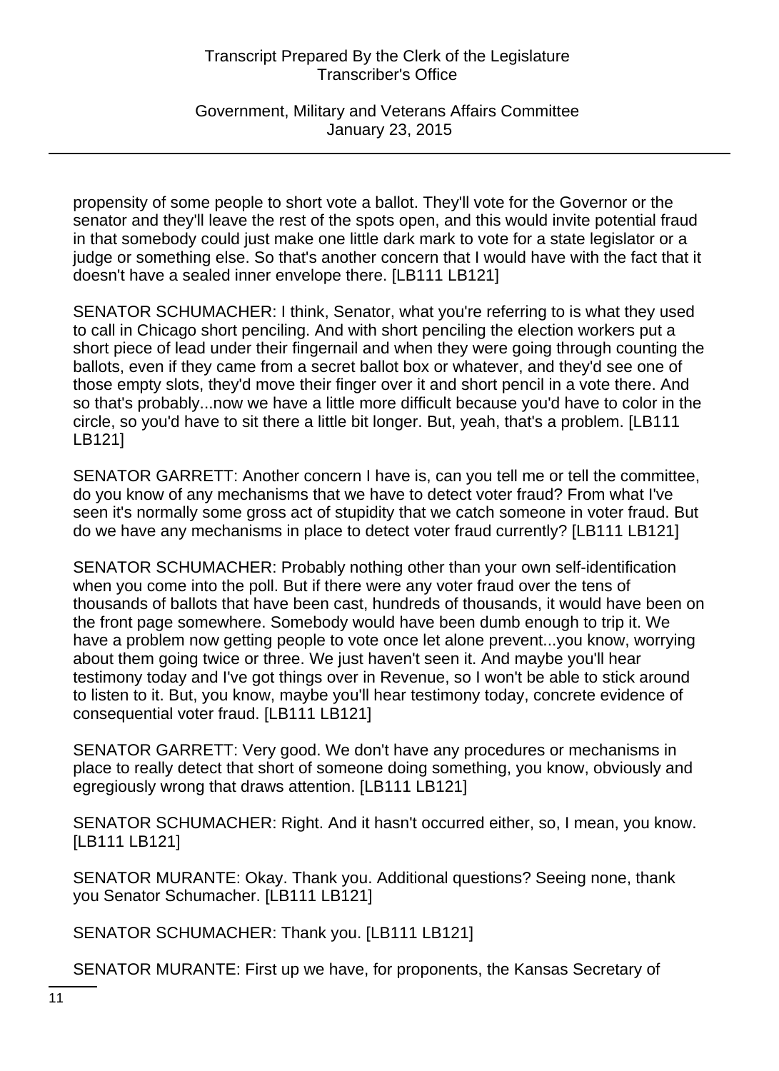propensity of some people to short vote a ballot. They'll vote for the Governor or the senator and they'll leave the rest of the spots open, and this would invite potential fraud in that somebody could just make one little dark mark to vote for a state legislator or a judge or something else. So that's another concern that I would have with the fact that it doesn't have a sealed inner envelope there. [LB111 LB121]

SENATOR SCHUMACHER: I think, Senator, what you're referring to is what they used to call in Chicago short penciling. And with short penciling the election workers put a short piece of lead under their fingernail and when they were going through counting the ballots, even if they came from a secret ballot box or whatever, and they'd see one of those empty slots, they'd move their finger over it and short pencil in a vote there. And so that's probably...now we have a little more difficult because you'd have to color in the circle, so you'd have to sit there a little bit longer. But, yeah, that's a problem. [LB111 LB121]

SENATOR GARRETT: Another concern I have is, can you tell me or tell the committee, do you know of any mechanisms that we have to detect voter fraud? From what I've seen it's normally some gross act of stupidity that we catch someone in voter fraud. But do we have any mechanisms in place to detect voter fraud currently? [LB111 LB121]

SENATOR SCHUMACHER: Probably nothing other than your own self-identification when you come into the poll. But if there were any voter fraud over the tens of thousands of ballots that have been cast, hundreds of thousands, it would have been on the front page somewhere. Somebody would have been dumb enough to trip it. We have a problem now getting people to vote once let alone prevent...you know, worrying about them going twice or three. We just haven't seen it. And maybe you'll hear testimony today and I've got things over in Revenue, so I won't be able to stick around to listen to it. But, you know, maybe you'll hear testimony today, concrete evidence of consequential voter fraud. [LB111 LB121]

SENATOR GARRETT: Very good. We don't have any procedures or mechanisms in place to really detect that short of someone doing something, you know, obviously and egregiously wrong that draws attention. [LB111 LB121]

SENATOR SCHUMACHER: Right. And it hasn't occurred either, so, I mean, you know. [LB111 LB121]

SENATOR MURANTE: Okay. Thank you. Additional questions? Seeing none, thank you Senator Schumacher. [LB111 LB121]

SENATOR SCHUMACHER: Thank you. [LB111 LB121]

SENATOR MURANTE: First up we have, for proponents, the Kansas Secretary of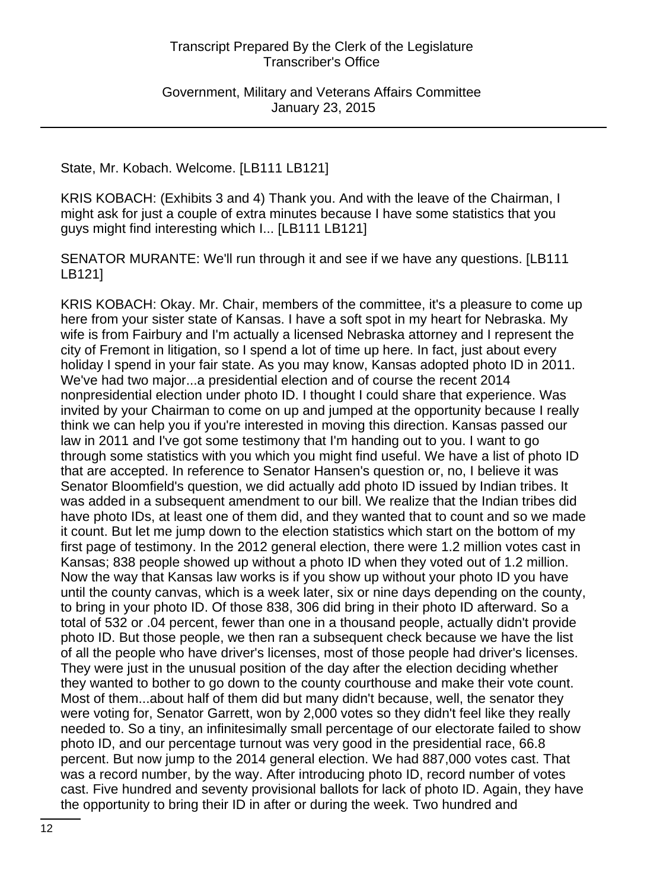State, Mr. Kobach. Welcome. [LB111 LB121]

KRIS KOBACH: (Exhibits 3 and 4) Thank you. And with the leave of the Chairman, I might ask for just a couple of extra minutes because I have some statistics that you guys might find interesting which I... [LB111 LB121]

SENATOR MURANTE: We'll run through it and see if we have any questions. [LB111 LB121]

KRIS KOBACH: Okay. Mr. Chair, members of the committee, it's a pleasure to come up here from your sister state of Kansas. I have a soft spot in my heart for Nebraska. My wife is from Fairbury and I'm actually a licensed Nebraska attorney and I represent the city of Fremont in litigation, so I spend a lot of time up here. In fact, just about every holiday I spend in your fair state. As you may know, Kansas adopted photo ID in 2011. We've had two major...a presidential election and of course the recent 2014 nonpresidential election under photo ID. I thought I could share that experience. Was invited by your Chairman to come on up and jumped at the opportunity because I really think we can help you if you're interested in moving this direction. Kansas passed our law in 2011 and I've got some testimony that I'm handing out to you. I want to go through some statistics with you which you might find useful. We have a list of photo ID that are accepted. In reference to Senator Hansen's question or, no, I believe it was Senator Bloomfield's question, we did actually add photo ID issued by Indian tribes. It was added in a subsequent amendment to our bill. We realize that the Indian tribes did have photo IDs, at least one of them did, and they wanted that to count and so we made it count. But let me jump down to the election statistics which start on the bottom of my first page of testimony. In the 2012 general election, there were 1.2 million votes cast in Kansas; 838 people showed up without a photo ID when they voted out of 1.2 million. Now the way that Kansas law works is if you show up without your photo ID you have until the county canvas, which is a week later, six or nine days depending on the county, to bring in your photo ID. Of those 838, 306 did bring in their photo ID afterward. So a total of 532 or .04 percent, fewer than one in a thousand people, actually didn't provide photo ID. But those people, we then ran a subsequent check because we have the list of all the people who have driver's licenses, most of those people had driver's licenses. They were just in the unusual position of the day after the election deciding whether they wanted to bother to go down to the county courthouse and make their vote count. Most of them...about half of them did but many didn't because, well, the senator they were voting for, Senator Garrett, won by 2,000 votes so they didn't feel like they really needed to. So a tiny, an infinitesimally small percentage of our electorate failed to show photo ID, and our percentage turnout was very good in the presidential race, 66.8 percent. But now jump to the 2014 general election. We had 887,000 votes cast. That was a record number, by the way. After introducing photo ID, record number of votes cast. Five hundred and seventy provisional ballots for lack of photo ID. Again, they have the opportunity to bring their ID in after or during the week. Two hundred and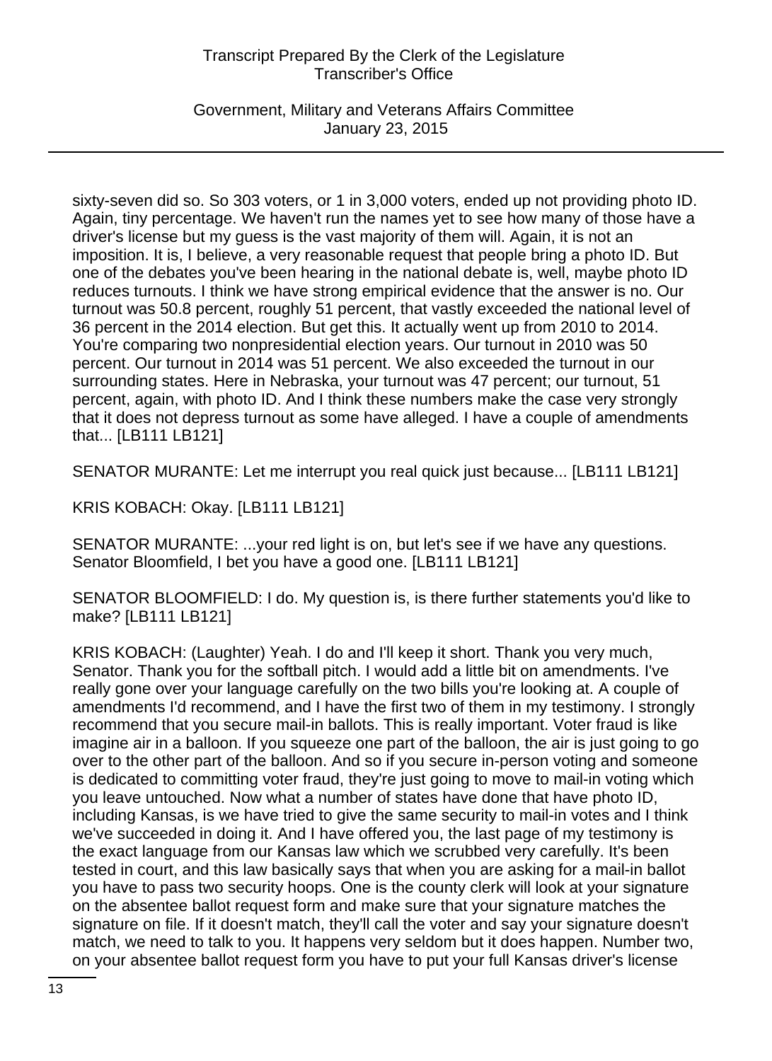sixty-seven did so. So 303 voters, or 1 in 3,000 voters, ended up not providing photo ID. Again, tiny percentage. We haven't run the names yet to see how many of those have a driver's license but my guess is the vast majority of them will. Again, it is not an imposition. It is, I believe, a very reasonable request that people bring a photo ID. But one of the debates you've been hearing in the national debate is, well, maybe photo ID reduces turnouts. I think we have strong empirical evidence that the answer is no. Our turnout was 50.8 percent, roughly 51 percent, that vastly exceeded the national level of 36 percent in the 2014 election. But get this. It actually went up from 2010 to 2014. You're comparing two nonpresidential election years. Our turnout in 2010 was 50 percent. Our turnout in 2014 was 51 percent. We also exceeded the turnout in our surrounding states. Here in Nebraska, your turnout was 47 percent; our turnout, 51 percent, again, with photo ID. And I think these numbers make the case very strongly that it does not depress turnout as some have alleged. I have a couple of amendments that... [LB111 LB121]

SENATOR MURANTE: Let me interrupt you real quick just because... [LB111 LB121]

KRIS KOBACH: Okay. [LB111 LB121]

SENATOR MURANTE: ...your red light is on, but let's see if we have any questions. Senator Bloomfield, I bet you have a good one. [LB111 LB121]

SENATOR BLOOMFIELD: I do. My question is, is there further statements you'd like to make? [LB111 LB121]

KRIS KOBACH: (Laughter) Yeah. I do and I'll keep it short. Thank you very much, Senator. Thank you for the softball pitch. I would add a little bit on amendments. I've really gone over your language carefully on the two bills you're looking at. A couple of amendments I'd recommend, and I have the first two of them in my testimony. I strongly recommend that you secure mail-in ballots. This is really important. Voter fraud is like imagine air in a balloon. If you squeeze one part of the balloon, the air is just going to go over to the other part of the balloon. And so if you secure in-person voting and someone is dedicated to committing voter fraud, they're just going to move to mail-in voting which you leave untouched. Now what a number of states have done that have photo ID, including Kansas, is we have tried to give the same security to mail-in votes and I think we've succeeded in doing it. And I have offered you, the last page of my testimony is the exact language from our Kansas law which we scrubbed very carefully. It's been tested in court, and this law basically says that when you are asking for a mail-in ballot you have to pass two security hoops. One is the county clerk will look at your signature on the absentee ballot request form and make sure that your signature matches the signature on file. If it doesn't match, they'll call the voter and say your signature doesn't match, we need to talk to you. It happens very seldom but it does happen. Number two, on your absentee ballot request form you have to put your full Kansas driver's license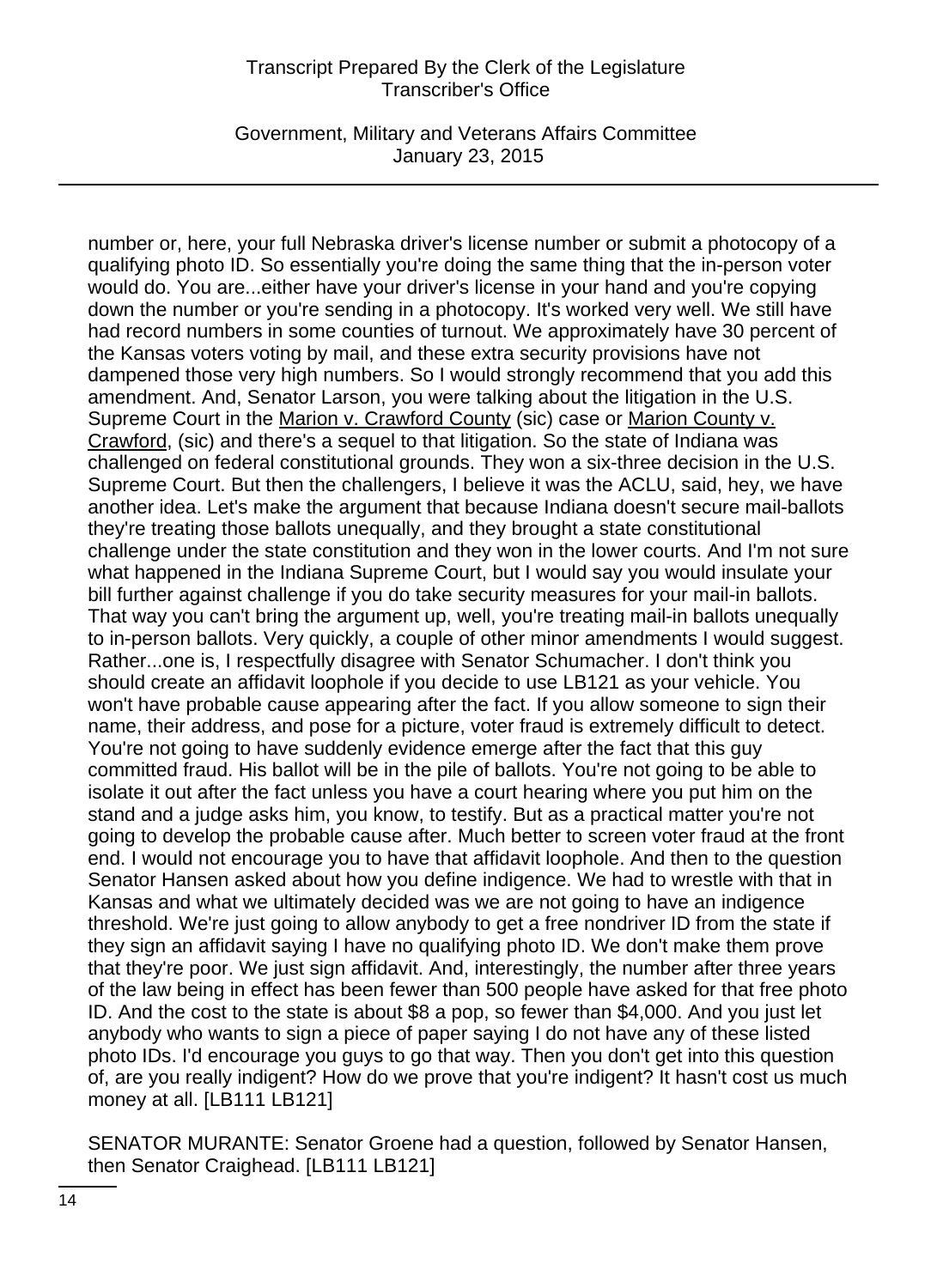number or, here, your full Nebraska driver's license number or submit a photocopy of a qualifying photo ID. So essentially you're doing the same thing that the in-person voter would do. You are...either have your driver's license in your hand and you're copying down the number or you're sending in a photocopy. It's worked very well. We still have had record numbers in some counties of turnout. We approximately have 30 percent of the Kansas voters voting by mail, and these extra security provisions have not dampened those very high numbers. So I would strongly recommend that you add this amendment. And, Senator Larson, you were talking about the litigation in the U.S. Supreme Court in the Marion v. Crawford County (sic) case or Marion County v. Crawford, (sic) and there's a sequel to that litigation. So the state of Indiana was challenged on federal constitutional grounds. They won a six-three decision in the U.S. Supreme Court. But then the challengers, I believe it was the ACLU, said, hey, we have another idea. Let's make the argument that because Indiana doesn't secure mail-ballots they're treating those ballots unequally, and they brought a state constitutional challenge under the state constitution and they won in the lower courts. And I'm not sure what happened in the Indiana Supreme Court, but I would say you would insulate your bill further against challenge if you do take security measures for your mail-in ballots. That way you can't bring the argument up, well, you're treating mail-in ballots unequally to in-person ballots. Very quickly, a couple of other minor amendments I would suggest. Rather...one is, I respectfully disagree with Senator Schumacher. I don't think you should create an affidavit loophole if you decide to use LB121 as your vehicle. You won't have probable cause appearing after the fact. If you allow someone to sign their name, their address, and pose for a picture, voter fraud is extremely difficult to detect. You're not going to have suddenly evidence emerge after the fact that this guy committed fraud. His ballot will be in the pile of ballots. You're not going to be able to isolate it out after the fact unless you have a court hearing where you put him on the stand and a judge asks him, you know, to testify. But as a practical matter you're not going to develop the probable cause after. Much better to screen voter fraud at the front end. I would not encourage you to have that affidavit loophole. And then to the question Senator Hansen asked about how you define indigence. We had to wrestle with that in Kansas and what we ultimately decided was we are not going to have an indigence threshold. We're just going to allow anybody to get a free nondriver ID from the state if they sign an affidavit saying I have no qualifying photo ID. We don't make them prove that they're poor. We just sign affidavit. And, interestingly, the number after three years of the law being in effect has been fewer than 500 people have asked for that free photo ID. And the cost to the state is about $8 a pop, so fewer than $4,000. And you just let anybody who wants to sign a piece of paper saying I do not have any of these listed photo IDs. I'd encourage you guys to go that way. Then you don't get into this question of, are you really indigent? How do we prove that you're indigent? It hasn't cost us much money at all. [LB111 LB121]

SENATOR MURANTE: Senator Groene had a question, followed by Senator Hansen, then Senator Craighead. [LB111 LB121]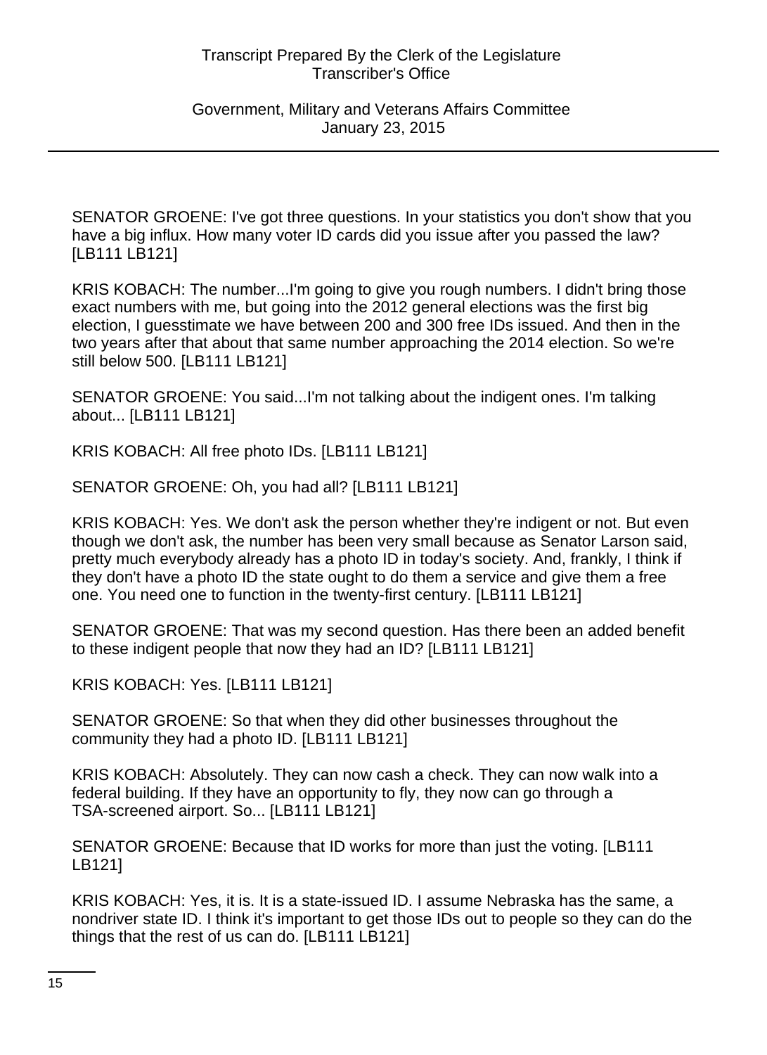SENATOR GROENE: I've got three questions. In your statistics you don't show that you have a big influx. How many voter ID cards did you issue after you passed the law? [LB111 LB121]

KRIS KOBACH: The number...I'm going to give you rough numbers. I didn't bring those exact numbers with me, but going into the 2012 general elections was the first big election, I guesstimate we have between 200 and 300 free IDs issued. And then in the two years after that about that same number approaching the 2014 election. So we're still below 500. [LB111 LB121]

SENATOR GROENE: You said...I'm not talking about the indigent ones. I'm talking about... [LB111 LB121]

KRIS KOBACH: All free photo IDs. [LB111 LB121]

SENATOR GROENE: Oh, you had all? [LB111 LB121]

KRIS KOBACH: Yes. We don't ask the person whether they're indigent or not. But even though we don't ask, the number has been very small because as Senator Larson said, pretty much everybody already has a photo ID in today's society. And, frankly, I think if they don't have a photo ID the state ought to do them a service and give them a free one. You need one to function in the twenty-first century. [LB111 LB121]

SENATOR GROENE: That was my second question. Has there been an added benefit to these indigent people that now they had an ID? [LB111 LB121]

KRIS KOBACH: Yes. [LB111 LB121]

SENATOR GROENE: So that when they did other businesses throughout the community they had a photo ID. [LB111 LB121]

KRIS KOBACH: Absolutely. They can now cash a check. They can now walk into a federal building. If they have an opportunity to fly, they now can go through a TSA-screened airport. So... [LB111 LB121]

SENATOR GROENE: Because that ID works for more than just the voting. [LB111 LB121]

KRIS KOBACH: Yes, it is. It is a state-issued ID. I assume Nebraska has the same, a nondriver state ID. I think it's important to get those IDs out to people so they can do the things that the rest of us can do. [LB111 LB121]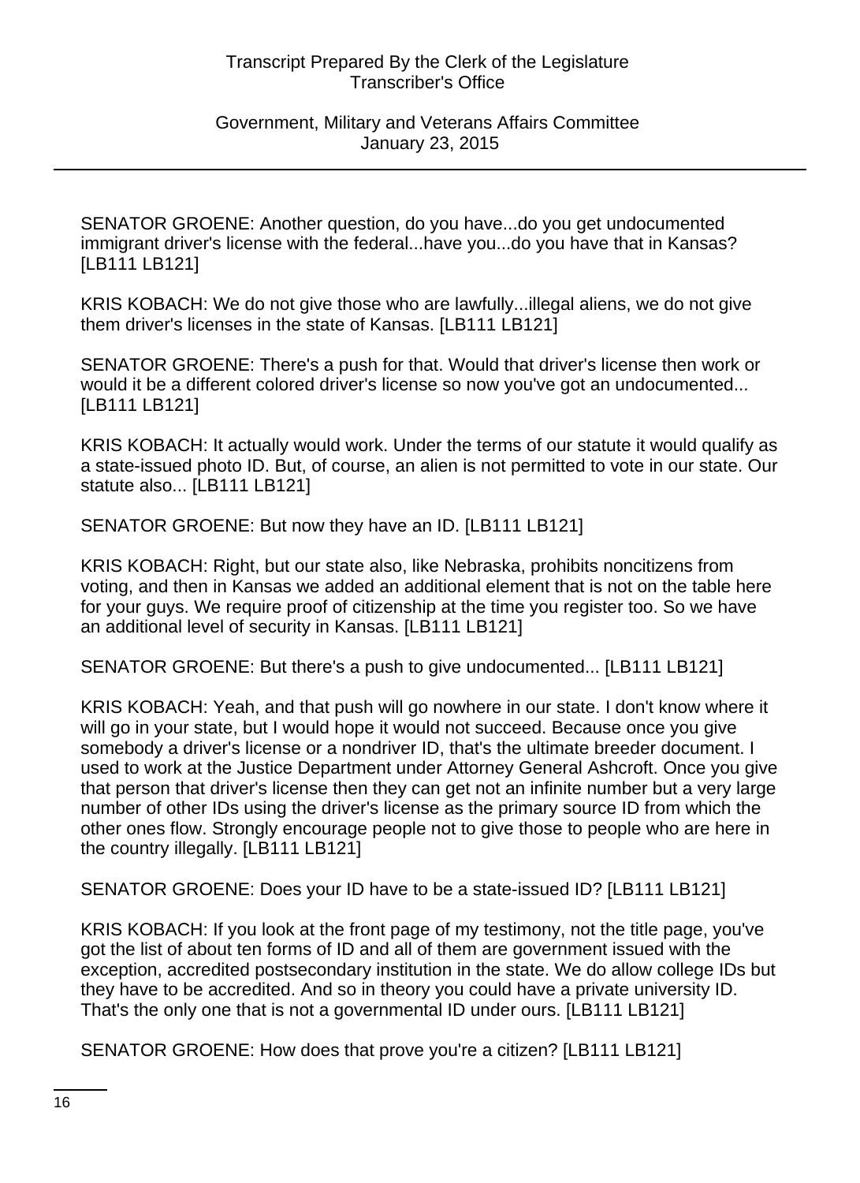SENATOR GROENE: Another question, do you have...do you get undocumented immigrant driver's license with the federal...have you...do you have that in Kansas? [LB111 LB121]

KRIS KOBACH: We do not give those who are lawfully...illegal aliens, we do not give them driver's licenses in the state of Kansas. [LB111 LB121]

SENATOR GROENE: There's a push for that. Would that driver's license then work or would it be a different colored driver's license so now you've got an undocumented... [LB111 LB121]

KRIS KOBACH: It actually would work. Under the terms of our statute it would qualify as a state-issued photo ID. But, of course, an alien is not permitted to vote in our state. Our statute also... [LB111 LB121]

SENATOR GROENE: But now they have an ID. [LB111 LB121]

KRIS KOBACH: Right, but our state also, like Nebraska, prohibits noncitizens from voting, and then in Kansas we added an additional element that is not on the table here for your guys. We require proof of citizenship at the time you register too. So we have an additional level of security in Kansas. [LB111 LB121]

SENATOR GROENE: But there's a push to give undocumented... [LB111 LB121]

KRIS KOBACH: Yeah, and that push will go nowhere in our state. I don't know where it will go in your state, but I would hope it would not succeed. Because once you give somebody a driver's license or a nondriver ID, that's the ultimate breeder document. I used to work at the Justice Department under Attorney General Ashcroft. Once you give that person that driver's license then they can get not an infinite number but a very large number of other IDs using the driver's license as the primary source ID from which the other ones flow. Strongly encourage people not to give those to people who are here in the country illegally. [LB111 LB121]

SENATOR GROENE: Does your ID have to be a state-issued ID? [LB111 LB121]

KRIS KOBACH: If you look at the front page of my testimony, not the title page, you've got the list of about ten forms of ID and all of them are government issued with the exception, accredited postsecondary institution in the state. We do allow college IDs but they have to be accredited. And so in theory you could have a private university ID. That's the only one that is not a governmental ID under ours. [LB111 LB121]

SENATOR GROENE: How does that prove you're a citizen? [LB111 LB121]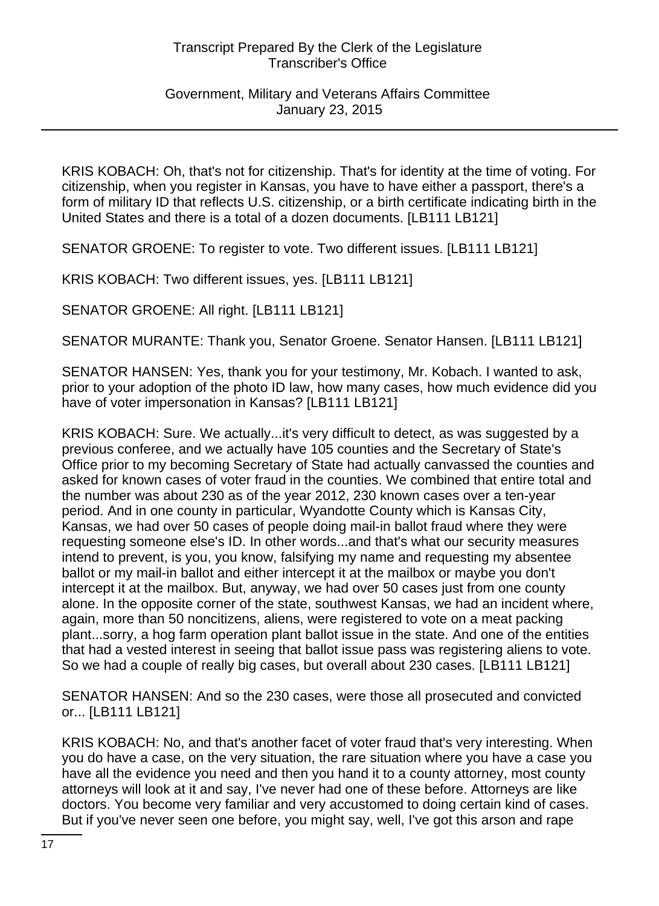KRIS KOBACH: Oh, that's not for citizenship. That's for identity at the time of voting. For citizenship, when you register in Kansas, you have to have either a passport, there's a form of military ID that reflects U.S. citizenship, or a birth certificate indicating birth in the United States and there is a total of a dozen documents. [LB111 LB121]

SENATOR GROENE: To register to vote. Two different issues. [LB111 LB121]

KRIS KOBACH: Two different issues, yes. [LB111 LB121]

SENATOR GROENE: All right. [LB111 LB121]

SENATOR MURANTE: Thank you, Senator Groene. Senator Hansen. [LB111 LB121]

SENATOR HANSEN: Yes, thank you for your testimony, Mr. Kobach. I wanted to ask, prior to your adoption of the photo ID law, how many cases, how much evidence did you have of voter impersonation in Kansas? [LB111 LB121]

KRIS KOBACH: Sure. We actually...it's very difficult to detect, as was suggested by a previous conferee, and we actually have 105 counties and the Secretary of State's Office prior to my becoming Secretary of State had actually canvassed the counties and asked for known cases of voter fraud in the counties. We combined that entire total and the number was about 230 as of the year 2012, 230 known cases over a ten-year period. And in one county in particular, Wyandotte County which is Kansas City, Kansas, we had over 50 cases of people doing mail-in ballot fraud where they were requesting someone else's ID. In other words...and that's what our security measures intend to prevent, is you, you know, falsifying my name and requesting my absentee ballot or my mail-in ballot and either intercept it at the mailbox or maybe you don't intercept it at the mailbox. But, anyway, we had over 50 cases just from one county alone. In the opposite corner of the state, southwest Kansas, we had an incident where, again, more than 50 noncitizens, aliens, were registered to vote on a meat packing plant...sorry, a hog farm operation plant ballot issue in the state. And one of the entities that had a vested interest in seeing that ballot issue pass was registering aliens to vote. So we had a couple of really big cases, but overall about 230 cases. [LB111 LB121]

SENATOR HANSEN: And so the 230 cases, were those all prosecuted and convicted or... [LB111 LB121]

KRIS KOBACH: No, and that's another facet of voter fraud that's very interesting. When you do have a case, on the very situation, the rare situation where you have a case you have all the evidence you need and then you hand it to a county attorney, most county attorneys will look at it and say, I've never had one of these before. Attorneys are like doctors. You become very familiar and very accustomed to doing certain kind of cases. But if you've never seen one before, you might say, well, I've got this arson and rape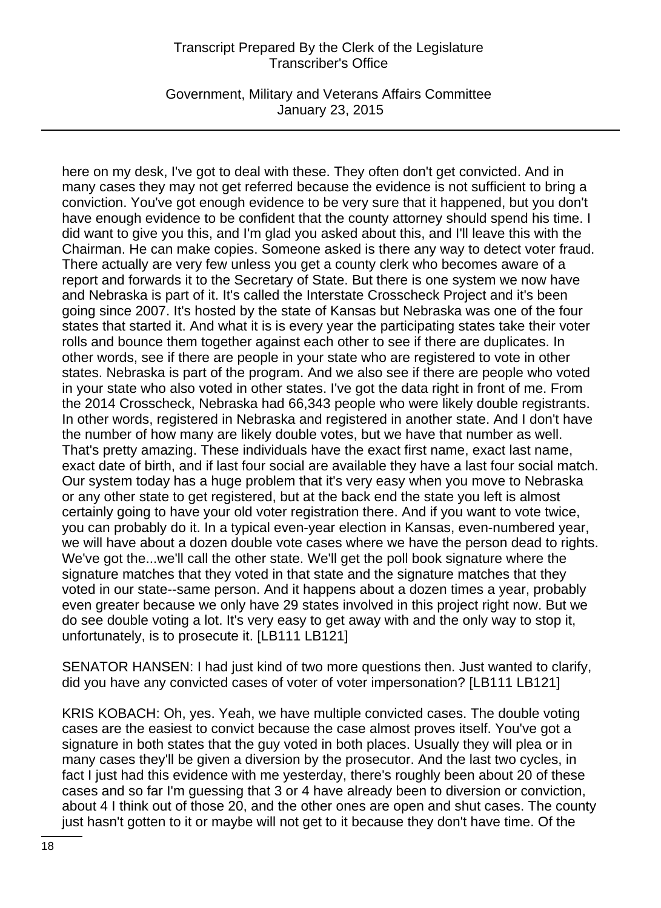here on my desk, I've got to deal with these. They often don't get convicted. And in many cases they may not get referred because the evidence is not sufficient to bring a conviction. You've got enough evidence to be very sure that it happened, but you don't have enough evidence to be confident that the county attorney should spend his time. I did want to give you this, and I'm glad you asked about this, and I'll leave this with the Chairman. He can make copies. Someone asked is there any way to detect voter fraud. There actually are very few unless you get a county clerk who becomes aware of a report and forwards it to the Secretary of State. But there is one system we now have and Nebraska is part of it. It's called the Interstate Crosscheck Project and it's been going since 2007. It's hosted by the state of Kansas but Nebraska was one of the four states that started it. And what it is is every year the participating states take their voter rolls and bounce them together against each other to see if there are duplicates. In other words, see if there are people in your state who are registered to vote in other states. Nebraska is part of the program. And we also see if there are people who voted in your state who also voted in other states. I've got the data right in front of me. From the 2014 Crosscheck, Nebraska had 66,343 people who were likely double registrants. In other words, registered in Nebraska and registered in another state. And I don't have the number of how many are likely double votes, but we have that number as well. That's pretty amazing. These individuals have the exact first name, exact last name, exact date of birth, and if last four social are available they have a last four social match. Our system today has a huge problem that it's very easy when you move to Nebraska or any other state to get registered, but at the back end the state you left is almost certainly going to have your old voter registration there. And if you want to vote twice, you can probably do it. In a typical even-year election in Kansas, even-numbered year, we will have about a dozen double vote cases where we have the person dead to rights. We've got the...we'll call the other state. We'll get the poll book signature where the signature matches that they voted in that state and the signature matches that they voted in our state--same person. And it happens about a dozen times a year, probably even greater because we only have 29 states involved in this project right now. But we do see double voting a lot. It's very easy to get away with and the only way to stop it, unfortunately, is to prosecute it. [LB111 LB121]

SENATOR HANSEN: I had just kind of two more questions then. Just wanted to clarify, did you have any convicted cases of voter of voter impersonation? [LB111 LB121]

KRIS KOBACH: Oh, yes. Yeah, we have multiple convicted cases. The double voting cases are the easiest to convict because the case almost proves itself. You've got a signature in both states that the guy voted in both places. Usually they will plea or in many cases they'll be given a diversion by the prosecutor. And the last two cycles, in fact I just had this evidence with me yesterday, there's roughly been about 20 of these cases and so far I'm guessing that 3 or 4 have already been to diversion or conviction, about 4 I think out of those 20, and the other ones are open and shut cases. The county just hasn't gotten to it or maybe will not get to it because they don't have time. Of the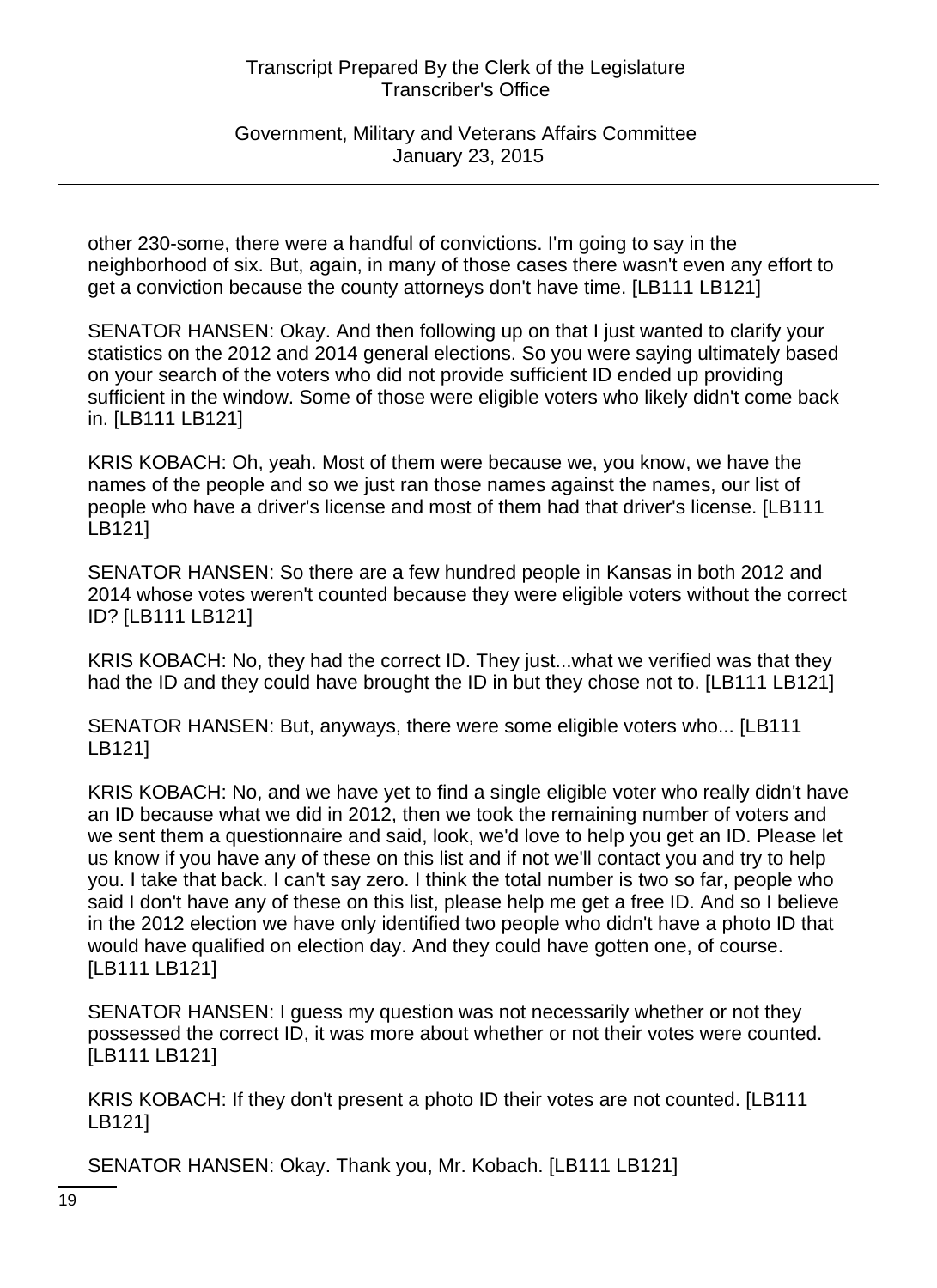other 230-some, there were a handful of convictions. I'm going to say in the neighborhood of six. But, again, in many of those cases there wasn't even any effort to get a conviction because the county attorneys don't have time. [LB111 LB121]

SENATOR HANSEN: Okay. And then following up on that I just wanted to clarify your statistics on the 2012 and 2014 general elections. So you were saying ultimately based on your search of the voters who did not provide sufficient ID ended up providing sufficient in the window. Some of those were eligible voters who likely didn't come back in. [LB111 LB121]

KRIS KOBACH: Oh, yeah. Most of them were because we, you know, we have the names of the people and so we just ran those names against the names, our list of people who have a driver's license and most of them had that driver's license. [LB111 LB121]

SENATOR HANSEN: So there are a few hundred people in Kansas in both 2012 and 2014 whose votes weren't counted because they were eligible voters without the correct ID? [LB111 LB121]

KRIS KOBACH: No, they had the correct ID. They just...what we verified was that they had the ID and they could have brought the ID in but they chose not to. [LB111 LB121]

SENATOR HANSEN: But, anyways, there were some eligible voters who... [LB111 LB121]

KRIS KOBACH: No, and we have yet to find a single eligible voter who really didn't have an ID because what we did in 2012, then we took the remaining number of voters and we sent them a questionnaire and said, look, we'd love to help you get an ID. Please let us know if you have any of these on this list and if not we'll contact you and try to help you. I take that back. I can't say zero. I think the total number is two so far, people who said I don't have any of these on this list, please help me get a free ID. And so I believe in the 2012 election we have only identified two people who didn't have a photo ID that would have qualified on election day. And they could have gotten one, of course. [LB111 LB121]

SENATOR HANSEN: I guess my question was not necessarily whether or not they possessed the correct ID, it was more about whether or not their votes were counted. [LB111 LB121]

KRIS KOBACH: If they don't present a photo ID their votes are not counted. [LB111 LB121]

SENATOR HANSEN: Okay. Thank you, Mr. Kobach. [LB111 LB121]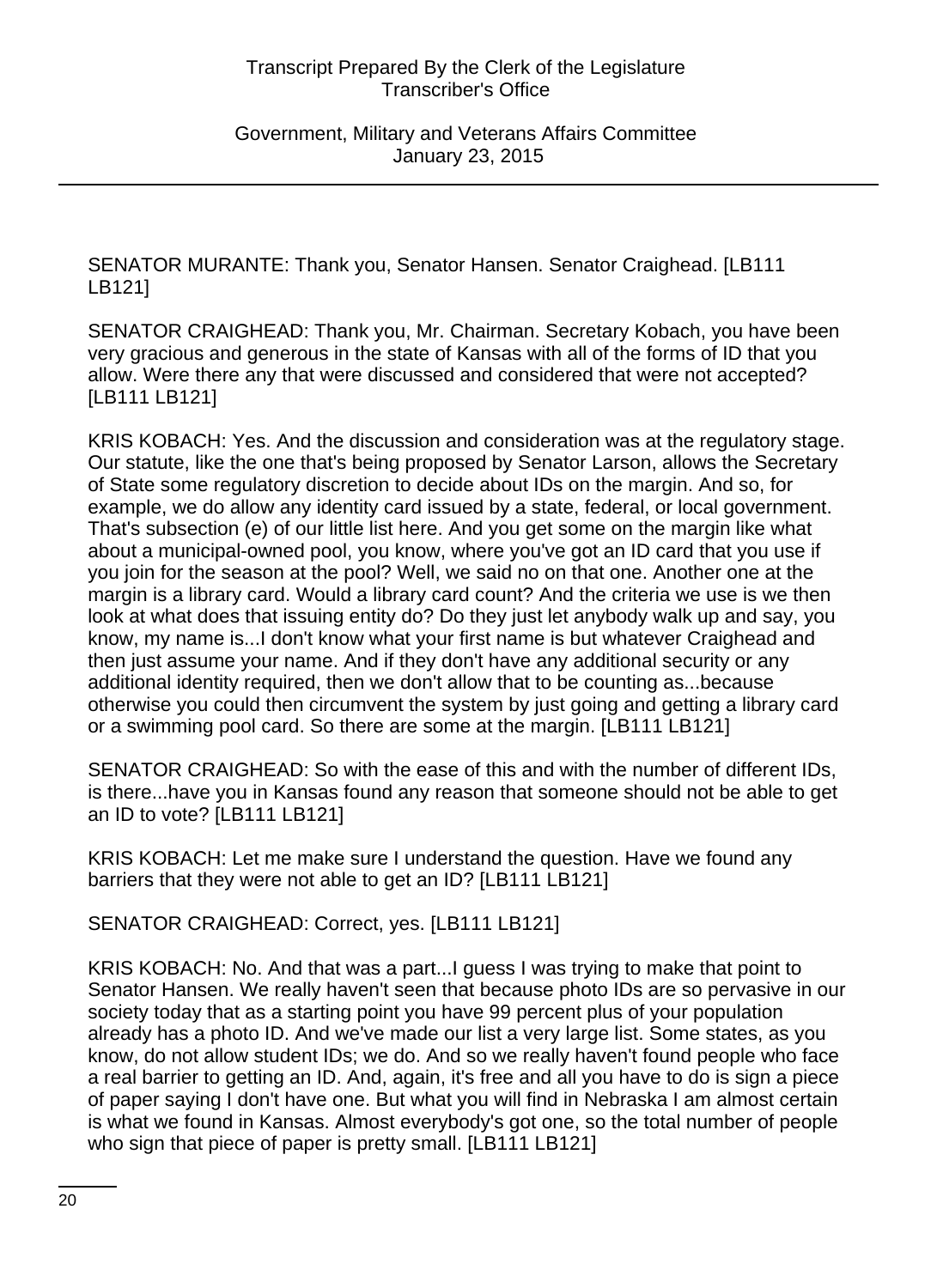SENATOR MURANTE: Thank you, Senator Hansen. Senator Craighead. [LB111 LB121]

SENATOR CRAIGHEAD: Thank you, Mr. Chairman. Secretary Kobach, you have been very gracious and generous in the state of Kansas with all of the forms of ID that you allow. Were there any that were discussed and considered that were not accepted? [LB111 LB121]

KRIS KOBACH: Yes. And the discussion and consideration was at the regulatory stage. Our statute, like the one that's being proposed by Senator Larson, allows the Secretary of State some regulatory discretion to decide about IDs on the margin. And so, for example, we do allow any identity card issued by a state, federal, or local government. That's subsection (e) of our little list here. And you get some on the margin like what about a municipal-owned pool, you know, where you've got an ID card that you use if you join for the season at the pool? Well, we said no on that one. Another one at the margin is a library card. Would a library card count? And the criteria we use is we then look at what does that issuing entity do? Do they just let anybody walk up and say, you know, my name is...I don't know what your first name is but whatever Craighead and then just assume your name. And if they don't have any additional security or any additional identity required, then we don't allow that to be counting as...because otherwise you could then circumvent the system by just going and getting a library card or a swimming pool card. So there are some at the margin. [LB111 LB121]

SENATOR CRAIGHEAD: So with the ease of this and with the number of different IDs, is there...have you in Kansas found any reason that someone should not be able to get an ID to vote? [LB111 LB121]

KRIS KOBACH: Let me make sure I understand the question. Have we found any barriers that they were not able to get an ID? [LB111 LB121]

SENATOR CRAIGHEAD: Correct, yes. [LB111 LB121]

KRIS KOBACH: No. And that was a part...I guess I was trying to make that point to Senator Hansen. We really haven't seen that because photo IDs are so pervasive in our society today that as a starting point you have 99 percent plus of your population already has a photo ID. And we've made our list a very large list. Some states, as you know, do not allow student IDs; we do. And so we really haven't found people who face a real barrier to getting an ID. And, again, it's free and all you have to do is sign a piece of paper saying I don't have one. But what you will find in Nebraska I am almost certain is what we found in Kansas. Almost everybody's got one, so the total number of people who sign that piece of paper is pretty small. [LB111 LB121]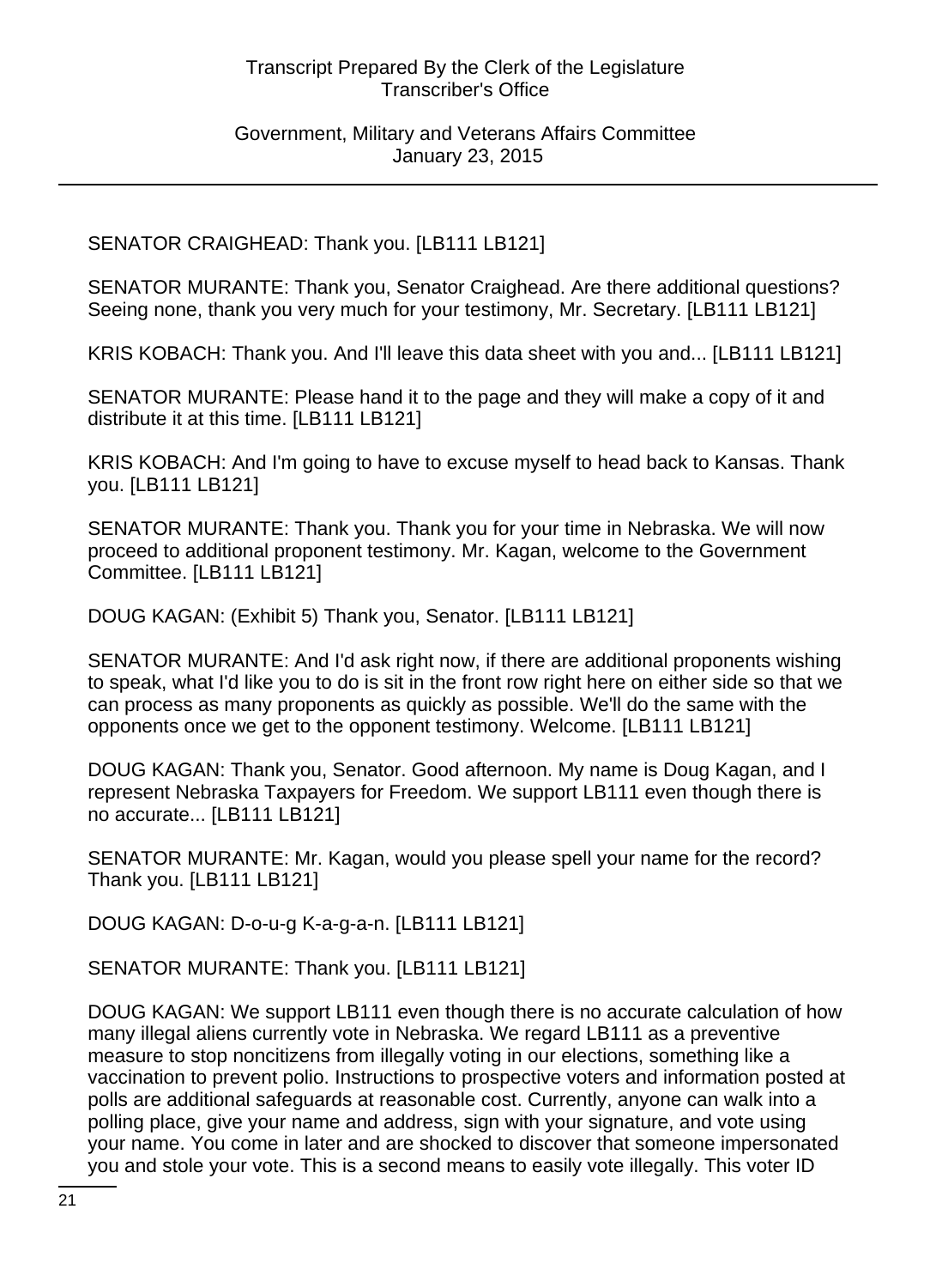SENATOR CRAIGHEAD: Thank you. [LB111 LB121]

SENATOR MURANTE: Thank you, Senator Craighead. Are there additional questions? Seeing none, thank you very much for your testimony, Mr. Secretary. [LB111 LB121]

KRIS KOBACH: Thank you. And I'll leave this data sheet with you and... [LB111 LB121]

SENATOR MURANTE: Please hand it to the page and they will make a copy of it and distribute it at this time. [LB111 LB121]

KRIS KOBACH: And I'm going to have to excuse myself to head back to Kansas. Thank you. [LB111 LB121]

SENATOR MURANTE: Thank you. Thank you for your time in Nebraska. We will now proceed to additional proponent testimony. Mr. Kagan, welcome to the Government Committee. [LB111 LB121]

DOUG KAGAN: (Exhibit 5) Thank you, Senator. [LB111 LB121]

SENATOR MURANTE: And I'd ask right now, if there are additional proponents wishing to speak, what I'd like you to do is sit in the front row right here on either side so that we can process as many proponents as quickly as possible. We'll do the same with the opponents once we get to the opponent testimony. Welcome. [LB111 LB121]

DOUG KAGAN: Thank you, Senator. Good afternoon. My name is Doug Kagan, and I represent Nebraska Taxpayers for Freedom. We support LB111 even though there is no accurate... [LB111 LB121]

SENATOR MURANTE: Mr. Kagan, would you please spell your name for the record? Thank you. [LB111 LB121]

DOUG KAGAN: D-o-u-g K-a-g-a-n. [LB111 LB121]

SENATOR MURANTE: Thank you. [LB111 LB121]

DOUG KAGAN: We support LB111 even though there is no accurate calculation of how many illegal aliens currently vote in Nebraska. We regard LB111 as a preventive measure to stop noncitizens from illegally voting in our elections, something like a vaccination to prevent polio. Instructions to prospective voters and information posted at polls are additional safeguards at reasonable cost. Currently, anyone can walk into a polling place, give your name and address, sign with your signature, and vote using your name. You come in later and are shocked to discover that someone impersonated you and stole your vote. This is a second means to easily vote illegally. This voter ID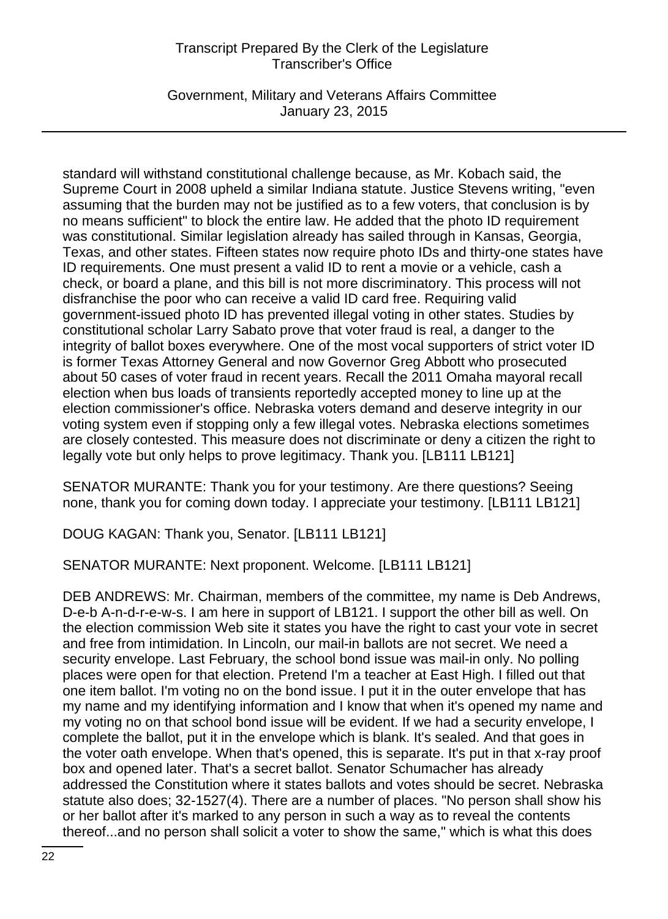standard will withstand constitutional challenge because, as Mr. Kobach said, the Supreme Court in 2008 upheld a similar Indiana statute. Justice Stevens writing, "even assuming that the burden may not be justified as to a few voters, that conclusion is by no means sufficient" to block the entire law. He added that the photo ID requirement was constitutional. Similar legislation already has sailed through in Kansas, Georgia, Texas, and other states. Fifteen states now require photo IDs and thirty-one states have ID requirements. One must present a valid ID to rent a movie or a vehicle, cash a check, or board a plane, and this bill is not more discriminatory. This process will not disfranchise the poor who can receive a valid ID card free. Requiring valid government-issued photo ID has prevented illegal voting in other states. Studies by constitutional scholar Larry Sabato prove that voter fraud is real, a danger to the integrity of ballot boxes everywhere. One of the most vocal supporters of strict voter ID is former Texas Attorney General and now Governor Greg Abbott who prosecuted about 50 cases of voter fraud in recent years. Recall the 2011 Omaha mayoral recall election when bus loads of transients reportedly accepted money to line up at the election commissioner's office. Nebraska voters demand and deserve integrity in our voting system even if stopping only a few illegal votes. Nebraska elections sometimes are closely contested. This measure does not discriminate or deny a citizen the right to legally vote but only helps to prove legitimacy. Thank you. [LB111 LB121]

SENATOR MURANTE: Thank you for your testimony. Are there questions? Seeing none, thank you for coming down today. I appreciate your testimony. [LB111 LB121]

DOUG KAGAN: Thank you, Senator. [LB111 LB121]

SENATOR MURANTE: Next proponent. Welcome. [LB111 LB121]

DEB ANDREWS: Mr. Chairman, members of the committee, my name is Deb Andrews, D-e-b A-n-d-r-e-w-s. I am here in support of LB121. I support the other bill as well. On the election commission Web site it states you have the right to cast your vote in secret and free from intimidation. In Lincoln, our mail-in ballots are not secret. We need a security envelope. Last February, the school bond issue was mail-in only. No polling places were open for that election. Pretend I'm a teacher at East High. I filled out that one item ballot. I'm voting no on the bond issue. I put it in the outer envelope that has my name and my identifying information and I know that when it's opened my name and my voting no on that school bond issue will be evident. If we had a security envelope, I complete the ballot, put it in the envelope which is blank. It's sealed. And that goes in the voter oath envelope. When that's opened, this is separate. It's put in that x-ray proof box and opened later. That's a secret ballot. Senator Schumacher has already addressed the Constitution where it states ballots and votes should be secret. Nebraska statute also does; 32-1527(4). There are a number of places. "No person shall show his or her ballot after it's marked to any person in such a way as to reveal the contents thereof...and no person shall solicit a voter to show the same," which is what this does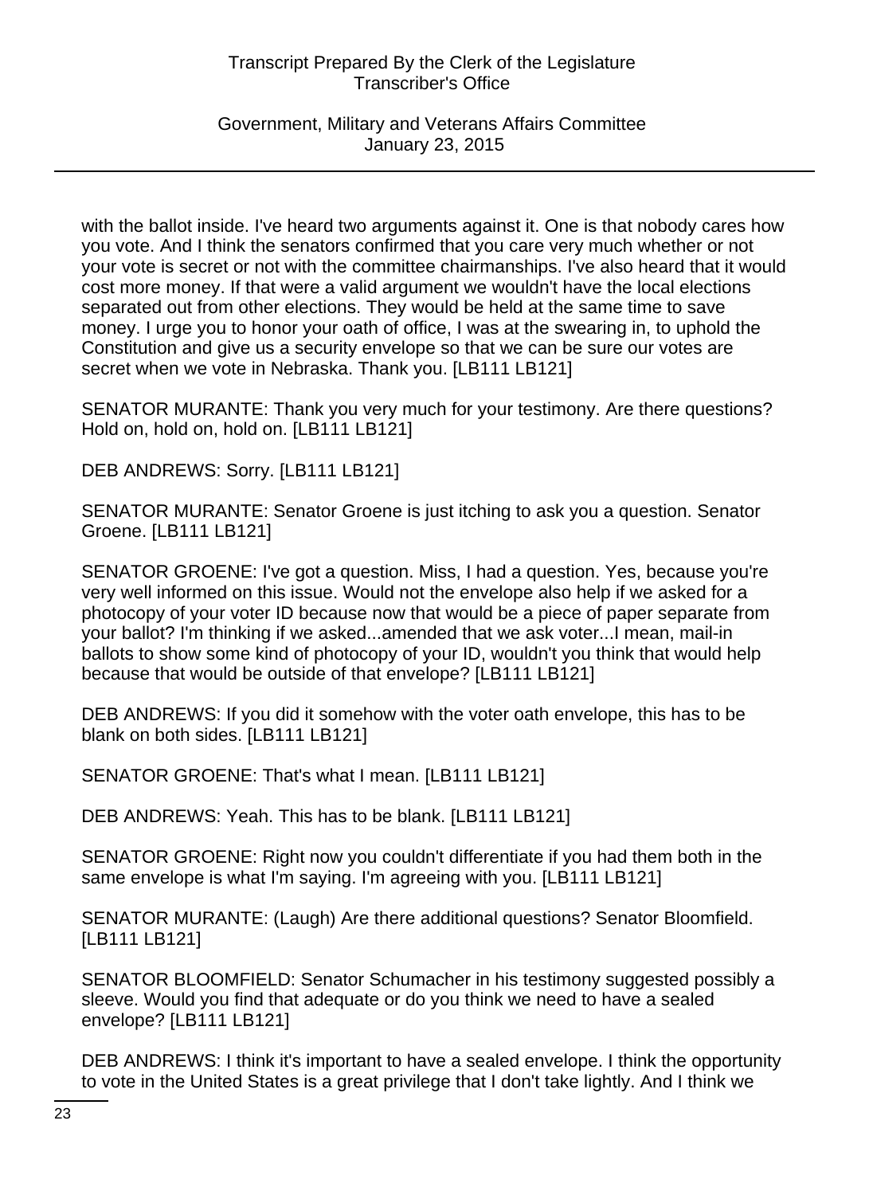with the ballot inside. I've heard two arguments against it. One is that nobody cares how you vote. And I think the senators confirmed that you care very much whether or not your vote is secret or not with the committee chairmanships. I've also heard that it would cost more money. If that were a valid argument we wouldn't have the local elections separated out from other elections. They would be held at the same time to save money. I urge you to honor your oath of office, I was at the swearing in, to uphold the Constitution and give us a security envelope so that we can be sure our votes are secret when we vote in Nebraska. Thank you. [LB111 LB121]

SENATOR MURANTE: Thank you very much for your testimony. Are there questions? Hold on, hold on, hold on. [LB111 LB121]

DEB ANDREWS: Sorry. [LB111 LB121]

SENATOR MURANTE: Senator Groene is just itching to ask you a question. Senator Groene. [LB111 LB121]

SENATOR GROENE: I've got a question. Miss, I had a question. Yes, because you're very well informed on this issue. Would not the envelope also help if we asked for a photocopy of your voter ID because now that would be a piece of paper separate from your ballot? I'm thinking if we asked...amended that we ask voter...I mean, mail-in ballots to show some kind of photocopy of your ID, wouldn't you think that would help because that would be outside of that envelope? [LB111 LB121]

DEB ANDREWS: If you did it somehow with the voter oath envelope, this has to be blank on both sides. [LB111 LB121]

SENATOR GROENE: That's what I mean. [LB111 LB121]

DEB ANDREWS: Yeah. This has to be blank. [LB111 LB121]

SENATOR GROENE: Right now you couldn't differentiate if you had them both in the same envelope is what I'm saying. I'm agreeing with you. [LB111 LB121]

SENATOR MURANTE: (Laugh) Are there additional questions? Senator Bloomfield. [LB111 LB121]

SENATOR BLOOMFIELD: Senator Schumacher in his testimony suggested possibly a sleeve. Would you find that adequate or do you think we need to have a sealed envelope? [LB111 LB121]

DEB ANDREWS: I think it's important to have a sealed envelope. I think the opportunity to vote in the United States is a great privilege that I don't take lightly. And I think we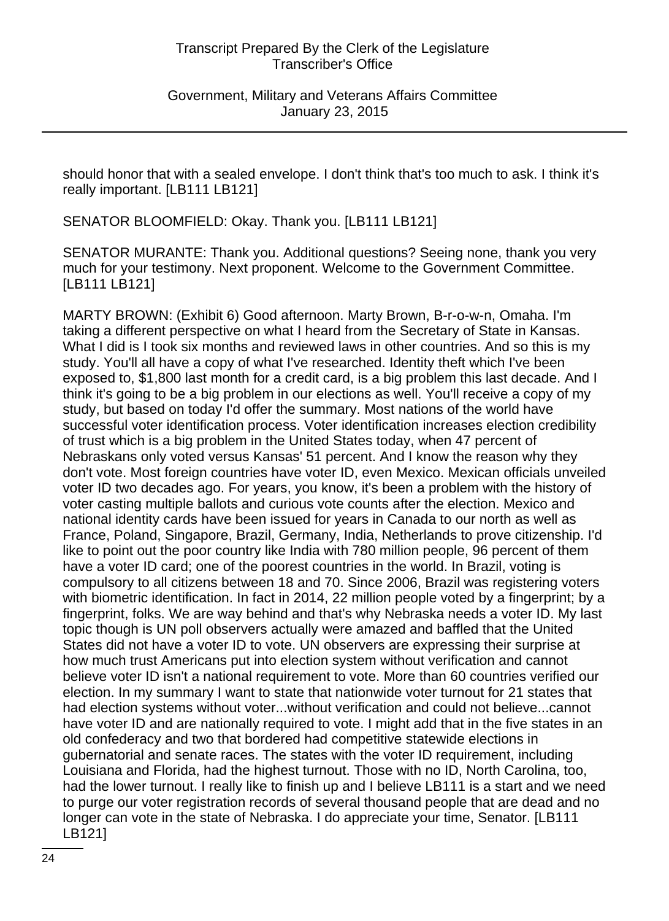should honor that with a sealed envelope. I don't think that's too much to ask. I think it's really important. [LB111 LB121]

SENATOR BLOOMFIELD: Okay. Thank you. [LB111 LB121]

SENATOR MURANTE: Thank you. Additional questions? Seeing none, thank you very much for your testimony. Next proponent. Welcome to the Government Committee. [LB111 LB121]

MARTY BROWN: (Exhibit 6) Good afternoon. Marty Brown, B-r-o-w-n, Omaha. I'm taking a different perspective on what I heard from the Secretary of State in Kansas. What I did is I took six months and reviewed laws in other countries. And so this is my study. You'll all have a copy of what I've researched. Identity theft which I've been exposed to, $1,800 last month for a credit card, is a big problem this last decade. And I think it's going to be a big problem in our elections as well. You'll receive a copy of my study, but based on today I'd offer the summary. Most nations of the world have successful voter identification process. Voter identification increases election credibility of trust which is a big problem in the United States today, when 47 percent of Nebraskans only voted versus Kansas' 51 percent. And I know the reason why they don't vote. Most foreign countries have voter ID, even Mexico. Mexican officials unveiled voter ID two decades ago. For years, you know, it's been a problem with the history of voter casting multiple ballots and curious vote counts after the election. Mexico and national identity cards have been issued for years in Canada to our north as well as France, Poland, Singapore, Brazil, Germany, India, Netherlands to prove citizenship. I'd like to point out the poor country like India with 780 million people, 96 percent of them have a voter ID card; one of the poorest countries in the world. In Brazil, voting is compulsory to all citizens between 18 and 70. Since 2006, Brazil was registering voters with biometric identification. In fact in 2014, 22 million people voted by a fingerprint; by a fingerprint, folks. We are way behind and that's why Nebraska needs a voter ID. My last topic though is UN poll observers actually were amazed and baffled that the United States did not have a voter ID to vote. UN observers are expressing their surprise at how much trust Americans put into election system without verification and cannot believe voter ID isn't a national requirement to vote. More than 60 countries verified our election. In my summary I want to state that nationwide voter turnout for 21 states that had election systems without voter...without verification and could not believe...cannot have voter ID and are nationally required to vote. I might add that in the five states in an old confederacy and two that bordered had competitive statewide elections in gubernatorial and senate races. The states with the voter ID requirement, including Louisiana and Florida, had the highest turnout. Those with no ID, North Carolina, too, had the lower turnout. I really like to finish up and I believe LB111 is a start and we need to purge our voter registration records of several thousand people that are dead and no longer can vote in the state of Nebraska. I do appreciate your time, Senator. [LB111 LB121]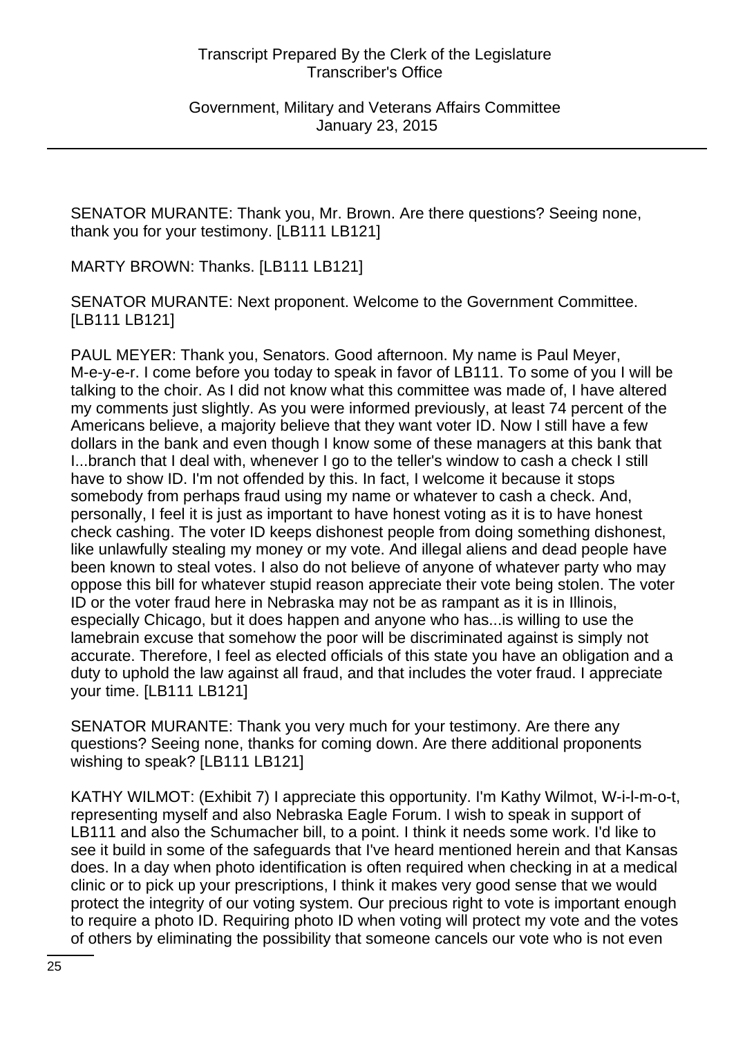SENATOR MURANTE: Thank you, Mr. Brown. Are there questions? Seeing none, thank you for your testimony. [LB111 LB121]

MARTY BROWN: Thanks. [LB111 LB121]

SENATOR MURANTE: Next proponent. Welcome to the Government Committee. [LB111 LB121]

PAUL MEYER: Thank you, Senators. Good afternoon. My name is Paul Meyer, M-e-y-e-r. I come before you today to speak in favor of LB111. To some of you I will be talking to the choir. As I did not know what this committee was made of, I have altered my comments just slightly. As you were informed previously, at least 74 percent of the Americans believe, a majority believe that they want voter ID. Now I still have a few dollars in the bank and even though I know some of these managers at this bank that I...branch that I deal with, whenever I go to the teller's window to cash a check I still have to show ID. I'm not offended by this. In fact, I welcome it because it stops somebody from perhaps fraud using my name or whatever to cash a check. And, personally, I feel it is just as important to have honest voting as it is to have honest check cashing. The voter ID keeps dishonest people from doing something dishonest, like unlawfully stealing my money or my vote. And illegal aliens and dead people have been known to steal votes. I also do not believe of anyone of whatever party who may oppose this bill for whatever stupid reason appreciate their vote being stolen. The voter ID or the voter fraud here in Nebraska may not be as rampant as it is in Illinois, especially Chicago, but it does happen and anyone who has...is willing to use the lamebrain excuse that somehow the poor will be discriminated against is simply not accurate. Therefore, I feel as elected officials of this state you have an obligation and a duty to uphold the law against all fraud, and that includes the voter fraud. I appreciate your time. [LB111 LB121]

SENATOR MURANTE: Thank you very much for your testimony. Are there any questions? Seeing none, thanks for coming down. Are there additional proponents wishing to speak? [LB111 LB121]

KATHY WILMOT: (Exhibit 7) I appreciate this opportunity. I'm Kathy Wilmot, W-i-l-m-o-t, representing myself and also Nebraska Eagle Forum. I wish to speak in support of LB111 and also the Schumacher bill, to a point. I think it needs some work. I'd like to see it build in some of the safeguards that I've heard mentioned herein and that Kansas does. In a day when photo identification is often required when checking in at a medical clinic or to pick up your prescriptions, I think it makes very good sense that we would protect the integrity of our voting system. Our precious right to vote is important enough to require a photo ID. Requiring photo ID when voting will protect my vote and the votes of others by eliminating the possibility that someone cancels our vote who is not even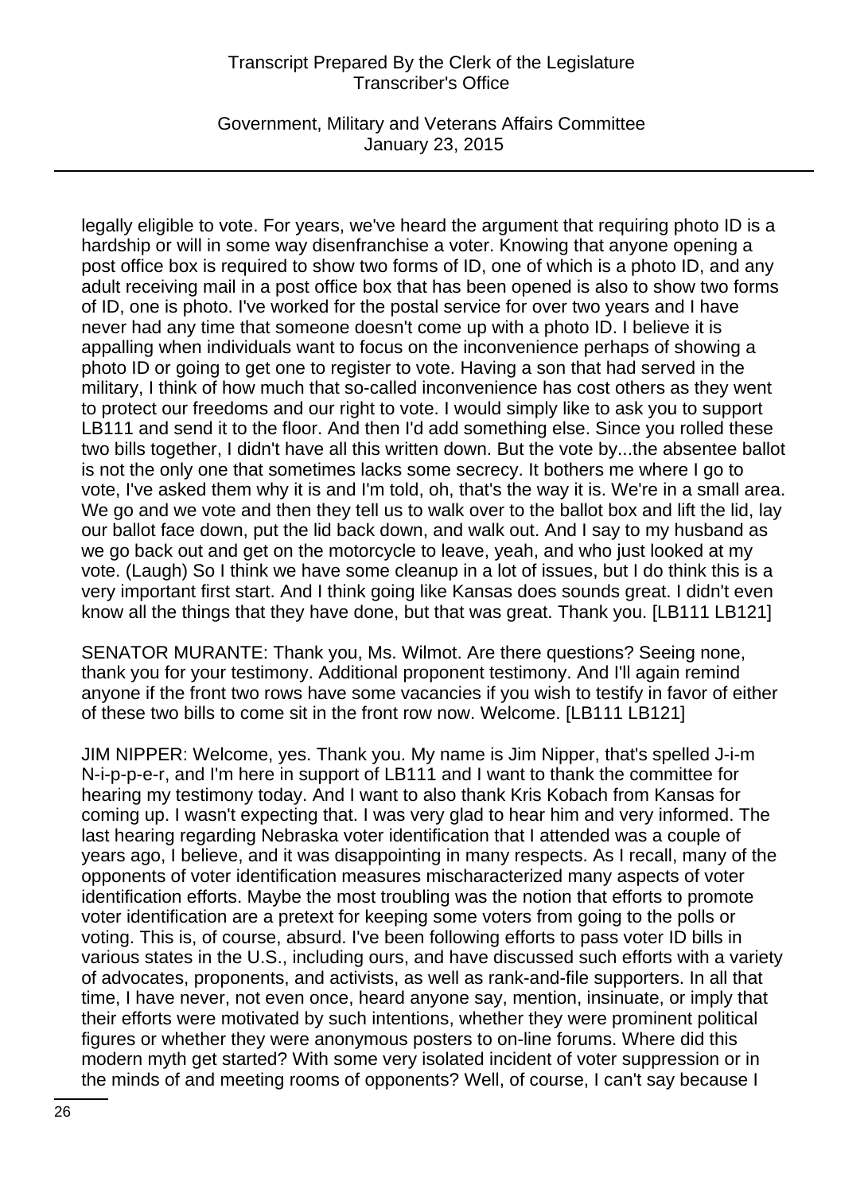legally eligible to vote. For years, we've heard the argument that requiring photo ID is a hardship or will in some way disenfranchise a voter. Knowing that anyone opening a post office box is required to show two forms of ID, one of which is a photo ID, and any adult receiving mail in a post office box that has been opened is also to show two forms of ID, one is photo. I've worked for the postal service for over two years and I have never had any time that someone doesn't come up with a photo ID. I believe it is appalling when individuals want to focus on the inconvenience perhaps of showing a photo ID or going to get one to register to vote. Having a son that had served in the military, I think of how much that so-called inconvenience has cost others as they went to protect our freedoms and our right to vote. I would simply like to ask you to support LB111 and send it to the floor. And then I'd add something else. Since you rolled these two bills together, I didn't have all this written down. But the vote by...the absentee ballot is not the only one that sometimes lacks some secrecy. It bothers me where I go to vote, I've asked them why it is and I'm told, oh, that's the way it is. We're in a small area. We go and we vote and then they tell us to walk over to the ballot box and lift the lid, lay our ballot face down, put the lid back down, and walk out. And I say to my husband as we go back out and get on the motorcycle to leave, yeah, and who just looked at my vote. (Laugh) So I think we have some cleanup in a lot of issues, but I do think this is a very important first start. And I think going like Kansas does sounds great. I didn't even know all the things that they have done, but that was great. Thank you. [LB111 LB121]

SENATOR MURANTE: Thank you, Ms. Wilmot. Are there questions? Seeing none, thank you for your testimony. Additional proponent testimony. And I'll again remind anyone if the front two rows have some vacancies if you wish to testify in favor of either of these two bills to come sit in the front row now. Welcome. [LB111 LB121]

JIM NIPPER: Welcome, yes. Thank you. My name is Jim Nipper, that's spelled J-i-m N-i-p-p-e-r, and I'm here in support of LB111 and I want to thank the committee for hearing my testimony today. And I want to also thank Kris Kobach from Kansas for coming up. I wasn't expecting that. I was very glad to hear him and very informed. The last hearing regarding Nebraska voter identification that I attended was a couple of years ago, I believe, and it was disappointing in many respects. As I recall, many of the opponents of voter identification measures mischaracterized many aspects of voter identification efforts. Maybe the most troubling was the notion that efforts to promote voter identification are a pretext for keeping some voters from going to the polls or voting. This is, of course, absurd. I've been following efforts to pass voter ID bills in various states in the U.S., including ours, and have discussed such efforts with a variety of advocates, proponents, and activists, as well as rank-and-file supporters. In all that time, I have never, not even once, heard anyone say, mention, insinuate, or imply that their efforts were motivated by such intentions, whether they were prominent political figures or whether they were anonymous posters to on-line forums. Where did this modern myth get started? With some very isolated incident of voter suppression or in the minds of and meeting rooms of opponents? Well, of course, I can't say because I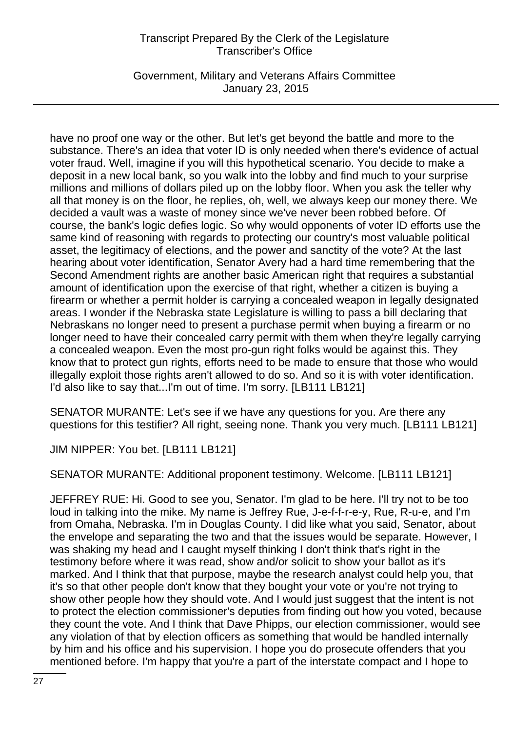have no proof one way or the other. But let's get beyond the battle and more to the substance. There's an idea that voter ID is only needed when there's evidence of actual voter fraud. Well, imagine if you will this hypothetical scenario. You decide to make a deposit in a new local bank, so you walk into the lobby and find much to your surprise millions and millions of dollars piled up on the lobby floor. When you ask the teller why all that money is on the floor, he replies, oh, well, we always keep our money there. We decided a vault was a waste of money since we've never been robbed before. Of course, the bank's logic defies logic. So why would opponents of voter ID efforts use the same kind of reasoning with regards to protecting our country's most valuable political asset, the legitimacy of elections, and the power and sanctity of the vote? At the last hearing about voter identification, Senator Avery had a hard time remembering that the Second Amendment rights are another basic American right that requires a substantial amount of identification upon the exercise of that right, whether a citizen is buying a firearm or whether a permit holder is carrying a concealed weapon in legally designated areas. I wonder if the Nebraska state Legislature is willing to pass a bill declaring that Nebraskans no longer need to present a purchase permit when buying a firearm or no longer need to have their concealed carry permit with them when they're legally carrying a concealed weapon. Even the most pro-gun right folks would be against this. They know that to protect gun rights, efforts need to be made to ensure that those who would illegally exploit those rights aren't allowed to do so. And so it is with voter identification. I'd also like to say that...I'm out of time. I'm sorry. [LB111 LB121]

SENATOR MURANTE: Let's see if we have any questions for you. Are there any questions for this testifier? All right, seeing none. Thank you very much. [LB111 LB121]

JIM NIPPER: You bet. [LB111 LB121]

SENATOR MURANTE: Additional proponent testimony. Welcome. [LB111 LB121]

JEFFREY RUE: Hi. Good to see you, Senator. I'm glad to be here. I'll try not to be too loud in talking into the mike. My name is Jeffrey Rue, J-e-f-f-r-e-y, Rue, R-u-e, and I'm from Omaha, Nebraska. I'm in Douglas County. I did like what you said, Senator, about the envelope and separating the two and that the issues would be separate. However, I was shaking my head and I caught myself thinking I don't think that's right in the testimony before where it was read, show and/or solicit to show your ballot as it's marked. And I think that that purpose, maybe the research analyst could help you, that it's so that other people don't know that they bought your vote or you're not trying to show other people how they should vote. And I would just suggest that the intent is not to protect the election commissioner's deputies from finding out how you voted, because they count the vote. And I think that Dave Phipps, our election commissioner, would see any violation of that by election officers as something that would be handled internally by him and his office and his supervision. I hope you do prosecute offenders that you mentioned before. I'm happy that you're a part of the interstate compact and I hope to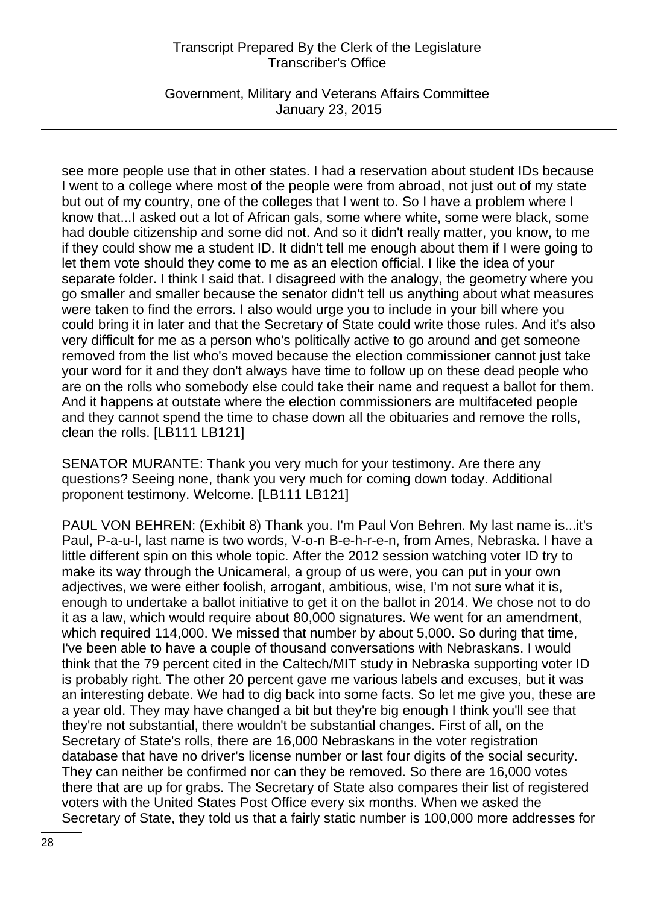see more people use that in other states. I had a reservation about student IDs because I went to a college where most of the people were from abroad, not just out of my state but out of my country, one of the colleges that I went to. So I have a problem where I know that...I asked out a lot of African gals, some where white, some were black, some had double citizenship and some did not. And so it didn't really matter, you know, to me if they could show me a student ID. It didn't tell me enough about them if I were going to let them vote should they come to me as an election official. I like the idea of your separate folder. I think I said that. I disagreed with the analogy, the geometry where you go smaller and smaller because the senator didn't tell us anything about what measures were taken to find the errors. I also would urge you to include in your bill where you could bring it in later and that the Secretary of State could write those rules. And it's also very difficult for me as a person who's politically active to go around and get someone removed from the list who's moved because the election commissioner cannot just take your word for it and they don't always have time to follow up on these dead people who are on the rolls who somebody else could take their name and request a ballot for them. And it happens at outstate where the election commissioners are multifaceted people and they cannot spend the time to chase down all the obituaries and remove the rolls, clean the rolls. [LB111 LB121]

SENATOR MURANTE: Thank you very much for your testimony. Are there any questions? Seeing none, thank you very much for coming down today. Additional proponent testimony. Welcome. [LB111 LB121]

PAUL VON BEHREN: (Exhibit 8) Thank you. I'm Paul Von Behren. My last name is...it's Paul, P-a-u-l, last name is two words, V-o-n B-e-h-r-e-n, from Ames, Nebraska. I have a little different spin on this whole topic. After the 2012 session watching voter ID try to make its way through the Unicameral, a group of us were, you can put in your own adjectives, we were either foolish, arrogant, ambitious, wise, I'm not sure what it is, enough to undertake a ballot initiative to get it on the ballot in 2014. We chose not to do it as a law, which would require about 80,000 signatures. We went for an amendment, which required 114,000. We missed that number by about 5,000. So during that time, I've been able to have a couple of thousand conversations with Nebraskans. I would think that the 79 percent cited in the Caltech/MIT study in Nebraska supporting voter ID is probably right. The other 20 percent gave me various labels and excuses, but it was an interesting debate. We had to dig back into some facts. So let me give you, these are a year old. They may have changed a bit but they're big enough I think you'll see that they're not substantial, there wouldn't be substantial changes. First of all, on the Secretary of State's rolls, there are 16,000 Nebraskans in the voter registration database that have no driver's license number or last four digits of the social security. They can neither be confirmed nor can they be removed. So there are 16,000 votes there that are up for grabs. The Secretary of State also compares their list of registered voters with the United States Post Office every six months. When we asked the Secretary of State, they told us that a fairly static number is 100,000 more addresses for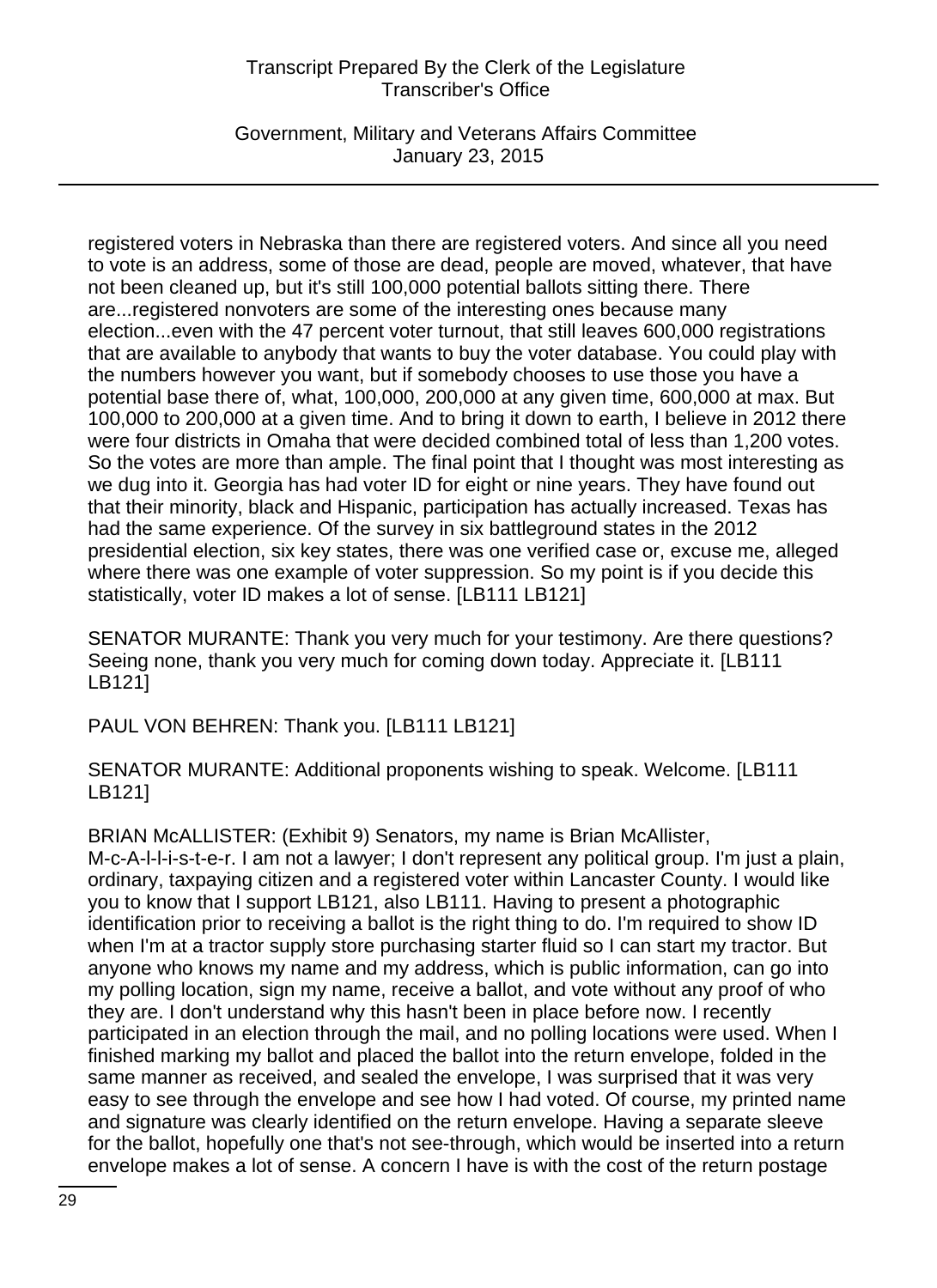registered voters in Nebraska than there are registered voters. And since all you need to vote is an address, some of those are dead, people are moved, whatever, that have not been cleaned up, but it's still 100,000 potential ballots sitting there. There are...registered nonvoters are some of the interesting ones because many election...even with the 47 percent voter turnout, that still leaves 600,000 registrations that are available to anybody that wants to buy the voter database. You could play with the numbers however you want, but if somebody chooses to use those you have a potential base there of, what, 100,000, 200,000 at any given time, 600,000 at max. But 100,000 to 200,000 at a given time. And to bring it down to earth, I believe in 2012 there were four districts in Omaha that were decided combined total of less than 1,200 votes. So the votes are more than ample. The final point that I thought was most interesting as we dug into it. Georgia has had voter ID for eight or nine years. They have found out that their minority, black and Hispanic, participation has actually increased. Texas has had the same experience. Of the survey in six battleground states in the 2012 presidential election, six key states, there was one verified case or, excuse me, alleged where there was one example of voter suppression. So my point is if you decide this statistically, voter ID makes a lot of sense. [LB111 LB121]

SENATOR MURANTE: Thank you very much for your testimony. Are there questions? Seeing none, thank you very much for coming down today. Appreciate it. [LB111 LB121]

PAUL VON BEHREN: Thank you. [LB111 LB121]

SENATOR MURANTE: Additional proponents wishing to speak. Welcome. [LB111 LB121]

BRIAN McALLISTER: (Exhibit 9) Senators, my name is Brian McAllister, M-c-A-l-l-i-s-t-e-r. I am not a lawyer; I don't represent any political group. I'm just a plain, ordinary, taxpaying citizen and a registered voter within Lancaster County. I would like you to know that I support LB121, also LB111. Having to present a photographic identification prior to receiving a ballot is the right thing to do. I'm required to show ID when I'm at a tractor supply store purchasing starter fluid so I can start my tractor. But anyone who knows my name and my address, which is public information, can go into my polling location, sign my name, receive a ballot, and vote without any proof of who they are. I don't understand why this hasn't been in place before now. I recently participated in an election through the mail, and no polling locations were used. When I finished marking my ballot and placed the ballot into the return envelope, folded in the same manner as received, and sealed the envelope, I was surprised that it was very easy to see through the envelope and see how I had voted. Of course, my printed name and signature was clearly identified on the return envelope. Having a separate sleeve for the ballot, hopefully one that's not see-through, which would be inserted into a return envelope makes a lot of sense. A concern I have is with the cost of the return postage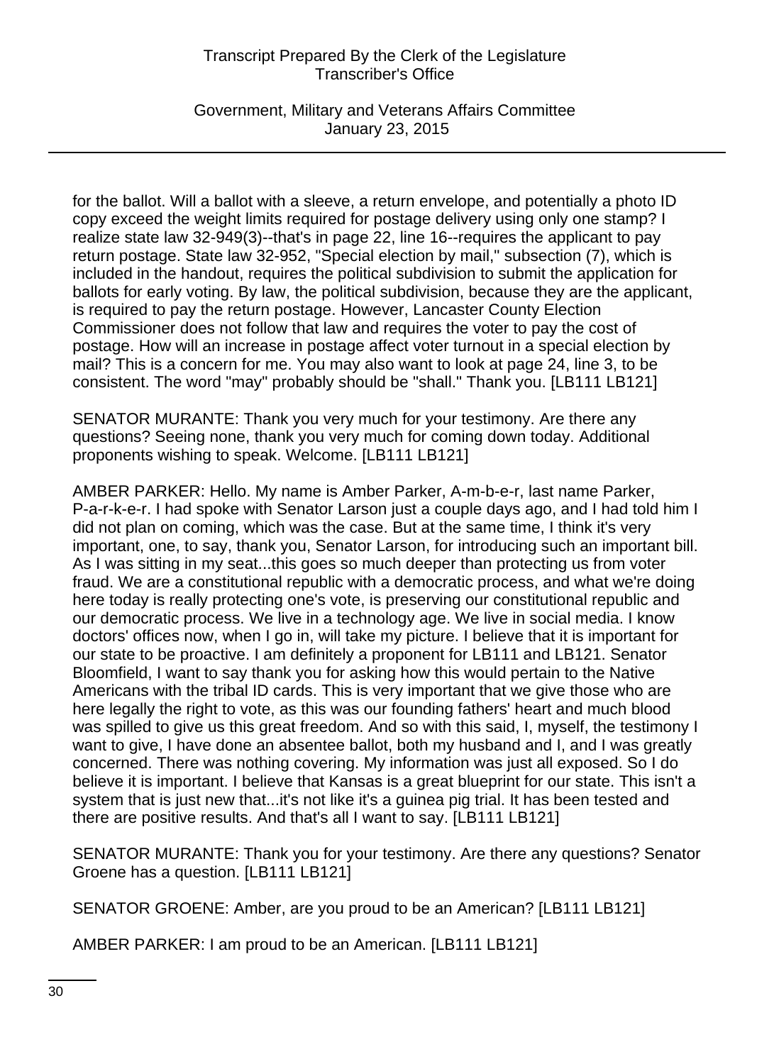for the ballot. Will a ballot with a sleeve, a return envelope, and potentially a photo ID copy exceed the weight limits required for postage delivery using only one stamp? I realize state law 32-949(3)--that's in page 22, line 16--requires the applicant to pay return postage. State law 32-952, "Special election by mail," subsection (7), which is included in the handout, requires the political subdivision to submit the application for ballots for early voting. By law, the political subdivision, because they are the applicant, is required to pay the return postage. However, Lancaster County Election Commissioner does not follow that law and requires the voter to pay the cost of postage. How will an increase in postage affect voter turnout in a special election by mail? This is a concern for me. You may also want to look at page 24, line 3, to be consistent. The word "may" probably should be "shall." Thank you. [LB111 LB121]

SENATOR MURANTE: Thank you very much for your testimony. Are there any questions? Seeing none, thank you very much for coming down today. Additional proponents wishing to speak. Welcome. [LB111 LB121]

AMBER PARKER: Hello. My name is Amber Parker, A-m-b-e-r, last name Parker, P-a-r-k-e-r. I had spoke with Senator Larson just a couple days ago, and I had told him I did not plan on coming, which was the case. But at the same time, I think it's very important, one, to say, thank you, Senator Larson, for introducing such an important bill. As I was sitting in my seat...this goes so much deeper than protecting us from voter fraud. We are a constitutional republic with a democratic process, and what we're doing here today is really protecting one's vote, is preserving our constitutional republic and our democratic process. We live in a technology age. We live in social media. I know doctors' offices now, when I go in, will take my picture. I believe that it is important for our state to be proactive. I am definitely a proponent for LB111 and LB121. Senator Bloomfield, I want to say thank you for asking how this would pertain to the Native Americans with the tribal ID cards. This is very important that we give those who are here legally the right to vote, as this was our founding fathers' heart and much blood was spilled to give us this great freedom. And so with this said, I, myself, the testimony I want to give, I have done an absentee ballot, both my husband and I, and I was greatly concerned. There was nothing covering. My information was just all exposed. So I do believe it is important. I believe that Kansas is a great blueprint for our state. This isn't a system that is just new that...it's not like it's a guinea pig trial. It has been tested and there are positive results. And that's all I want to say. [LB111 LB121]

SENATOR MURANTE: Thank you for your testimony. Are there any questions? Senator Groene has a question. [LB111 LB121]

SENATOR GROENE: Amber, are you proud to be an American? [LB111 LB121]

AMBER PARKER: I am proud to be an American. [LB111 LB121]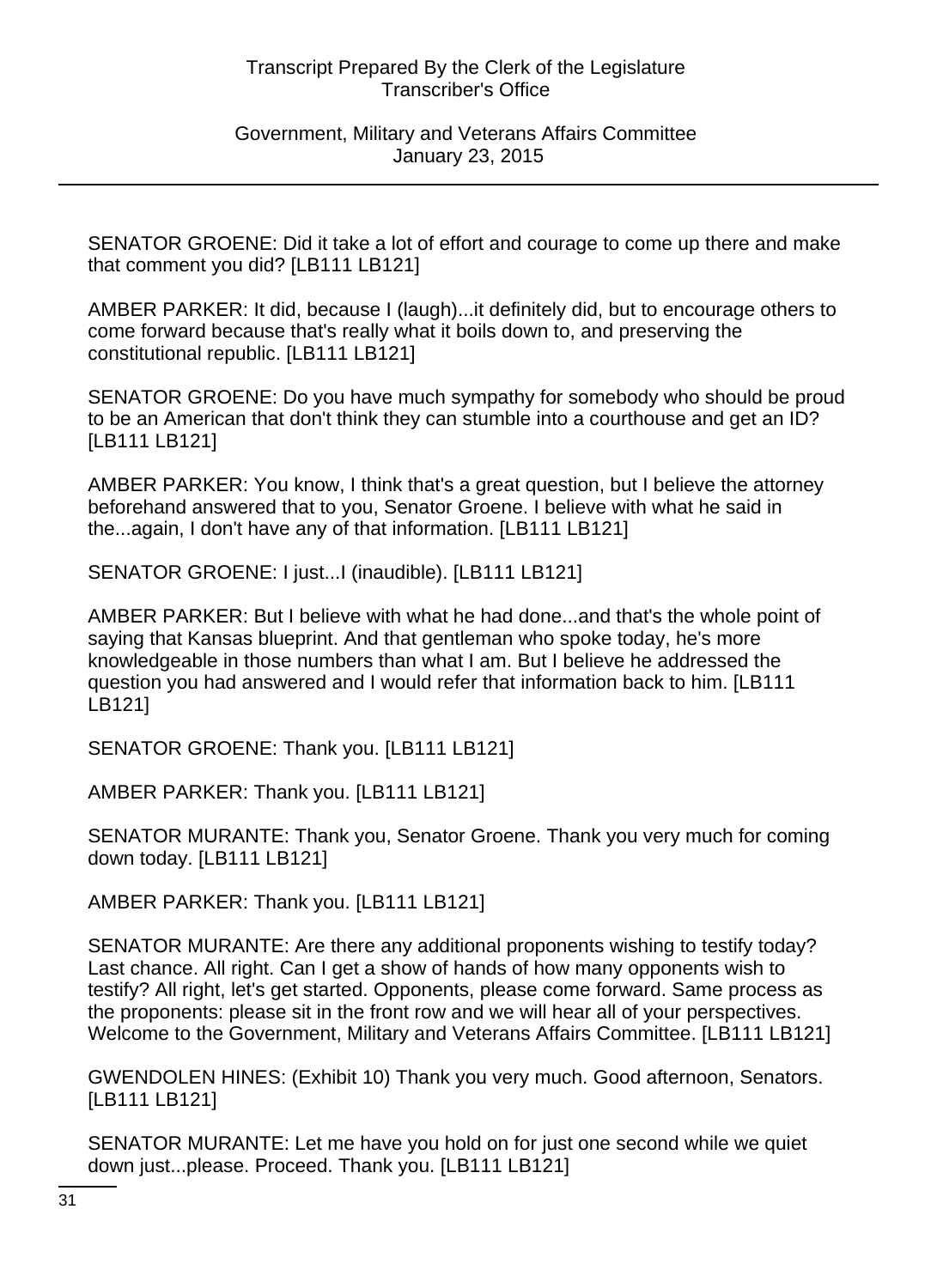SENATOR GROENE: Did it take a lot of effort and courage to come up there and make that comment you did? [LB111 LB121]

AMBER PARKER: It did, because I (laugh)...it definitely did, but to encourage others to come forward because that's really what it boils down to, and preserving the constitutional republic. [LB111 LB121]

SENATOR GROENE: Do you have much sympathy for somebody who should be proud to be an American that don't think they can stumble into a courthouse and get an ID? [LB111 LB121]

AMBER PARKER: You know, I think that's a great question, but I believe the attorney beforehand answered that to you, Senator Groene. I believe with what he said in the...again, I don't have any of that information. [LB111 LB121]

SENATOR GROENE: I just...I (inaudible). [LB111 LB121]

AMBER PARKER: But I believe with what he had done...and that's the whole point of saying that Kansas blueprint. And that gentleman who spoke today, he's more knowledgeable in those numbers than what I am. But I believe he addressed the question you had answered and I would refer that information back to him. [LB111 LB121]

SENATOR GROENE: Thank you. [LB111 LB121]

AMBER PARKER: Thank you. [LB111 LB121]

SENATOR MURANTE: Thank you, Senator Groene. Thank you very much for coming down today. [LB111 LB121]

AMBER PARKER: Thank you. [LB111 LB121]

SENATOR MURANTE: Are there any additional proponents wishing to testify today? Last chance. All right. Can I get a show of hands of how many opponents wish to testify? All right, let's get started. Opponents, please come forward. Same process as the proponents: please sit in the front row and we will hear all of your perspectives. Welcome to the Government, Military and Veterans Affairs Committee. [LB111 LB121]

GWENDOLEN HINES: (Exhibit 10) Thank you very much. Good afternoon, Senators. [LB111 LB121]

SENATOR MURANTE: Let me have you hold on for just one second while we quiet down just...please. Proceed. Thank you. [LB111 LB121]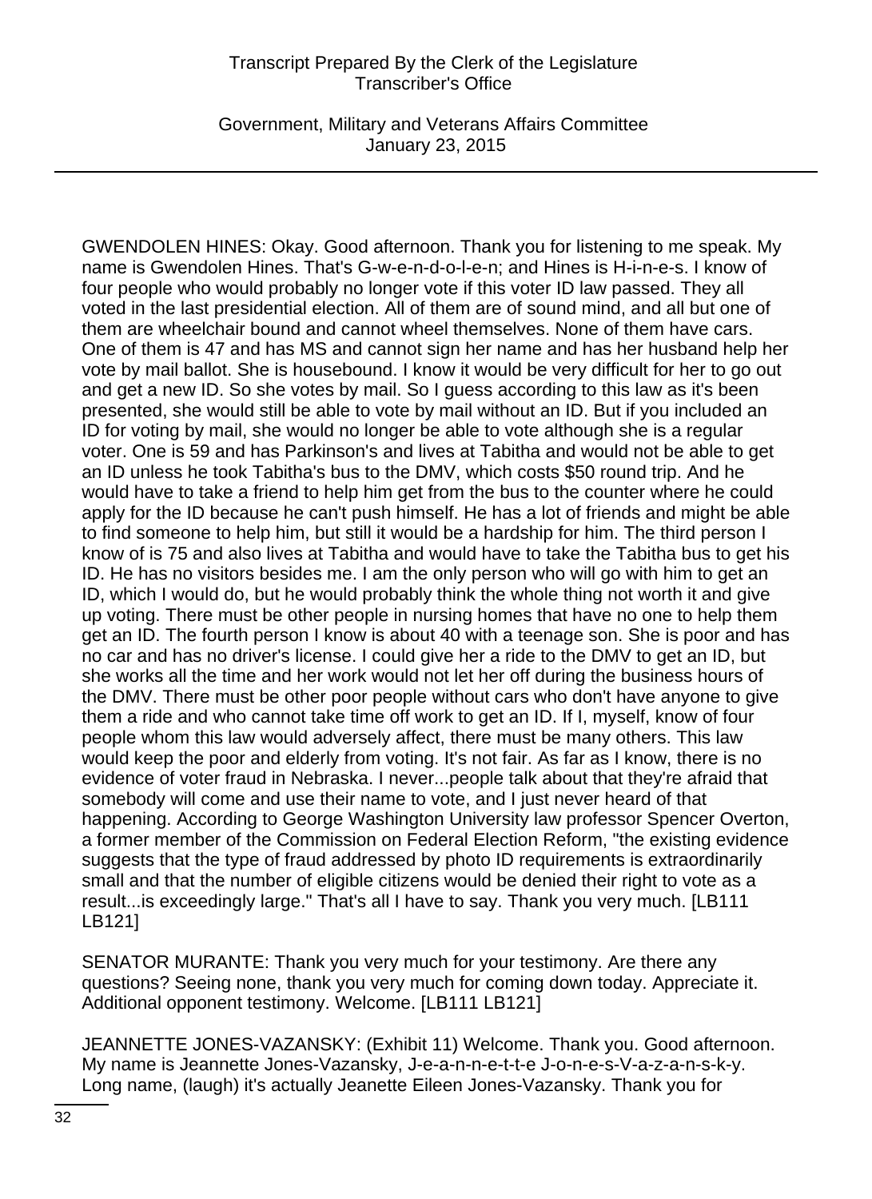GWENDOLEN HINES: Okay. Good afternoon. Thank you for listening to me speak. My name is Gwendolen Hines. That's G-w-e-n-d-o-l-e-n; and Hines is H-i-n-e-s. I know of four people who would probably no longer vote if this voter ID law passed. They all voted in the last presidential election. All of them are of sound mind, and all but one of them are wheelchair bound and cannot wheel themselves. None of them have cars. One of them is 47 and has MS and cannot sign her name and has her husband help her vote by mail ballot. She is housebound. I know it would be very difficult for her to go out and get a new ID. So she votes by mail. So I guess according to this law as it's been presented, she would still be able to vote by mail without an ID. But if you included an ID for voting by mail, she would no longer be able to vote although she is a regular voter. One is 59 and has Parkinson's and lives at Tabitha and would not be able to get an ID unless he took Tabitha's bus to the DMV, which costs $50 round trip. And he would have to take a friend to help him get from the bus to the counter where he could apply for the ID because he can't push himself. He has a lot of friends and might be able to find someone to help him, but still it would be a hardship for him. The third person I know of is 75 and also lives at Tabitha and would have to take the Tabitha bus to get his ID. He has no visitors besides me. I am the only person who will go with him to get an ID, which I would do, but he would probably think the whole thing not worth it and give up voting. There must be other people in nursing homes that have no one to help them get an ID. The fourth person I know is about 40 with a teenage son. She is poor and has no car and has no driver's license. I could give her a ride to the DMV to get an ID, but she works all the time and her work would not let her off during the business hours of the DMV. There must be other poor people without cars who don't have anyone to give them a ride and who cannot take time off work to get an ID. If I, myself, know of four people whom this law would adversely affect, there must be many others. This law would keep the poor and elderly from voting. It's not fair. As far as I know, there is no evidence of voter fraud in Nebraska. I never...people talk about that they're afraid that somebody will come and use their name to vote, and I just never heard of that happening. According to George Washington University law professor Spencer Overton, a former member of the Commission on Federal Election Reform, "the existing evidence suggests that the type of fraud addressed by photo ID requirements is extraordinarily small and that the number of eligible citizens would be denied their right to vote as a result...is exceedingly large." That's all I have to say. Thank you very much. [LB111 LB121]

SENATOR MURANTE: Thank you very much for your testimony. Are there any questions? Seeing none, thank you very much for coming down today. Appreciate it. Additional opponent testimony. Welcome. [LB111 LB121]

JEANNETTE JONES-VAZANSKY: (Exhibit 11) Welcome. Thank you. Good afternoon. My name is Jeannette Jones-Vazansky, J-e-a-n-n-e-t-t-e J-o-n-e-s-V-a-z-a-n-s-k-y. Long name, (laugh) it's actually Jeanette Eileen Jones-Vazansky. Thank you for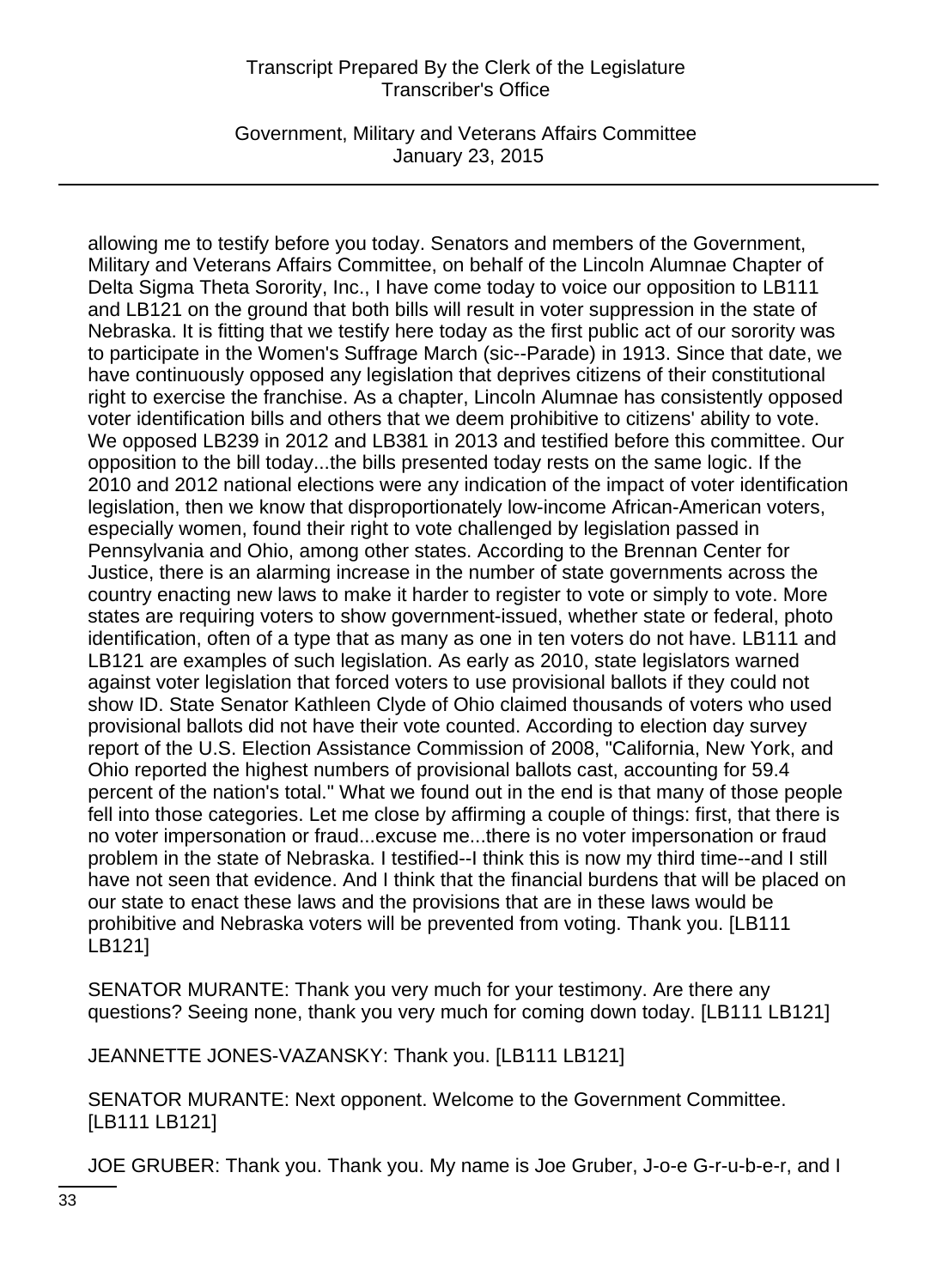allowing me to testify before you today. Senators and members of the Government, Military and Veterans Affairs Committee, on behalf of the Lincoln Alumnae Chapter of Delta Sigma Theta Sorority, Inc., I have come today to voice our opposition to LB111 and LB121 on the ground that both bills will result in voter suppression in the state of Nebraska. It is fitting that we testify here today as the first public act of our sorority was to participate in the Women's Suffrage March (sic--Parade) in 1913. Since that date, we have continuously opposed any legislation that deprives citizens of their constitutional right to exercise the franchise. As a chapter, Lincoln Alumnae has consistently opposed voter identification bills and others that we deem prohibitive to citizens' ability to vote. We opposed LB239 in 2012 and LB381 in 2013 and testified before this committee. Our opposition to the bill today...the bills presented today rests on the same logic. If the 2010 and 2012 national elections were any indication of the impact of voter identification legislation, then we know that disproportionately low-income African-American voters, especially women, found their right to vote challenged by legislation passed in Pennsylvania and Ohio, among other states. According to the Brennan Center for Justice, there is an alarming increase in the number of state governments across the country enacting new laws to make it harder to register to vote or simply to vote. More states are requiring voters to show government-issued, whether state or federal, photo identification, often of a type that as many as one in ten voters do not have. LB111 and LB121 are examples of such legislation. As early as 2010, state legislators warned against voter legislation that forced voters to use provisional ballots if they could not show ID. State Senator Kathleen Clyde of Ohio claimed thousands of voters who used provisional ballots did not have their vote counted. According to election day survey report of the U.S. Election Assistance Commission of 2008, "California, New York, and Ohio reported the highest numbers of provisional ballots cast, accounting for 59.4 percent of the nation's total." What we found out in the end is that many of those people fell into those categories. Let me close by affirming a couple of things: first, that there is no voter impersonation or fraud...excuse me...there is no voter impersonation or fraud problem in the state of Nebraska. I testified--I think this is now my third time--and I still have not seen that evidence. And I think that the financial burdens that will be placed on our state to enact these laws and the provisions that are in these laws would be prohibitive and Nebraska voters will be prevented from voting. Thank you. [LB111 LB121]

SENATOR MURANTE: Thank you very much for your testimony. Are there any questions? Seeing none, thank you very much for coming down today. [LB111 LB121]

JEANNETTE JONES-VAZANSKY: Thank you. [LB111 LB121]

SENATOR MURANTE: Next opponent. Welcome to the Government Committee. [LB111 LB121]

JOE GRUBER: Thank you. Thank you. My name is Joe Gruber, J-o-e G-r-u-b-e-r, and I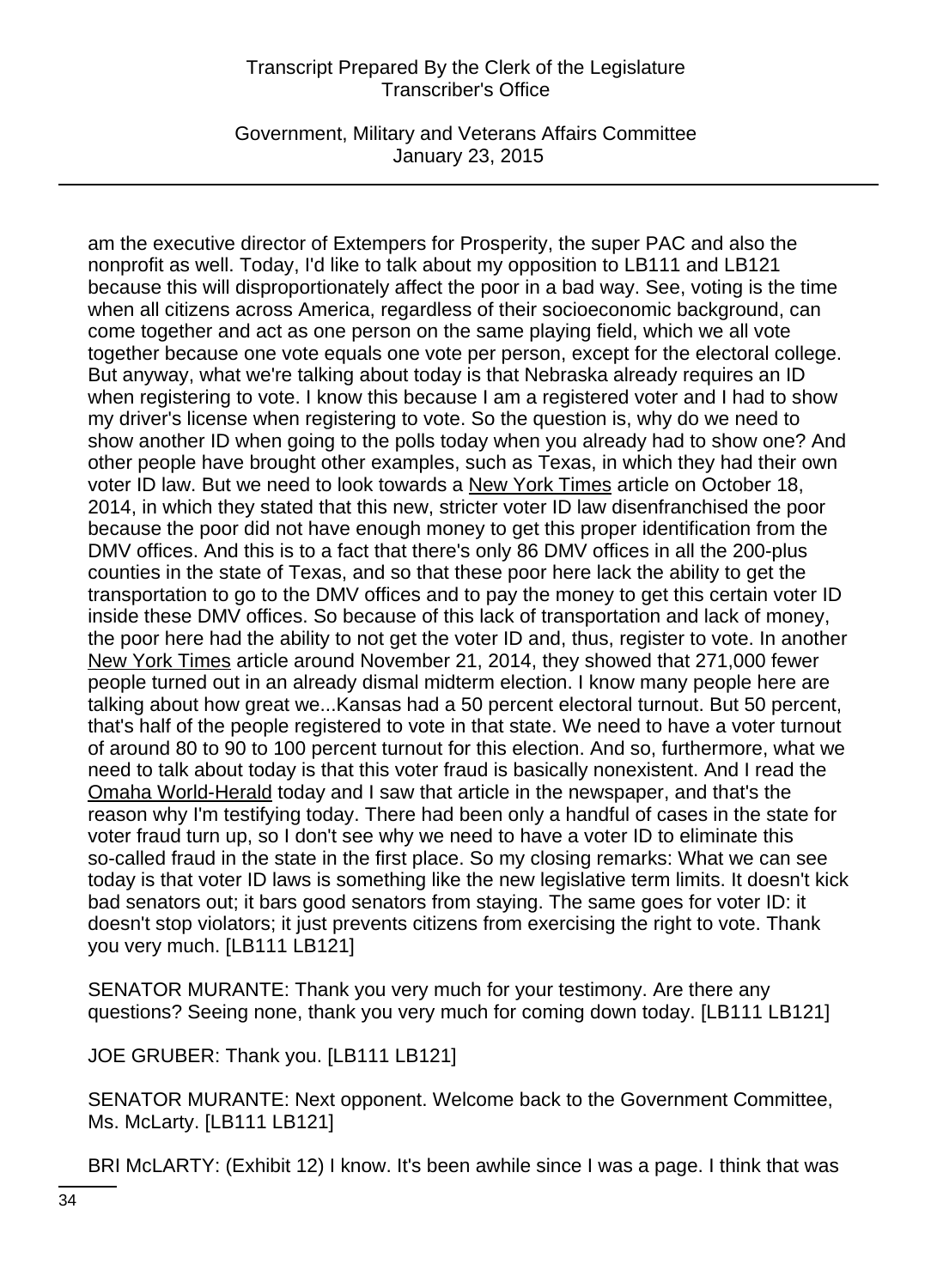am the executive director of Extempers for Prosperity, the super PAC and also the nonprofit as well. Today, I'd like to talk about my opposition to LB111 and LB121 because this will disproportionately affect the poor in a bad way. See, voting is the time when all citizens across America, regardless of their socioeconomic background, can come together and act as one person on the same playing field, which we all vote together because one vote equals one vote per person, except for the electoral college. But anyway, what we're talking about today is that Nebraska already requires an ID when registering to vote. I know this because I am a registered voter and I had to show my driver's license when registering to vote. So the question is, why do we need to show another ID when going to the polls today when you already had to show one? And other people have brought other examples, such as Texas, in which they had their own voter ID law. But we need to look towards a New York Times article on October 18, 2014, in which they stated that this new, stricter voter ID law disenfranchised the poor because the poor did not have enough money to get this proper identification from the DMV offices. And this is to a fact that there's only 86 DMV offices in all the 200-plus counties in the state of Texas, and so that these poor here lack the ability to get the transportation to go to the DMV offices and to pay the money to get this certain voter ID inside these DMV offices. So because of this lack of transportation and lack of money, the poor here had the ability to not get the voter ID and, thus, register to vote. In another New York Times article around November 21, 2014, they showed that 271,000 fewer people turned out in an already dismal midterm election. I know many people here are talking about how great we...Kansas had a 50 percent electoral turnout. But 50 percent, that's half of the people registered to vote in that state. We need to have a voter turnout of around 80 to 90 to 100 percent turnout for this election. And so, furthermore, what we need to talk about today is that this voter fraud is basically nonexistent. And I read the Omaha World-Herald today and I saw that article in the newspaper, and that's the reason why I'm testifying today. There had been only a handful of cases in the state for voter fraud turn up, so I don't see why we need to have a voter ID to eliminate this so-called fraud in the state in the first place. So my closing remarks: What we can see today is that voter ID laws is something like the new legislative term limits. It doesn't kick bad senators out; it bars good senators from staying. The same goes for voter ID: it doesn't stop violators; it just prevents citizens from exercising the right to vote. Thank you very much. [LB111 LB121]

SENATOR MURANTE: Thank you very much for your testimony. Are there any questions? Seeing none, thank you very much for coming down today. [LB111 LB121]

JOE GRUBER: Thank you. [LB111 LB121]

SENATOR MURANTE: Next opponent. Welcome back to the Government Committee, Ms. McLarty. [LB111 LB121]

BRI McLARTY: (Exhibit 12) I know. It's been awhile since I was a page. I think that was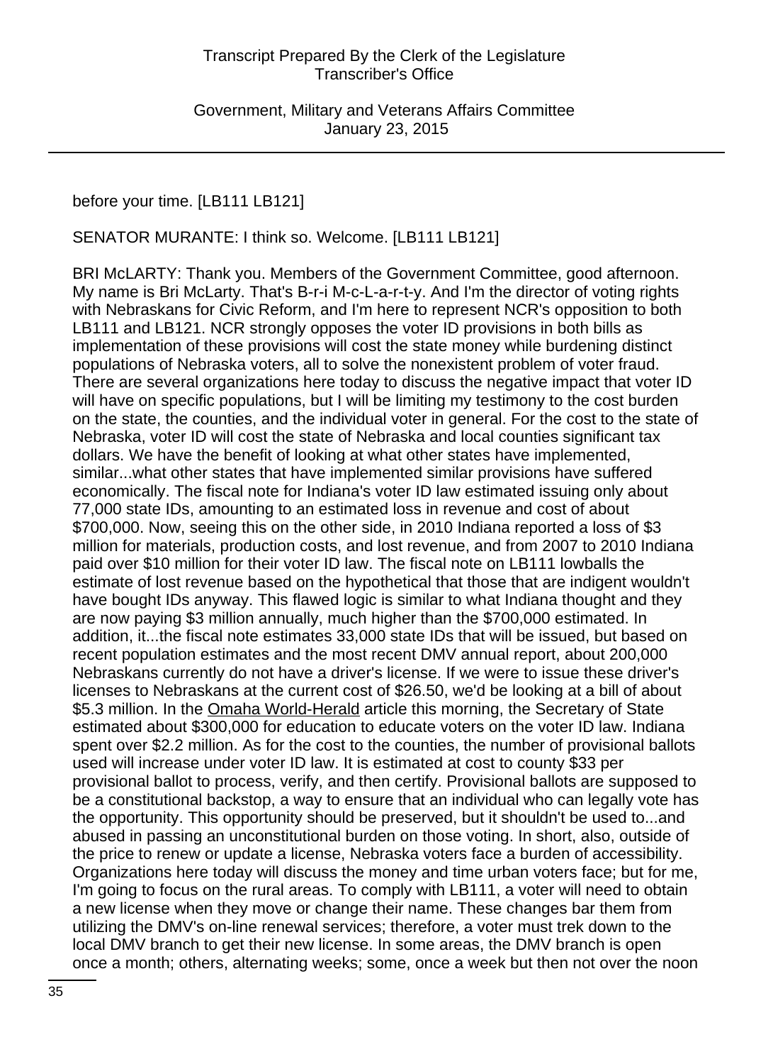before your time. [LB111 LB121]

SENATOR MURANTE: I think so. Welcome. [LB111 LB121]

BRI McLARTY: Thank you. Members of the Government Committee, good afternoon. My name is Bri McLarty. That's B-r-i M-c-L-a-r-t-y. And I'm the director of voting rights with Nebraskans for Civic Reform, and I'm here to represent NCR's opposition to both LB111 and LB121. NCR strongly opposes the voter ID provisions in both bills as implementation of these provisions will cost the state money while burdening distinct populations of Nebraska voters, all to solve the nonexistent problem of voter fraud. There are several organizations here today to discuss the negative impact that voter ID will have on specific populations, but I will be limiting my testimony to the cost burden on the state, the counties, and the individual voter in general. For the cost to the state of Nebraska, voter ID will cost the state of Nebraska and local counties significant tax dollars. We have the benefit of looking at what other states have implemented, similar...what other states that have implemented similar provisions have suffered economically. The fiscal note for Indiana's voter ID law estimated issuing only about 77,000 state IDs, amounting to an estimated loss in revenue and cost of about \$700,000. Now, seeing this on the other side, in 2010 Indiana reported a loss of \$3 million for materials, production costs, and lost revenue, and from 2007 to 2010 Indiana paid over \$10 million for their voter ID law. The fiscal note on LB111 lowballs the estimate of lost revenue based on the hypothetical that those that are indigent wouldn't have bought IDs anyway. This flawed logic is similar to what Indiana thought and they are now paying \$3 million annually, much higher than the \$700,000 estimated. In addition, it...the fiscal note estimates 33,000 state IDs that will be issued, but based on recent population estimates and the most recent DMV annual report, about 200,000 Nebraskans currently do not have a driver's license. If we were to issue these driver's licenses to Nebraskans at the current cost of \$26.50, we'd be looking at a bill of about \$5.3 million. In the Omaha World-Herald article this morning, the Secretary of State estimated about \$300,000 for education to educate voters on the voter ID law. Indiana spent over \$2.2 million. As for the cost to the counties, the number of provisional ballots used will increase under voter ID law. It is estimated at cost to county \$33 per provisional ballot to process, verify, and then certify. Provisional ballots are supposed to be a constitutional backstop, a way to ensure that an individual who can legally vote has the opportunity. This opportunity should be preserved, but it shouldn't be used to...and abused in passing an unconstitutional burden on those voting. In short, also, outside of the price to renew or update a license, Nebraska voters face a burden of accessibility. Organizations here today will discuss the money and time urban voters face; but for me, I'm going to focus on the rural areas. To comply with LB111, a voter will need to obtain a new license when they move or change their name. These changes bar them from utilizing the DMV's on-line renewal services; therefore, a voter must trek down to the local DMV branch to get their new license. In some areas, the DMV branch is open once a month; others, alternating weeks; some, once a week but then not over the noon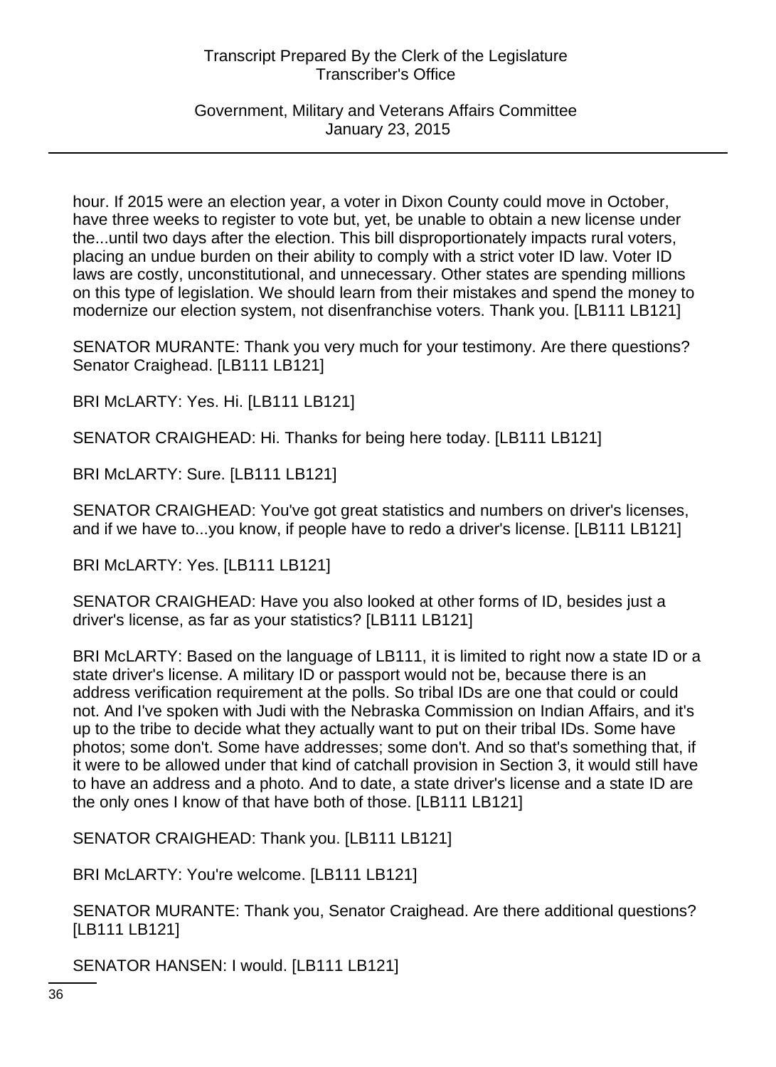hour. If 2015 were an election year, a voter in Dixon County could move in October, have three weeks to register to vote but, yet, be unable to obtain a new license under the...until two days after the election. This bill disproportionately impacts rural voters, placing an undue burden on their ability to comply with a strict voter ID law. Voter ID laws are costly, unconstitutional, and unnecessary. Other states are spending millions on this type of legislation. We should learn from their mistakes and spend the money to modernize our election system, not disenfranchise voters. Thank you. [LB111 LB121]

SENATOR MURANTE: Thank you very much for your testimony. Are there questions? Senator Craighead. [LB111 LB121]

BRI McLARTY: Yes. Hi. [LB111 LB121]

SENATOR CRAIGHEAD: Hi. Thanks for being here today. [LB111 LB121]

BRI McLARTY: Sure. [LB111 LB121]

SENATOR CRAIGHEAD: You've got great statistics and numbers on driver's licenses, and if we have to...you know, if people have to redo a driver's license. [LB111 LB121]

BRI McLARTY: Yes. [LB111 LB121]

SENATOR CRAIGHEAD: Have you also looked at other forms of ID, besides just a driver's license, as far as your statistics? [LB111 LB121]

BRI McLARTY: Based on the language of LB111, it is limited to right now a state ID or a state driver's license. A military ID or passport would not be, because there is an address verification requirement at the polls. So tribal IDs are one that could or could not. And I've spoken with Judi with the Nebraska Commission on Indian Affairs, and it's up to the tribe to decide what they actually want to put on their tribal IDs. Some have photos; some don't. Some have addresses; some don't. And so that's something that, if it were to be allowed under that kind of catchall provision in Section 3, it would still have to have an address and a photo. And to date, a state driver's license and a state ID are the only ones I know of that have both of those. [LB111 LB121]

SENATOR CRAIGHEAD: Thank you. [LB111 LB121]

BRI McLARTY: You're welcome. [LB111 LB121]

SENATOR MURANTE: Thank you, Senator Craighead. Are there additional questions? [LB111 LB121]

SENATOR HANSEN: I would. [LB111 LB121]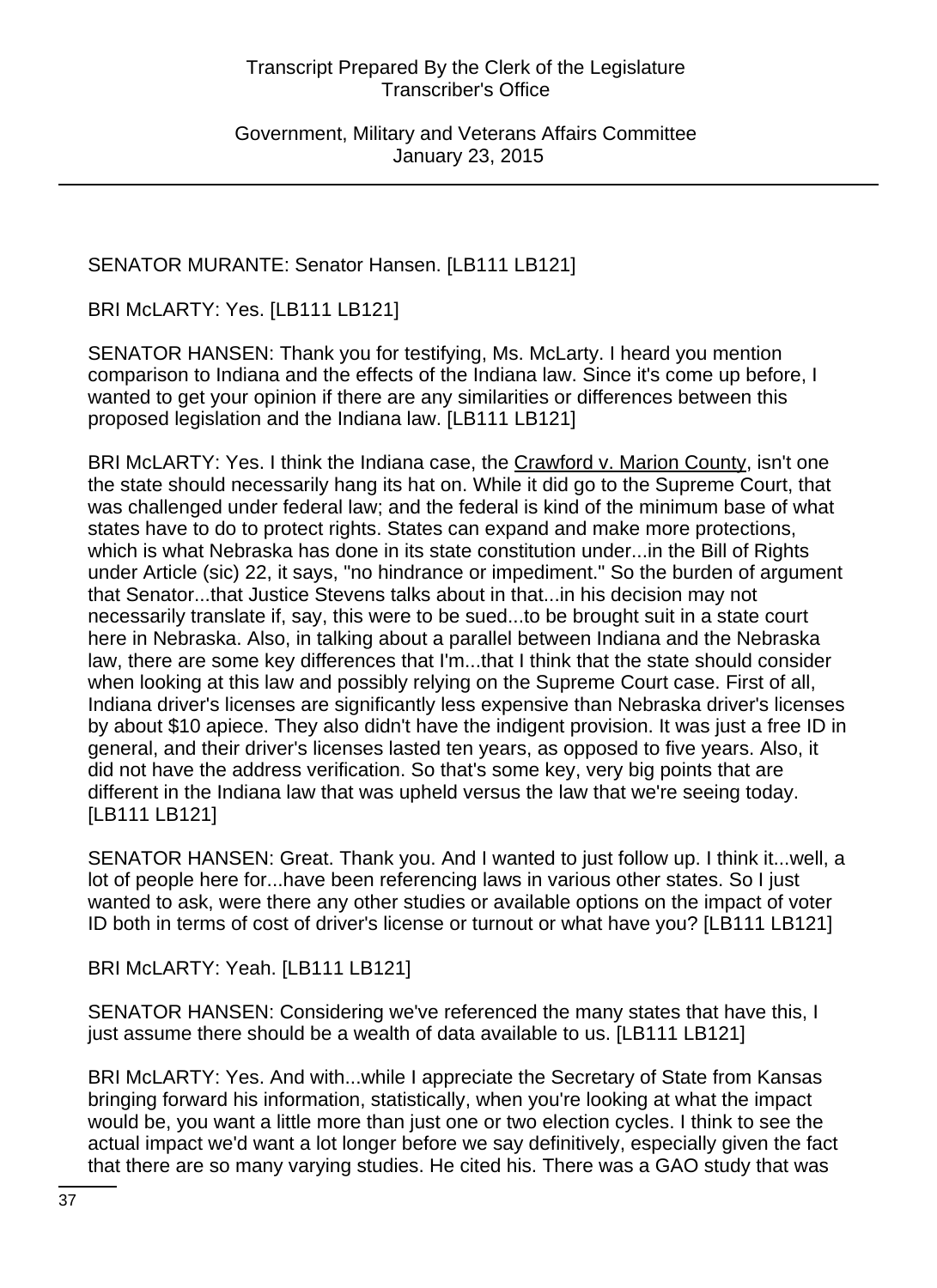SENATOR MURANTE: Senator Hansen. [LB111 LB121]

BRI McLARTY: Yes. [LB111 LB121]

SENATOR HANSEN: Thank you for testifying, Ms. McLarty. I heard you mention comparison to Indiana and the effects of the Indiana law. Since it's come up before, I wanted to get your opinion if there are any similarities or differences between this proposed legislation and the Indiana law. [LB111 LB121]

BRI McLARTY: Yes. I think the Indiana case, the Crawford v. Marion County, isn't one the state should necessarily hang its hat on. While it did go to the Supreme Court, that was challenged under federal law; and the federal is kind of the minimum base of what states have to do to protect rights. States can expand and make more protections, which is what Nebraska has done in its state constitution under...in the Bill of Rights under Article (sic) 22, it says, "no hindrance or impediment." So the burden of argument that Senator...that Justice Stevens talks about in that...in his decision may not necessarily translate if, say, this were to be sued...to be brought suit in a state court here in Nebraska. Also, in talking about a parallel between Indiana and the Nebraska law, there are some key differences that I'm...that I think that the state should consider when looking at this law and possibly relying on the Supreme Court case. First of all, Indiana driver's licenses are significantly less expensive than Nebraska driver's licenses by about $10 apiece. They also didn't have the indigent provision. It was just a free ID in general, and their driver's licenses lasted ten years, as opposed to five years. Also, it did not have the address verification. So that's some key, very big points that are different in the Indiana law that was upheld versus the law that we're seeing today. [LB111 LB121]

SENATOR HANSEN: Great. Thank you. And I wanted to just follow up. I think it...well, a lot of people here for...have been referencing laws in various other states. So I just wanted to ask, were there any other studies or available options on the impact of voter ID both in terms of cost of driver's license or turnout or what have you? [LB111 LB121]

BRI McLARTY: Yeah. [LB111 LB121]

SENATOR HANSEN: Considering we've referenced the many states that have this, I just assume there should be a wealth of data available to us. [LB111 LB121]

BRI McLARTY: Yes. And with...while I appreciate the Secretary of State from Kansas bringing forward his information, statistically, when you're looking at what the impact would be, you want a little more than just one or two election cycles. I think to see the actual impact we'd want a lot longer before we say definitively, especially given the fact that there are so many varying studies. He cited his. There was a GAO study that was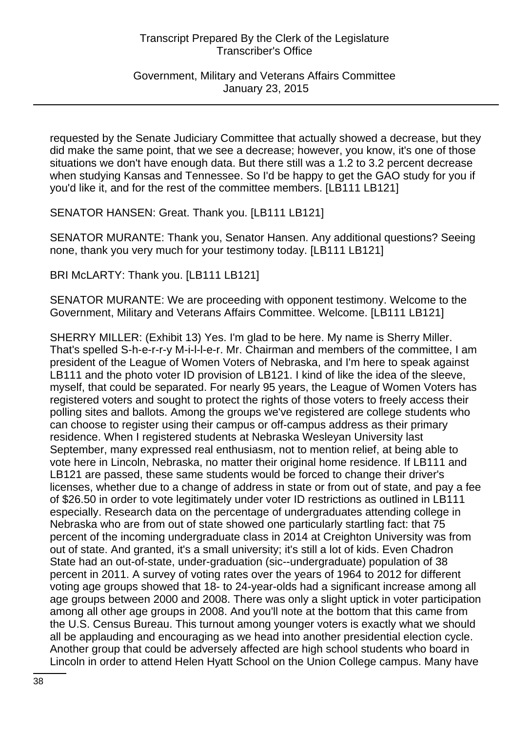requested by the Senate Judiciary Committee that actually showed a decrease, but they did make the same point, that we see a decrease; however, you know, it's one of those situations we don't have enough data. But there still was a 1.2 to 3.2 percent decrease when studying Kansas and Tennessee. So I'd be happy to get the GAO study for you if you'd like it, and for the rest of the committee members. [LB111 LB121]

SENATOR HANSEN: Great. Thank you. [LB111 LB121]

SENATOR MURANTE: Thank you, Senator Hansen. Any additional questions? Seeing none, thank you very much for your testimony today. [LB111 LB121]

BRI McLARTY: Thank you. [LB111 LB121]

SENATOR MURANTE: We are proceeding with opponent testimony. Welcome to the Government, Military and Veterans Affairs Committee. Welcome. [LB111 LB121]

SHERRY MILLER: (Exhibit 13) Yes. I'm glad to be here. My name is Sherry Miller. That's spelled S-h-e-r-r-y M-i-l-l-e-r. Mr. Chairman and members of the committee, I am president of the League of Women Voters of Nebraska, and I'm here to speak against LB111 and the photo voter ID provision of LB121. I kind of like the idea of the sleeve, myself, that could be separated. For nearly 95 years, the League of Women Voters has registered voters and sought to protect the rights of those voters to freely access their polling sites and ballots. Among the groups we've registered are college students who can choose to register using their campus or off-campus address as their primary residence. When I registered students at Nebraska Wesleyan University last September, many expressed real enthusiasm, not to mention relief, at being able to vote here in Lincoln, Nebraska, no matter their original home residence. If LB111 and LB121 are passed, these same students would be forced to change their driver's licenses, whether due to a change of address in state or from out of state, and pay a fee of $26.50 in order to vote legitimately under voter ID restrictions as outlined in LB111 especially. Research data on the percentage of undergraduates attending college in Nebraska who are from out of state showed one particularly startling fact: that 75 percent of the incoming undergraduate class in 2014 at Creighton University was from out of state. And granted, it's a small university; it's still a lot of kids. Even Chadron State had an out-of-state, under-graduation (sic--undergraduate) population of 38 percent in 2011. A survey of voting rates over the years of 1964 to 2012 for different voting age groups showed that 18- to 24-year-olds had a significant increase among all age groups between 2000 and 2008. There was only a slight uptick in voter participation among all other age groups in 2008. And you'll note at the bottom that this came from the U.S. Census Bureau. This turnout among younger voters is exactly what we should all be applauding and encouraging as we head into another presidential election cycle. Another group that could be adversely affected are high school students who board in Lincoln in order to attend Helen Hyatt School on the Union College campus. Many have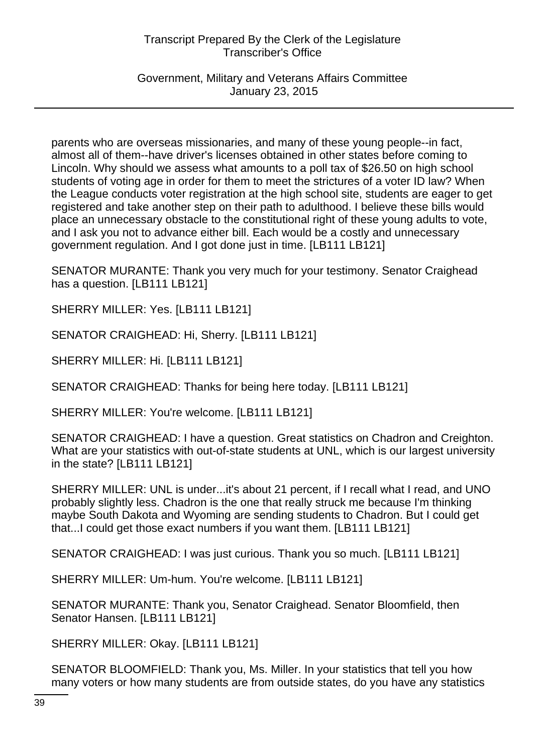parents who are overseas missionaries, and many of these young people--in fact, almost all of them--have driver's licenses obtained in other states before coming to Lincoln. Why should we assess what amounts to a poll tax of $26.50 on high school students of voting age in order for them to meet the strictures of a voter ID law? When the League conducts voter registration at the high school site, students are eager to get registered and take another step on their path to adulthood. I believe these bills would place an unnecessary obstacle to the constitutional right of these young adults to vote, and I ask you not to advance either bill. Each would be a costly and unnecessary government regulation. And I got done just in time. [LB111 LB121]

SENATOR MURANTE: Thank you very much for your testimony. Senator Craighead has a question. [LB111 LB121]

SHERRY MILLER: Yes. [LB111 LB121]

SENATOR CRAIGHEAD: Hi, Sherry. [LB111 LB121]

SHERRY MILLER: Hi. [LB111 LB121]

SENATOR CRAIGHEAD: Thanks for being here today. [LB111 LB121]

SHERRY MILLER: You're welcome. [LB111 LB121]

SENATOR CRAIGHEAD: I have a question. Great statistics on Chadron and Creighton. What are your statistics with out-of-state students at UNL, which is our largest university in the state? [LB111 LB121]

SHERRY MILLER: UNL is under...it's about 21 percent, if I recall what I read, and UNO probably slightly less. Chadron is the one that really struck me because I'm thinking maybe South Dakota and Wyoming are sending students to Chadron. But I could get that...I could get those exact numbers if you want them. [LB111 LB121]

SENATOR CRAIGHEAD: I was just curious. Thank you so much. [LB111 LB121]

SHERRY MILLER: Um-hum. You're welcome. [LB111 LB121]

SENATOR MURANTE: Thank you, Senator Craighead. Senator Bloomfield, then Senator Hansen. [LB111 LB121]

SHERRY MILLER: Okay. [LB111 LB121]

SENATOR BLOOMFIELD: Thank you, Ms. Miller. In your statistics that tell you how many voters or how many students are from outside states, do you have any statistics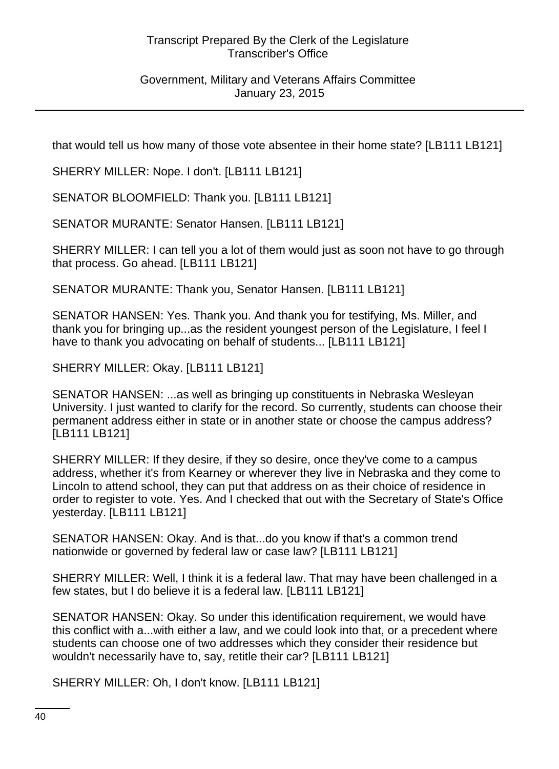that would tell us how many of those vote absentee in their home state? [LB111 LB121]

SHERRY MILLER: Nope. I don't. [LB111 LB121]

SENATOR BLOOMFIELD: Thank you. [LB111 LB121]

SENATOR MURANTE: Senator Hansen. [LB111 LB121]

SHERRY MILLER: I can tell you a lot of them would just as soon not have to go through that process. Go ahead. [LB111 LB121]

SENATOR MURANTE: Thank you, Senator Hansen. [LB111 LB121]

SENATOR HANSEN: Yes. Thank you. And thank you for testifying, Ms. Miller, and thank you for bringing up...as the resident youngest person of the Legislature, I feel I have to thank you advocating on behalf of students... [LB111 LB121]

SHERRY MILLER: Okay. [LB111 LB121]

SENATOR HANSEN: ...as well as bringing up constituents in Nebraska Wesleyan University. I just wanted to clarify for the record. So currently, students can choose their permanent address either in state or in another state or choose the campus address? [LB111 LB121]

SHERRY MILLER: If they desire, if they so desire, once they've come to a campus address, whether it's from Kearney or wherever they live in Nebraska and they come to Lincoln to attend school, they can put that address on as their choice of residence in order to register to vote. Yes. And I checked that out with the Secretary of State's Office yesterday. [LB111 LB121]

SENATOR HANSEN: Okay. And is that...do you know if that's a common trend nationwide or governed by federal law or case law? [LB111 LB121]

SHERRY MILLER: Well, I think it is a federal law. That may have been challenged in a few states, but I do believe it is a federal law. [LB111 LB121]

SENATOR HANSEN: Okay. So under this identification requirement, we would have this conflict with a...with either a law, and we could look into that, or a precedent where students can choose one of two addresses which they consider their residence but wouldn't necessarily have to, say, retitle their car? [LB111 LB121]

SHERRY MILLER: Oh, I don't know. [LB111 LB121]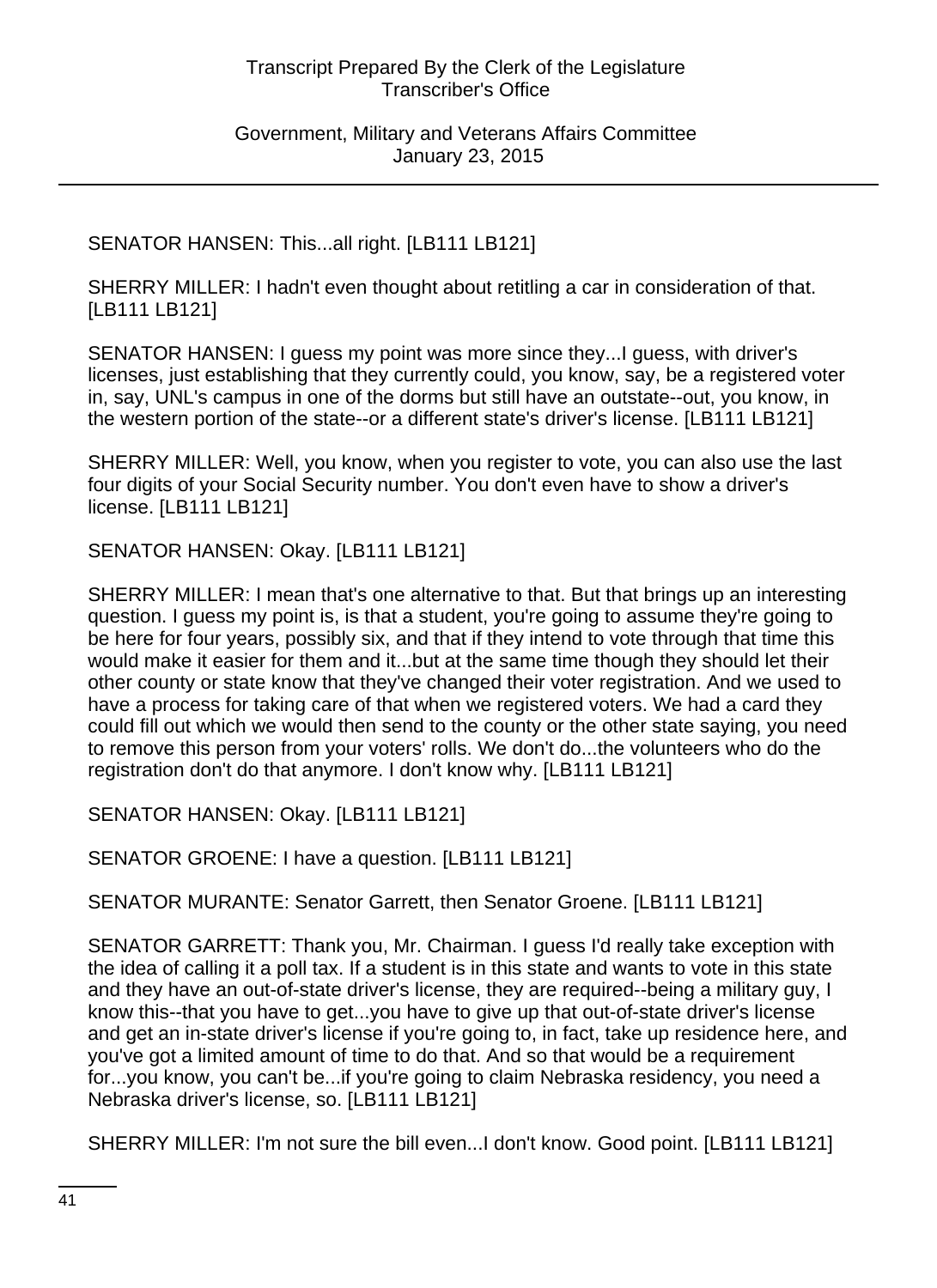SENATOR HANSEN: This...all right. [LB111 LB121]

SHERRY MILLER: I hadn't even thought about retitling a car in consideration of that. [LB111 LB121]

SENATOR HANSEN: I guess my point was more since they...I guess, with driver's licenses, just establishing that they currently could, you know, say, be a registered voter in, say, UNL's campus in one of the dorms but still have an outstate--out, you know, in the western portion of the state--or a different state's driver's license. [LB111 LB121]

SHERRY MILLER: Well, you know, when you register to vote, you can also use the last four digits of your Social Security number. You don't even have to show a driver's license. [LB111 LB121]

SENATOR HANSEN: Okay. [LB111 LB121]

SHERRY MILLER: I mean that's one alternative to that. But that brings up an interesting question. I guess my point is, is that a student, you're going to assume they're going to be here for four years, possibly six, and that if they intend to vote through that time this would make it easier for them and it...but at the same time though they should let their other county or state know that they've changed their voter registration. And we used to have a process for taking care of that when we registered voters. We had a card they could fill out which we would then send to the county or the other state saying, you need to remove this person from your voters' rolls. We don't do...the volunteers who do the registration don't do that anymore. I don't know why. [LB111 LB121]

SENATOR HANSEN: Okay. [LB111 LB121]

SENATOR GROENE: I have a question. [LB111 LB121]

SENATOR MURANTE: Senator Garrett, then Senator Groene. [LB111 LB121]

SENATOR GARRETT: Thank you, Mr. Chairman. I guess I'd really take exception with the idea of calling it a poll tax. If a student is in this state and wants to vote in this state and they have an out-of-state driver's license, they are required--being a military guy, I know this--that you have to get...you have to give up that out-of-state driver's license and get an in-state driver's license if you're going to, in fact, take up residence here, and you've got a limited amount of time to do that. And so that would be a requirement for...you know, you can't be...if you're going to claim Nebraska residency, you need a Nebraska driver's license, so. [LB111 LB121]

SHERRY MILLER: I'm not sure the bill even...I don't know. Good point. [LB111 LB121]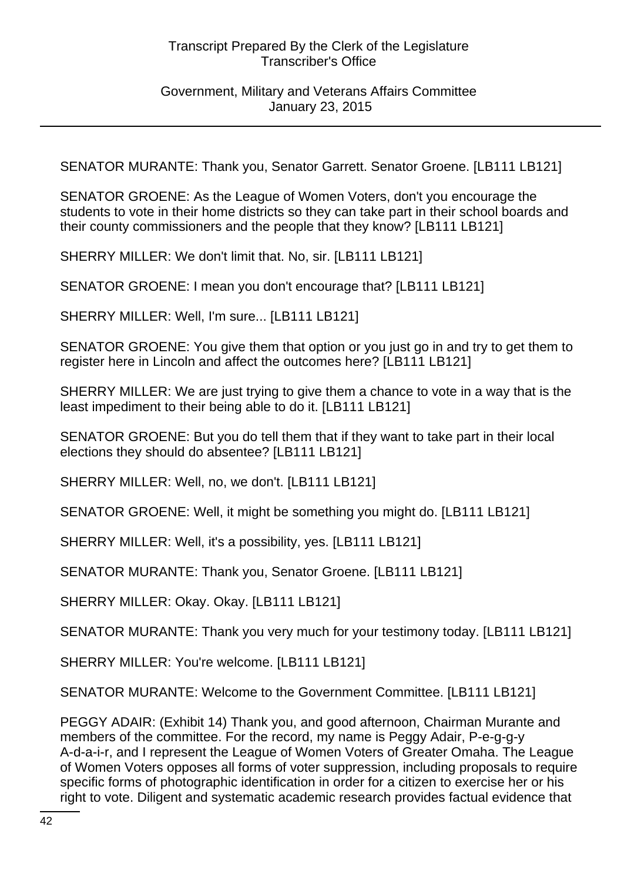SENATOR MURANTE: Thank you, Senator Garrett. Senator Groene. [LB111 LB121]

SENATOR GROENE: As the League of Women Voters, don't you encourage the students to vote in their home districts so they can take part in their school boards and their county commissioners and the people that they know? [LB111 LB121]

SHERRY MILLER: We don't limit that. No, sir. [LB111 LB121]

SENATOR GROENE: I mean you don't encourage that? [LB111 LB121]

SHERRY MILLER: Well, I'm sure... [LB111 LB121]

SENATOR GROENE: You give them that option or you just go in and try to get them to register here in Lincoln and affect the outcomes here? [LB111 LB121]

SHERRY MILLER: We are just trying to give them a chance to vote in a way that is the least impediment to their being able to do it. [LB111 LB121]

SENATOR GROENE: But you do tell them that if they want to take part in their local elections they should do absentee? [LB111 LB121]

SHERRY MILLER: Well, no, we don't. [LB111 LB121]

SENATOR GROENE: Well, it might be something you might do. [LB111 LB121]

SHERRY MILLER: Well, it's a possibility, yes. [LB111 LB121]

SENATOR MURANTE: Thank you, Senator Groene. [LB111 LB121]

SHERRY MILLER: Okay. Okay. [LB111 LB121]

SENATOR MURANTE: Thank you very much for your testimony today. [LB111 LB121]

SHERRY MILLER: You're welcome. [LB111 LB121]

SENATOR MURANTE: Welcome to the Government Committee. [LB111 LB121]

PEGGY ADAIR: (Exhibit 14) Thank you, and good afternoon, Chairman Murante and members of the committee. For the record, my name is Peggy Adair, P-e-g-g-y A-d-a-i-r, and I represent the League of Women Voters of Greater Omaha. The League of Women Voters opposes all forms of voter suppression, including proposals to require specific forms of photographic identification in order for a citizen to exercise her or his right to vote. Diligent and systematic academic research provides factual evidence that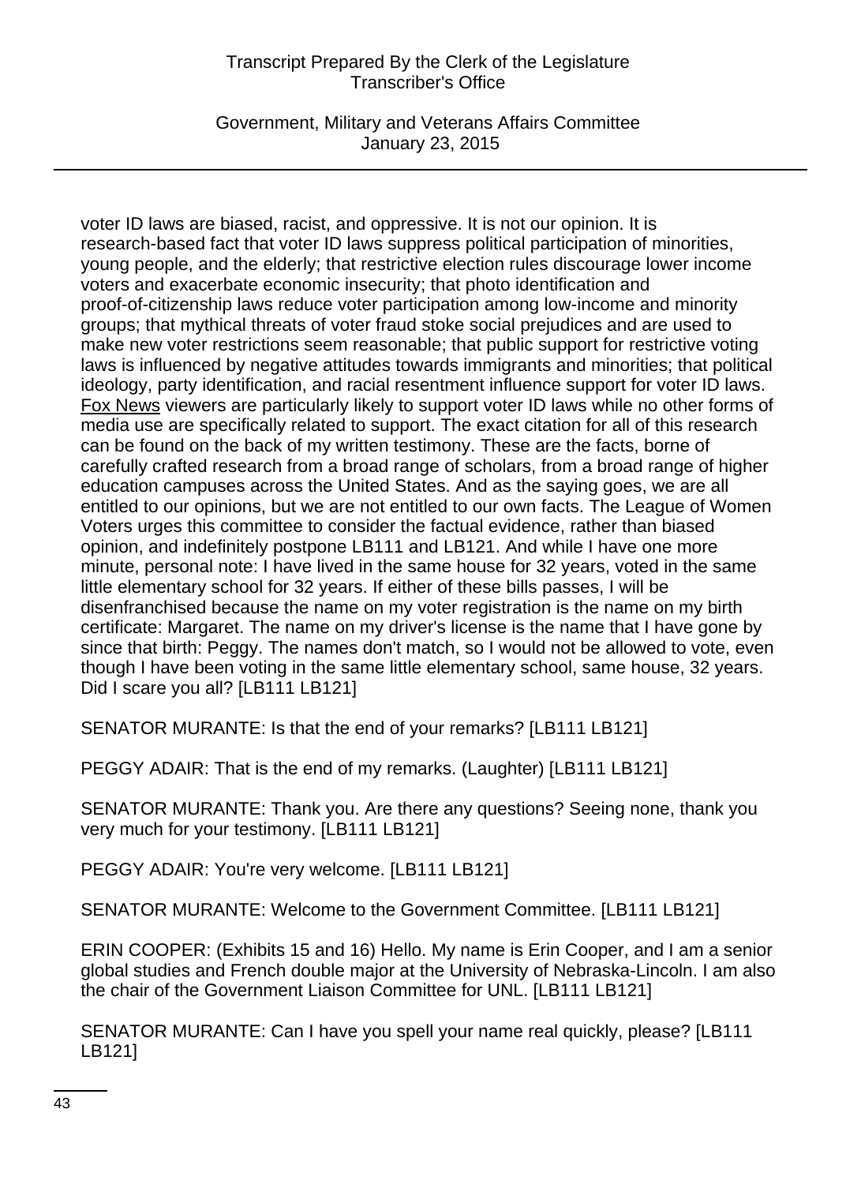voter ID laws are biased, racist, and oppressive. It is not our opinion. It is research-based fact that voter ID laws suppress political participation of minorities, young people, and the elderly; that restrictive election rules discourage lower income voters and exacerbate economic insecurity; that photo identification and proof-of-citizenship laws reduce voter participation among low-income and minority groups; that mythical threats of voter fraud stoke social prejudices and are used to make new voter restrictions seem reasonable; that public support for restrictive voting laws is influenced by negative attitudes towards immigrants and minorities; that political ideology, party identification, and racial resentment influence support for voter ID laws. Fox News viewers are particularly likely to support voter ID laws while no other forms of media use are specifically related to support. The exact citation for all of this research can be found on the back of my written testimony. These are the facts, borne of carefully crafted research from a broad range of scholars, from a broad range of higher education campuses across the United States. And as the saying goes, we are all entitled to our opinions, but we are not entitled to our own facts. The League of Women Voters urges this committee to consider the factual evidence, rather than biased opinion, and indefinitely postpone LB111 and LB121. And while I have one more minute, personal note: I have lived in the same house for 32 years, voted in the same little elementary school for 32 years. If either of these bills passes, I will be disenfranchised because the name on my voter registration is the name on my birth certificate: Margaret. The name on my driver's license is the name that I have gone by since that birth: Peggy. The names don't match, so I would not be allowed to vote, even though I have been voting in the same little elementary school, same house, 32 years. Did I scare you all? [LB111 LB121]

SENATOR MURANTE: Is that the end of your remarks? [LB111 LB121]

PEGGY ADAIR: That is the end of my remarks. (Laughter) [LB111 LB121]

SENATOR MURANTE: Thank you. Are there any questions? Seeing none, thank you very much for your testimony. [LB111 LB121]

PEGGY ADAIR: You're very welcome. [LB111 LB121]

SENATOR MURANTE: Welcome to the Government Committee. [LB111 LB121]

ERIN COOPER: (Exhibits 15 and 16) Hello. My name is Erin Cooper, and I am a senior global studies and French double major at the University of Nebraska-Lincoln. I am also the chair of the Government Liaison Committee for UNL. [LB111 LB121]

SENATOR MURANTE: Can I have you spell your name real quickly, please? [LB111 LB121]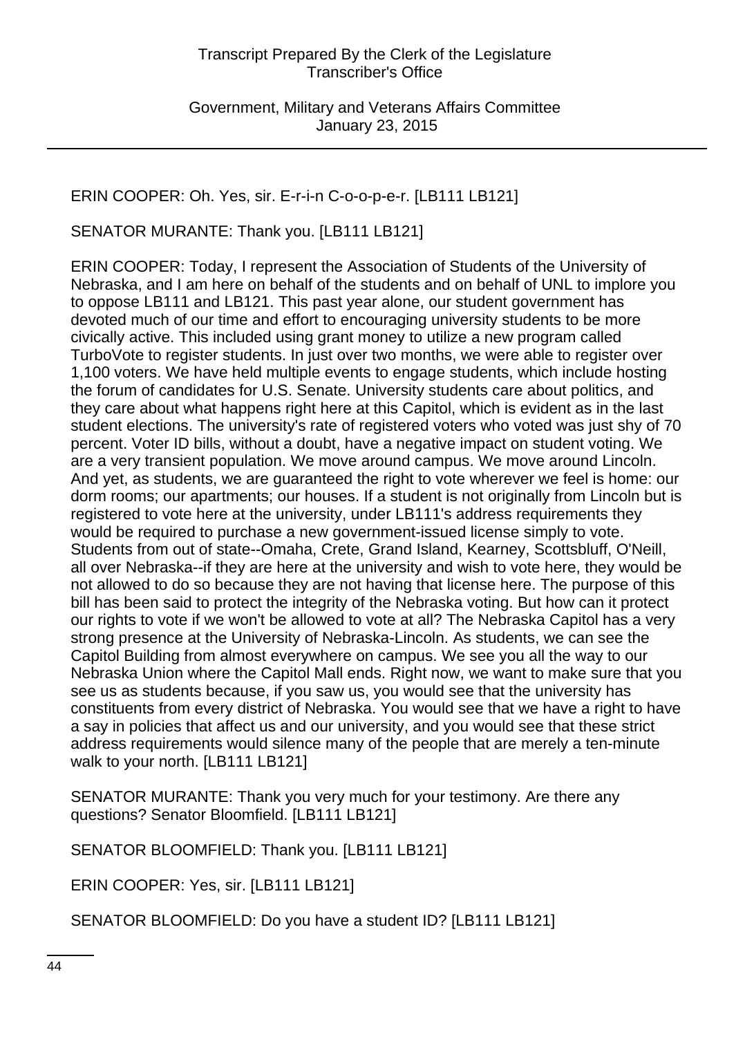ERIN COOPER: Oh. Yes, sir. E-r-i-n C-o-o-p-e-r. [LB111 LB121]

SENATOR MURANTE: Thank you. [LB111 LB121]

ERIN COOPER: Today, I represent the Association of Students of the University of Nebraska, and I am here on behalf of the students and on behalf of UNL to implore you to oppose LB111 and LB121. This past year alone, our student government has devoted much of our time and effort to encouraging university students to be more civically active. This included using grant money to utilize a new program called TurboVote to register students. In just over two months, we were able to register over 1,100 voters. We have held multiple events to engage students, which include hosting the forum of candidates for U.S. Senate. University students care about politics, and they care about what happens right here at this Capitol, which is evident as in the last student elections. The university's rate of registered voters who voted was just shy of 70 percent. Voter ID bills, without a doubt, have a negative impact on student voting. We are a very transient population. We move around campus. We move around Lincoln. And yet, as students, we are guaranteed the right to vote wherever we feel is home: our dorm rooms; our apartments; our houses. If a student is not originally from Lincoln but is registered to vote here at the university, under LB111's address requirements they would be required to purchase a new government-issued license simply to vote. Students from out of state--Omaha, Crete, Grand Island, Kearney, Scottsbluff, O'Neill, all over Nebraska--if they are here at the university and wish to vote here, they would be not allowed to do so because they are not having that license here. The purpose of this bill has been said to protect the integrity of the Nebraska voting. But how can it protect our rights to vote if we won't be allowed to vote at all? The Nebraska Capitol has a very strong presence at the University of Nebraska-Lincoln. As students, we can see the Capitol Building from almost everywhere on campus. We see you all the way to our Nebraska Union where the Capitol Mall ends. Right now, we want to make sure that you see us as students because, if you saw us, you would see that the university has constituents from every district of Nebraska. You would see that we have a right to have a say in policies that affect us and our university, and you would see that these strict address requirements would silence many of the people that are merely a ten-minute walk to your north. [LB111 LB121]

SENATOR MURANTE: Thank you very much for your testimony. Are there any questions? Senator Bloomfield. [LB111 LB121]

SENATOR BLOOMFIELD: Thank you. [LB111 LB121]

ERIN COOPER: Yes, sir. [LB111 LB121]

SENATOR BLOOMFIELD: Do you have a student ID? [LB111 LB121]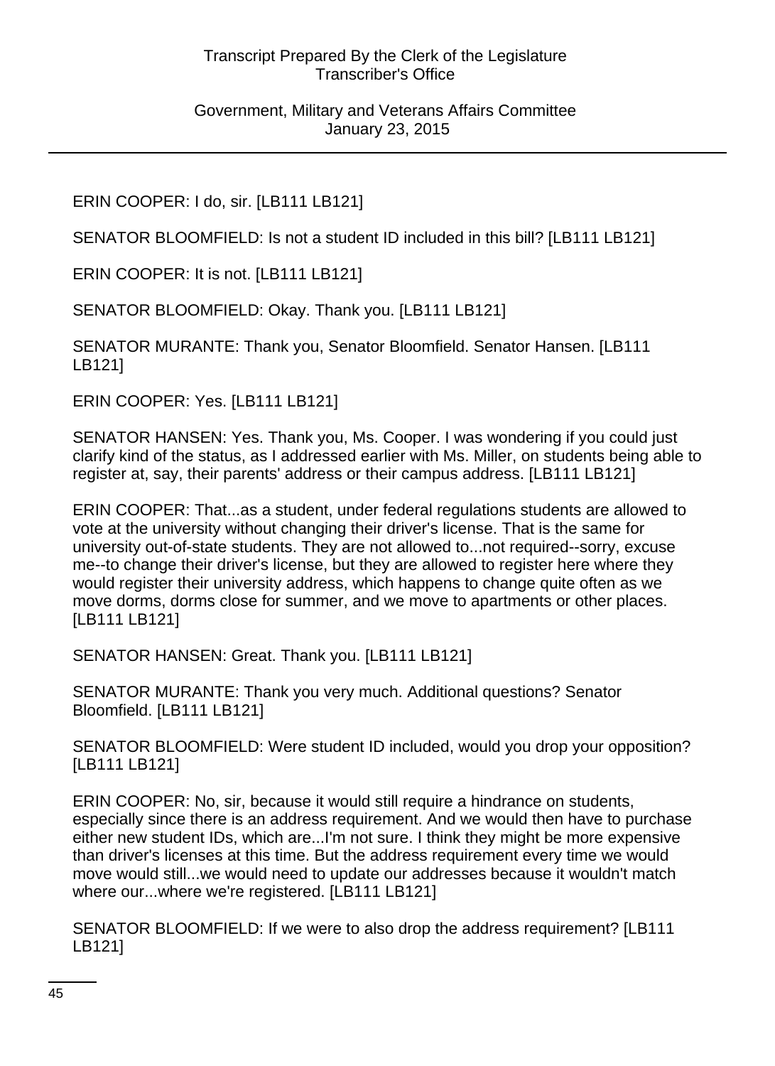ERIN COOPER: I do, sir. [LB111 LB121]

SENATOR BLOOMFIELD: Is not a student ID included in this bill? [LB111 LB121]

ERIN COOPER: It is not. [LB111 LB121]

SENATOR BLOOMFIELD: Okay. Thank you. [LB111 LB121]

SENATOR MURANTE: Thank you, Senator Bloomfield. Senator Hansen. [LB111 LB121]

ERIN COOPER: Yes. [LB111 LB121]

SENATOR HANSEN: Yes. Thank you, Ms. Cooper. I was wondering if you could just clarify kind of the status, as I addressed earlier with Ms. Miller, on students being able to register at, say, their parents' address or their campus address. [LB111 LB121]

ERIN COOPER: That...as a student, under federal regulations students are allowed to vote at the university without changing their driver's license. That is the same for university out-of-state students. They are not allowed to...not required--sorry, excuse me--to change their driver's license, but they are allowed to register here where they would register their university address, which happens to change quite often as we move dorms, dorms close for summer, and we move to apartments or other places. [LB111 LB121]

SENATOR HANSEN: Great. Thank you. [LB111 LB121]

SENATOR MURANTE: Thank you very much. Additional questions? Senator Bloomfield. [LB111 LB121]

SENATOR BLOOMFIELD: Were student ID included, would you drop your opposition? [LB111 LB121]

ERIN COOPER: No, sir, because it would still require a hindrance on students, especially since there is an address requirement. And we would then have to purchase either new student IDs, which are...I'm not sure. I think they might be more expensive than driver's licenses at this time. But the address requirement every time we would move would still...we would need to update our addresses because it wouldn't match where our...where we're registered. [LB111 LB121]

SENATOR BLOOMFIELD: If we were to also drop the address requirement? [LB111 LB121]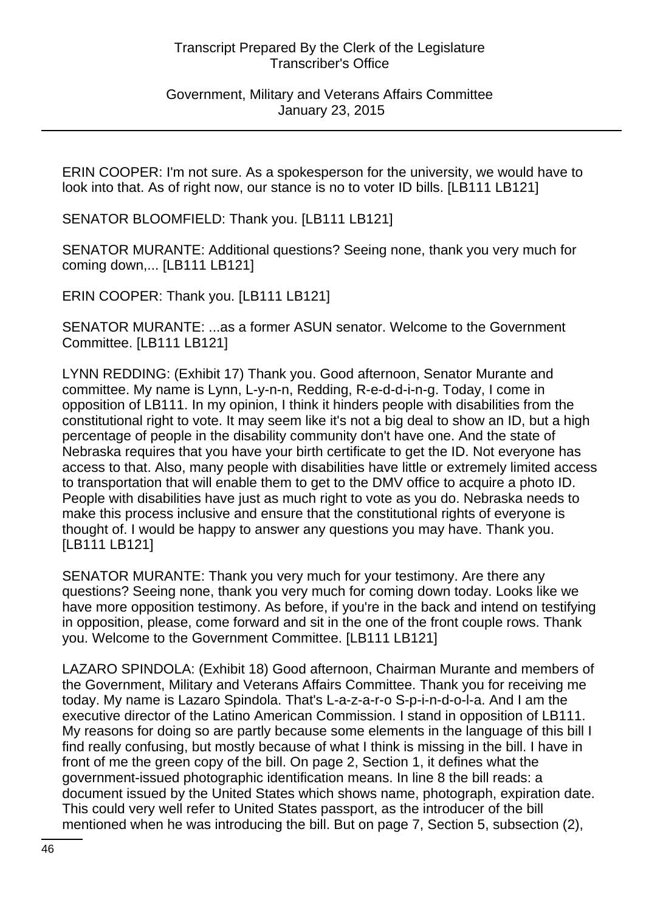ERIN COOPER: I'm not sure. As a spokesperson for the university, we would have to look into that. As of right now, our stance is no to voter ID bills. [LB111 LB121]

SENATOR BLOOMFIELD: Thank you. [LB111 LB121]

SENATOR MURANTE: Additional questions? Seeing none, thank you very much for coming down,... [LB111 LB121]

ERIN COOPER: Thank you. [LB111 LB121]

SENATOR MURANTE: ...as a former ASUN senator. Welcome to the Government Committee. [LB111 LB121]

LYNN REDDING: (Exhibit 17) Thank you. Good afternoon, Senator Murante and committee. My name is Lynn, L-y-n-n, Redding, R-e-d-d-i-n-g. Today, I come in opposition of LB111. In my opinion, I think it hinders people with disabilities from the constitutional right to vote. It may seem like it's not a big deal to show an ID, but a high percentage of people in the disability community don't have one. And the state of Nebraska requires that you have your birth certificate to get the ID. Not everyone has access to that. Also, many people with disabilities have little or extremely limited access to transportation that will enable them to get to the DMV office to acquire a photo ID. People with disabilities have just as much right to vote as you do. Nebraska needs to make this process inclusive and ensure that the constitutional rights of everyone is thought of. I would be happy to answer any questions you may have. Thank you. [LB111 LB121]

SENATOR MURANTE: Thank you very much for your testimony. Are there any questions? Seeing none, thank you very much for coming down today. Looks like we have more opposition testimony. As before, if you're in the back and intend on testifying in opposition, please, come forward and sit in the one of the front couple rows. Thank you. Welcome to the Government Committee. [LB111 LB121]

LAZARO SPINDOLA: (Exhibit 18) Good afternoon, Chairman Murante and members of the Government, Military and Veterans Affairs Committee. Thank you for receiving me today. My name is Lazaro Spindola. That's L-a-z-a-r-o S-p-i-n-d-o-l-a. And I am the executive director of the Latino American Commission. I stand in opposition of LB111. My reasons for doing so are partly because some elements in the language of this bill I find really confusing, but mostly because of what I think is missing in the bill. I have in front of me the green copy of the bill. On page 2, Section 1, it defines what the government-issued photographic identification means. In line 8 the bill reads: a document issued by the United States which shows name, photograph, expiration date. This could very well refer to United States passport, as the introducer of the bill mentioned when he was introducing the bill. But on page 7, Section 5, subsection (2),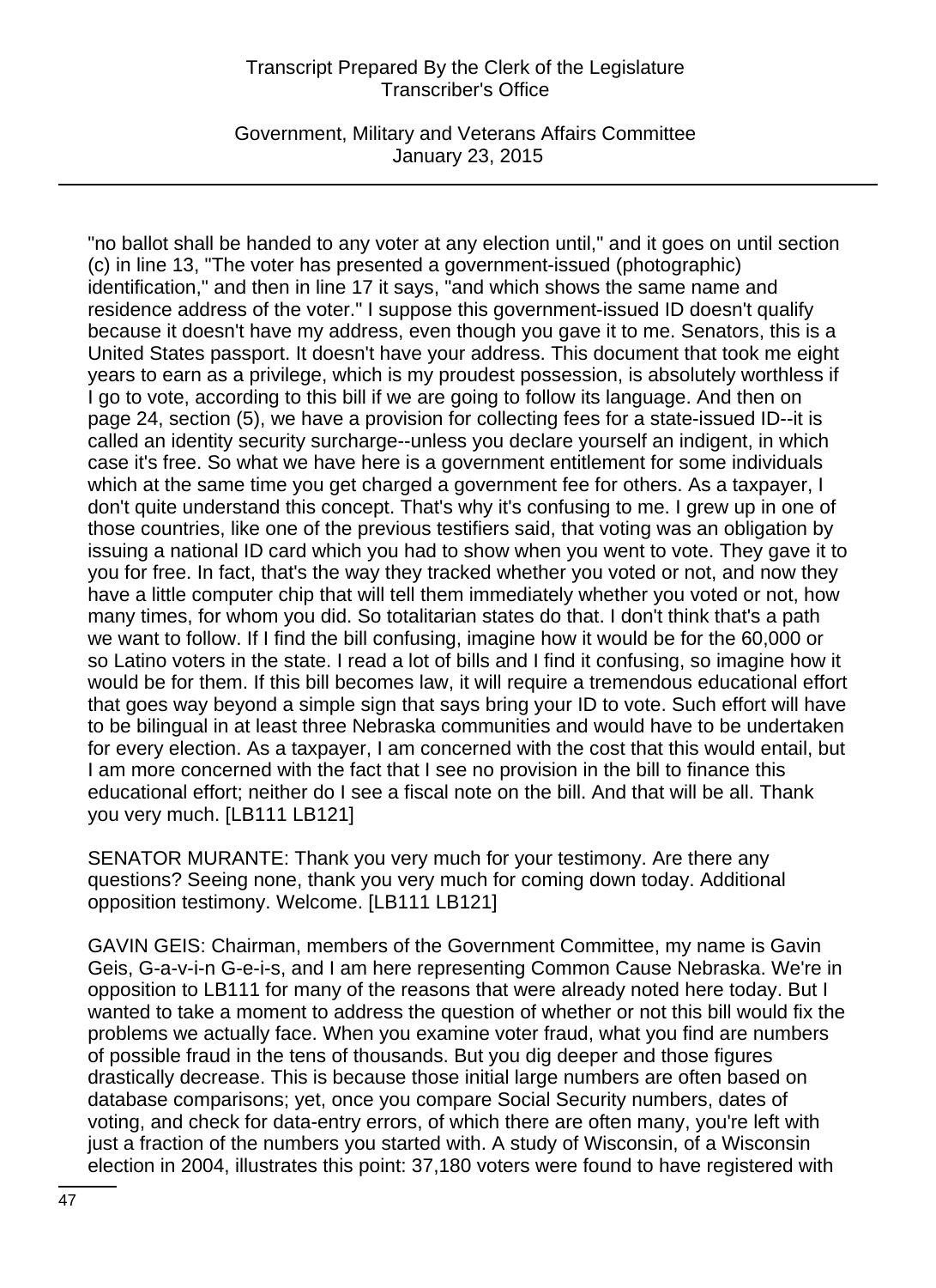"no ballot shall be handed to any voter at any election until," and it goes on until section (c) in line 13, "The voter has presented a government-issued (photographic) identification," and then in line 17 it says, "and which shows the same name and residence address of the voter." I suppose this government-issued ID doesn't qualify because it doesn't have my address, even though you gave it to me. Senators, this is a United States passport. It doesn't have your address. This document that took me eight years to earn as a privilege, which is my proudest possession, is absolutely worthless if I go to vote, according to this bill if we are going to follow its language. And then on page 24, section (5), we have a provision for collecting fees for a state-issued ID--it is called an identity security surcharge--unless you declare yourself an indigent, in which case it's free. So what we have here is a government entitlement for some individuals which at the same time you get charged a government fee for others. As a taxpayer, I don't quite understand this concept. That's why it's confusing to me. I grew up in one of those countries, like one of the previous testifiers said, that voting was an obligation by issuing a national ID card which you had to show when you went to vote. They gave it to you for free. In fact, that's the way they tracked whether you voted or not, and now they have a little computer chip that will tell them immediately whether you voted or not, how many times, for whom you did. So totalitarian states do that. I don't think that's a path we want to follow. If I find the bill confusing, imagine how it would be for the 60,000 or so Latino voters in the state. I read a lot of bills and I find it confusing, so imagine how it would be for them. If this bill becomes law, it will require a tremendous educational effort that goes way beyond a simple sign that says bring your ID to vote. Such effort will have to be bilingual in at least three Nebraska communities and would have to be undertaken for every election. As a taxpayer, I am concerned with the cost that this would entail, but I am more concerned with the fact that I see no provision in the bill to finance this educational effort; neither do I see a fiscal note on the bill. And that will be all. Thank you very much. [LB111 LB121]

SENATOR MURANTE: Thank you very much for your testimony. Are there any questions? Seeing none, thank you very much for coming down today. Additional opposition testimony. Welcome. [LB111 LB121]

GAVIN GEIS: Chairman, members of the Government Committee, my name is Gavin Geis, G-a-v-i-n G-e-i-s, and I am here representing Common Cause Nebraska. We're in opposition to LB111 for many of the reasons that were already noted here today. But I wanted to take a moment to address the question of whether or not this bill would fix the problems we actually face. When you examine voter fraud, what you find are numbers of possible fraud in the tens of thousands. But you dig deeper and those figures drastically decrease. This is because those initial large numbers are often based on database comparisons; yet, once you compare Social Security numbers, dates of voting, and check for data-entry errors, of which there are often many, you're left with just a fraction of the numbers you started with. A study of Wisconsin, of a Wisconsin election in 2004, illustrates this point: 37,180 voters were found to have registered with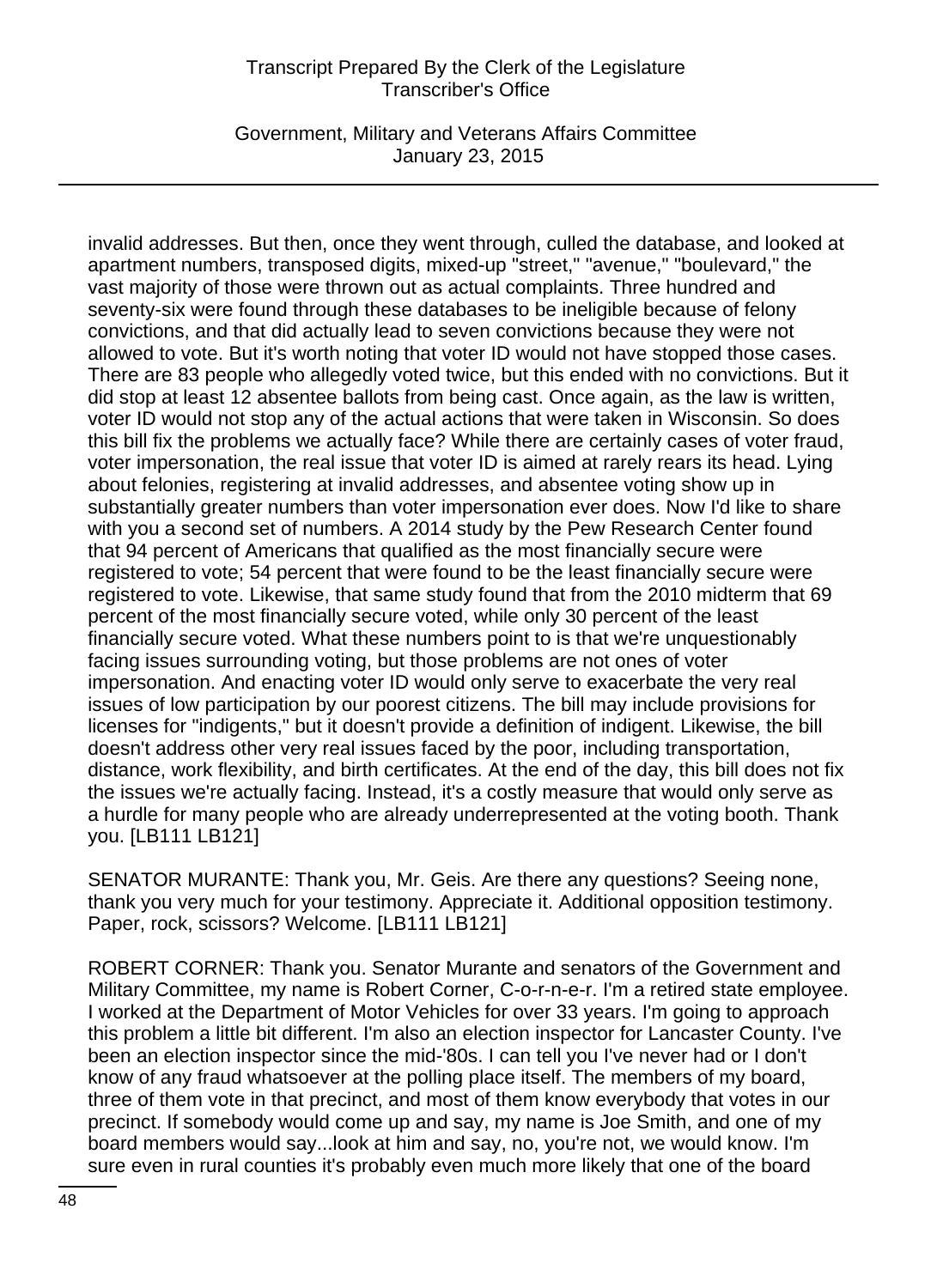invalid addresses. But then, once they went through, culled the database, and looked at apartment numbers, transposed digits, mixed-up "street," "avenue," "boulevard," the vast majority of those were thrown out as actual complaints. Three hundred and seventy-six were found through these databases to be ineligible because of felony convictions, and that did actually lead to seven convictions because they were not allowed to vote. But it's worth noting that voter ID would not have stopped those cases. There are 83 people who allegedly voted twice, but this ended with no convictions. But it did stop at least 12 absentee ballots from being cast. Once again, as the law is written, voter ID would not stop any of the actual actions that were taken in Wisconsin. So does this bill fix the problems we actually face? While there are certainly cases of voter fraud, voter impersonation, the real issue that voter ID is aimed at rarely rears its head. Lying about felonies, registering at invalid addresses, and absentee voting show up in substantially greater numbers than voter impersonation ever does. Now I'd like to share with you a second set of numbers. A 2014 study by the Pew Research Center found that 94 percent of Americans that qualified as the most financially secure were registered to vote; 54 percent that were found to be the least financially secure were registered to vote. Likewise, that same study found that from the 2010 midterm that 69 percent of the most financially secure voted, while only 30 percent of the least financially secure voted. What these numbers point to is that we're unquestionably facing issues surrounding voting, but those problems are not ones of voter impersonation. And enacting voter ID would only serve to exacerbate the very real issues of low participation by our poorest citizens. The bill may include provisions for licenses for "indigents," but it doesn't provide a definition of indigent. Likewise, the bill doesn't address other very real issues faced by the poor, including transportation, distance, work flexibility, and birth certificates. At the end of the day, this bill does not fix the issues we're actually facing. Instead, it's a costly measure that would only serve as a hurdle for many people who are already underrepresented at the voting booth. Thank you. [LB111 LB121]

SENATOR MURANTE: Thank you, Mr. Geis. Are there any questions? Seeing none, thank you very much for your testimony. Appreciate it. Additional opposition testimony. Paper, rock, scissors? Welcome. [LB111 LB121]

ROBERT CORNER: Thank you. Senator Murante and senators of the Government and Military Committee, my name is Robert Corner, C-o-r-n-e-r. I'm a retired state employee. I worked at the Department of Motor Vehicles for over 33 years. I'm going to approach this problem a little bit different. I'm also an election inspector for Lancaster County. I've been an election inspector since the mid-'80s. I can tell you I've never had or I don't know of any fraud whatsoever at the polling place itself. The members of my board, three of them vote in that precinct, and most of them know everybody that votes in our precinct. If somebody would come up and say, my name is Joe Smith, and one of my board members would say...look at him and say, no, you're not, we would know. I'm sure even in rural counties it's probably even much more likely that one of the board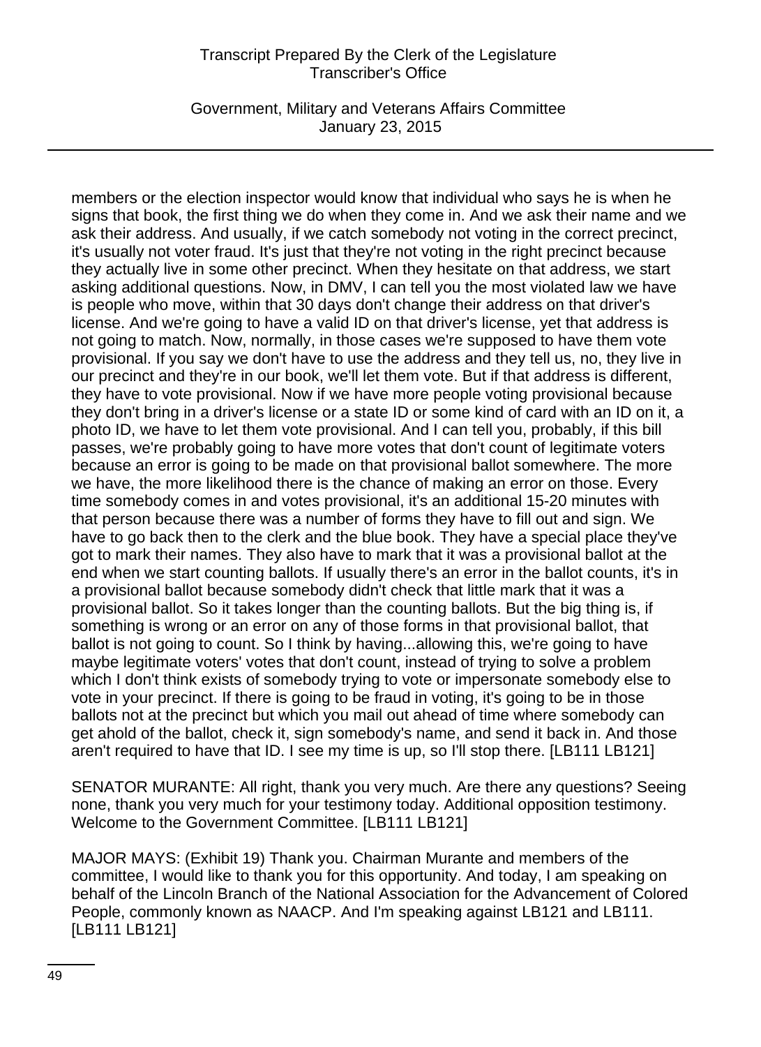members or the election inspector would know that individual who says he is when he signs that book, the first thing we do when they come in. And we ask their name and we ask their address. And usually, if we catch somebody not voting in the correct precinct, it's usually not voter fraud. It's just that they're not voting in the right precinct because they actually live in some other precinct. When they hesitate on that address, we start asking additional questions. Now, in DMV, I can tell you the most violated law we have is people who move, within that 30 days don't change their address on that driver's license. And we're going to have a valid ID on that driver's license, yet that address is not going to match. Now, normally, in those cases we're supposed to have them vote provisional. If you say we don't have to use the address and they tell us, no, they live in our precinct and they're in our book, we'll let them vote. But if that address is different, they have to vote provisional. Now if we have more people voting provisional because they don't bring in a driver's license or a state ID or some kind of card with an ID on it, a photo ID, we have to let them vote provisional. And I can tell you, probably, if this bill passes, we're probably going to have more votes that don't count of legitimate voters because an error is going to be made on that provisional ballot somewhere. The more we have, the more likelihood there is the chance of making an error on those. Every time somebody comes in and votes provisional, it's an additional 15-20 minutes with that person because there was a number of forms they have to fill out and sign. We have to go back then to the clerk and the blue book. They have a special place they've got to mark their names. They also have to mark that it was a provisional ballot at the end when we start counting ballots. If usually there's an error in the ballot counts, it's in a provisional ballot because somebody didn't check that little mark that it was a provisional ballot. So it takes longer than the counting ballots. But the big thing is, if something is wrong or an error on any of those forms in that provisional ballot, that ballot is not going to count. So I think by having...allowing this, we're going to have maybe legitimate voters' votes that don't count, instead of trying to solve a problem which I don't think exists of somebody trying to vote or impersonate somebody else to vote in your precinct. If there is going to be fraud in voting, it's going to be in those ballots not at the precinct but which you mail out ahead of time where somebody can get ahold of the ballot, check it, sign somebody's name, and send it back in. And those aren't required to have that ID. I see my time is up, so I'll stop there. [LB111 LB121]

SENATOR MURANTE: All right, thank you very much. Are there any questions? Seeing none, thank you very much for your testimony today. Additional opposition testimony. Welcome to the Government Committee. [LB111 LB121]

MAJOR MAYS: (Exhibit 19) Thank you. Chairman Murante and members of the committee, I would like to thank you for this opportunity. And today, I am speaking on behalf of the Lincoln Branch of the National Association for the Advancement of Colored People, commonly known as NAACP. And I'm speaking against LB121 and LB111. [LB111 LB121]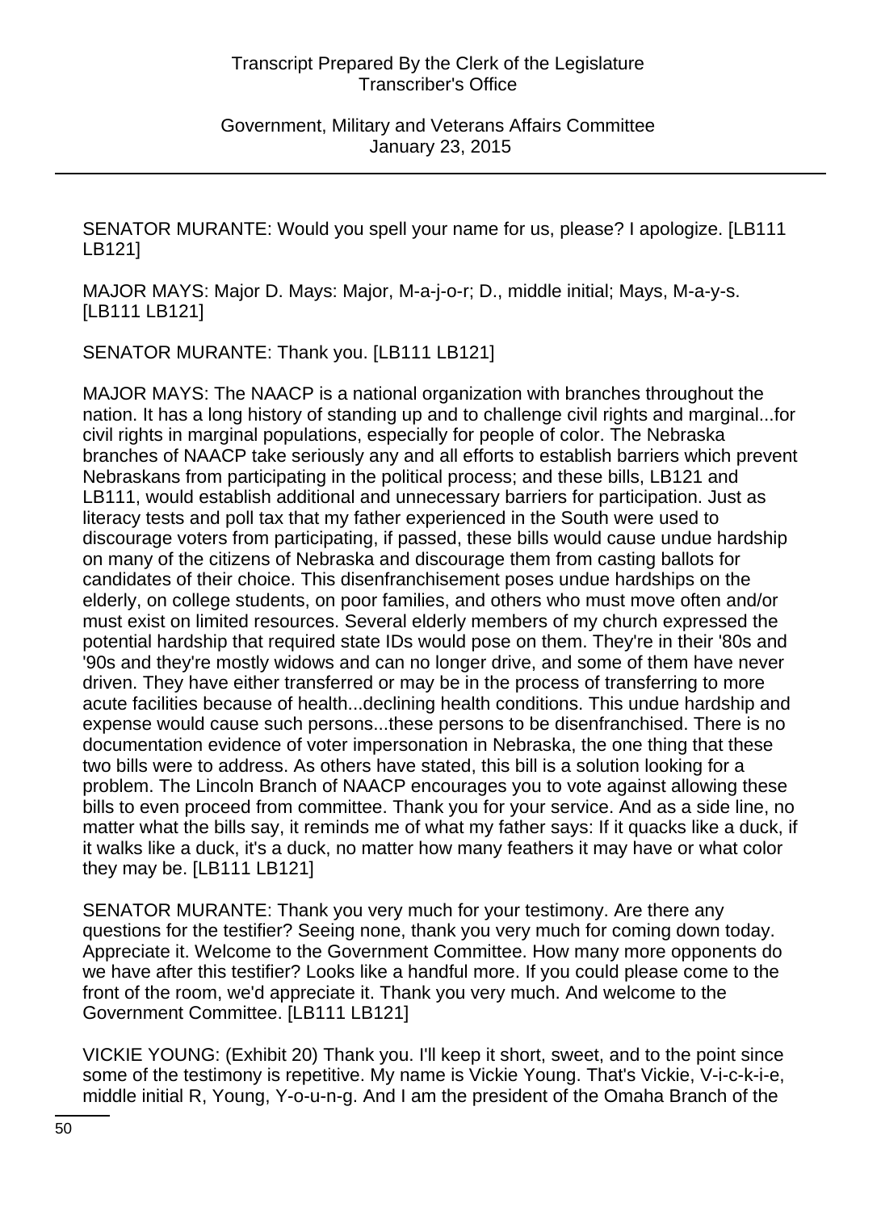SENATOR MURANTE: Would you spell your name for us, please? I apologize. [LB111 LB121]

MAJOR MAYS: Major D. Mays: Major, M-a-j-o-r; D., middle initial; Mays, M-a-y-s. [LB111 LB121]

SENATOR MURANTE: Thank you. [LB111 LB121]

MAJOR MAYS: The NAACP is a national organization with branches throughout the nation. It has a long history of standing up and to challenge civil rights and marginal...for civil rights in marginal populations, especially for people of color. The Nebraska branches of NAACP take seriously any and all efforts to establish barriers which prevent Nebraskans from participating in the political process; and these bills, LB121 and LB111, would establish additional and unnecessary barriers for participation. Just as literacy tests and poll tax that my father experienced in the South were used to discourage voters from participating, if passed, these bills would cause undue hardship on many of the citizens of Nebraska and discourage them from casting ballots for candidates of their choice. This disenfranchisement poses undue hardships on the elderly, on college students, on poor families, and others who must move often and/or must exist on limited resources. Several elderly members of my church expressed the potential hardship that required state IDs would pose on them. They're in their '80s and '90s and they're mostly widows and can no longer drive, and some of them have never driven. They have either transferred or may be in the process of transferring to more acute facilities because of health...declining health conditions. This undue hardship and expense would cause such persons...these persons to be disenfranchised. There is no documentation evidence of voter impersonation in Nebraska, the one thing that these two bills were to address. As others have stated, this bill is a solution looking for a problem. The Lincoln Branch of NAACP encourages you to vote against allowing these bills to even proceed from committee. Thank you for your service. And as a side line, no matter what the bills say, it reminds me of what my father says: If it quacks like a duck, if it walks like a duck, it's a duck, no matter how many feathers it may have or what color they may be. [LB111 LB121]

SENATOR MURANTE: Thank you very much for your testimony. Are there any questions for the testifier? Seeing none, thank you very much for coming down today. Appreciate it. Welcome to the Government Committee. How many more opponents do we have after this testifier? Looks like a handful more. If you could please come to the front of the room, we'd appreciate it. Thank you very much. And welcome to the Government Committee. [LB111 LB121]

VICKIE YOUNG: (Exhibit 20) Thank you. I'll keep it short, sweet, and to the point since some of the testimony is repetitive. My name is Vickie Young. That's Vickie, V-i-c-k-i-e, middle initial R, Young, Y-o-u-n-g. And I am the president of the Omaha Branch of the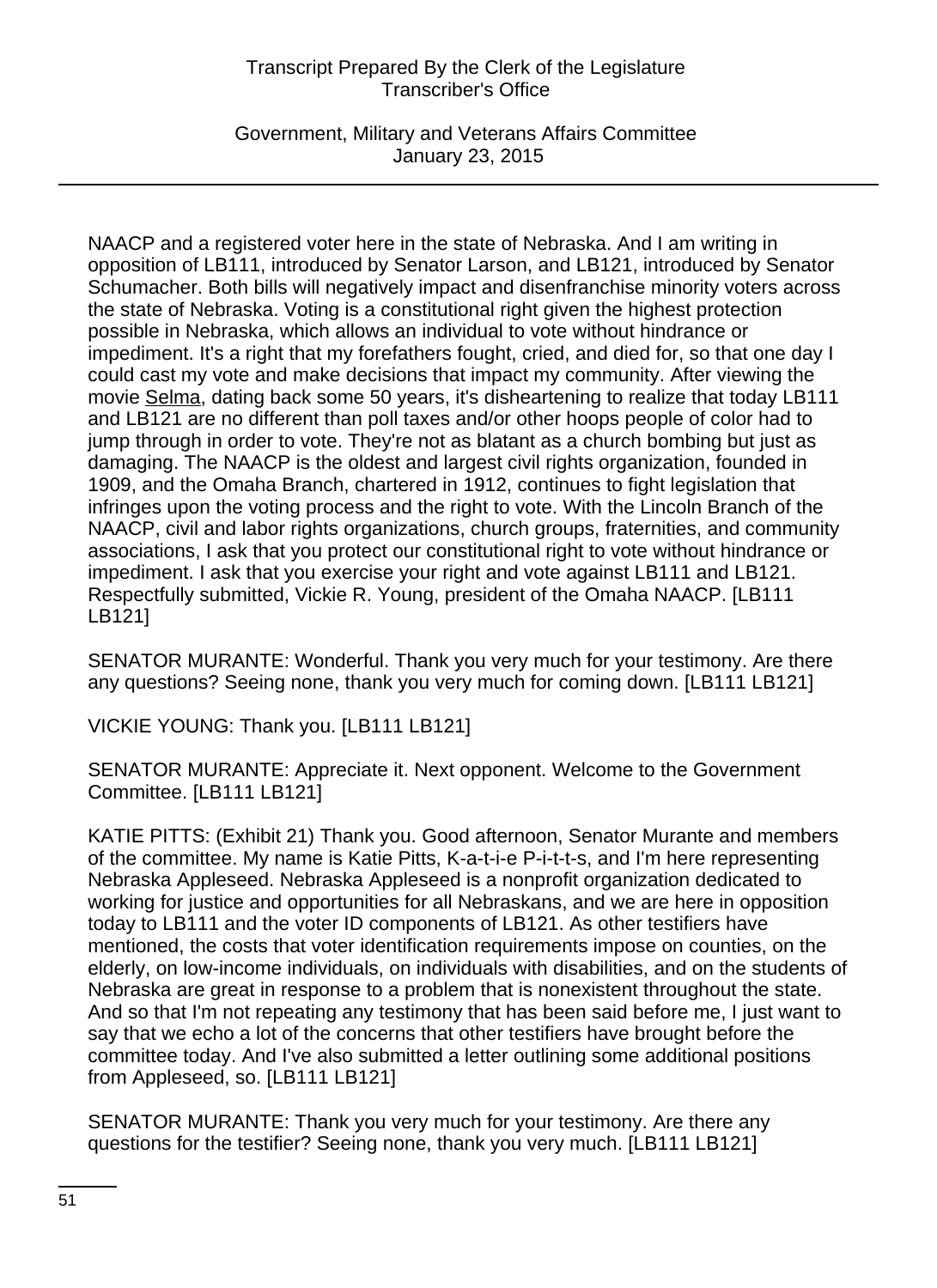NAACP and a registered voter here in the state of Nebraska. And I am writing in opposition of LB111, introduced by Senator Larson, and LB121, introduced by Senator Schumacher. Both bills will negatively impact and disenfranchise minority voters across the state of Nebraska. Voting is a constitutional right given the highest protection possible in Nebraska, which allows an individual to vote without hindrance or impediment. It's a right that my forefathers fought, cried, and died for, so that one day I could cast my vote and make decisions that impact my community. After viewing the movie Selma, dating back some 50 years, it's disheartening to realize that today LB111 and LB121 are no different than poll taxes and/or other hoops people of color had to jump through in order to vote. They're not as blatant as a church bombing but just as damaging. The NAACP is the oldest and largest civil rights organization, founded in 1909, and the Omaha Branch, chartered in 1912, continues to fight legislation that infringes upon the voting process and the right to vote. With the Lincoln Branch of the NAACP, civil and labor rights organizations, church groups, fraternities, and community associations, I ask that you protect our constitutional right to vote without hindrance or impediment. I ask that you exercise your right and vote against LB111 and LB121. Respectfully submitted, Vickie R. Young, president of the Omaha NAACP. [LB111 LB121]

SENATOR MURANTE: Wonderful. Thank you very much for your testimony. Are there any questions? Seeing none, thank you very much for coming down. [LB111 LB121]

VICKIE YOUNG: Thank you. [LB111 LB121]

SENATOR MURANTE: Appreciate it. Next opponent. Welcome to the Government Committee. [LB111 LB121]

KATIE PITTS: (Exhibit 21) Thank you. Good afternoon, Senator Murante and members of the committee. My name is Katie Pitts, K-a-t-i-e P-i-t-t-s, and I'm here representing Nebraska Appleseed. Nebraska Appleseed is a nonprofit organization dedicated to working for justice and opportunities for all Nebraskans, and we are here in opposition today to LB111 and the voter ID components of LB121. As other testifiers have mentioned, the costs that voter identification requirements impose on counties, on the elderly, on low-income individuals, on individuals with disabilities, and on the students of Nebraska are great in response to a problem that is nonexistent throughout the state. And so that I'm not repeating any testimony that has been said before me, I just want to say that we echo a lot of the concerns that other testifiers have brought before the committee today. And I've also submitted a letter outlining some additional positions from Appleseed, so. [LB111 LB121]

SENATOR MURANTE: Thank you very much for your testimony. Are there any questions for the testifier? Seeing none, thank you very much. [LB111 LB121]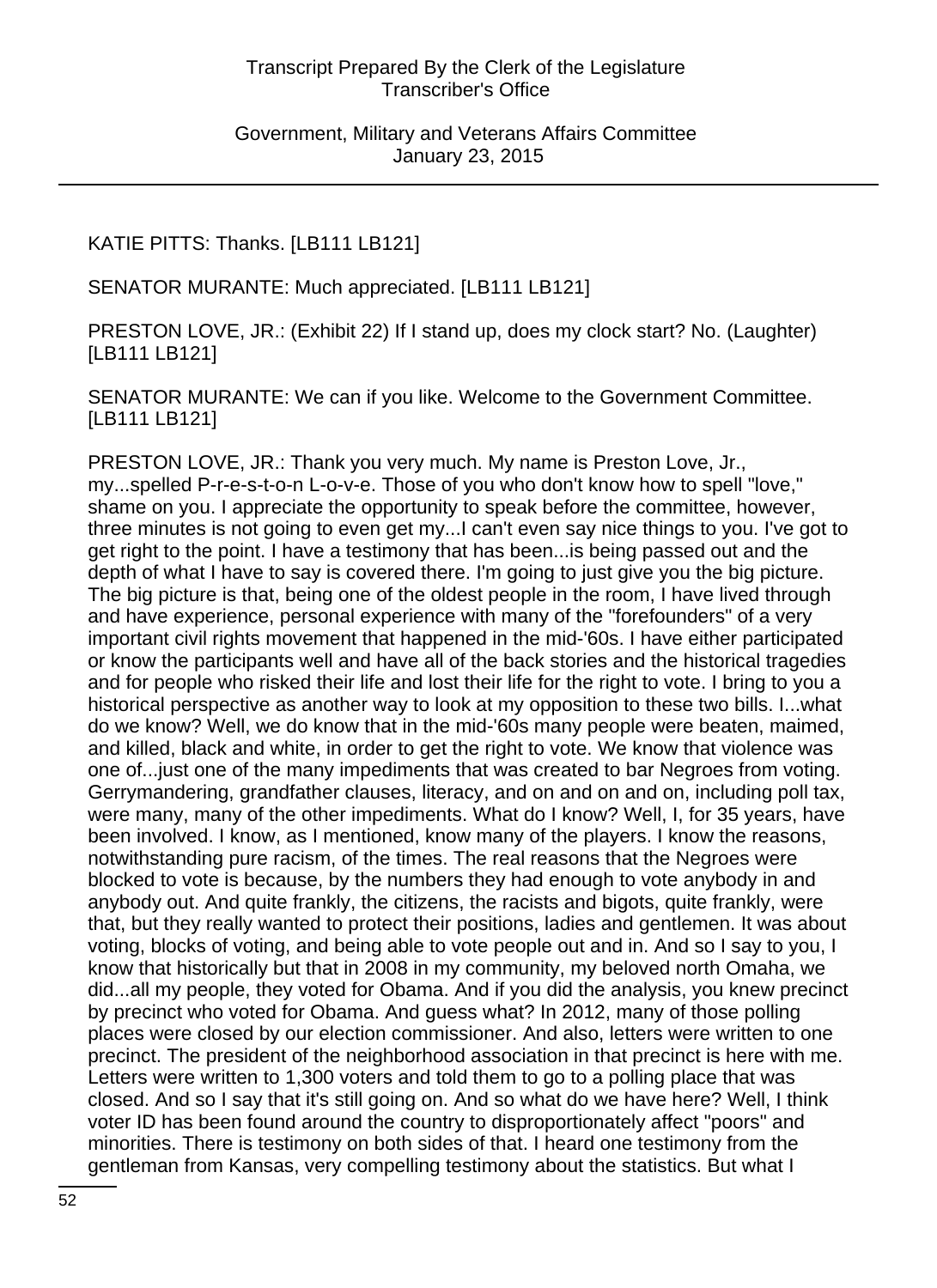KATIE PITTS: Thanks. [LB111 LB121]

SENATOR MURANTE: Much appreciated. [LB111 LB121]

PRESTON LOVE, JR.: (Exhibit 22) If I stand up, does my clock start? No. (Laughter) [LB111 LB121]

SENATOR MURANTE: We can if you like. Welcome to the Government Committee. [LB111 LB121]

PRESTON LOVE, JR.: Thank you very much. My name is Preston Love, Jr., my...spelled P-r-e-s-t-o-n L-o-v-e. Those of you who don't know how to spell "love," shame on you. I appreciate the opportunity to speak before the committee, however, three minutes is not going to even get my...I can't even say nice things to you. I've got to get right to the point. I have a testimony that has been...is being passed out and the depth of what I have to say is covered there. I'm going to just give you the big picture. The big picture is that, being one of the oldest people in the room, I have lived through and have experience, personal experience with many of the "forefounders" of a very important civil rights movement that happened in the mid-'60s. I have either participated or know the participants well and have all of the back stories and the historical tragedies and for people who risked their life and lost their life for the right to vote. I bring to you a historical perspective as another way to look at my opposition to these two bills. I...what do we know? Well, we do know that in the mid-'60s many people were beaten, maimed, and killed, black and white, in order to get the right to vote. We know that violence was one of...just one of the many impediments that was created to bar Negroes from voting. Gerrymandering, grandfather clauses, literacy, and on and on and on, including poll tax, were many, many of the other impediments. What do I know? Well, I, for 35 years, have been involved. I know, as I mentioned, know many of the players. I know the reasons, notwithstanding pure racism, of the times. The real reasons that the Negroes were blocked to vote is because, by the numbers they had enough to vote anybody in and anybody out. And quite frankly, the citizens, the racists and bigots, quite frankly, were that, but they really wanted to protect their positions, ladies and gentlemen. It was about voting, blocks of voting, and being able to vote people out and in. And so I say to you, I know that historically but that in 2008 in my community, my beloved north Omaha, we did...all my people, they voted for Obama. And if you did the analysis, you knew precinct by precinct who voted for Obama. And guess what? In 2012, many of those polling places were closed by our election commissioner. And also, letters were written to one precinct. The president of the neighborhood association in that precinct is here with me. Letters were written to 1,300 voters and told them to go to a polling place that was closed. And so I say that it's still going on. And so what do we have here? Well, I think voter ID has been found around the country to disproportionately affect "poors" and minorities. There is testimony on both sides of that. I heard one testimony from the gentleman from Kansas, very compelling testimony about the statistics. But what I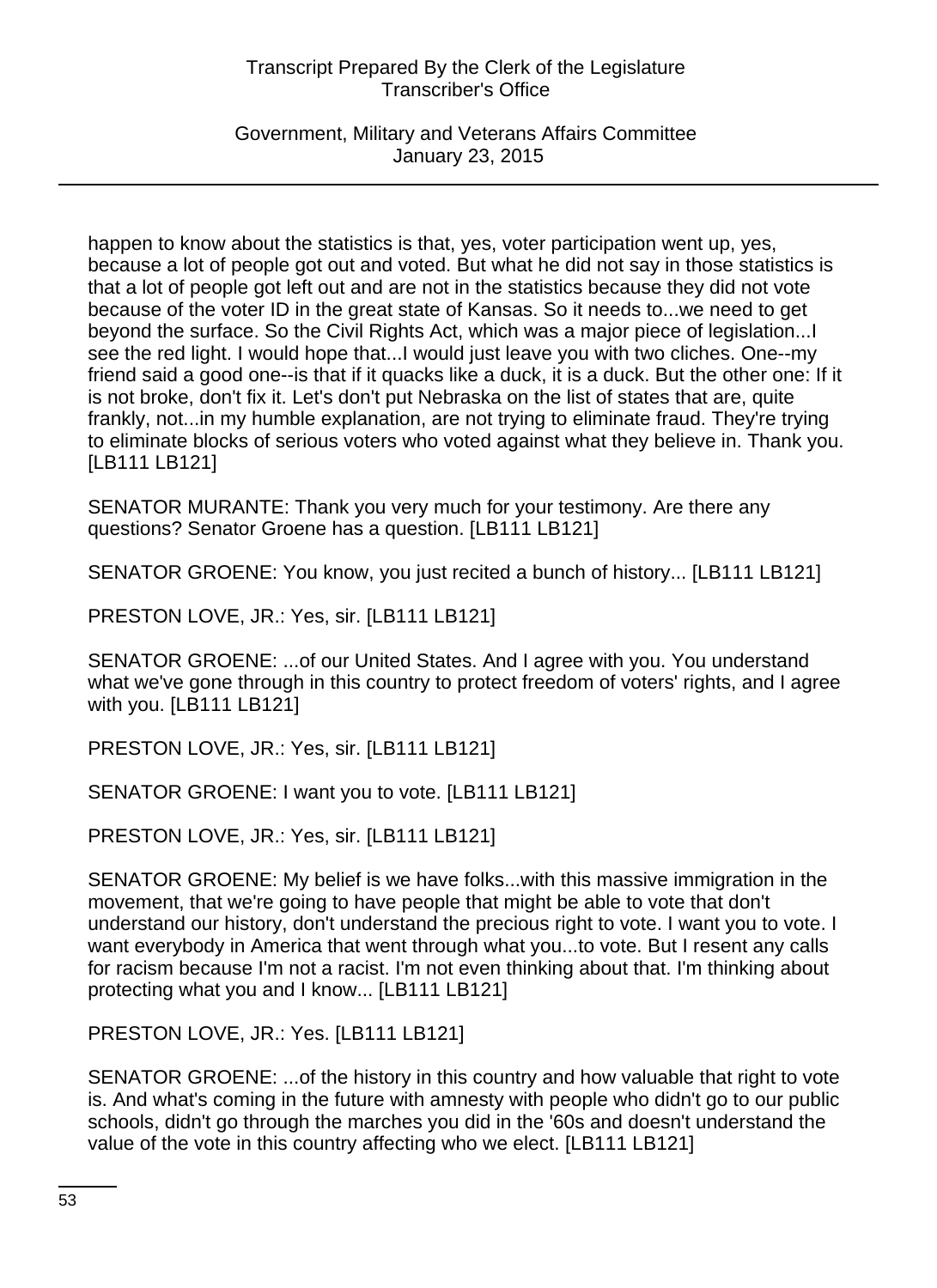happen to know about the statistics is that, yes, voter participation went up, yes, because a lot of people got out and voted. But what he did not say in those statistics is that a lot of people got left out and are not in the statistics because they did not vote because of the voter ID in the great state of Kansas. So it needs to...we need to get beyond the surface. So the Civil Rights Act, which was a major piece of legislation...I see the red light. I would hope that...I would just leave you with two cliches. One--my friend said a good one--is that if it quacks like a duck, it is a duck. But the other one: If it is not broke, don't fix it. Let's don't put Nebraska on the list of states that are, quite frankly, not...in my humble explanation, are not trying to eliminate fraud. They're trying to eliminate blocks of serious voters who voted against what they believe in. Thank you. [LB111 LB121]

SENATOR MURANTE: Thank you very much for your testimony. Are there any questions? Senator Groene has a question. [LB111 LB121]

SENATOR GROENE: You know, you just recited a bunch of history... [LB111 LB121]

PRESTON LOVE, JR.: Yes, sir. [LB111 LB121]

SENATOR GROENE: ...of our United States. And I agree with you. You understand what we've gone through in this country to protect freedom of voters' rights, and I agree with you. [LB111 LB121]

PRESTON LOVE, JR.: Yes, sir. [LB111 LB121]

SENATOR GROENE: I want you to vote. [LB111 LB121]

PRESTON LOVE, JR.: Yes, sir. [LB111 LB121]

SENATOR GROENE: My belief is we have folks...with this massive immigration in the movement, that we're going to have people that might be able to vote that don't understand our history, don't understand the precious right to vote. I want you to vote. I want everybody in America that went through what you...to vote. But I resent any calls for racism because I'm not a racist. I'm not even thinking about that. I'm thinking about protecting what you and I know... [LB111 LB121]

PRESTON LOVE, JR.: Yes. [LB111 LB121]

SENATOR GROENE: ...of the history in this country and how valuable that right to vote is. And what's coming in the future with amnesty with people who didn't go to our public schools, didn't go through the marches you did in the '60s and doesn't understand the value of the vote in this country affecting who we elect. [LB111 LB121]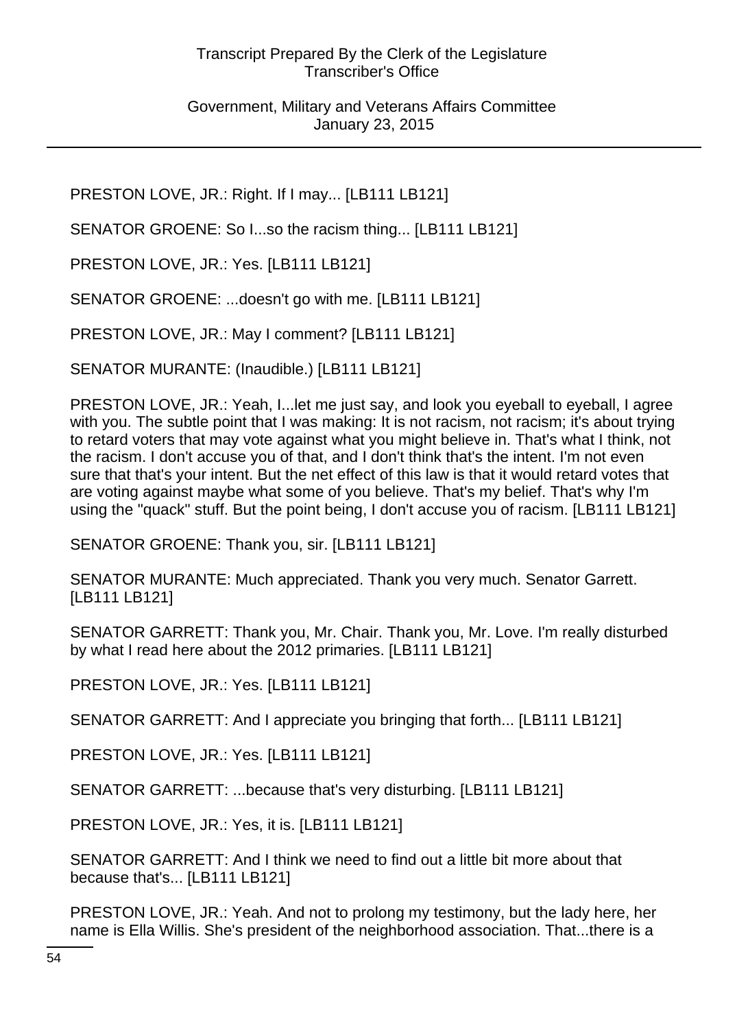PRESTON LOVE, JR.: Right. If I may... [LB111 LB121]

SENATOR GROENE: So I...so the racism thing... [LB111 LB121]

PRESTON LOVE, JR.: Yes. [LB111 LB121]

SENATOR GROENE: ...doesn't go with me. [LB111 LB121]

PRESTON LOVE, JR.: May I comment? [LB111 LB121]

SENATOR MURANTE: (Inaudible.) [LB111 LB121]

PRESTON LOVE, JR.: Yeah, I...let me just say, and look you eyeball to eyeball, I agree with you. The subtle point that I was making: It is not racism, not racism; it's about trying to retard voters that may vote against what you might believe in. That's what I think, not the racism. I don't accuse you of that, and I don't think that's the intent. I'm not even sure that that's your intent. But the net effect of this law is that it would retard votes that are voting against maybe what some of you believe. That's my belief. That's why I'm using the "quack" stuff. But the point being, I don't accuse you of racism. [LB111 LB121]

SENATOR GROENE: Thank you, sir. [LB111 LB121]

SENATOR MURANTE: Much appreciated. Thank you very much. Senator Garrett. [LB111 LB121]

SENATOR GARRETT: Thank you, Mr. Chair. Thank you, Mr. Love. I'm really disturbed by what I read here about the 2012 primaries. [LB111 LB121]

PRESTON LOVE, JR.: Yes. [LB111 LB121]

SENATOR GARRETT: And I appreciate you bringing that forth... [LB111 LB121]

PRESTON LOVE, JR.: Yes. [LB111 LB121]

SENATOR GARRETT: ...because that's very disturbing. [LB111 LB121]

PRESTON LOVE, JR.: Yes, it is. [LB111 LB121]

SENATOR GARRETT: And I think we need to find out a little bit more about that because that's... [LB111 LB121]

PRESTON LOVE, JR.: Yeah. And not to prolong my testimony, but the lady here, her name is Ella Willis. She's president of the neighborhood association. That...there is a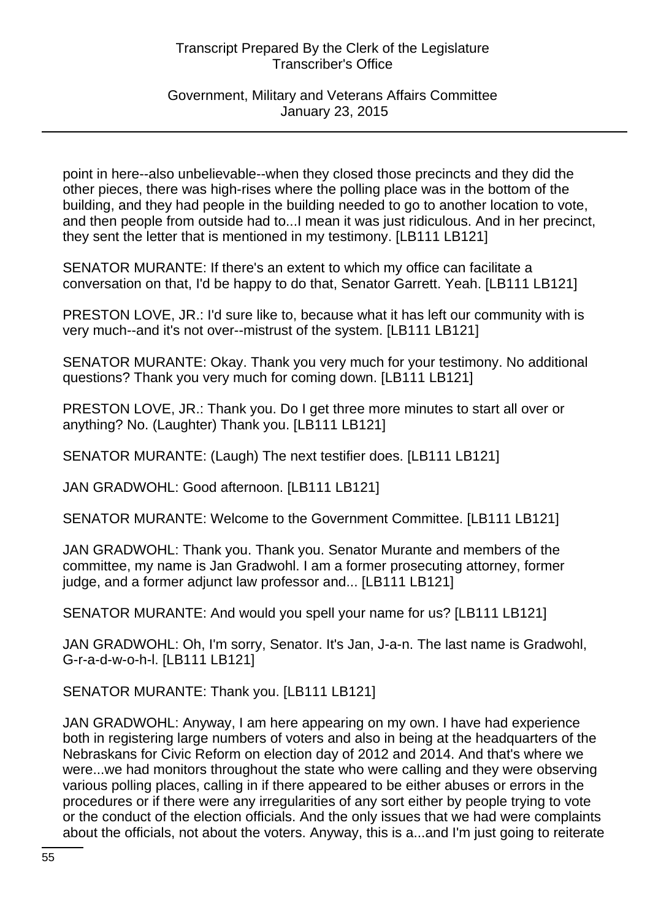point in here--also unbelievable--when they closed those precincts and they did the other pieces, there was high-rises where the polling place was in the bottom of the building, and they had people in the building needed to go to another location to vote, and then people from outside had to...I mean it was just ridiculous. And in her precinct, they sent the letter that is mentioned in my testimony. [LB111 LB121]

SENATOR MURANTE: If there's an extent to which my office can facilitate a conversation on that, I'd be happy to do that, Senator Garrett. Yeah. [LB111 LB121]

PRESTON LOVE, JR.: I'd sure like to, because what it has left our community with is very much--and it's not over--mistrust of the system. [LB111 LB121]

SENATOR MURANTE: Okay. Thank you very much for your testimony. No additional questions? Thank you very much for coming down. [LB111 LB121]

PRESTON LOVE, JR.: Thank you. Do I get three more minutes to start all over or anything? No. (Laughter) Thank you. [LB111 LB121]

SENATOR MURANTE: (Laugh) The next testifier does. [LB111 LB121]

JAN GRADWOHL: Good afternoon. [LB111 LB121]

SENATOR MURANTE: Welcome to the Government Committee. [LB111 LB121]

JAN GRADWOHL: Thank you. Thank you. Senator Murante and members of the committee, my name is Jan Gradwohl. I am a former prosecuting attorney, former judge, and a former adjunct law professor and... [LB111 LB121]

SENATOR MURANTE: And would you spell your name for us? [LB111 LB121]

JAN GRADWOHL: Oh, I'm sorry, Senator. It's Jan, J-a-n. The last name is Gradwohl, G-r-a-d-w-o-h-l. [LB111 LB121]

SENATOR MURANTE: Thank you. [LB111 LB121]

JAN GRADWOHL: Anyway, I am here appearing on my own. I have had experience both in registering large numbers of voters and also in being at the headquarters of the Nebraskans for Civic Reform on election day of 2012 and 2014. And that's where we were...we had monitors throughout the state who were calling and they were observing various polling places, calling in if there appeared to be either abuses or errors in the procedures or if there were any irregularities of any sort either by people trying to vote or the conduct of the election officials. And the only issues that we had were complaints about the officials, not about the voters. Anyway, this is a...and I'm just going to reiterate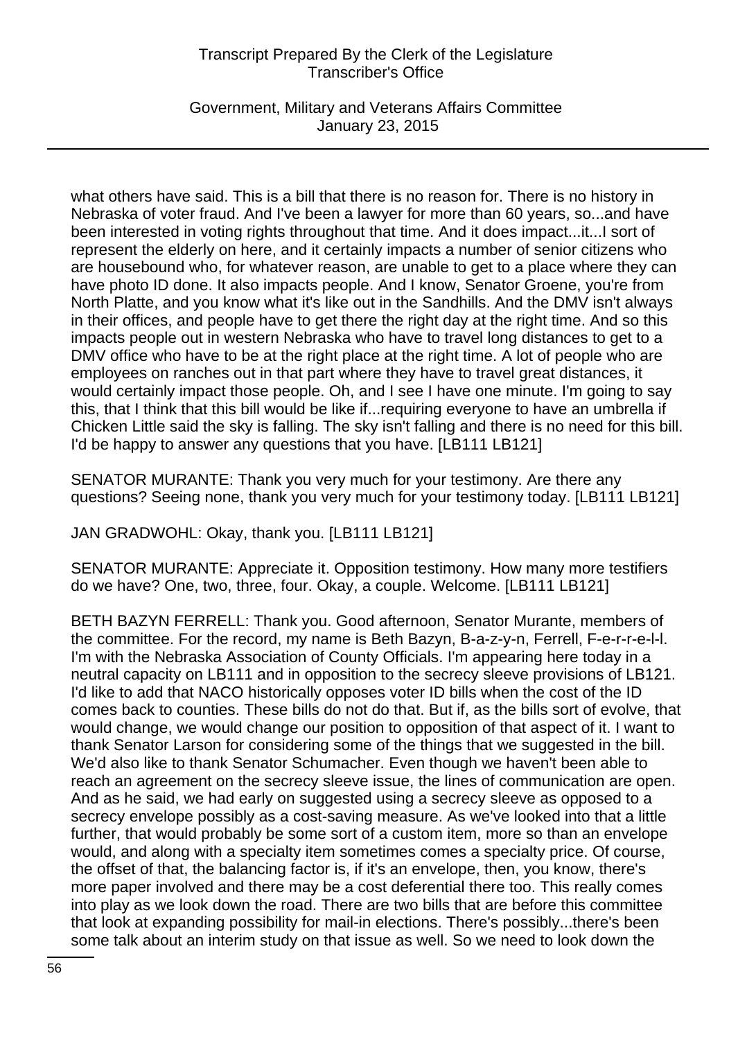what others have said. This is a bill that there is no reason for. There is no history in Nebraska of voter fraud. And I've been a lawyer for more than 60 years, so...and have been interested in voting rights throughout that time. And it does impact...it...I sort of represent the elderly on here, and it certainly impacts a number of senior citizens who are housebound who, for whatever reason, are unable to get to a place where they can have photo ID done. It also impacts people. And I know, Senator Groene, you're from North Platte, and you know what it's like out in the Sandhills. And the DMV isn't always in their offices, and people have to get there the right day at the right time. And so this impacts people out in western Nebraska who have to travel long distances to get to a DMV office who have to be at the right place at the right time. A lot of people who are employees on ranches out in that part where they have to travel great distances, it would certainly impact those people. Oh, and I see I have one minute. I'm going to say this, that I think that this bill would be like if...requiring everyone to have an umbrella if Chicken Little said the sky is falling. The sky isn't falling and there is no need for this bill. I'd be happy to answer any questions that you have. [LB111 LB121]

SENATOR MURANTE: Thank you very much for your testimony. Are there any questions? Seeing none, thank you very much for your testimony today. [LB111 LB121]

JAN GRADWOHL: Okay, thank you. [LB111 LB121]

SENATOR MURANTE: Appreciate it. Opposition testimony. How many more testifiers do we have? One, two, three, four. Okay, a couple. Welcome. [LB111 LB121]

BETH BAZYN FERRELL: Thank you. Good afternoon, Senator Murante, members of the committee. For the record, my name is Beth Bazyn, B-a-z-y-n, Ferrell, F-e-r-r-e-l-l. I'm with the Nebraska Association of County Officials. I'm appearing here today in a neutral capacity on LB111 and in opposition to the secrecy sleeve provisions of LB121. I'd like to add that NACO historically opposes voter ID bills when the cost of the ID comes back to counties. These bills do not do that. But if, as the bills sort of evolve, that would change, we would change our position to opposition of that aspect of it. I want to thank Senator Larson for considering some of the things that we suggested in the bill. We'd also like to thank Senator Schumacher. Even though we haven't been able to reach an agreement on the secrecy sleeve issue, the lines of communication are open. And as he said, we had early on suggested using a secrecy sleeve as opposed to a secrecy envelope possibly as a cost-saving measure. As we've looked into that a little further, that would probably be some sort of a custom item, more so than an envelope would, and along with a specialty item sometimes comes a specialty price. Of course, the offset of that, the balancing factor is, if it's an envelope, then, you know, there's more paper involved and there may be a cost deferential there too. This really comes into play as we look down the road. There are two bills that are before this committee that look at expanding possibility for mail-in elections. There's possibly...there's been some talk about an interim study on that issue as well. So we need to look down the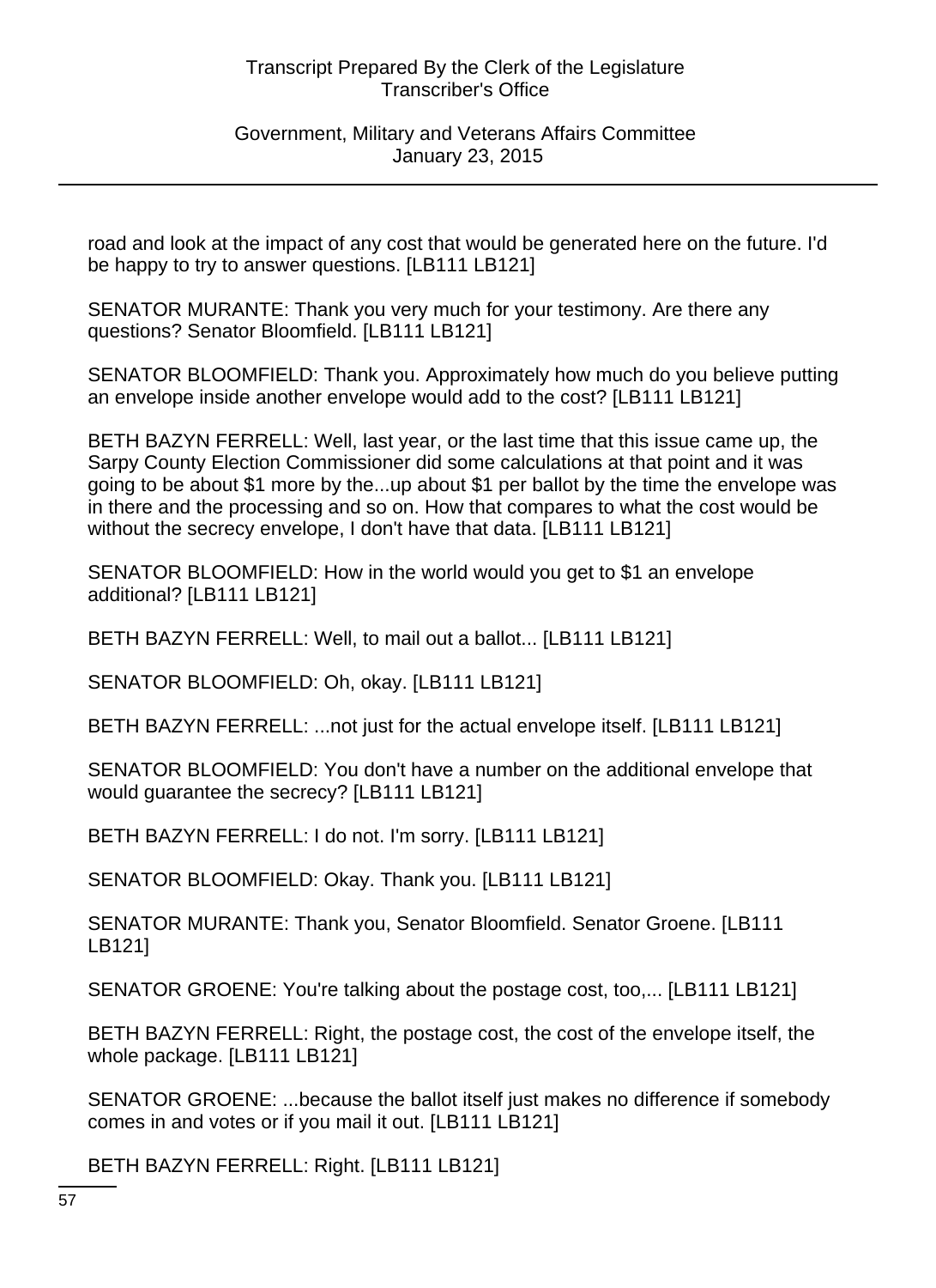road and look at the impact of any cost that would be generated here on the future. I'd be happy to try to answer questions. [LB111 LB121]

SENATOR MURANTE: Thank you very much for your testimony. Are there any questions? Senator Bloomfield. [LB111 LB121]

SENATOR BLOOMFIELD: Thank you. Approximately how much do you believe putting an envelope inside another envelope would add to the cost? [LB111 LB121]

BETH BAZYN FERRELL: Well, last year, or the last time that this issue came up, the Sarpy County Election Commissioner did some calculations at that point and it was going to be about $1 more by the...up about $1 per ballot by the time the envelope was in there and the processing and so on. How that compares to what the cost would be without the secrecy envelope, I don't have that data. [LB111 LB121]

SENATOR BLOOMFIELD: How in the world would you get to $1 an envelope additional? [LB111 LB121]

BETH BAZYN FERRELL: Well, to mail out a ballot... [LB111 LB121]

SENATOR BLOOMFIELD: Oh, okay. [LB111 LB121]

BETH BAZYN FERRELL: ...not just for the actual envelope itself. [LB111 LB121]

SENATOR BLOOMFIELD: You don't have a number on the additional envelope that would guarantee the secrecy? [LB111 LB121]

BETH BAZYN FERRELL: I do not. I'm sorry. [LB111 LB121]

SENATOR BLOOMFIELD: Okay. Thank you. [LB111 LB121]

SENATOR MURANTE: Thank you, Senator Bloomfield. Senator Groene. [LB111 LB121]

SENATOR GROENE: You're talking about the postage cost, too,... [LB111 LB121]

BETH BAZYN FERRELL: Right, the postage cost, the cost of the envelope itself, the whole package. [LB111 LB121]

SENATOR GROENE: ...because the ballot itself just makes no difference if somebody comes in and votes or if you mail it out. [LB111 LB121]

BETH BAZYN FERRELL: Right. [LB111 LB121]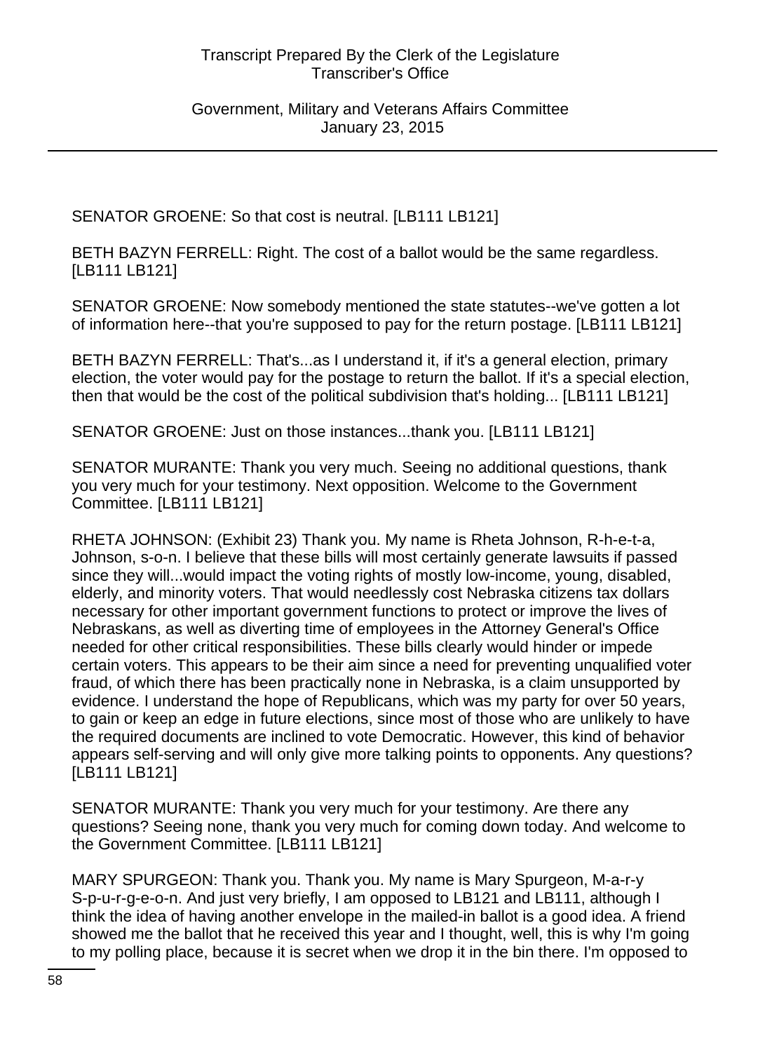SENATOR GROENE: So that cost is neutral. [LB111 LB121]

BETH BAZYN FERRELL: Right. The cost of a ballot would be the same regardless. [LB111 LB121]

SENATOR GROENE: Now somebody mentioned the state statutes--we've gotten a lot of information here--that you're supposed to pay for the return postage. [LB111 LB121]

BETH BAZYN FERRELL: That's...as I understand it, if it's a general election, primary election, the voter would pay for the postage to return the ballot. If it's a special election, then that would be the cost of the political subdivision that's holding... [LB111 LB121]

SENATOR GROENE: Just on those instances...thank you. [LB111 LB121]

SENATOR MURANTE: Thank you very much. Seeing no additional questions, thank you very much for your testimony. Next opposition. Welcome to the Government Committee. [LB111 LB121]

RHETA JOHNSON: (Exhibit 23) Thank you. My name is Rheta Johnson, R-h-e-t-a, Johnson, s-o-n. I believe that these bills will most certainly generate lawsuits if passed since they will...would impact the voting rights of mostly low-income, young, disabled, elderly, and minority voters. That would needlessly cost Nebraska citizens tax dollars necessary for other important government functions to protect or improve the lives of Nebraskans, as well as diverting time of employees in the Attorney General's Office needed for other critical responsibilities. These bills clearly would hinder or impede certain voters. This appears to be their aim since a need for preventing unqualified voter fraud, of which there has been practically none in Nebraska, is a claim unsupported by evidence. I understand the hope of Republicans, which was my party for over 50 years, to gain or keep an edge in future elections, since most of those who are unlikely to have the required documents are inclined to vote Democratic. However, this kind of behavior appears self-serving and will only give more talking points to opponents. Any questions? [LB111 LB121]

SENATOR MURANTE: Thank you very much for your testimony. Are there any questions? Seeing none, thank you very much for coming down today. And welcome to the Government Committee. [LB111 LB121]

MARY SPURGEON: Thank you. Thank you. My name is Mary Spurgeon, M-a-r-y S-p-u-r-g-e-o-n. And just very briefly, I am opposed to LB121 and LB111, although I think the idea of having another envelope in the mailed-in ballot is a good idea. A friend showed me the ballot that he received this year and I thought, well, this is why I'm going to my polling place, because it is secret when we drop it in the bin there. I'm opposed to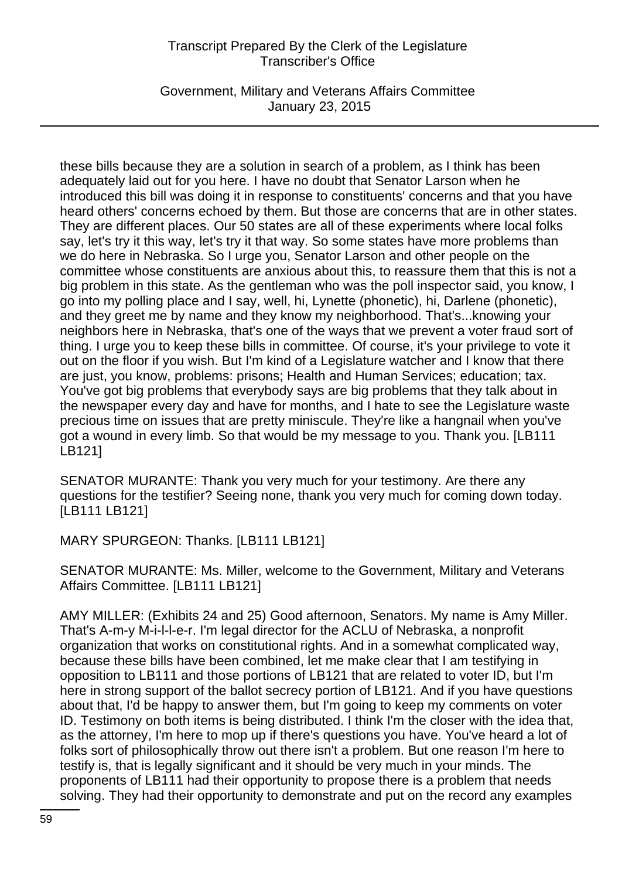these bills because they are a solution in search of a problem, as I think has been adequately laid out for you here. I have no doubt that Senator Larson when he introduced this bill was doing it in response to constituents' concerns and that you have heard others' concerns echoed by them. But those are concerns that are in other states. They are different places. Our 50 states are all of these experiments where local folks say, let's try it this way, let's try it that way. So some states have more problems than we do here in Nebraska. So I urge you, Senator Larson and other people on the committee whose constituents are anxious about this, to reassure them that this is not a big problem in this state. As the gentleman who was the poll inspector said, you know, I go into my polling place and I say, well, hi, Lynette (phonetic), hi, Darlene (phonetic), and they greet me by name and they know my neighborhood. That's...knowing your neighbors here in Nebraska, that's one of the ways that we prevent a voter fraud sort of thing. I urge you to keep these bills in committee. Of course, it's your privilege to vote it out on the floor if you wish. But I'm kind of a Legislature watcher and I know that there are just, you know, problems: prisons; Health and Human Services; education; tax. You've got big problems that everybody says are big problems that they talk about in the newspaper every day and have for months, and I hate to see the Legislature waste precious time on issues that are pretty miniscule. They're like a hangnail when you've got a wound in every limb. So that would be my message to you. Thank you. [LB111 LB121]

SENATOR MURANTE: Thank you very much for your testimony. Are there any questions for the testifier? Seeing none, thank you very much for coming down today. [LB111 LB121]

MARY SPURGEON: Thanks. [LB111 LB121]

SENATOR MURANTE: Ms. Miller, welcome to the Government, Military and Veterans Affairs Committee. [LB111 LB121]

AMY MILLER: (Exhibits 24 and 25) Good afternoon, Senators. My name is Amy Miller. That's A-m-y M-i-l-l-e-r. I'm legal director for the ACLU of Nebraska, a nonprofit organization that works on constitutional rights. And in a somewhat complicated way, because these bills have been combined, let me make clear that I am testifying in opposition to LB111 and those portions of LB121 that are related to voter ID, but I'm here in strong support of the ballot secrecy portion of LB121. And if you have questions about that, I'd be happy to answer them, but I'm going to keep my comments on voter ID. Testimony on both items is being distributed. I think I'm the closer with the idea that, as the attorney, I'm here to mop up if there's questions you have. You've heard a lot of folks sort of philosophically throw out there isn't a problem. But one reason I'm here to testify is, that is legally significant and it should be very much in your minds. The proponents of LB111 had their opportunity to propose there is a problem that needs solving. They had their opportunity to demonstrate and put on the record any examples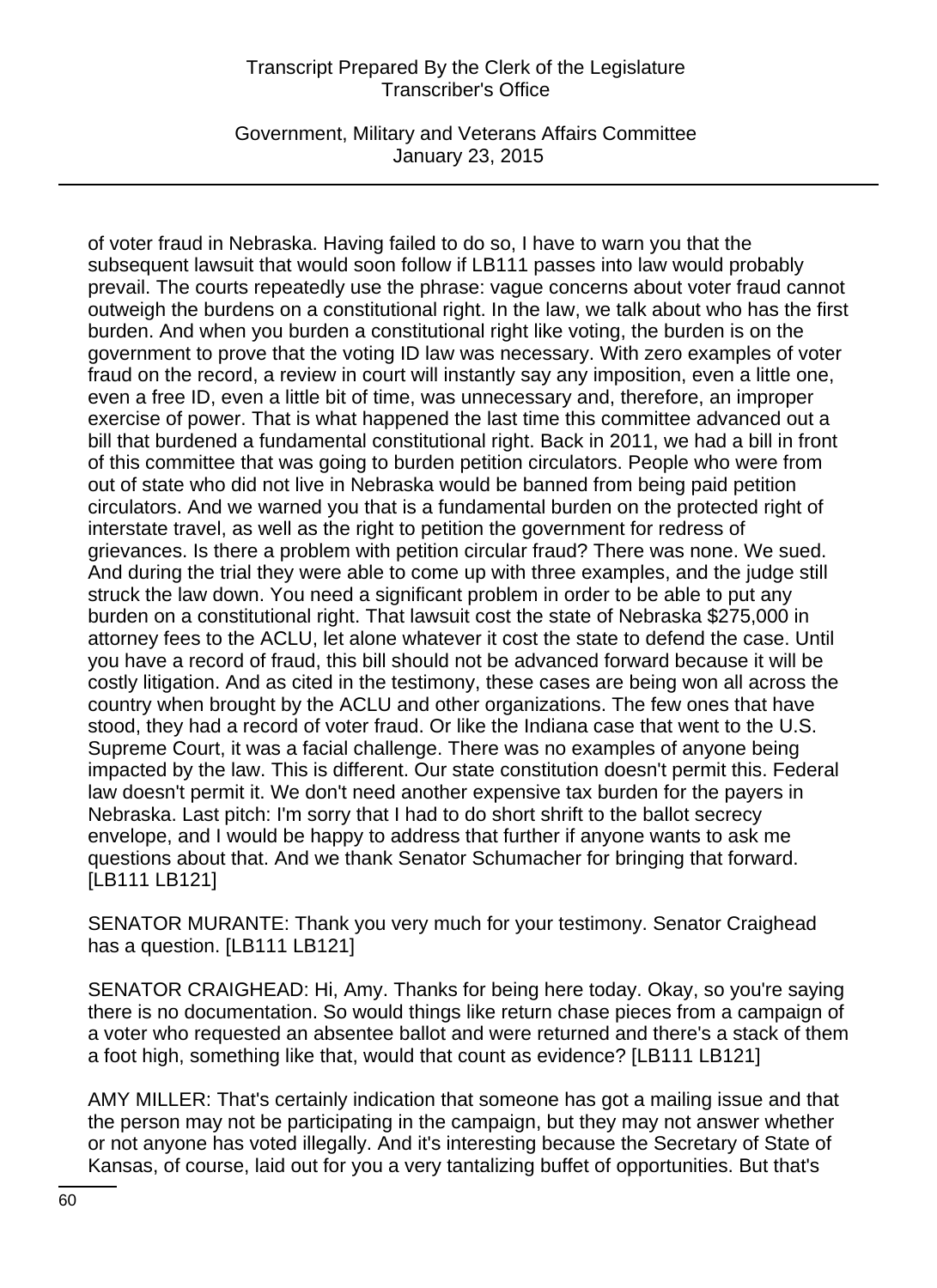of voter fraud in Nebraska. Having failed to do so, I have to warn you that the subsequent lawsuit that would soon follow if LB111 passes into law would probably prevail. The courts repeatedly use the phrase: vague concerns about voter fraud cannot outweigh the burdens on a constitutional right. In the law, we talk about who has the first burden. And when you burden a constitutional right like voting, the burden is on the government to prove that the voting ID law was necessary. With zero examples of voter fraud on the record, a review in court will instantly say any imposition, even a little one, even a free ID, even a little bit of time, was unnecessary and, therefore, an improper exercise of power. That is what happened the last time this committee advanced out a bill that burdened a fundamental constitutional right. Back in 2011, we had a bill in front of this committee that was going to burden petition circulators. People who were from out of state who did not live in Nebraska would be banned from being paid petition circulators. And we warned you that is a fundamental burden on the protected right of interstate travel, as well as the right to petition the government for redress of grievances. Is there a problem with petition circular fraud? There was none. We sued. And during the trial they were able to come up with three examples, and the judge still struck the law down. You need a significant problem in order to be able to put any burden on a constitutional right. That lawsuit cost the state of Nebraska $275,000 in attorney fees to the ACLU, let alone whatever it cost the state to defend the case. Until you have a record of fraud, this bill should not be advanced forward because it will be costly litigation. And as cited in the testimony, these cases are being won all across the country when brought by the ACLU and other organizations. The few ones that have stood, they had a record of voter fraud. Or like the Indiana case that went to the U.S. Supreme Court, it was a facial challenge. There was no examples of anyone being impacted by the law. This is different. Our state constitution doesn't permit this. Federal law doesn't permit it. We don't need another expensive tax burden for the payers in Nebraska. Last pitch: I'm sorry that I had to do short shrift to the ballot secrecy envelope, and I would be happy to address that further if anyone wants to ask me questions about that. And we thank Senator Schumacher for bringing that forward. [LB111 LB121]

SENATOR MURANTE: Thank you very much for your testimony. Senator Craighead has a question. [LB111 LB121]

SENATOR CRAIGHEAD: Hi, Amy. Thanks for being here today. Okay, so you're saying there is no documentation. So would things like return chase pieces from a campaign of a voter who requested an absentee ballot and were returned and there's a stack of them a foot high, something like that, would that count as evidence? [LB111 LB121]

AMY MILLER: That's certainly indication that someone has got a mailing issue and that the person may not be participating in the campaign, but they may not answer whether or not anyone has voted illegally. And it's interesting because the Secretary of State of Kansas, of course, laid out for you a very tantalizing buffet of opportunities. But that's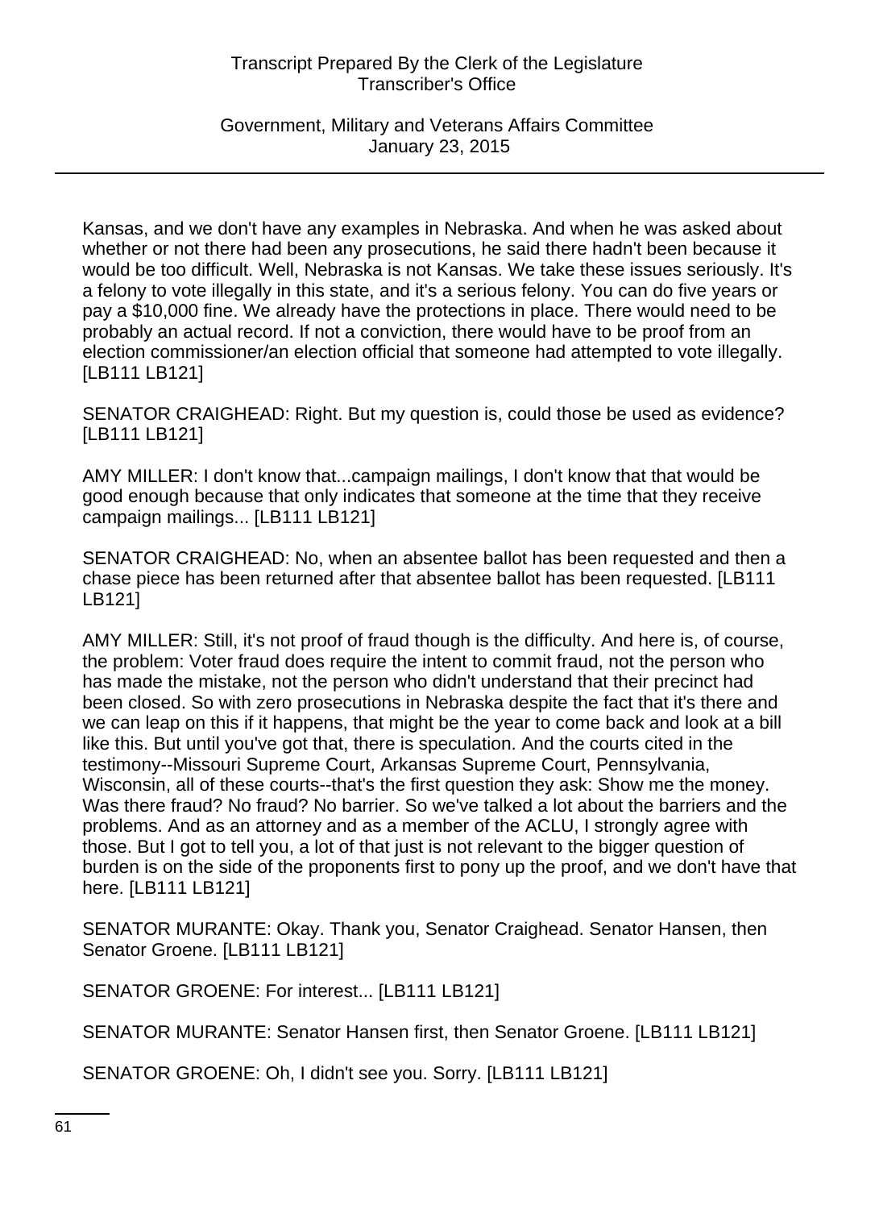Kansas, and we don't have any examples in Nebraska. And when he was asked about whether or not there had been any prosecutions, he said there hadn't been because it would be too difficult. Well, Nebraska is not Kansas. We take these issues seriously. It's a felony to vote illegally in this state, and it's a serious felony. You can do five years or pay a $10,000 fine. We already have the protections in place. There would need to be probably an actual record. If not a conviction, there would have to be proof from an election commissioner/an election official that someone had attempted to vote illegally. [LB111 LB121]

SENATOR CRAIGHEAD: Right. But my question is, could those be used as evidence? [LB111 LB121]

AMY MILLER: I don't know that...campaign mailings, I don't know that that would be good enough because that only indicates that someone at the time that they receive campaign mailings... [LB111 LB121]

SENATOR CRAIGHEAD: No, when an absentee ballot has been requested and then a chase piece has been returned after that absentee ballot has been requested. [LB111 LB121]

AMY MILLER: Still, it's not proof of fraud though is the difficulty. And here is, of course, the problem: Voter fraud does require the intent to commit fraud, not the person who has made the mistake, not the person who didn't understand that their precinct had been closed. So with zero prosecutions in Nebraska despite the fact that it's there and we can leap on this if it happens, that might be the year to come back and look at a bill like this. But until you've got that, there is speculation. And the courts cited in the testimony--Missouri Supreme Court, Arkansas Supreme Court, Pennsylvania, Wisconsin, all of these courts--that's the first question they ask: Show me the money. Was there fraud? No fraud? No barrier. So we've talked a lot about the barriers and the problems. And as an attorney and as a member of the ACLU, I strongly agree with those. But I got to tell you, a lot of that just is not relevant to the bigger question of burden is on the side of the proponents first to pony up the proof, and we don't have that here. [LB111 LB121]

SENATOR MURANTE: Okay. Thank you, Senator Craighead. Senator Hansen, then Senator Groene. [LB111 LB121]

SENATOR GROENE: For interest... [LB111 LB121]

SENATOR MURANTE: Senator Hansen first, then Senator Groene. [LB111 LB121]

SENATOR GROENE: Oh, I didn't see you. Sorry. [LB111 LB121]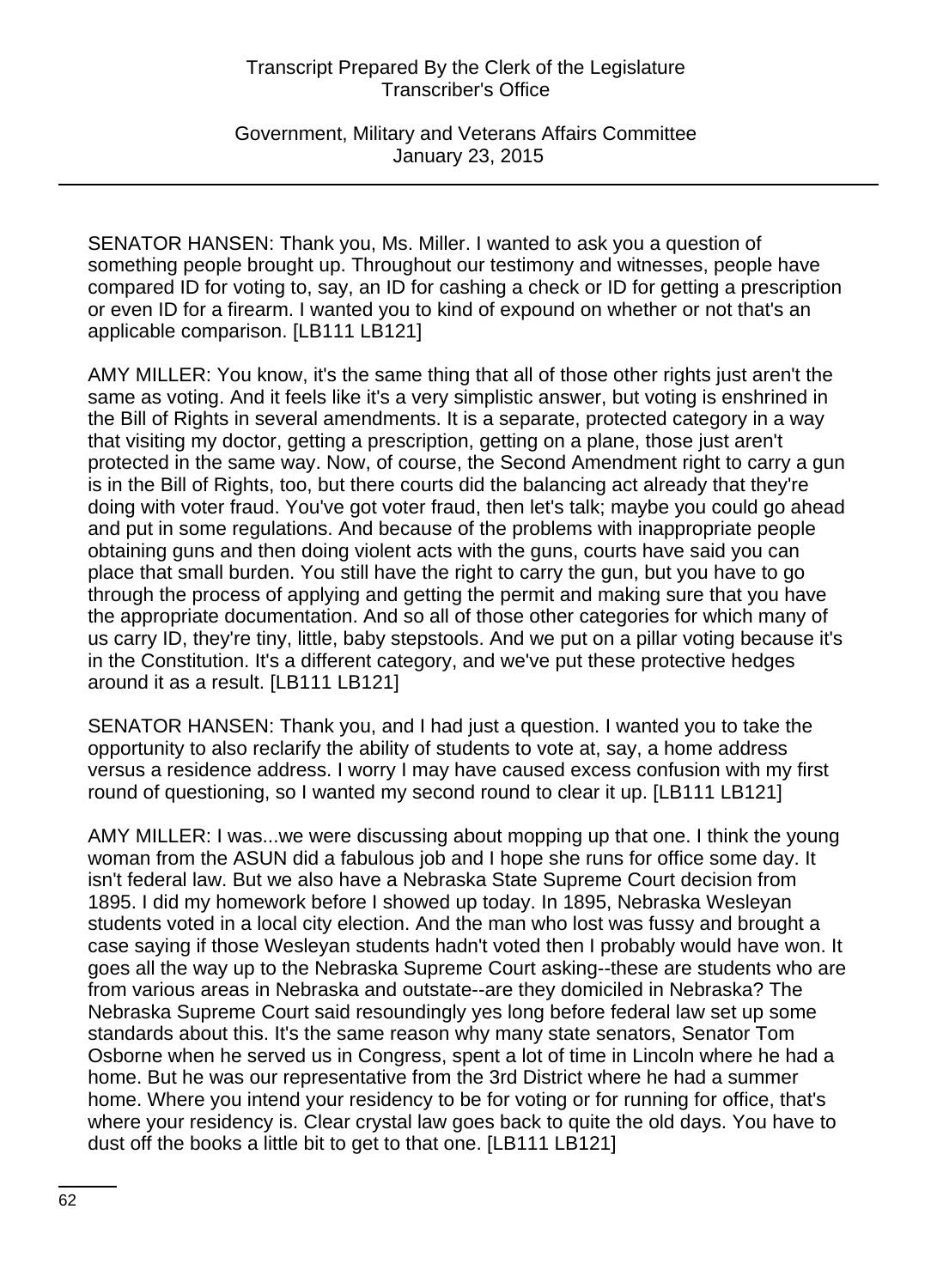SENATOR HANSEN: Thank you, Ms. Miller. I wanted to ask you a question of something people brought up. Throughout our testimony and witnesses, people have compared ID for voting to, say, an ID for cashing a check or ID for getting a prescription or even ID for a firearm. I wanted you to kind of expound on whether or not that's an applicable comparison. [LB111 LB121]

AMY MILLER: You know, it's the same thing that all of those other rights just aren't the same as voting. And it feels like it's a very simplistic answer, but voting is enshrined in the Bill of Rights in several amendments. It is a separate, protected category in a way that visiting my doctor, getting a prescription, getting on a plane, those just aren't protected in the same way. Now, of course, the Second Amendment right to carry a gun is in the Bill of Rights, too, but there courts did the balancing act already that they're doing with voter fraud. You've got voter fraud, then let's talk; maybe you could go ahead and put in some regulations. And because of the problems with inappropriate people obtaining guns and then doing violent acts with the guns, courts have said you can place that small burden. You still have the right to carry the gun, but you have to go through the process of applying and getting the permit and making sure that you have the appropriate documentation. And so all of those other categories for which many of us carry ID, they're tiny, little, baby stepstools. And we put on a pillar voting because it's in the Constitution. It's a different category, and we've put these protective hedges around it as a result. [LB111 LB121]

SENATOR HANSEN: Thank you, and I had just a question. I wanted you to take the opportunity to also reclarify the ability of students to vote at, say, a home address versus a residence address. I worry I may have caused excess confusion with my first round of questioning, so I wanted my second round to clear it up. [LB111 LB121]

AMY MILLER: I was...we were discussing about mopping up that one. I think the young woman from the ASUN did a fabulous job and I hope she runs for office some day. It isn't federal law. But we also have a Nebraska State Supreme Court decision from 1895. I did my homework before I showed up today. In 1895, Nebraska Wesleyan students voted in a local city election. And the man who lost was fussy and brought a case saying if those Wesleyan students hadn't voted then I probably would have won. It goes all the way up to the Nebraska Supreme Court asking--these are students who are from various areas in Nebraska and outstate--are they domiciled in Nebraska? The Nebraska Supreme Court said resoundingly yes long before federal law set up some standards about this. It's the same reason why many state senators, Senator Tom Osborne when he served us in Congress, spent a lot of time in Lincoln where he had a home. But he was our representative from the 3rd District where he had a summer home. Where you intend your residency to be for voting or for running for office, that's where your residency is. Clear crystal law goes back to quite the old days. You have to dust off the books a little bit to get to that one. [LB111 LB121]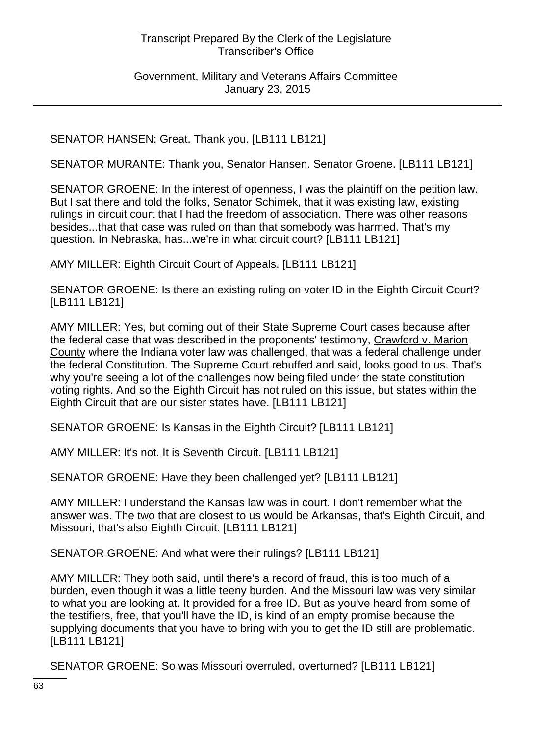SENATOR HANSEN: Great. Thank you. [LB111 LB121]

SENATOR MURANTE: Thank you, Senator Hansen. Senator Groene. [LB111 LB121]

SENATOR GROENE: In the interest of openness, I was the plaintiff on the petition law. But I sat there and told the folks, Senator Schimek, that it was existing law, existing rulings in circuit court that I had the freedom of association. There was other reasons besides...that that case was ruled on than that somebody was harmed. That's my question. In Nebraska, has...we're in what circuit court? [LB111 LB121]

AMY MILLER: Eighth Circuit Court of Appeals. [LB111 LB121]

SENATOR GROENE: Is there an existing ruling on voter ID in the Eighth Circuit Court? [LB111 LB121]

AMY MILLER: Yes, but coming out of their State Supreme Court cases because after the federal case that was described in the proponents' testimony, Crawford v. Marion County where the Indiana voter law was challenged, that was a federal challenge under the federal Constitution. The Supreme Court rebuffed and said, looks good to us. That's why you're seeing a lot of the challenges now being filed under the state constitution voting rights. And so the Eighth Circuit has not ruled on this issue, but states within the Eighth Circuit that are our sister states have. [LB111 LB121]

SENATOR GROENE: Is Kansas in the Eighth Circuit? [LB111 LB121]

AMY MILLER: It's not. It is Seventh Circuit. [LB111 LB121]

SENATOR GROENE: Have they been challenged yet? [LB111 LB121]

AMY MILLER: I understand the Kansas law was in court. I don't remember what the answer was. The two that are closest to us would be Arkansas, that's Eighth Circuit, and Missouri, that's also Eighth Circuit. [LB111 LB121]

SENATOR GROENE: And what were their rulings? [LB111 LB121]

AMY MILLER: They both said, until there's a record of fraud, this is too much of a burden, even though it was a little teeny burden. And the Missouri law was very similar to what you are looking at. It provided for a free ID. But as you've heard from some of the testifiers, free, that you'll have the ID, is kind of an empty promise because the supplying documents that you have to bring with you to get the ID still are problematic. [LB111 LB121]

SENATOR GROENE: So was Missouri overruled, overturned? [LB111 LB121]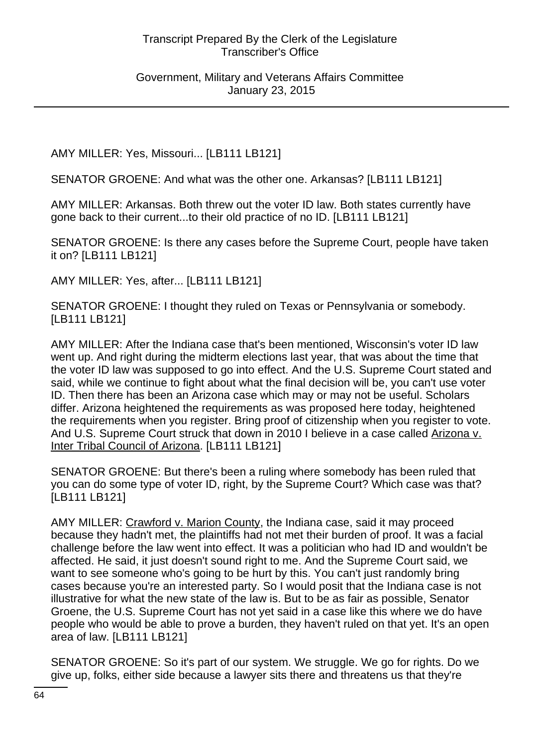AMY MILLER: Yes, Missouri... [LB111 LB121]

SENATOR GROENE: And what was the other one. Arkansas? [LB111 LB121]

AMY MILLER: Arkansas. Both threw out the voter ID law. Both states currently have gone back to their current...to their old practice of no ID. [LB111 LB121]

SENATOR GROENE: Is there any cases before the Supreme Court, people have taken it on? [LB111 LB121]

AMY MILLER: Yes, after... [LB111 LB121]

SENATOR GROENE: I thought they ruled on Texas or Pennsylvania or somebody. [LB111 LB121]

AMY MILLER: After the Indiana case that's been mentioned, Wisconsin's voter ID law went up. And right during the midterm elections last year, that was about the time that the voter ID law was supposed to go into effect. And the U.S. Supreme Court stated and said, while we continue to fight about what the final decision will be, you can't use voter ID. Then there has been an Arizona case which may or may not be useful. Scholars differ. Arizona heightened the requirements as was proposed here today, heightened the requirements when you register. Bring proof of citizenship when you register to vote. And U.S. Supreme Court struck that down in 2010 I believe in a case called Arizona v. Inter Tribal Council of Arizona. [LB111 LB121]

SENATOR GROENE: But there's been a ruling where somebody has been ruled that you can do some type of voter ID, right, by the Supreme Court? Which case was that? [LB111 LB121]

AMY MILLER: Crawford v. Marion County, the Indiana case, said it may proceed because they hadn't met, the plaintiffs had not met their burden of proof. It was a facial challenge before the law went into effect. It was a politician who had ID and wouldn't be affected. He said, it just doesn't sound right to me. And the Supreme Court said, we want to see someone who's going to be hurt by this. You can't just randomly bring cases because you're an interested party. So I would posit that the Indiana case is not illustrative for what the new state of the law is. But to be as fair as possible, Senator Groene, the U.S. Supreme Court has not yet said in a case like this where we do have people who would be able to prove a burden, they haven't ruled on that yet. It's an open area of law. [LB111 LB121]

SENATOR GROENE: So it's part of our system. We struggle. We go for rights. Do we give up, folks, either side because a lawyer sits there and threatens us that they're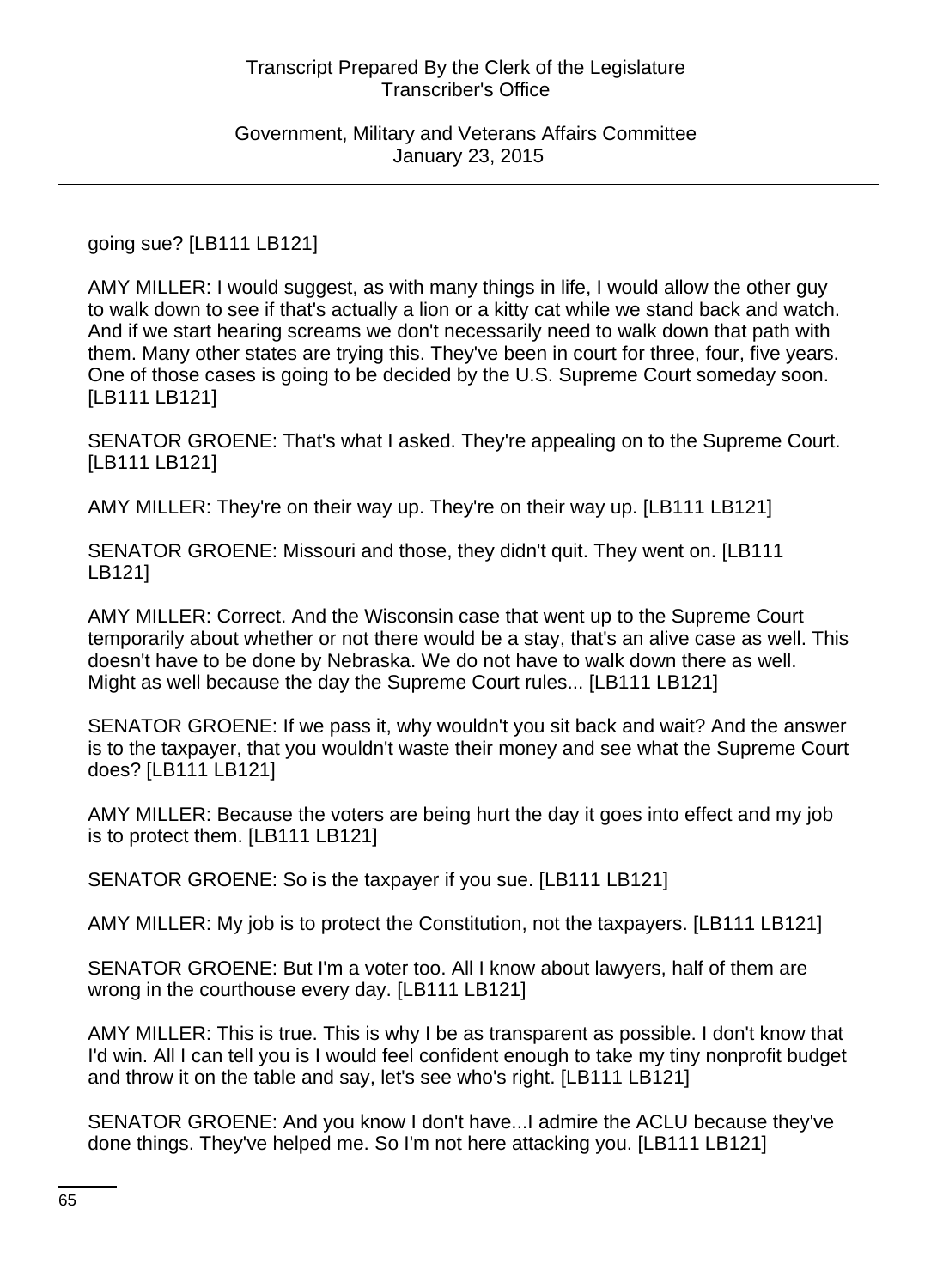going sue? [LB111 LB121]

AMY MILLER: I would suggest, as with many things in life, I would allow the other guy to walk down to see if that's actually a lion or a kitty cat while we stand back and watch. And if we start hearing screams we don't necessarily need to walk down that path with them. Many other states are trying this. They've been in court for three, four, five years. One of those cases is going to be decided by the U.S. Supreme Court someday soon. [LB111 LB121]

SENATOR GROENE: That's what I asked. They're appealing on to the Supreme Court. [LB111 LB121]

AMY MILLER: They're on their way up. They're on their way up. [LB111 LB121]

SENATOR GROENE: Missouri and those, they didn't quit. They went on. [LB111 LB121]

AMY MILLER: Correct. And the Wisconsin case that went up to the Supreme Court temporarily about whether or not there would be a stay, that's an alive case as well. This doesn't have to be done by Nebraska. We do not have to walk down there as well. Might as well because the day the Supreme Court rules... [LB111 LB121]

SENATOR GROENE: If we pass it, why wouldn't you sit back and wait? And the answer is to the taxpayer, that you wouldn't waste their money and see what the Supreme Court does? [LB111 LB121]

AMY MILLER: Because the voters are being hurt the day it goes into effect and my job is to protect them. [LB111 LB121]

SENATOR GROENE: So is the taxpayer if you sue. [LB111 LB121]

AMY MILLER: My job is to protect the Constitution, not the taxpayers. [LB111 LB121]

SENATOR GROENE: But I'm a voter too. All I know about lawyers, half of them are wrong in the courthouse every day. [LB111 LB121]

AMY MILLER: This is true. This is why I be as transparent as possible. I don't know that I'd win. All I can tell you is I would feel confident enough to take my tiny nonprofit budget and throw it on the table and say, let's see who's right. [LB111 LB121]

SENATOR GROENE: And you know I don't have...I admire the ACLU because they've done things. They've helped me. So I'm not here attacking you. [LB111 LB121]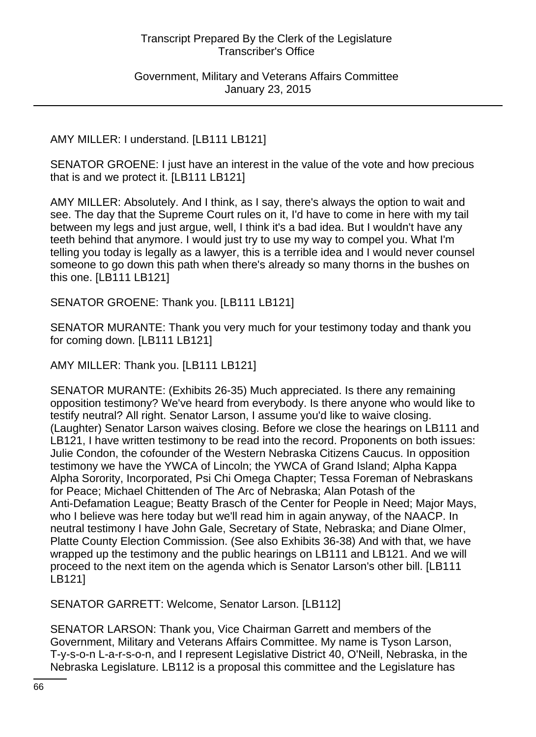AMY MILLER: I understand. [LB111 LB121]

SENATOR GROENE: I just have an interest in the value of the vote and how precious that is and we protect it. [LB111 LB121]

AMY MILLER: Absolutely. And I think, as I say, there's always the option to wait and see. The day that the Supreme Court rules on it, I'd have to come in here with my tail between my legs and just argue, well, I think it's a bad idea. But I wouldn't have any teeth behind that anymore. I would just try to use my way to compel you. What I'm telling you today is legally as a lawyer, this is a terrible idea and I would never counsel someone to go down this path when there's already so many thorns in the bushes on this one. [LB111 LB121]

SENATOR GROENE: Thank you. [LB111 LB121]

SENATOR MURANTE: Thank you very much for your testimony today and thank you for coming down. [LB111 LB121]

AMY MILLER: Thank you. [LB111 LB121]

SENATOR MURANTE: (Exhibits 26-35) Much appreciated. Is there any remaining opposition testimony? We've heard from everybody. Is there anyone who would like to testify neutral? All right. Senator Larson, I assume you'd like to waive closing. (Laughter) Senator Larson waives closing. Before we close the hearings on LB111 and LB121, I have written testimony to be read into the record. Proponents on both issues: Julie Condon, the cofounder of the Western Nebraska Citizens Caucus. In opposition testimony we have the YWCA of Lincoln; the YWCA of Grand Island; Alpha Kappa Alpha Sorority, Incorporated, Psi Chi Omega Chapter; Tessa Foreman of Nebraskans for Peace; Michael Chittenden of The Arc of Nebraska; Alan Potash of the Anti-Defamation League; Beatty Brasch of the Center for People in Need; Major Mays, who I believe was here today but we'll read him in again anyway, of the NAACP. In neutral testimony I have John Gale, Secretary of State, Nebraska; and Diane Olmer, Platte County Election Commission. (See also Exhibits 36-38) And with that, we have wrapped up the testimony and the public hearings on LB111 and LB121. And we will proceed to the next item on the agenda which is Senator Larson's other bill. [LB111 LB121]

SENATOR GARRETT: Welcome, Senator Larson. [LB112]

SENATOR LARSON: Thank you, Vice Chairman Garrett and members of the Government, Military and Veterans Affairs Committee. My name is Tyson Larson, T-y-s-o-n L-a-r-s-o-n, and I represent Legislative District 40, O'Neill, Nebraska, in the Nebraska Legislature. LB112 is a proposal this committee and the Legislature has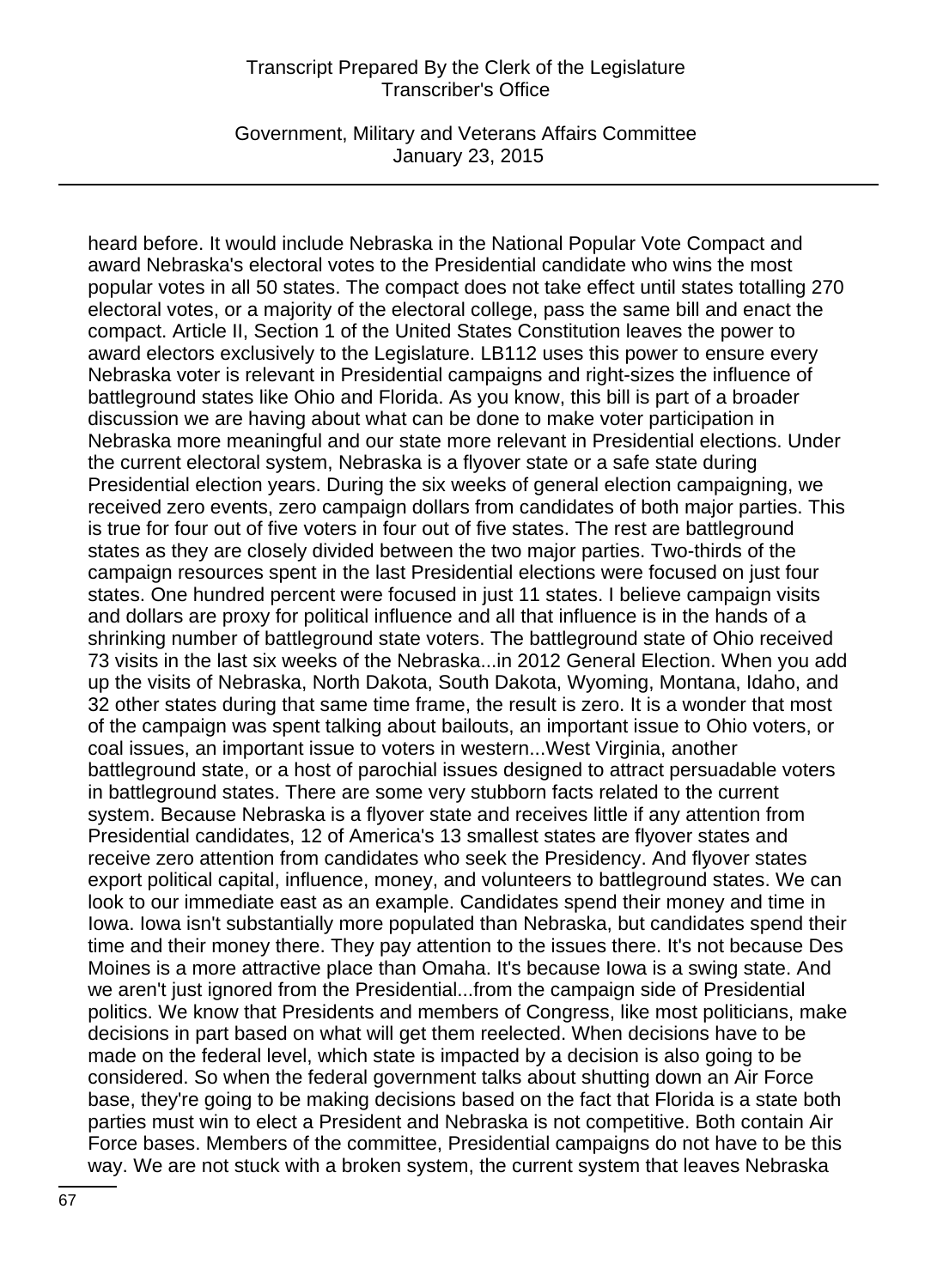heard before. It would include Nebraska in the National Popular Vote Compact and award Nebraska's electoral votes to the Presidential candidate who wins the most popular votes in all 50 states. The compact does not take effect until states totalling 270 electoral votes, or a majority of the electoral college, pass the same bill and enact the compact. Article II, Section 1 of the United States Constitution leaves the power to award electors exclusively to the Legislature. LB112 uses this power to ensure every Nebraska voter is relevant in Presidential campaigns and right-sizes the influence of battleground states like Ohio and Florida. As you know, this bill is part of a broader discussion we are having about what can be done to make voter participation in Nebraska more meaningful and our state more relevant in Presidential elections. Under the current electoral system, Nebraska is a flyover state or a safe state during Presidential election years. During the six weeks of general election campaigning, we received zero events, zero campaign dollars from candidates of both major parties. This is true for four out of five voters in four out of five states. The rest are battleground states as they are closely divided between the two major parties. Two-thirds of the campaign resources spent in the last Presidential elections were focused on just four states. One hundred percent were focused in just 11 states. I believe campaign visits and dollars are proxy for political influence and all that influence is in the hands of a shrinking number of battleground state voters. The battleground state of Ohio received 73 visits in the last six weeks of the Nebraska...in 2012 General Election. When you add up the visits of Nebraska, North Dakota, South Dakota, Wyoming, Montana, Idaho, and 32 other states during that same time frame, the result is zero. It is a wonder that most of the campaign was spent talking about bailouts, an important issue to Ohio voters, or coal issues, an important issue to voters in western...West Virginia, another battleground state, or a host of parochial issues designed to attract persuadable voters in battleground states. There are some very stubborn facts related to the current system. Because Nebraska is a flyover state and receives little if any attention from Presidential candidates, 12 of America's 13 smallest states are flyover states and receive zero attention from candidates who seek the Presidency. And flyover states export political capital, influence, money, and volunteers to battleground states. We can look to our immediate east as an example. Candidates spend their money and time in Iowa. Iowa isn't substantially more populated than Nebraska, but candidates spend their time and their money there. They pay attention to the issues there. It's not because Des Moines is a more attractive place than Omaha. It's because Iowa is a swing state. And we aren't just ignored from the Presidential...from the campaign side of Presidential politics. We know that Presidents and members of Congress, like most politicians, make decisions in part based on what will get them reelected. When decisions have to be made on the federal level, which state is impacted by a decision is also going to be considered. So when the federal government talks about shutting down an Air Force base, they're going to be making decisions based on the fact that Florida is a state both parties must win to elect a President and Nebraska is not competitive. Both contain Air Force bases. Members of the committee, Presidential campaigns do not have to be this way. We are not stuck with a broken system, the current system that leaves Nebraska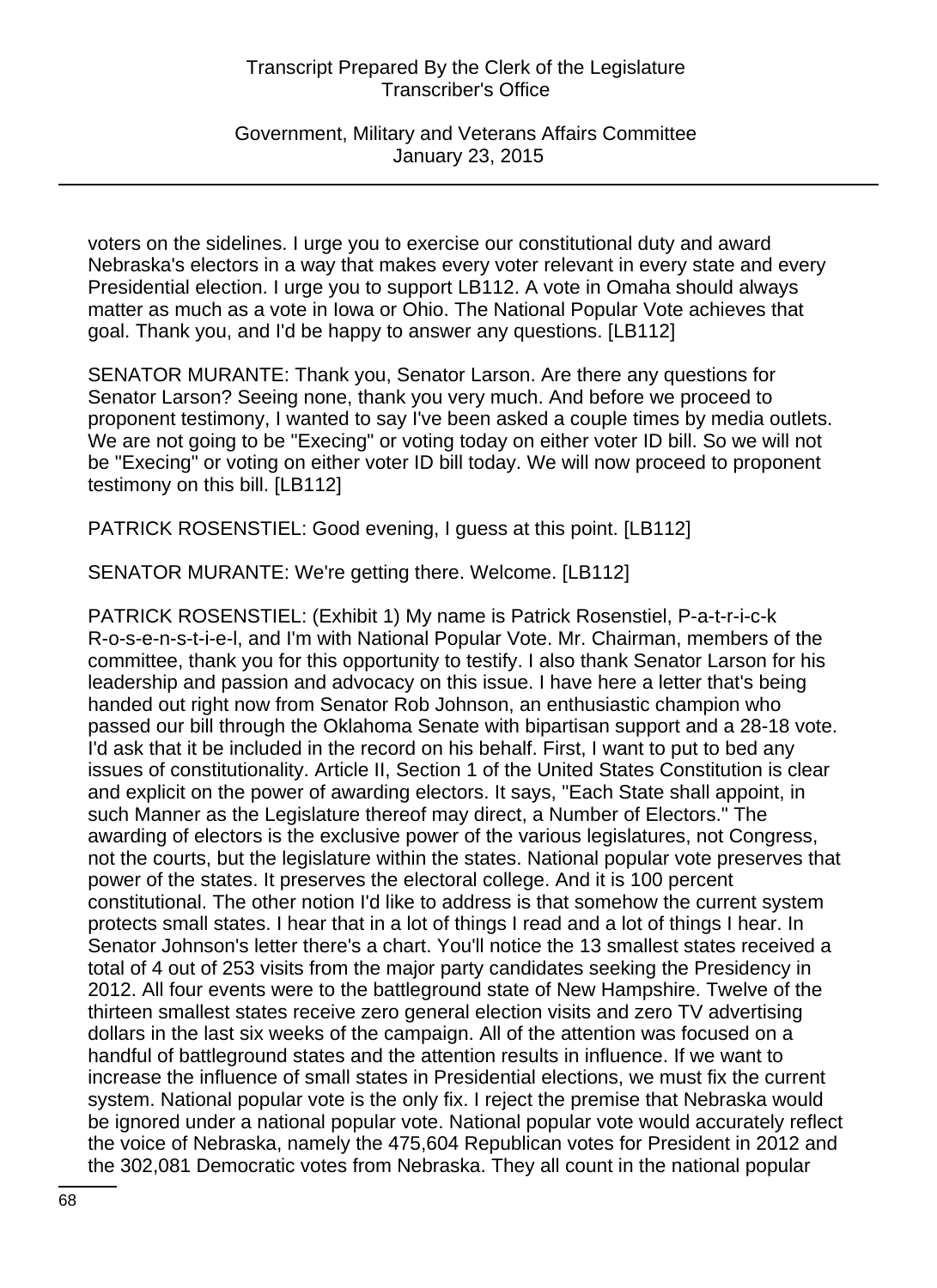voters on the sidelines. I urge you to exercise our constitutional duty and award Nebraska's electors in a way that makes every voter relevant in every state and every Presidential election. I urge you to support LB112. A vote in Omaha should always matter as much as a vote in Iowa or Ohio. The National Popular Vote achieves that goal. Thank you, and I'd be happy to answer any questions. [LB112]

SENATOR MURANTE: Thank you, Senator Larson. Are there any questions for Senator Larson? Seeing none, thank you very much. And before we proceed to proponent testimony, I wanted to say I've been asked a couple times by media outlets. We are not going to be "Execing" or voting today on either voter ID bill. So we will not be "Execing" or voting on either voter ID bill today. We will now proceed to proponent testimony on this bill. [LB112]

PATRICK ROSENSTIEL: Good evening, I guess at this point. [LB112]

SENATOR MURANTE: We're getting there. Welcome. [LB112]

PATRICK ROSENSTIEL: (Exhibit 1) My name is Patrick Rosenstiel, P-a-t-r-i-c-k R-o-s-e-n-s-t-i-e-l, and I'm with National Popular Vote. Mr. Chairman, members of the committee, thank you for this opportunity to testify. I also thank Senator Larson for his leadership and passion and advocacy on this issue. I have here a letter that's being handed out right now from Senator Rob Johnson, an enthusiastic champion who passed our bill through the Oklahoma Senate with bipartisan support and a 28-18 vote. I'd ask that it be included in the record on his behalf. First, I want to put to bed any issues of constitutionality. Article II, Section 1 of the United States Constitution is clear and explicit on the power of awarding electors. It says, "Each State shall appoint, in such Manner as the Legislature thereof may direct, a Number of Electors." The awarding of electors is the exclusive power of the various legislatures, not Congress, not the courts, but the legislature within the states. National popular vote preserves that power of the states. It preserves the electoral college. And it is 100 percent constitutional. The other notion I'd like to address is that somehow the current system protects small states. I hear that in a lot of things I read and a lot of things I hear. In Senator Johnson's letter there's a chart. You'll notice the 13 smallest states received a total of 4 out of 253 visits from the major party candidates seeking the Presidency in 2012. All four events were to the battleground state of New Hampshire. Twelve of the thirteen smallest states receive zero general election visits and zero TV advertising dollars in the last six weeks of the campaign. All of the attention was focused on a handful of battleground states and the attention results in influence. If we want to increase the influence of small states in Presidential elections, we must fix the current system. National popular vote is the only fix. I reject the premise that Nebraska would be ignored under a national popular vote. National popular vote would accurately reflect the voice of Nebraska, namely the 475,604 Republican votes for President in 2012 and the 302,081 Democratic votes from Nebraska. They all count in the national popular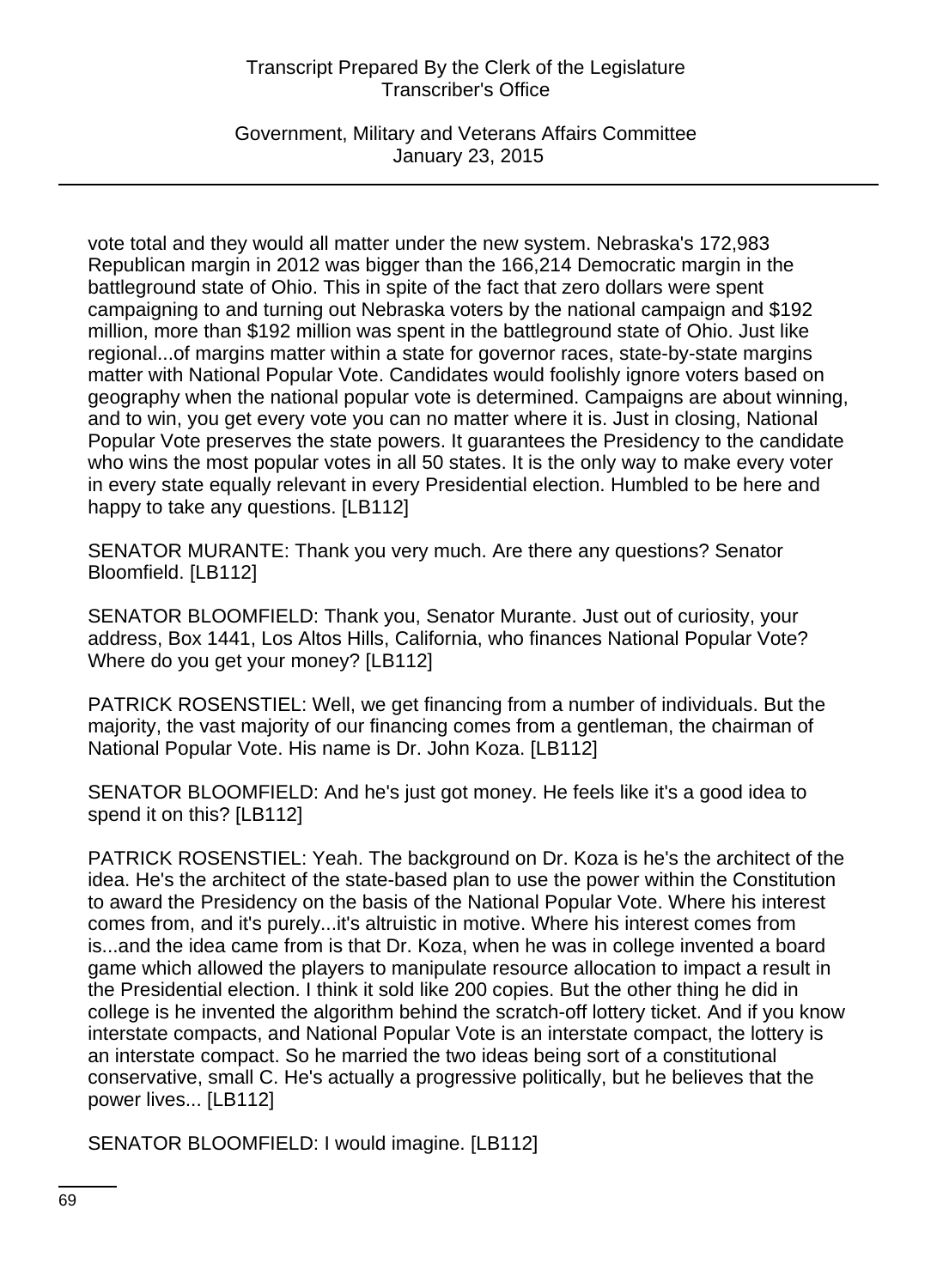vote total and they would all matter under the new system. Nebraska's 172,983 Republican margin in 2012 was bigger than the 166,214 Democratic margin in the battleground state of Ohio. This in spite of the fact that zero dollars were spent campaigning to and turning out Nebraska voters by the national campaign and $192 million, more than $192 million was spent in the battleground state of Ohio. Just like regional...of margins matter within a state for governor races, state-by-state margins matter with National Popular Vote. Candidates would foolishly ignore voters based on geography when the national popular vote is determined. Campaigns are about winning, and to win, you get every vote you can no matter where it is. Just in closing, National Popular Vote preserves the state powers. It guarantees the Presidency to the candidate who wins the most popular votes in all 50 states. It is the only way to make every voter in every state equally relevant in every Presidential election. Humbled to be here and happy to take any questions. [LB112]

SENATOR MURANTE: Thank you very much. Are there any questions? Senator Bloomfield. [LB112]

SENATOR BLOOMFIELD: Thank you, Senator Murante. Just out of curiosity, your address, Box 1441, Los Altos Hills, California, who finances National Popular Vote? Where do you get your money? [LB112]

PATRICK ROSENSTIEL: Well, we get financing from a number of individuals. But the majority, the vast majority of our financing comes from a gentleman, the chairman of National Popular Vote. His name is Dr. John Koza. [LB112]

SENATOR BLOOMFIELD: And he's just got money. He feels like it's a good idea to spend it on this? [LB112]

PATRICK ROSENSTIEL: Yeah. The background on Dr. Koza is he's the architect of the idea. He's the architect of the state-based plan to use the power within the Constitution to award the Presidency on the basis of the National Popular Vote. Where his interest comes from, and it's purely...it's altruistic in motive. Where his interest comes from is...and the idea came from is that Dr. Koza, when he was in college invented a board game which allowed the players to manipulate resource allocation to impact a result in the Presidential election. I think it sold like 200 copies. But the other thing he did in college is he invented the algorithm behind the scratch-off lottery ticket. And if you know interstate compacts, and National Popular Vote is an interstate compact, the lottery is an interstate compact. So he married the two ideas being sort of a constitutional conservative, small C. He's actually a progressive politically, but he believes that the power lives... [LB112]

SENATOR BLOOMFIELD: I would imagine. [LB112]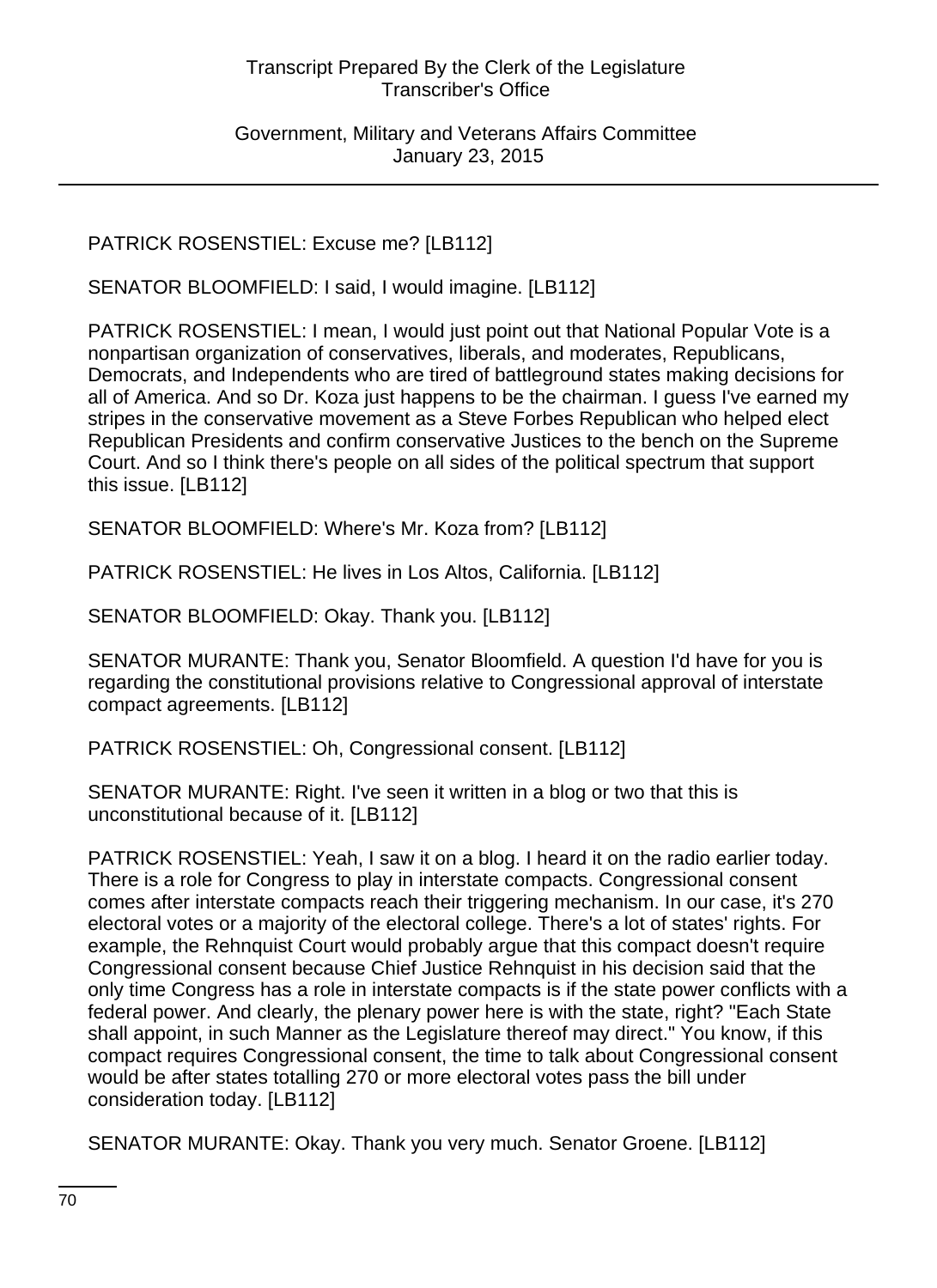PATRICK ROSENSTIEL: Excuse me? [LB112]

SENATOR BLOOMFIELD: I said, I would imagine. [LB112]

PATRICK ROSENSTIEL: I mean, I would just point out that National Popular Vote is a nonpartisan organization of conservatives, liberals, and moderates, Republicans, Democrats, and Independents who are tired of battleground states making decisions for all of America. And so Dr. Koza just happens to be the chairman. I guess I've earned my stripes in the conservative movement as a Steve Forbes Republican who helped elect Republican Presidents and confirm conservative Justices to the bench on the Supreme Court. And so I think there's people on all sides of the political spectrum that support this issue. [LB112]

SENATOR BLOOMFIELD: Where's Mr. Koza from? [LB112]

PATRICK ROSENSTIEL: He lives in Los Altos, California. [LB112]

SENATOR BLOOMFIELD: Okay. Thank you. [LB112]

SENATOR MURANTE: Thank you, Senator Bloomfield. A question I'd have for you is regarding the constitutional provisions relative to Congressional approval of interstate compact agreements. [LB112]

PATRICK ROSENSTIEL: Oh, Congressional consent. [LB112]

SENATOR MURANTE: Right. I've seen it written in a blog or two that this is unconstitutional because of it. [LB112]

PATRICK ROSENSTIEL: Yeah, I saw it on a blog. I heard it on the radio earlier today. There is a role for Congress to play in interstate compacts. Congressional consent comes after interstate compacts reach their triggering mechanism. In our case, it's 270 electoral votes or a majority of the electoral college. There's a lot of states' rights. For example, the Rehnquist Court would probably argue that this compact doesn't require Congressional consent because Chief Justice Rehnquist in his decision said that the only time Congress has a role in interstate compacts is if the state power conflicts with a federal power. And clearly, the plenary power here is with the state, right? "Each State shall appoint, in such Manner as the Legislature thereof may direct." You know, if this compact requires Congressional consent, the time to talk about Congressional consent would be after states totalling 270 or more electoral votes pass the bill under consideration today. [LB112]

SENATOR MURANTE: Okay. Thank you very much. Senator Groene. [LB112]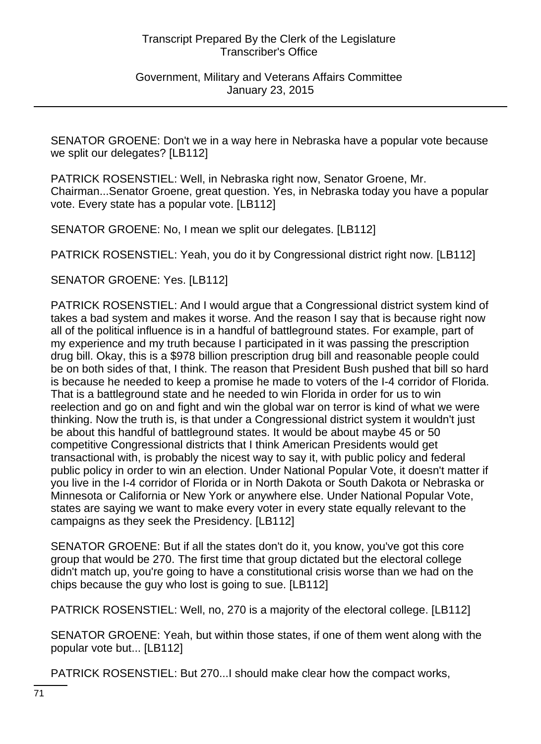SENATOR GROENE: Don't we in a way here in Nebraska have a popular vote because we split our delegates? [LB112]

PATRICK ROSENSTIEL: Well, in Nebraska right now, Senator Groene, Mr. Chairman...Senator Groene, great question. Yes, in Nebraska today you have a popular vote. Every state has a popular vote. [LB112]

SENATOR GROENE: No, I mean we split our delegates. [LB112]

PATRICK ROSENSTIEL: Yeah, you do it by Congressional district right now. [LB112]

SENATOR GROENE: Yes. [LB112]

PATRICK ROSENSTIEL: And I would argue that a Congressional district system kind of takes a bad system and makes it worse. And the reason I say that is because right now all of the political influence is in a handful of battleground states. For example, part of my experience and my truth because I participated in it was passing the prescription drug bill. Okay, this is a $978 billion prescription drug bill and reasonable people could be on both sides of that, I think. The reason that President Bush pushed that bill so hard is because he needed to keep a promise he made to voters of the I-4 corridor of Florida. That is a battleground state and he needed to win Florida in order for us to win reelection and go on and fight and win the global war on terror is kind of what we were thinking. Now the truth is, is that under a Congressional district system it wouldn't just be about this handful of battleground states. It would be about maybe 45 or 50 competitive Congressional districts that I think American Presidents would get transactional with, is probably the nicest way to say it, with public policy and federal public policy in order to win an election. Under National Popular Vote, it doesn't matter if you live in the I-4 corridor of Florida or in North Dakota or South Dakota or Nebraska or Minnesota or California or New York or anywhere else. Under National Popular Vote, states are saying we want to make every voter in every state equally relevant to the campaigns as they seek the Presidency. [LB112]

SENATOR GROENE: But if all the states don't do it, you know, you've got this core group that would be 270. The first time that group dictated but the electoral college didn't match up, you're going to have a constitutional crisis worse than we had on the chips because the guy who lost is going to sue. [LB112]

PATRICK ROSENSTIEL: Well, no, 270 is a majority of the electoral college. [LB112]

SENATOR GROENE: Yeah, but within those states, if one of them went along with the popular vote but... [LB112]

PATRICK ROSENSTIEL: But 270...I should make clear how the compact works,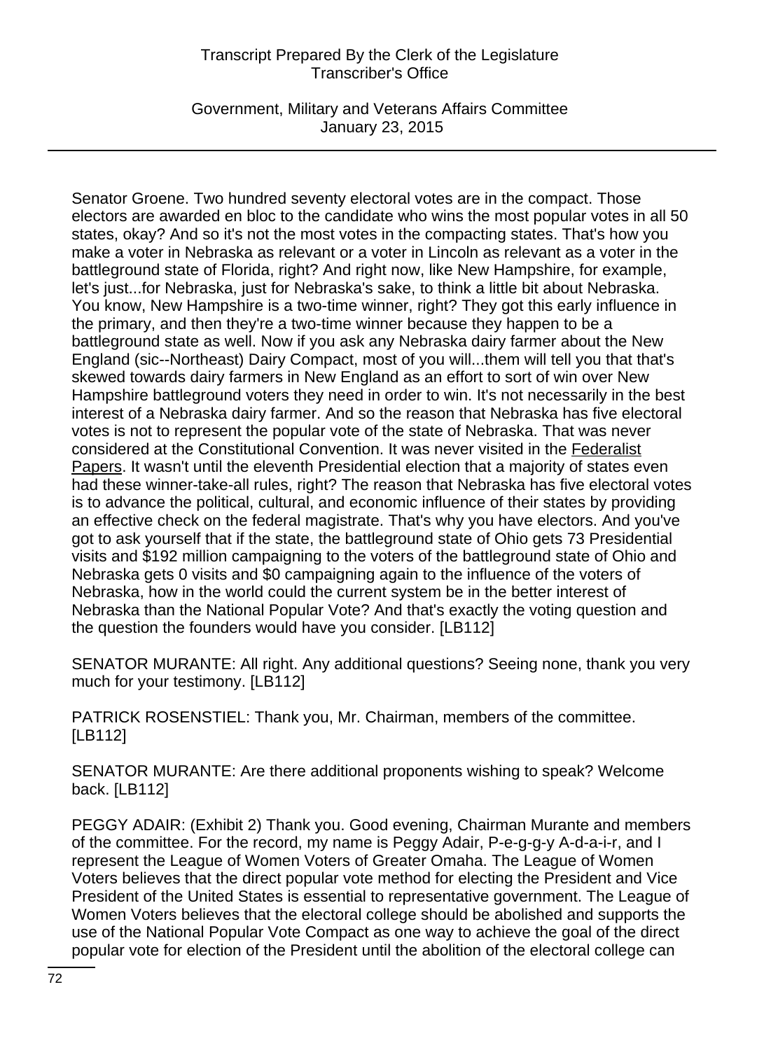Senator Groene. Two hundred seventy electoral votes are in the compact. Those electors are awarded en bloc to the candidate who wins the most popular votes in all 50 states, okay? And so it's not the most votes in the compacting states. That's how you make a voter in Nebraska as relevant or a voter in Lincoln as relevant as a voter in the battleground state of Florida, right? And right now, like New Hampshire, for example, let's just...for Nebraska, just for Nebraska's sake, to think a little bit about Nebraska. You know, New Hampshire is a two-time winner, right? They got this early influence in the primary, and then they're a two-time winner because they happen to be a battleground state as well. Now if you ask any Nebraska dairy farmer about the New England (sic--Northeast) Dairy Compact, most of you will...them will tell you that that's skewed towards dairy farmers in New England as an effort to sort of win over New Hampshire battleground voters they need in order to win. It's not necessarily in the best interest of a Nebraska dairy farmer. And so the reason that Nebraska has five electoral votes is not to represent the popular vote of the state of Nebraska. That was never considered at the Constitutional Convention. It was never visited in the Federalist Papers. It wasn't until the eleventh Presidential election that a majority of states even had these winner-take-all rules, right? The reason that Nebraska has five electoral votes is to advance the political, cultural, and economic influence of their states by providing an effective check on the federal magistrate. That's why you have electors. And you've got to ask yourself that if the state, the battleground state of Ohio gets 73 Presidential visits and $192 million campaigning to the voters of the battleground state of Ohio and Nebraska gets 0 visits and $0 campaigning again to the influence of the voters of Nebraska, how in the world could the current system be in the better interest of Nebraska than the National Popular Vote? And that's exactly the voting question and the question the founders would have you consider. [LB112]

SENATOR MURANTE: All right. Any additional questions? Seeing none, thank you very much for your testimony. [LB112]

PATRICK ROSENSTIEL: Thank you, Mr. Chairman, members of the committee. [LB112]

SENATOR MURANTE: Are there additional proponents wishing to speak? Welcome back. [LB112]

PEGGY ADAIR: (Exhibit 2) Thank you. Good evening, Chairman Murante and members of the committee. For the record, my name is Peggy Adair, P-e-g-g-y A-d-a-i-r, and I represent the League of Women Voters of Greater Omaha. The League of Women Voters believes that the direct popular vote method for electing the President and Vice President of the United States is essential to representative government. The League of Women Voters believes that the electoral college should be abolished and supports the use of the National Popular Vote Compact as one way to achieve the goal of the direct popular vote for election of the President until the abolition of the electoral college can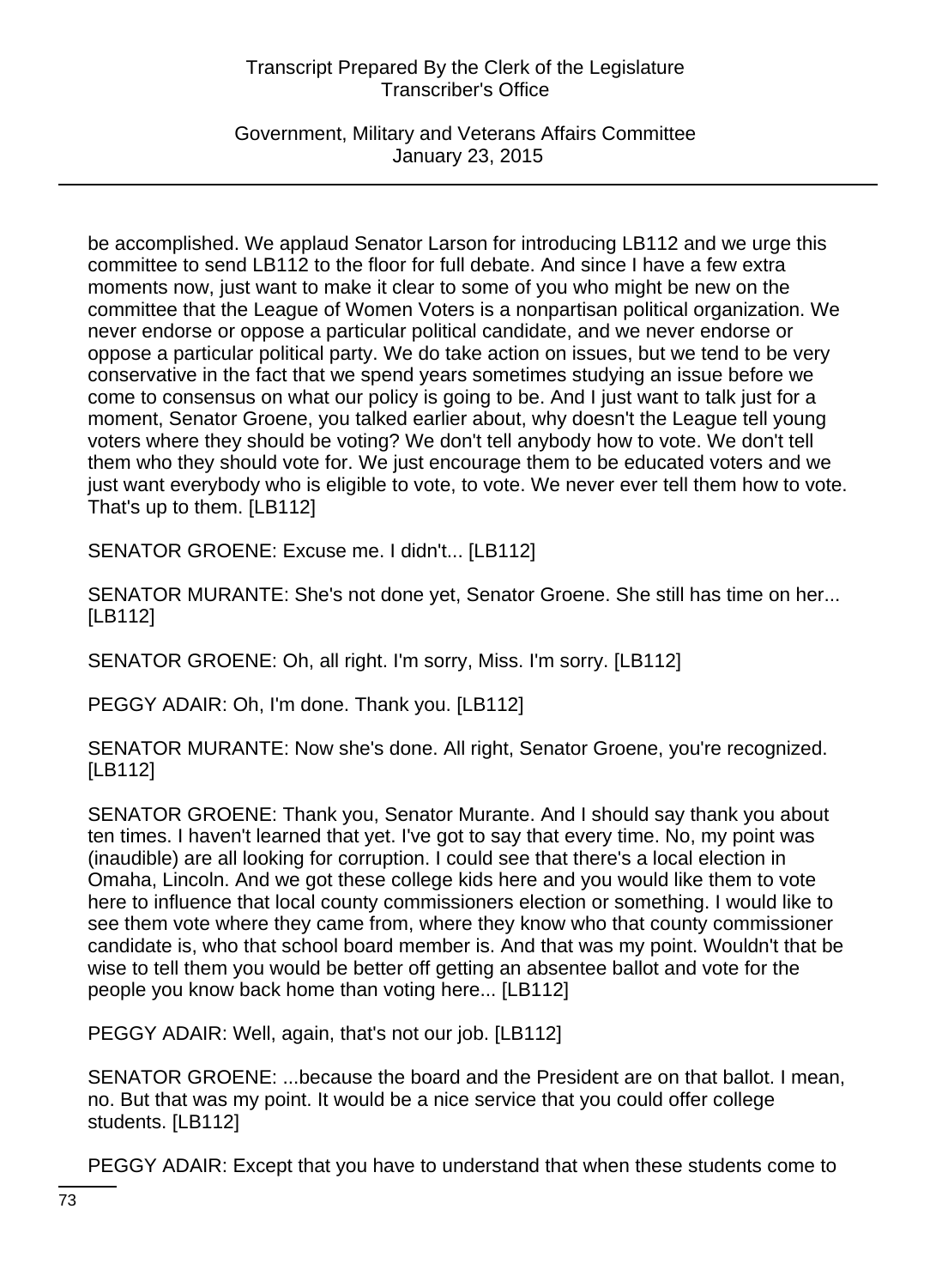be accomplished. We applaud Senator Larson for introducing LB112 and we urge this committee to send LB112 to the floor for full debate. And since I have a few extra moments now, just want to make it clear to some of you who might be new on the committee that the League of Women Voters is a nonpartisan political organization. We never endorse or oppose a particular political candidate, and we never endorse or oppose a particular political party. We do take action on issues, but we tend to be very conservative in the fact that we spend years sometimes studying an issue before we come to consensus on what our policy is going to be. And I just want to talk just for a moment, Senator Groene, you talked earlier about, why doesn't the League tell young voters where they should be voting? We don't tell anybody how to vote. We don't tell them who they should vote for. We just encourage them to be educated voters and we just want everybody who is eligible to vote, to vote. We never ever tell them how to vote. That's up to them. [LB112]

SENATOR GROENE: Excuse me. I didn't... [LB112]

SENATOR MURANTE: She's not done yet, Senator Groene. She still has time on her... [LB112]

SENATOR GROENE: Oh, all right. I'm sorry, Miss. I'm sorry. [LB112]

PEGGY ADAIR: Oh, I'm done. Thank you. [LB112]

SENATOR MURANTE: Now she's done. All right, Senator Groene, you're recognized. [LB112]

SENATOR GROENE: Thank you, Senator Murante. And I should say thank you about ten times. I haven't learned that yet. I've got to say that every time. No, my point was (inaudible) are all looking for corruption. I could see that there's a local election in Omaha, Lincoln. And we got these college kids here and you would like them to vote here to influence that local county commissioners election or something. I would like to see them vote where they came from, where they know who that county commissioner candidate is, who that school board member is. And that was my point. Wouldn't that be wise to tell them you would be better off getting an absentee ballot and vote for the people you know back home than voting here... [LB112]

PEGGY ADAIR: Well, again, that's not our job. [LB112]

SENATOR GROENE: ...because the board and the President are on that ballot. I mean, no. But that was my point. It would be a nice service that you could offer college students. [LB112]

PEGGY ADAIR: Except that you have to understand that when these students come to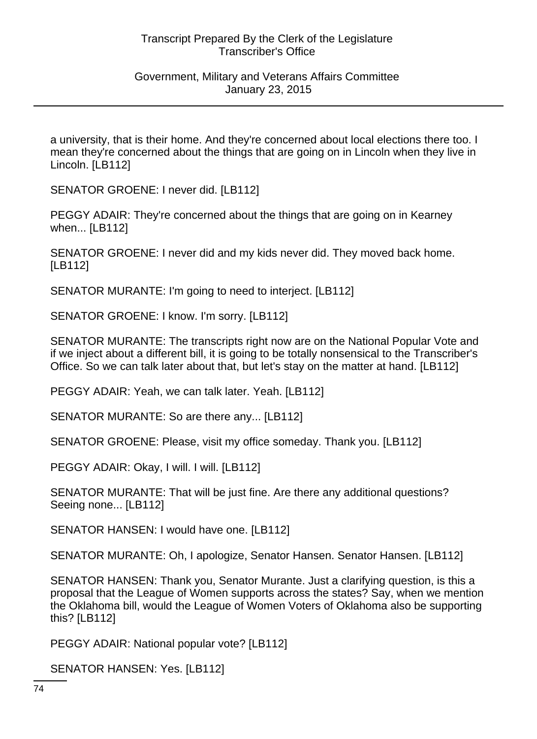a university, that is their home. And they're concerned about local elections there too. I mean they're concerned about the things that are going on in Lincoln when they live in Lincoln. [LB112]

SENATOR GROENE: I never did. [LB112]

PEGGY ADAIR: They're concerned about the things that are going on in Kearney when... [LB112]

SENATOR GROENE: I never did and my kids never did. They moved back home. [LB112]

SENATOR MURANTE: I'm going to need to interject. [LB112]

SENATOR GROENE: I know. I'm sorry. [LB112]

SENATOR MURANTE: The transcripts right now are on the National Popular Vote and if we inject about a different bill, it is going to be totally nonsensical to the Transcriber's Office. So we can talk later about that, but let's stay on the matter at hand. [LB112]

PEGGY ADAIR: Yeah, we can talk later. Yeah. [LB112]

SENATOR MURANTE: So are there any... [LB112]

SENATOR GROENE: Please, visit my office someday. Thank you. [LB112]

PEGGY ADAIR: Okay, I will. I will. [LB112]

SENATOR MURANTE: That will be just fine. Are there any additional questions? Seeing none... [LB112]

SENATOR HANSEN: I would have one. [LB112]

SENATOR MURANTE: Oh, I apologize, Senator Hansen. Senator Hansen. [LB112]

SENATOR HANSEN: Thank you, Senator Murante. Just a clarifying question, is this a proposal that the League of Women supports across the states? Say, when we mention the Oklahoma bill, would the League of Women Voters of Oklahoma also be supporting this? [LB112]

PEGGY ADAIR: National popular vote? [LB112]

SENATOR HANSEN: Yes. [LB112]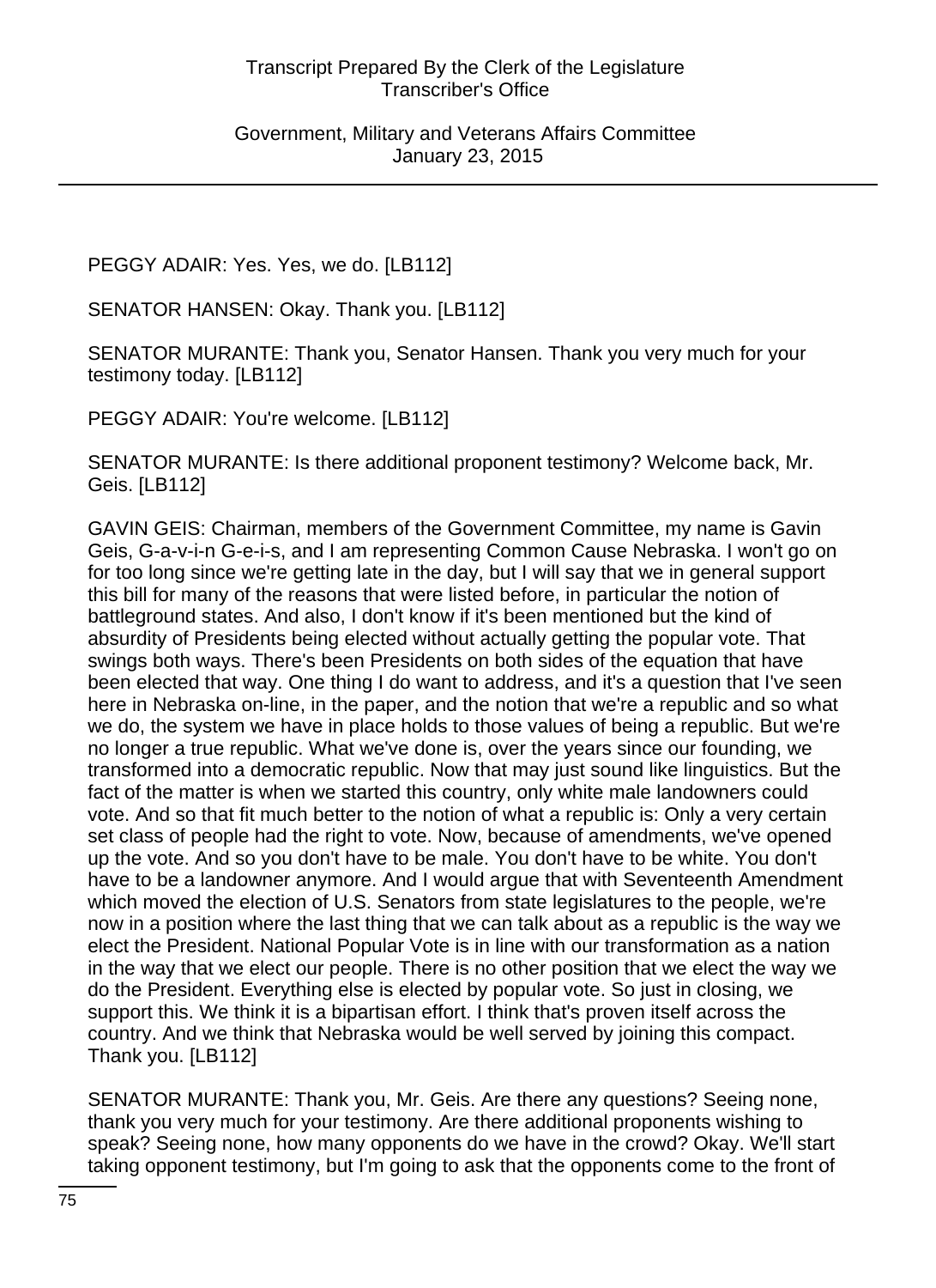PEGGY ADAIR: Yes. Yes, we do. [LB112]

SENATOR HANSEN: Okay. Thank you. [LB112]

SENATOR MURANTE: Thank you, Senator Hansen. Thank you very much for your testimony today. [LB112]

PEGGY ADAIR: You're welcome. [LB112]

SENATOR MURANTE: Is there additional proponent testimony? Welcome back, Mr. Geis. [LB112]

GAVIN GEIS: Chairman, members of the Government Committee, my name is Gavin Geis, G-a-v-i-n G-e-i-s, and I am representing Common Cause Nebraska. I won't go on for too long since we're getting late in the day, but I will say that we in general support this bill for many of the reasons that were listed before, in particular the notion of battleground states. And also, I don't know if it's been mentioned but the kind of absurdity of Presidents being elected without actually getting the popular vote. That swings both ways. There's been Presidents on both sides of the equation that have been elected that way. One thing I do want to address, and it's a question that I've seen here in Nebraska on-line, in the paper, and the notion that we're a republic and so what we do, the system we have in place holds to those values of being a republic. But we're no longer a true republic. What we've done is, over the years since our founding, we transformed into a democratic republic. Now that may just sound like linguistics. But the fact of the matter is when we started this country, only white male landowners could vote. And so that fit much better to the notion of what a republic is: Only a very certain set class of people had the right to vote. Now, because of amendments, we've opened up the vote. And so you don't have to be male. You don't have to be white. You don't have to be a landowner anymore. And I would argue that with Seventeenth Amendment which moved the election of U.S. Senators from state legislatures to the people, we're now in a position where the last thing that we can talk about as a republic is the way we elect the President. National Popular Vote is in line with our transformation as a nation in the way that we elect our people. There is no other position that we elect the way we do the President. Everything else is elected by popular vote. So just in closing, we support this. We think it is a bipartisan effort. I think that's proven itself across the country. And we think that Nebraska would be well served by joining this compact. Thank you. [LB112]

SENATOR MURANTE: Thank you, Mr. Geis. Are there any questions? Seeing none, thank you very much for your testimony. Are there additional proponents wishing to speak? Seeing none, how many opponents do we have in the crowd? Okay. We'll start taking opponent testimony, but I'm going to ask that the opponents come to the front of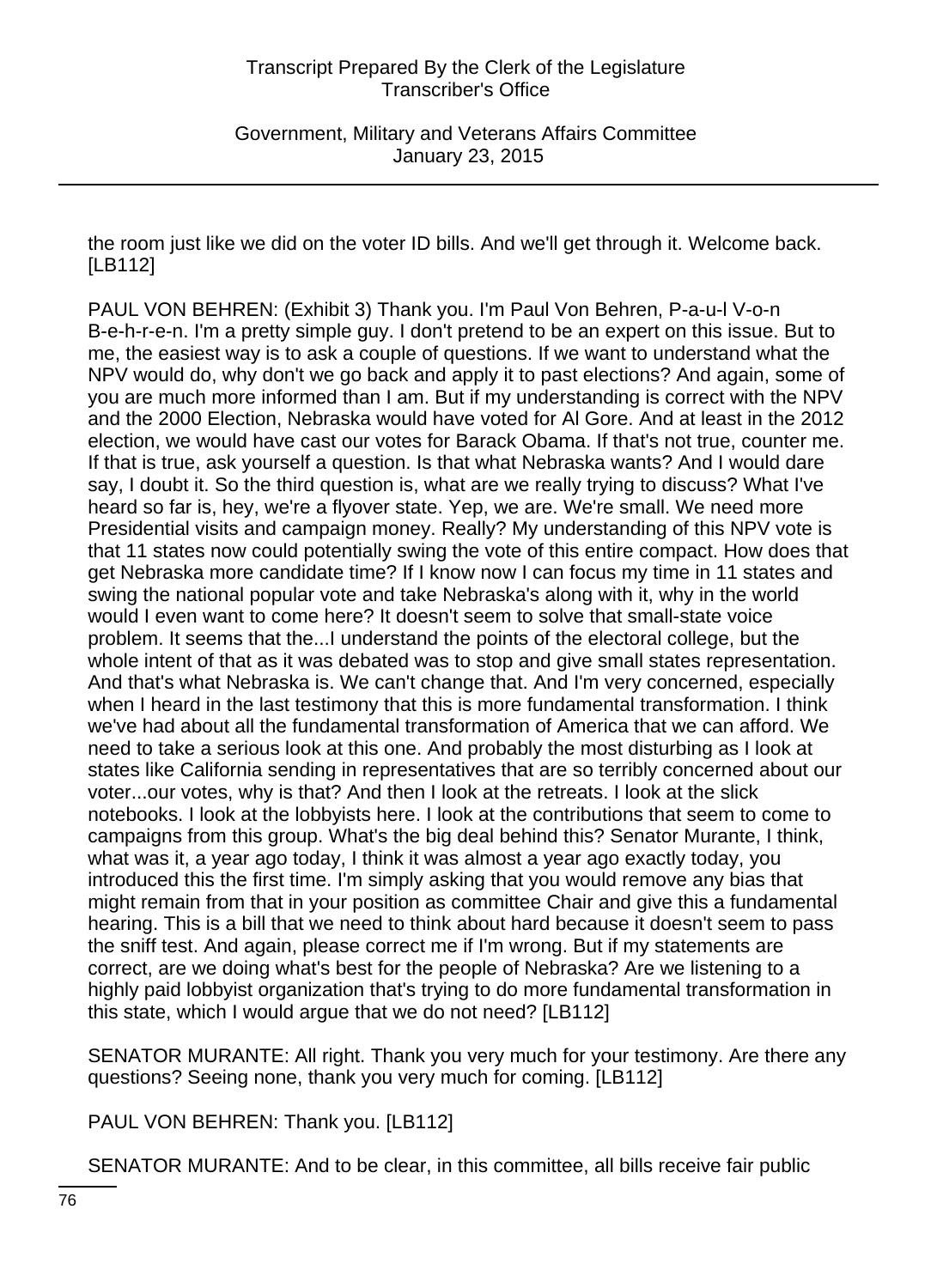the room just like we did on the voter ID bills. And we'll get through it. Welcome back. [LB112]

PAUL VON BEHREN: (Exhibit 3) Thank you. I'm Paul Von Behren, P-a-u-l V-o-n B-e-h-r-e-n. I'm a pretty simple guy. I don't pretend to be an expert on this issue. But to me, the easiest way is to ask a couple of questions. If we want to understand what the NPV would do, why don't we go back and apply it to past elections? And again, some of you are much more informed than I am. But if my understanding is correct with the NPV and the 2000 Election, Nebraska would have voted for Al Gore. And at least in the 2012 election, we would have cast our votes for Barack Obama. If that's not true, counter me. If that is true, ask yourself a question. Is that what Nebraska wants? And I would dare say, I doubt it. So the third question is, what are we really trying to discuss? What I've heard so far is, hey, we're a flyover state. Yep, we are. We're small. We need more Presidential visits and campaign money. Really? My understanding of this NPV vote is that 11 states now could potentially swing the vote of this entire compact. How does that get Nebraska more candidate time? If I know now I can focus my time in 11 states and swing the national popular vote and take Nebraska's along with it, why in the world would I even want to come here? It doesn't seem to solve that small-state voice problem. It seems that the...I understand the points of the electoral college, but the whole intent of that as it was debated was to stop and give small states representation. And that's what Nebraska is. We can't change that. And I'm very concerned, especially when I heard in the last testimony that this is more fundamental transformation. I think we've had about all the fundamental transformation of America that we can afford. We need to take a serious look at this one. And probably the most disturbing as I look at states like California sending in representatives that are so terribly concerned about our voter...our votes, why is that? And then I look at the retreats. I look at the slick notebooks. I look at the lobbyists here. I look at the contributions that seem to come to campaigns from this group. What's the big deal behind this? Senator Murante, I think, what was it, a year ago today, I think it was almost a year ago exactly today, you introduced this the first time. I'm simply asking that you would remove any bias that might remain from that in your position as committee Chair and give this a fundamental hearing. This is a bill that we need to think about hard because it doesn't seem to pass the sniff test. And again, please correct me if I'm wrong. But if my statements are correct, are we doing what's best for the people of Nebraska? Are we listening to a highly paid lobbyist organization that's trying to do more fundamental transformation in this state, which I would argue that we do not need? [LB112]

SENATOR MURANTE: All right. Thank you very much for your testimony. Are there any questions? Seeing none, thank you very much for coming. [LB112]

PAUL VON BEHREN: Thank you. [LB112]

SENATOR MURANTE: And to be clear, in this committee, all bills receive fair public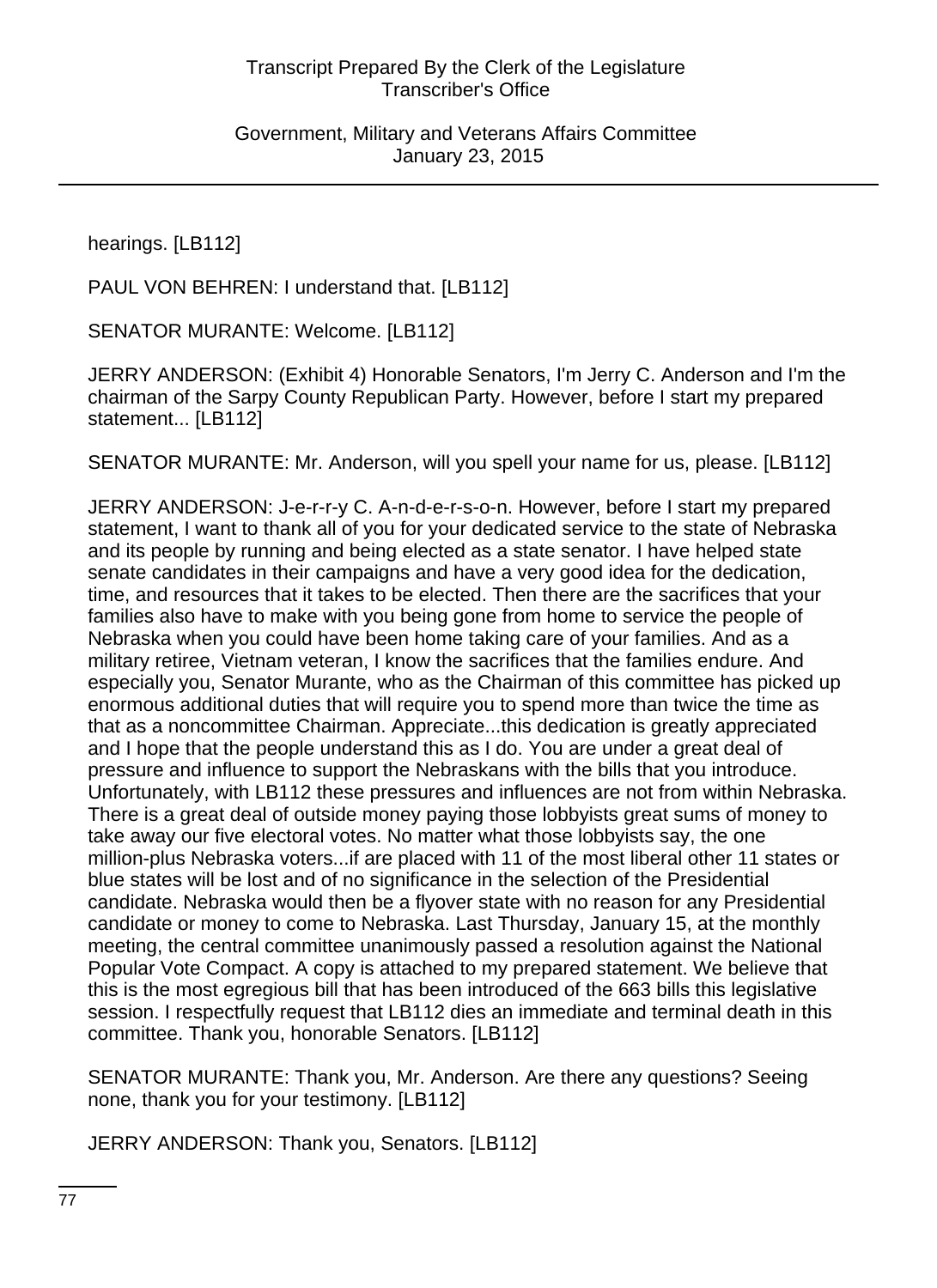hearings. [LB112]

PAUL VON BEHREN: I understand that. [LB112]

SENATOR MURANTE: Welcome. [LB112]

JERRY ANDERSON: (Exhibit 4) Honorable Senators, I'm Jerry C. Anderson and I'm the chairman of the Sarpy County Republican Party. However, before I start my prepared statement... [LB112]

SENATOR MURANTE: Mr. Anderson, will you spell your name for us, please. [LB112]

JERRY ANDERSON: J-e-r-r-y C. A-n-d-e-r-s-o-n. However, before I start my prepared statement, I want to thank all of you for your dedicated service to the state of Nebraska and its people by running and being elected as a state senator. I have helped state senate candidates in their campaigns and have a very good idea for the dedication, time, and resources that it takes to be elected. Then there are the sacrifices that your families also have to make with you being gone from home to service the people of Nebraska when you could have been home taking care of your families. And as a military retiree, Vietnam veteran, I know the sacrifices that the families endure. And especially you, Senator Murante, who as the Chairman of this committee has picked up enormous additional duties that will require you to spend more than twice the time as that as a noncommittee Chairman. Appreciate...this dedication is greatly appreciated and I hope that the people understand this as I do. You are under a great deal of pressure and influence to support the Nebraskans with the bills that you introduce. Unfortunately, with LB112 these pressures and influences are not from within Nebraska. There is a great deal of outside money paying those lobbyists great sums of money to take away our five electoral votes. No matter what those lobbyists say, the one million-plus Nebraska voters...if are placed with 11 of the most liberal other 11 states or blue states will be lost and of no significance in the selection of the Presidential candidate. Nebraska would then be a flyover state with no reason for any Presidential candidate or money to come to Nebraska. Last Thursday, January 15, at the monthly meeting, the central committee unanimously passed a resolution against the National Popular Vote Compact. A copy is attached to my prepared statement. We believe that this is the most egregious bill that has been introduced of the 663 bills this legislative session. I respectfully request that LB112 dies an immediate and terminal death in this committee. Thank you, honorable Senators. [LB112]

SENATOR MURANTE: Thank you, Mr. Anderson. Are there any questions? Seeing none, thank you for your testimony. [LB112]

JERRY ANDERSON: Thank you, Senators. [LB112]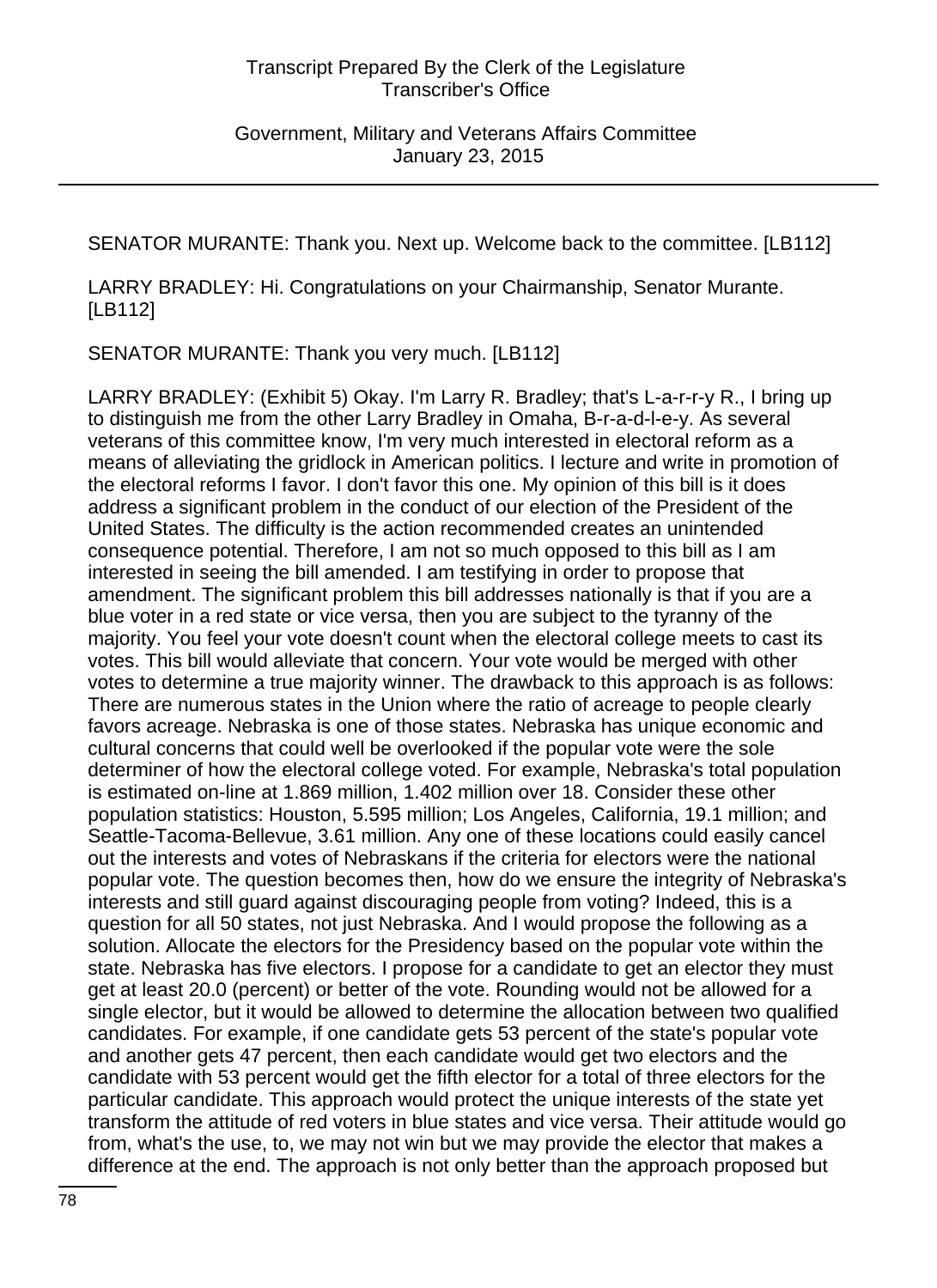SENATOR MURANTE: Thank you. Next up. Welcome back to the committee. [LB112]

LARRY BRADLEY: Hi. Congratulations on your Chairmanship, Senator Murante. [LB112]

SENATOR MURANTE: Thank you very much. [LB112]

LARRY BRADLEY: (Exhibit 5) Okay. I'm Larry R. Bradley; that's L-a-r-r-y R., I bring up to distinguish me from the other Larry Bradley in Omaha, B-r-a-d-l-e-y. As several veterans of this committee know, I'm very much interested in electoral reform as a means of alleviating the gridlock in American politics. I lecture and write in promotion of the electoral reforms I favor. I don't favor this one. My opinion of this bill is it does address a significant problem in the conduct of our election of the President of the United States. The difficulty is the action recommended creates an unintended consequence potential. Therefore, I am not so much opposed to this bill as I am interested in seeing the bill amended. I am testifying in order to propose that amendment. The significant problem this bill addresses nationally is that if you are a blue voter in a red state or vice versa, then you are subject to the tyranny of the majority. You feel your vote doesn't count when the electoral college meets to cast its votes. This bill would alleviate that concern. Your vote would be merged with other votes to determine a true majority winner. The drawback to this approach is as follows: There are numerous states in the Union where the ratio of acreage to people clearly favors acreage. Nebraska is one of those states. Nebraska has unique economic and cultural concerns that could well be overlooked if the popular vote were the sole determiner of how the electoral college voted. For example, Nebraska's total population is estimated on-line at 1.869 million, 1.402 million over 18. Consider these other population statistics: Houston, 5.595 million; Los Angeles, California, 19.1 million; and Seattle-Tacoma-Bellevue, 3.61 million. Any one of these locations could easily cancel out the interests and votes of Nebraskans if the criteria for electors were the national popular vote. The question becomes then, how do we ensure the integrity of Nebraska's interests and still guard against discouraging people from voting? Indeed, this is a question for all 50 states, not just Nebraska. And I would propose the following as a solution. Allocate the electors for the Presidency based on the popular vote within the state. Nebraska has five electors. I propose for a candidate to get an elector they must get at least 20.0 (percent) or better of the vote. Rounding would not be allowed for a single elector, but it would be allowed to determine the allocation between two qualified candidates. For example, if one candidate gets 53 percent of the state's popular vote and another gets 47 percent, then each candidate would get two electors and the candidate with 53 percent would get the fifth elector for a total of three electors for the particular candidate. This approach would protect the unique interests of the state yet transform the attitude of red voters in blue states and vice versa. Their attitude would go from, what's the use, to, we may not win but we may provide the elector that makes a difference at the end. The approach is not only better than the approach proposed but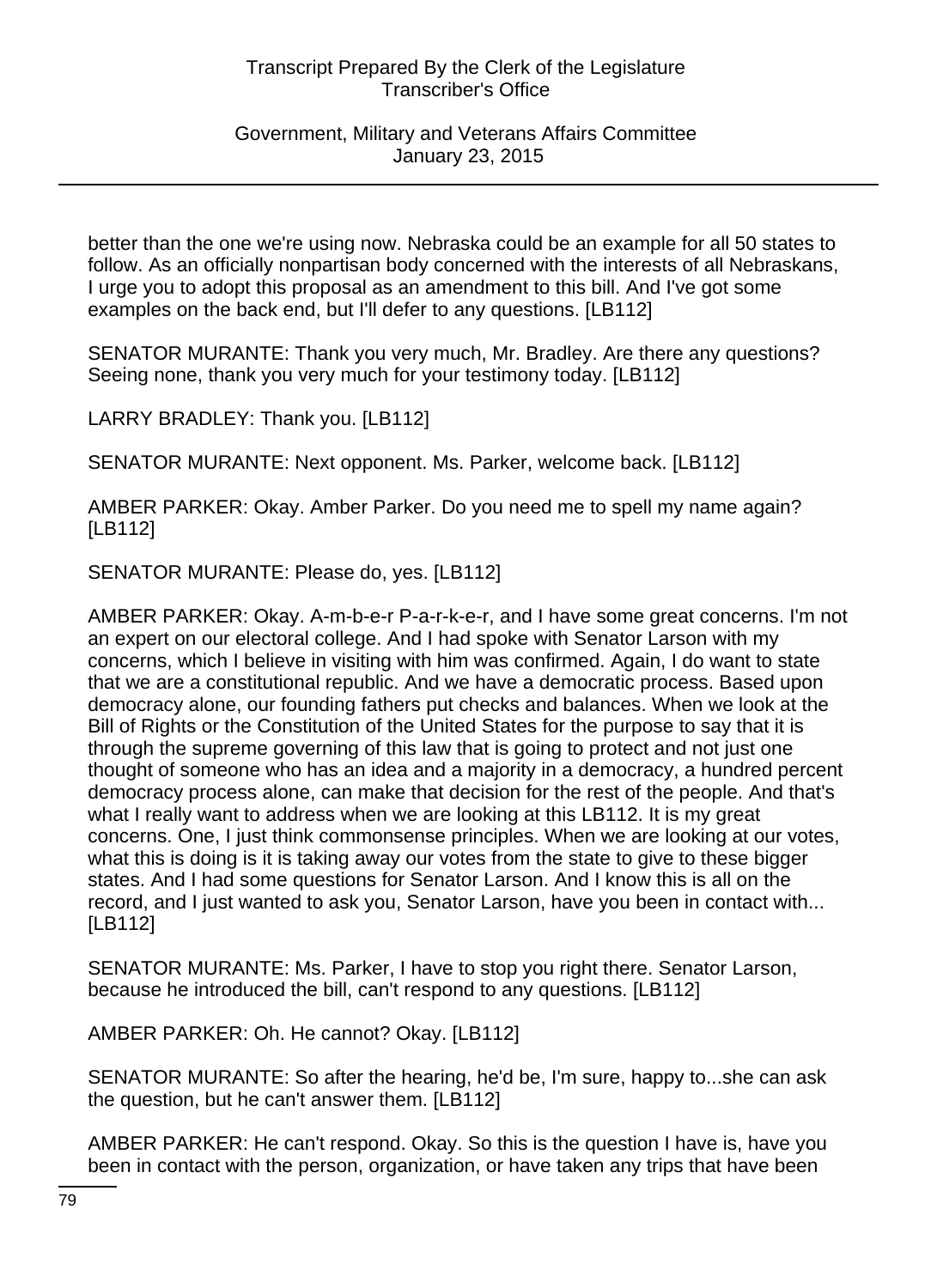better than the one we're using now. Nebraska could be an example for all 50 states to follow. As an officially nonpartisan body concerned with the interests of all Nebraskans, I urge you to adopt this proposal as an amendment to this bill. And I've got some examples on the back end, but I'll defer to any questions. [LB112]

SENATOR MURANTE: Thank you very much, Mr. Bradley. Are there any questions? Seeing none, thank you very much for your testimony today. [LB112]

LARRY BRADLEY: Thank you. [LB112]

SENATOR MURANTE: Next opponent. Ms. Parker, welcome back. [LB112]

AMBER PARKER: Okay. Amber Parker. Do you need me to spell my name again? [LB112]

SENATOR MURANTE: Please do, yes. [LB112]

AMBER PARKER: Okay. A-m-b-e-r P-a-r-k-e-r, and I have some great concerns. I'm not an expert on our electoral college. And I had spoke with Senator Larson with my concerns, which I believe in visiting with him was confirmed. Again, I do want to state that we are a constitutional republic. And we have a democratic process. Based upon democracy alone, our founding fathers put checks and balances. When we look at the Bill of Rights or the Constitution of the United States for the purpose to say that it is through the supreme governing of this law that is going to protect and not just one thought of someone who has an idea and a majority in a democracy, a hundred percent democracy process alone, can make that decision for the rest of the people. And that's what I really want to address when we are looking at this LB112. It is my great concerns. One, I just think commonsense principles. When we are looking at our votes, what this is doing is it is taking away our votes from the state to give to these bigger states. And I had some questions for Senator Larson. And I know this is all on the record, and I just wanted to ask you, Senator Larson, have you been in contact with... [LB112]

SENATOR MURANTE: Ms. Parker, I have to stop you right there. Senator Larson, because he introduced the bill, can't respond to any questions. [LB112]

AMBER PARKER: Oh. He cannot? Okay. [LB112]

SENATOR MURANTE: So after the hearing, he'd be, I'm sure, happy to...she can ask the question, but he can't answer them. [LB112]

AMBER PARKER: He can't respond. Okay. So this is the question I have is, have you been in contact with the person, organization, or have taken any trips that have been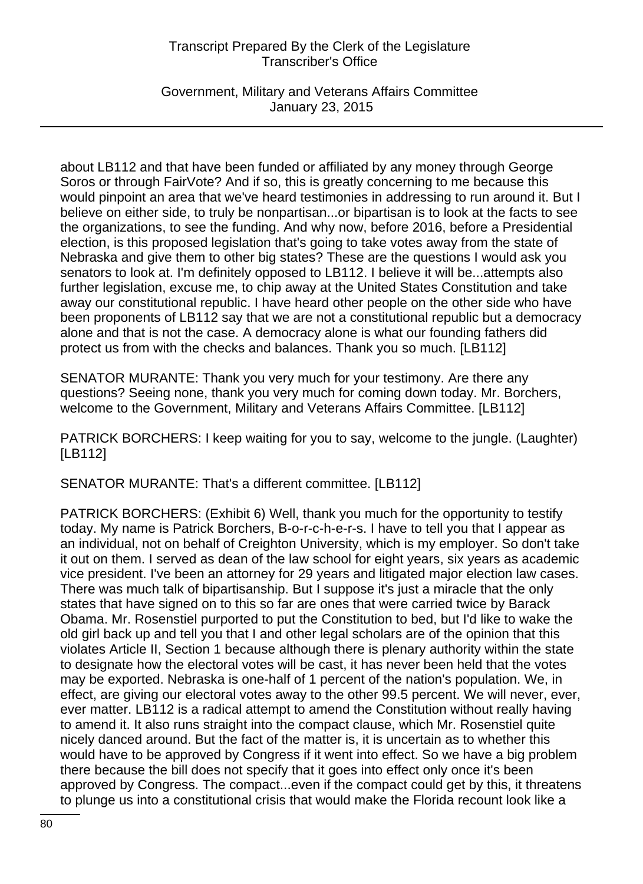about LB112 and that have been funded or affiliated by any money through George Soros or through FairVote? And if so, this is greatly concerning to me because this would pinpoint an area that we've heard testimonies in addressing to run around it. But I believe on either side, to truly be nonpartisan...or bipartisan is to look at the facts to see the organizations, to see the funding. And why now, before 2016, before a Presidential election, is this proposed legislation that's going to take votes away from the state of Nebraska and give them to other big states? These are the questions I would ask you senators to look at. I'm definitely opposed to LB112. I believe it will be...attempts also further legislation, excuse me, to chip away at the United States Constitution and take away our constitutional republic. I have heard other people on the other side who have been proponents of LB112 say that we are not a constitutional republic but a democracy alone and that is not the case. A democracy alone is what our founding fathers did protect us from with the checks and balances. Thank you so much. [LB112]

SENATOR MURANTE: Thank you very much for your testimony. Are there any questions? Seeing none, thank you very much for coming down today. Mr. Borchers, welcome to the Government, Military and Veterans Affairs Committee. [LB112]

PATRICK BORCHERS: I keep waiting for you to say, welcome to the jungle. (Laughter) [LB112]

SENATOR MURANTE: That's a different committee. [LB112]

PATRICK BORCHERS: (Exhibit 6) Well, thank you much for the opportunity to testify today. My name is Patrick Borchers, B-o-r-c-h-e-r-s. I have to tell you that I appear as an individual, not on behalf of Creighton University, which is my employer. So don't take it out on them. I served as dean of the law school for eight years, six years as academic vice president. I've been an attorney for 29 years and litigated major election law cases. There was much talk of bipartisanship. But I suppose it's just a miracle that the only states that have signed on to this so far are ones that were carried twice by Barack Obama. Mr. Rosenstiel purported to put the Constitution to bed, but I'd like to wake the old girl back up and tell you that I and other legal scholars are of the opinion that this violates Article II, Section 1 because although there is plenary authority within the state to designate how the electoral votes will be cast, it has never been held that the votes may be exported. Nebraska is one-half of 1 percent of the nation's population. We, in effect, are giving our electoral votes away to the other 99.5 percent. We will never, ever, ever matter. LB112 is a radical attempt to amend the Constitution without really having to amend it. It also runs straight into the compact clause, which Mr. Rosenstiel quite nicely danced around. But the fact of the matter is, it is uncertain as to whether this would have to be approved by Congress if it went into effect. So we have a big problem there because the bill does not specify that it goes into effect only once it's been approved by Congress. The compact...even if the compact could get by this, it threatens to plunge us into a constitutional crisis that would make the Florida recount look like a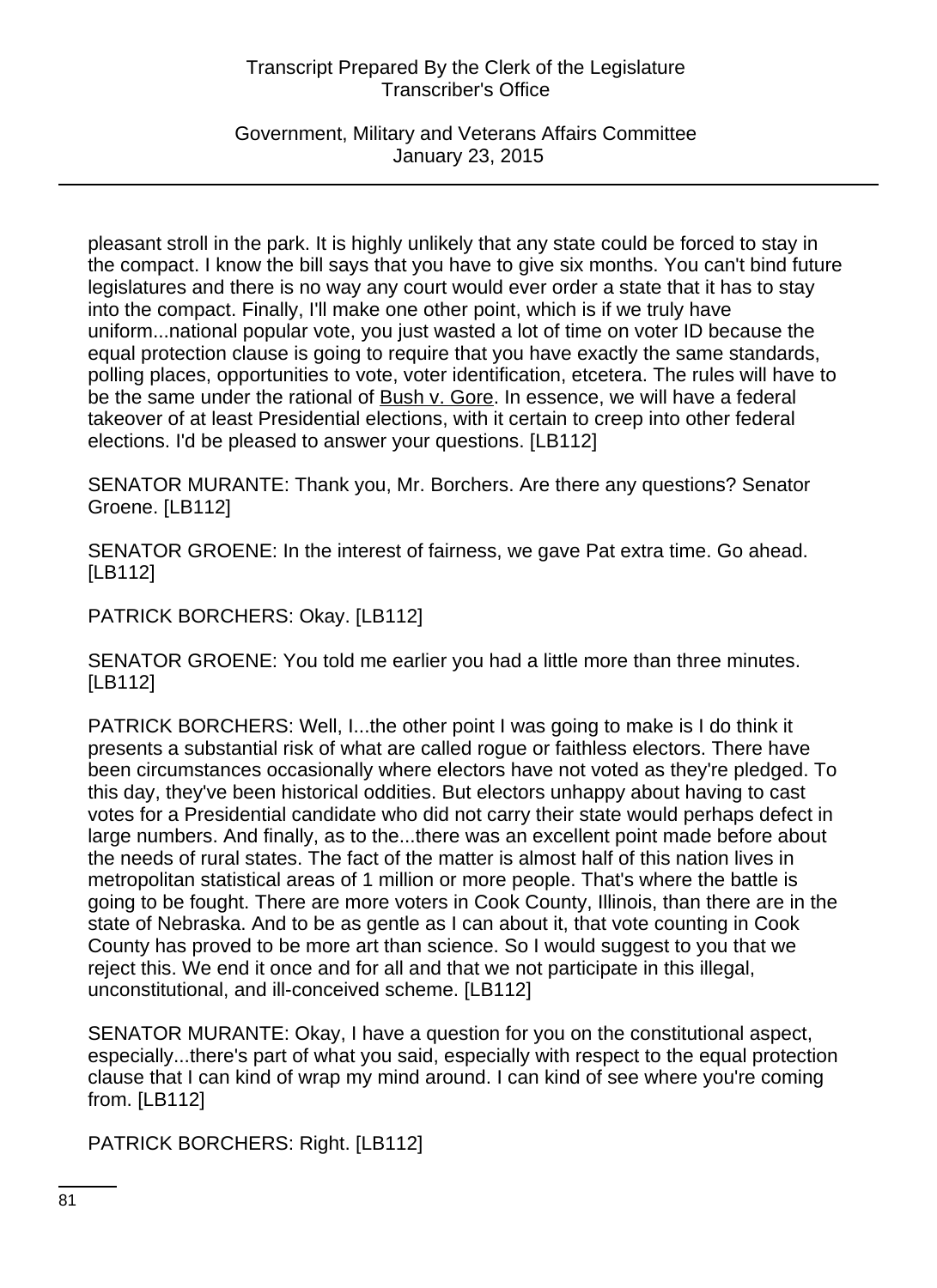pleasant stroll in the park. It is highly unlikely that any state could be forced to stay in the compact. I know the bill says that you have to give six months. You can't bind future legislatures and there is no way any court would ever order a state that it has to stay into the compact. Finally, I'll make one other point, which is if we truly have uniform...national popular vote, you just wasted a lot of time on voter ID because the equal protection clause is going to require that you have exactly the same standards, polling places, opportunities to vote, voter identification, etcetera. The rules will have to be the same under the rational of Bush v. Gore. In essence, we will have a federal takeover of at least Presidential elections, with it certain to creep into other federal elections. I'd be pleased to answer your questions. [LB112]

SENATOR MURANTE: Thank you, Mr. Borchers. Are there any questions? Senator Groene. [LB112]

SENATOR GROENE: In the interest of fairness, we gave Pat extra time. Go ahead. [LB112]

PATRICK BORCHERS: Okay. [LB112]

SENATOR GROENE: You told me earlier you had a little more than three minutes. [LB112]

PATRICK BORCHERS: Well, I...the other point I was going to make is I do think it presents a substantial risk of what are called rogue or faithless electors. There have been circumstances occasionally where electors have not voted as they're pledged. To this day, they've been historical oddities. But electors unhappy about having to cast votes for a Presidential candidate who did not carry their state would perhaps defect in large numbers. And finally, as to the...there was an excellent point made before about the needs of rural states. The fact of the matter is almost half of this nation lives in metropolitan statistical areas of 1 million or more people. That's where the battle is going to be fought. There are more voters in Cook County, Illinois, than there are in the state of Nebraska. And to be as gentle as I can about it, that vote counting in Cook County has proved to be more art than science. So I would suggest to you that we reject this. We end it once and for all and that we not participate in this illegal, unconstitutional, and ill-conceived scheme. [LB112]

SENATOR MURANTE: Okay, I have a question for you on the constitutional aspect, especially...there's part of what you said, especially with respect to the equal protection clause that I can kind of wrap my mind around. I can kind of see where you're coming from. [LB112]

PATRICK BORCHERS: Right. [LB112]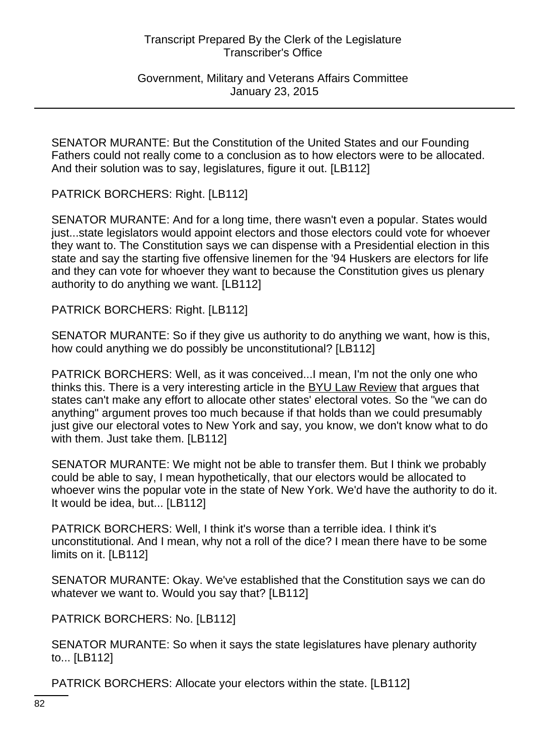SENATOR MURANTE: But the Constitution of the United States and our Founding Fathers could not really come to a conclusion as to how electors were to be allocated. And their solution was to say, legislatures, figure it out. [LB112]

PATRICK BORCHERS: Right. [LB112]

SENATOR MURANTE: And for a long time, there wasn't even a popular. States would just...state legislators would appoint electors and those electors could vote for whoever they want to. The Constitution says we can dispense with a Presidential election in this state and say the starting five offensive linemen for the '94 Huskers are electors for life and they can vote for whoever they want to because the Constitution gives us plenary authority to do anything we want. [LB112]

PATRICK BORCHERS: Right. [LB112]

SENATOR MURANTE: So if they give us authority to do anything we want, how is this, how could anything we do possibly be unconstitutional? [LB112]

PATRICK BORCHERS: Well, as it was conceived...I mean, I'm not the only one who thinks this. There is a very interesting article in the BYU Law Review that argues that states can't make any effort to allocate other states' electoral votes. So the "we can do anything" argument proves too much because if that holds than we could presumably just give our electoral votes to New York and say, you know, we don't know what to do with them. Just take them. [LB112]

SENATOR MURANTE: We might not be able to transfer them. But I think we probably could be able to say, I mean hypothetically, that our electors would be allocated to whoever wins the popular vote in the state of New York. We'd have the authority to do it. It would be idea, but... [LB112]

PATRICK BORCHERS: Well, I think it's worse than a terrible idea. I think it's unconstitutional. And I mean, why not a roll of the dice? I mean there have to be some limits on it. [LB112]

SENATOR MURANTE: Okay. We've established that the Constitution says we can do whatever we want to. Would you say that? [LB112]

PATRICK BORCHERS: No. [LB112]

SENATOR MURANTE: So when it says the state legislatures have plenary authority to... [LB112]

PATRICK BORCHERS: Allocate your electors within the state. [LB112]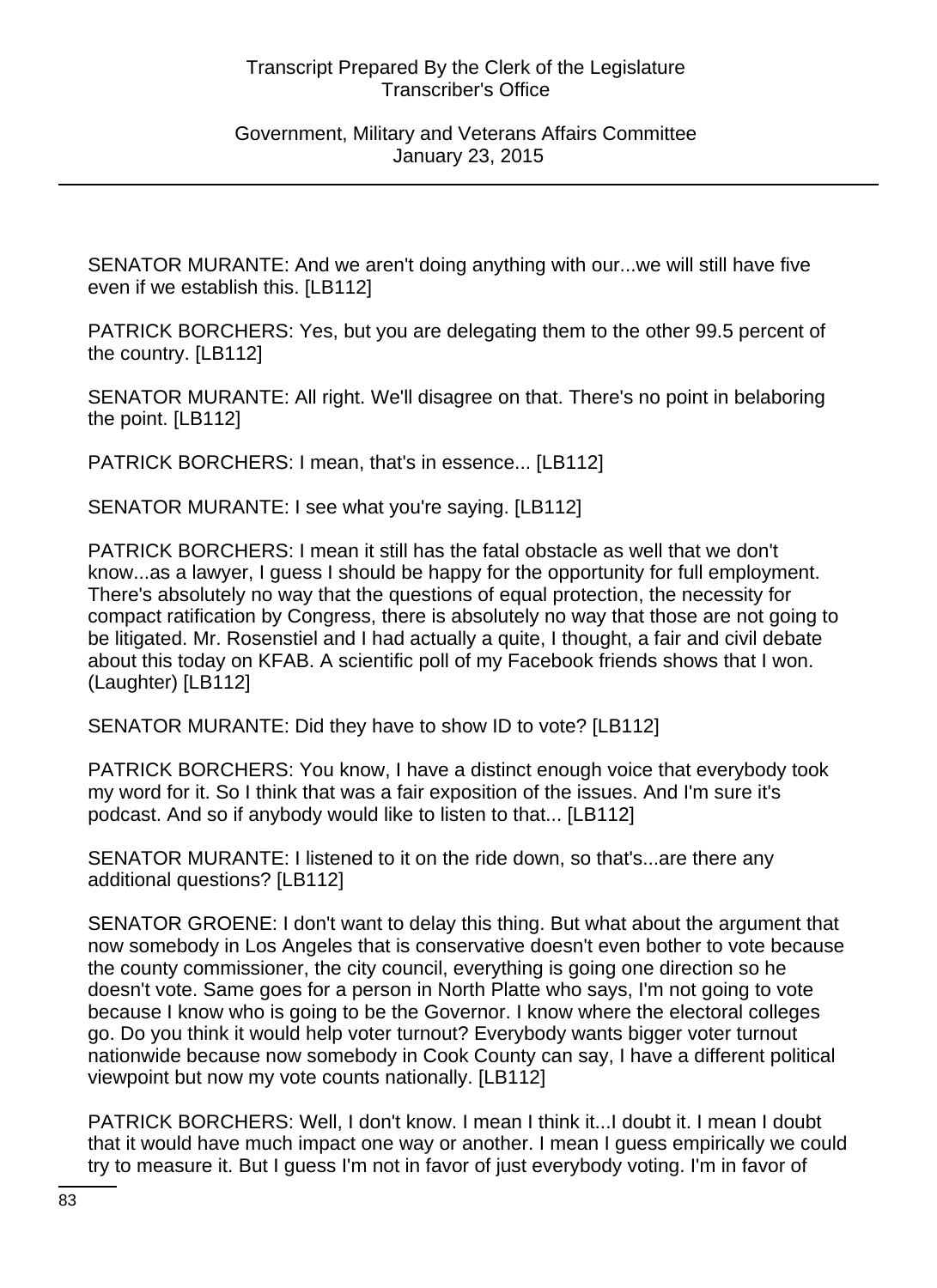SENATOR MURANTE: And we aren't doing anything with our...we will still have five even if we establish this. [LB112]

PATRICK BORCHERS: Yes, but you are delegating them to the other 99.5 percent of the country. [LB112]

SENATOR MURANTE: All right. We'll disagree on that. There's no point in belaboring the point. [LB112]

PATRICK BORCHERS: I mean, that's in essence... [LB112]

SENATOR MURANTE: I see what you're saying. [LB112]

PATRICK BORCHERS: I mean it still has the fatal obstacle as well that we don't know...as a lawyer, I guess I should be happy for the opportunity for full employment. There's absolutely no way that the questions of equal protection, the necessity for compact ratification by Congress, there is absolutely no way that those are not going to be litigated. Mr. Rosenstiel and I had actually a quite, I thought, a fair and civil debate about this today on KFAB. A scientific poll of my Facebook friends shows that I won. (Laughter) [LB112]

SENATOR MURANTE: Did they have to show ID to vote? [LB112]

PATRICK BORCHERS: You know, I have a distinct enough voice that everybody took my word for it. So I think that was a fair exposition of the issues. And I'm sure it's podcast. And so if anybody would like to listen to that... [LB112]

SENATOR MURANTE: I listened to it on the ride down, so that's...are there any additional questions? [LB112]

SENATOR GROENE: I don't want to delay this thing. But what about the argument that now somebody in Los Angeles that is conservative doesn't even bother to vote because the county commissioner, the city council, everything is going one direction so he doesn't vote. Same goes for a person in North Platte who says, I'm not going to vote because I know who is going to be the Governor. I know where the electoral colleges go. Do you think it would help voter turnout? Everybody wants bigger voter turnout nationwide because now somebody in Cook County can say, I have a different political viewpoint but now my vote counts nationally. [LB112]

PATRICK BORCHERS: Well, I don't know. I mean I think it...I doubt it. I mean I doubt that it would have much impact one way or another. I mean I guess empirically we could try to measure it. But I guess I'm not in favor of just everybody voting. I'm in favor of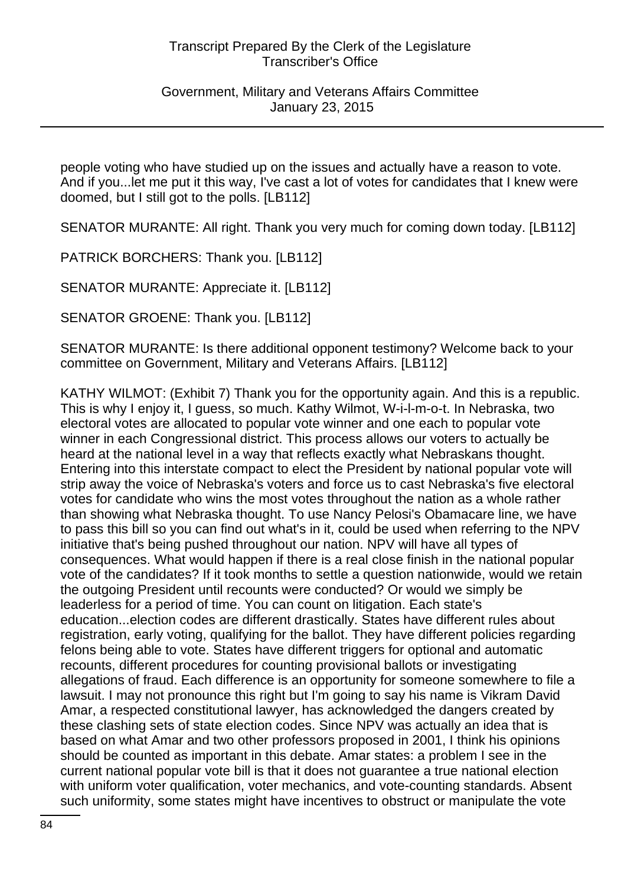people voting who have studied up on the issues and actually have a reason to vote. And if you...let me put it this way, I've cast a lot of votes for candidates that I knew were doomed, but I still got to the polls. [LB112]

SENATOR MURANTE: All right. Thank you very much for coming down today. [LB112]

PATRICK BORCHERS: Thank you. [LB112]

SENATOR MURANTE: Appreciate it. [LB112]

SENATOR GROENE: Thank you. [LB112]

SENATOR MURANTE: Is there additional opponent testimony? Welcome back to your committee on Government, Military and Veterans Affairs. [LB112]

KATHY WILMOT: (Exhibit 7) Thank you for the opportunity again. And this is a republic. This is why I enjoy it, I guess, so much. Kathy Wilmot, W-i-l-m-o-t. In Nebraska, two electoral votes are allocated to popular vote winner and one each to popular vote winner in each Congressional district. This process allows our voters to actually be heard at the national level in a way that reflects exactly what Nebraskans thought. Entering into this interstate compact to elect the President by national popular vote will strip away the voice of Nebraska's voters and force us to cast Nebraska's five electoral votes for candidate who wins the most votes throughout the nation as a whole rather than showing what Nebraska thought. To use Nancy Pelosi's Obamacare line, we have to pass this bill so you can find out what's in it, could be used when referring to the NPV initiative that's being pushed throughout our nation. NPV will have all types of consequences. What would happen if there is a real close finish in the national popular vote of the candidates? If it took months to settle a question nationwide, would we retain the outgoing President until recounts were conducted? Or would we simply be leaderless for a period of time. You can count on litigation. Each state's education...election codes are different drastically. States have different rules about registration, early voting, qualifying for the ballot. They have different policies regarding felons being able to vote. States have different triggers for optional and automatic recounts, different procedures for counting provisional ballots or investigating allegations of fraud. Each difference is an opportunity for someone somewhere to file a lawsuit. I may not pronounce this right but I'm going to say his name is Vikram David Amar, a respected constitutional lawyer, has acknowledged the dangers created by these clashing sets of state election codes. Since NPV was actually an idea that is based on what Amar and two other professors proposed in 2001, I think his opinions should be counted as important in this debate. Amar states: a problem I see in the current national popular vote bill is that it does not guarantee a true national election with uniform voter qualification, voter mechanics, and vote-counting standards. Absent such uniformity, some states might have incentives to obstruct or manipulate the vote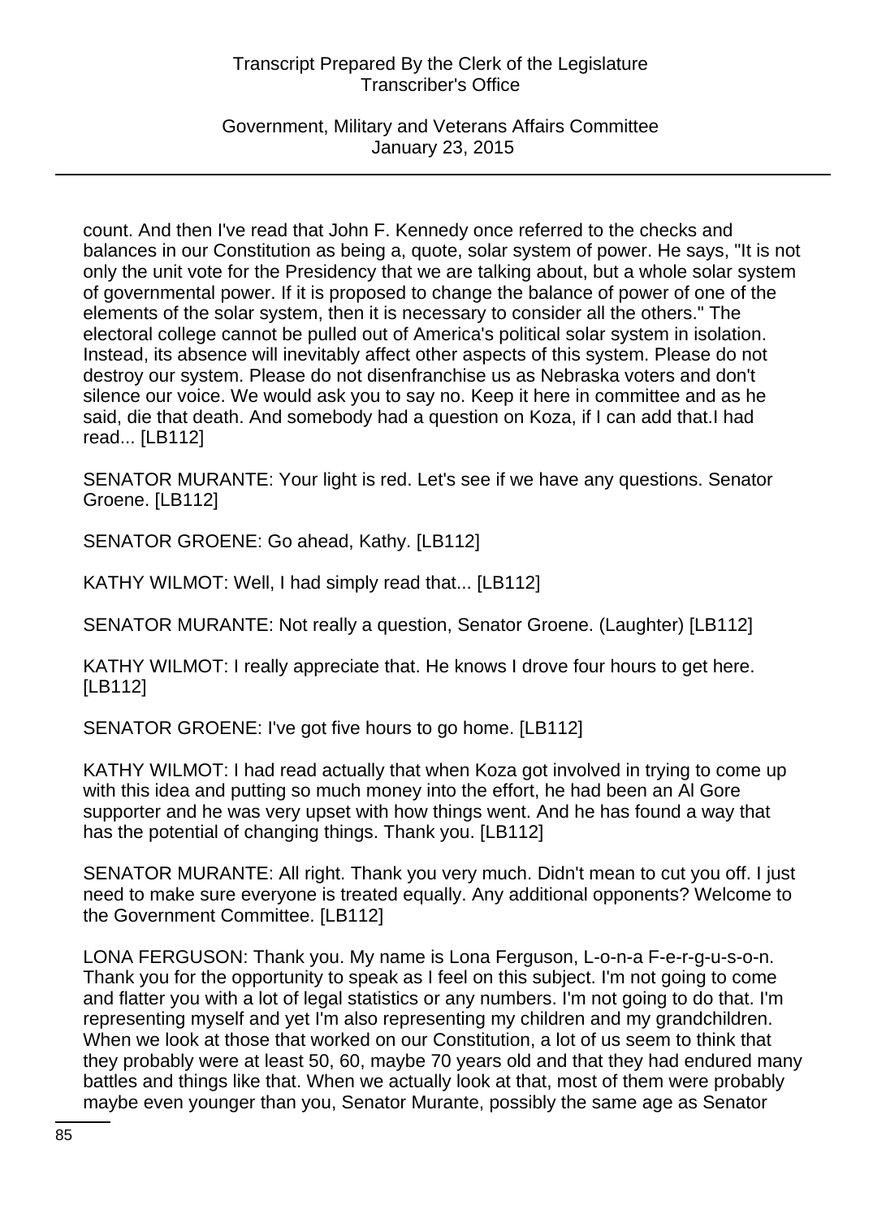count. And then I've read that John F. Kennedy once referred to the checks and balances in our Constitution as being a, quote, solar system of power. He says, "It is not only the unit vote for the Presidency that we are talking about, but a whole solar system of governmental power. If it is proposed to change the balance of power of one of the elements of the solar system, then it is necessary to consider all the others." The electoral college cannot be pulled out of America's political solar system in isolation. Instead, its absence will inevitably affect other aspects of this system. Please do not destroy our system. Please do not disenfranchise us as Nebraska voters and don't silence our voice. We would ask you to say no. Keep it here in committee and as he said, die that death. And somebody had a question on Koza, if I can add that.I had read... [LB112]

SENATOR MURANTE: Your light is red. Let's see if we have any questions. Senator Groene. [LB112]

SENATOR GROENE: Go ahead, Kathy. [LB112]

KATHY WILMOT: Well, I had simply read that... [LB112]

SENATOR MURANTE: Not really a question, Senator Groene. (Laughter) [LB112]

KATHY WILMOT: I really appreciate that. He knows I drove four hours to get here. [LB112]

SENATOR GROENE: I've got five hours to go home. [LB112]

KATHY WILMOT: I had read actually that when Koza got involved in trying to come up with this idea and putting so much money into the effort, he had been an Al Gore supporter and he was very upset with how things went. And he has found a way that has the potential of changing things. Thank you. [LB112]

SENATOR MURANTE: All right. Thank you very much. Didn't mean to cut you off. I just need to make sure everyone is treated equally. Any additional opponents? Welcome to the Government Committee. [LB112]

LONA FERGUSON: Thank you. My name is Lona Ferguson, L-o-n-a F-e-r-g-u-s-o-n. Thank you for the opportunity to speak as I feel on this subject. I'm not going to come and flatter you with a lot of legal statistics or any numbers. I'm not going to do that. I'm representing myself and yet I'm also representing my children and my grandchildren. When we look at those that worked on our Constitution, a lot of us seem to think that they probably were at least 50, 60, maybe 70 years old and that they had endured many battles and things like that. When we actually look at that, most of them were probably maybe even younger than you, Senator Murante, possibly the same age as Senator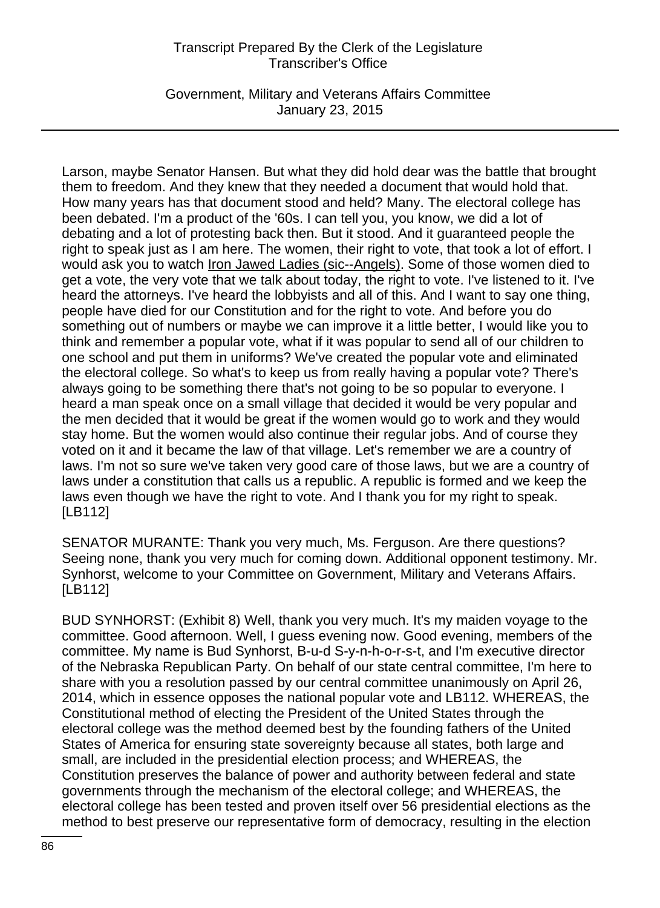Larson, maybe Senator Hansen. But what they did hold dear was the battle that brought them to freedom. And they knew that they needed a document that would hold that. How many years has that document stood and held? Many. The electoral college has been debated. I'm a product of the '60s. I can tell you, you know, we did a lot of debating and a lot of protesting back then. But it stood. And it guaranteed people the right to speak just as I am here. The women, their right to vote, that took a lot of effort. I would ask you to watch Iron Jawed Ladies (sic--Angels). Some of those women died to get a vote, the very vote that we talk about today, the right to vote. I've listened to it. I've heard the attorneys. I've heard the lobbyists and all of this. And I want to say one thing, people have died for our Constitution and for the right to vote. And before you do something out of numbers or maybe we can improve it a little better, I would like you to think and remember a popular vote, what if it was popular to send all of our children to one school and put them in uniforms? We've created the popular vote and eliminated the electoral college. So what's to keep us from really having a popular vote? There's always going to be something there that's not going to be so popular to everyone. I heard a man speak once on a small village that decided it would be very popular and the men decided that it would be great if the women would go to work and they would stay home. But the women would also continue their regular jobs. And of course they voted on it and it became the law of that village. Let's remember we are a country of laws. I'm not so sure we've taken very good care of those laws, but we are a country of laws under a constitution that calls us a republic. A republic is formed and we keep the laws even though we have the right to vote. And I thank you for my right to speak. [LB112]

SENATOR MURANTE: Thank you very much, Ms. Ferguson. Are there questions? Seeing none, thank you very much for coming down. Additional opponent testimony. Mr. Synhorst, welcome to your Committee on Government, Military and Veterans Affairs. [LB112]

BUD SYNHORST: (Exhibit 8) Well, thank you very much. It's my maiden voyage to the committee. Good afternoon. Well, I guess evening now. Good evening, members of the committee. My name is Bud Synhorst, B-u-d S-y-n-h-o-r-s-t, and I'm executive director of the Nebraska Republican Party. On behalf of our state central committee, I'm here to share with you a resolution passed by our central committee unanimously on April 26, 2014, which in essence opposes the national popular vote and LB112. WHEREAS, the Constitutional method of electing the President of the United States through the electoral college was the method deemed best by the founding fathers of the United States of America for ensuring state sovereignty because all states, both large and small, are included in the presidential election process; and WHEREAS, the Constitution preserves the balance of power and authority between federal and state governments through the mechanism of the electoral college; and WHEREAS, the electoral college has been tested and proven itself over 56 presidential elections as the method to best preserve our representative form of democracy, resulting in the election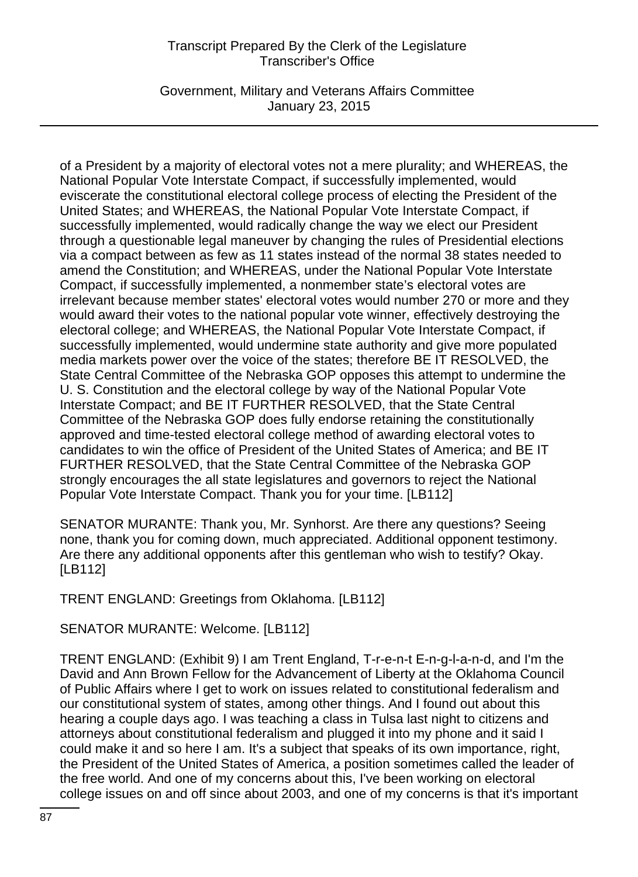of a President by a majority of electoral votes not a mere plurality; and WHEREAS, the National Popular Vote Interstate Compact, if successfully implemented, would eviscerate the constitutional electoral college process of electing the President of the United States; and WHEREAS, the National Popular Vote Interstate Compact, if successfully implemented, would radically change the way we elect our President through a questionable legal maneuver by changing the rules of Presidential elections via a compact between as few as 11 states instead of the normal 38 states needed to amend the Constitution; and WHEREAS, under the National Popular Vote Interstate Compact, if successfully implemented, a nonmember state's electoral votes are irrelevant because member states' electoral votes would number 270 or more and they would award their votes to the national popular vote winner, effectively destroying the electoral college; and WHEREAS, the National Popular Vote Interstate Compact, if successfully implemented, would undermine state authority and give more populated media markets power over the voice of the states; therefore BE IT RESOLVED, the State Central Committee of the Nebraska GOP opposes this attempt to undermine the U. S. Constitution and the electoral college by way of the National Popular Vote Interstate Compact; and BE IT FURTHER RESOLVED, that the State Central Committee of the Nebraska GOP does fully endorse retaining the constitutionally approved and time-tested electoral college method of awarding electoral votes to candidates to win the office of President of the United States of America; and BE IT FURTHER RESOLVED, that the State Central Committee of the Nebraska GOP strongly encourages the all state legislatures and governors to reject the National Popular Vote Interstate Compact. Thank you for your time. [LB112]

SENATOR MURANTE: Thank you, Mr. Synhorst. Are there any questions? Seeing none, thank you for coming down, much appreciated. Additional opponent testimony. Are there any additional opponents after this gentleman who wish to testify? Okay. [LB112]

TRENT ENGLAND: Greetings from Oklahoma. [LB112]

SENATOR MURANTE: Welcome. [LB112]

TRENT ENGLAND: (Exhibit 9) I am Trent England, T-r-e-n-t E-n-g-l-a-n-d, and I'm the David and Ann Brown Fellow for the Advancement of Liberty at the Oklahoma Council of Public Affairs where I get to work on issues related to constitutional federalism and our constitutional system of states, among other things. And I found out about this hearing a couple days ago. I was teaching a class in Tulsa last night to citizens and attorneys about constitutional federalism and plugged it into my phone and it said I could make it and so here I am. It's a subject that speaks of its own importance, right, the President of the United States of America, a position sometimes called the leader of the free world. And one of my concerns about this, I've been working on electoral college issues on and off since about 2003, and one of my concerns is that it's important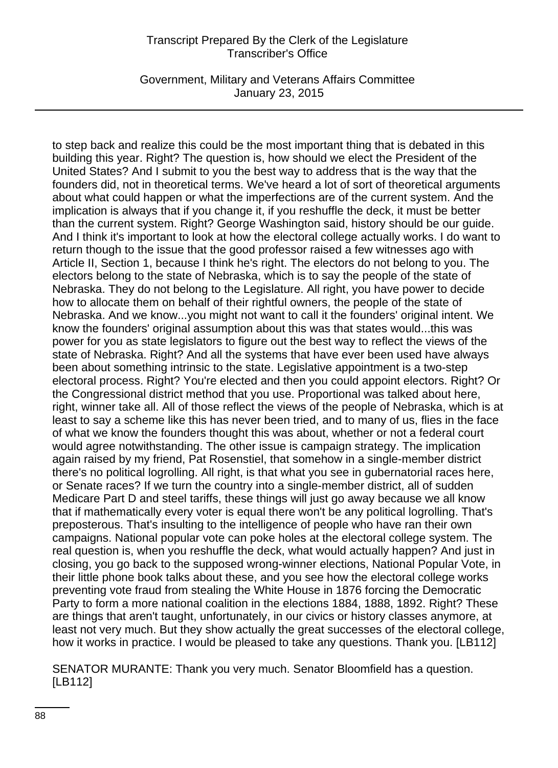to step back and realize this could be the most important thing that is debated in this building this year. Right? The question is, how should we elect the President of the United States? And I submit to you the best way to address that is the way that the founders did, not in theoretical terms. We've heard a lot of sort of theoretical arguments about what could happen or what the imperfections are of the current system. And the implication is always that if you change it, if you reshuffle the deck, it must be better than the current system. Right? George Washington said, history should be our guide. And I think it's important to look at how the electoral college actually works. I do want to return though to the issue that the good professor raised a few witnesses ago with Article II, Section 1, because I think he's right. The electors do not belong to you. The electors belong to the state of Nebraska, which is to say the people of the state of Nebraska. They do not belong to the Legislature. All right, you have power to decide how to allocate them on behalf of their rightful owners, the people of the state of Nebraska. And we know...you might not want to call it the founders' original intent. We know the founders' original assumption about this was that states would...this was power for you as state legislators to figure out the best way to reflect the views of the state of Nebraska. Right? And all the systems that have ever been used have always been about something intrinsic to the state. Legislative appointment is a two-step electoral process. Right? You're elected and then you could appoint electors. Right? Or the Congressional district method that you use. Proportional was talked about here, right, winner take all. All of those reflect the views of the people of Nebraska, which is at least to say a scheme like this has never been tried, and to many of us, flies in the face of what we know the founders thought this was about, whether or not a federal court would agree notwithstanding. The other issue is campaign strategy. The implication again raised by my friend, Pat Rosenstiel, that somehow in a single-member district there's no political logrolling. All right, is that what you see in gubernatorial races here, or Senate races? If we turn the country into a single-member district, all of sudden Medicare Part D and steel tariffs, these things will just go away because we all know that if mathematically every voter is equal there won't be any political logrolling. That's preposterous. That's insulting to the intelligence of people who have ran their own campaigns. National popular vote can poke holes at the electoral college system. The real question is, when you reshuffle the deck, what would actually happen? And just in closing, you go back to the supposed wrong-winner elections, National Popular Vote, in their little phone book talks about these, and you see how the electoral college works preventing vote fraud from stealing the White House in 1876 forcing the Democratic Party to form a more national coalition in the elections 1884, 1888, 1892. Right? These are things that aren't taught, unfortunately, in our civics or history classes anymore, at least not very much. But they show actually the great successes of the electoral college, how it works in practice. I would be pleased to take any questions. Thank you. [LB112]

SENATOR MURANTE: Thank you very much. Senator Bloomfield has a question. [LB112]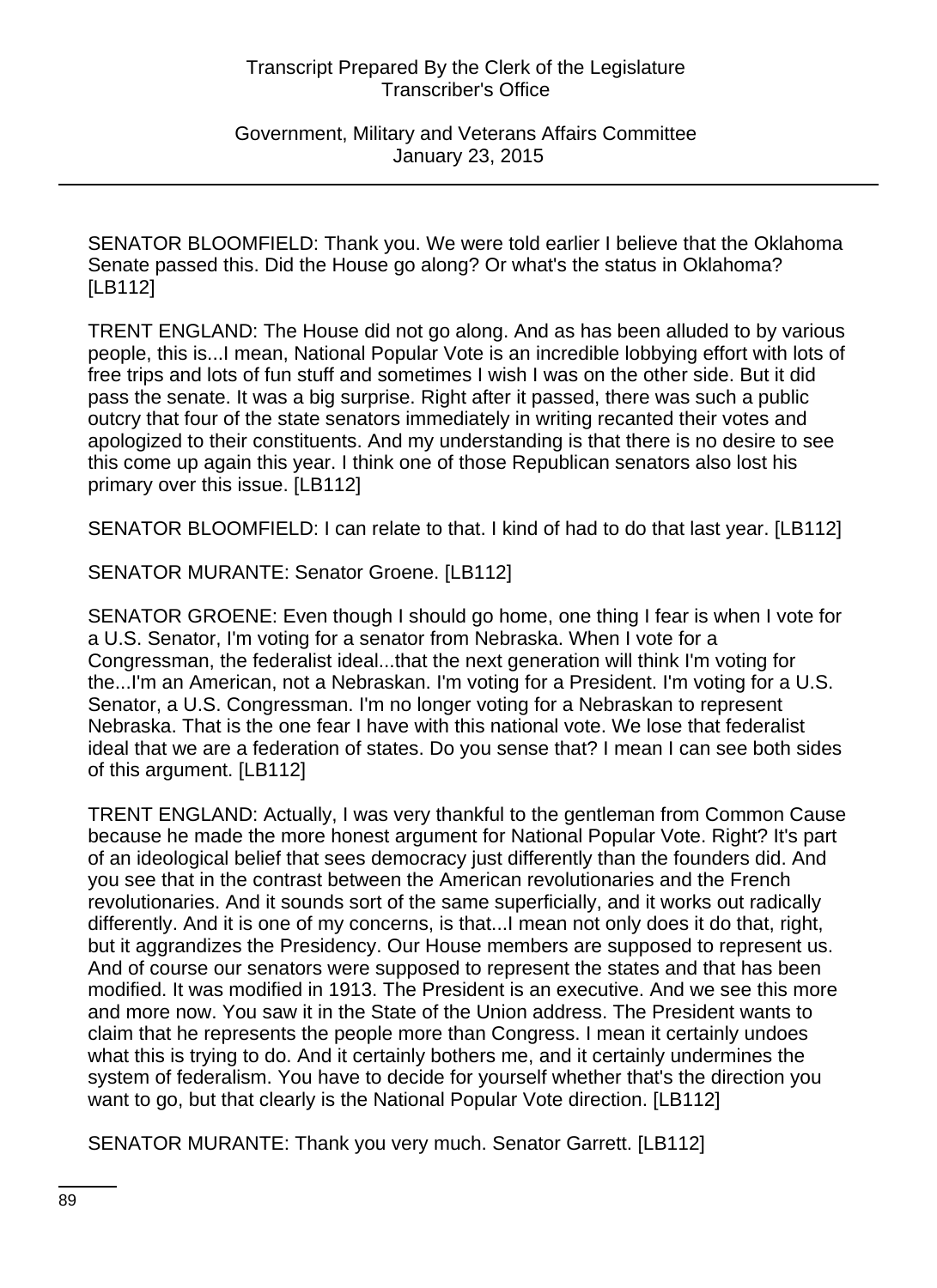SENATOR BLOOMFIELD: Thank you. We were told earlier I believe that the Oklahoma Senate passed this. Did the House go along? Or what's the status in Oklahoma? [LB112]

TRENT ENGLAND: The House did not go along. And as has been alluded to by various people, this is...I mean, National Popular Vote is an incredible lobbying effort with lots of free trips and lots of fun stuff and sometimes I wish I was on the other side. But it did pass the senate. It was a big surprise. Right after it passed, there was such a public outcry that four of the state senators immediately in writing recanted their votes and apologized to their constituents. And my understanding is that there is no desire to see this come up again this year. I think one of those Republican senators also lost his primary over this issue. [LB112]

SENATOR BLOOMFIELD: I can relate to that. I kind of had to do that last year. [LB112]

SENATOR MURANTE: Senator Groene. [LB112]

SENATOR GROENE: Even though I should go home, one thing I fear is when I vote for a U.S. Senator, I'm voting for a senator from Nebraska. When I vote for a Congressman, the federalist ideal...that the next generation will think I'm voting for the...I'm an American, not a Nebraskan. I'm voting for a President. I'm voting for a U.S. Senator, a U.S. Congressman. I'm no longer voting for a Nebraskan to represent Nebraska. That is the one fear I have with this national vote. We lose that federalist ideal that we are a federation of states. Do you sense that? I mean I can see both sides of this argument. [LB112]

TRENT ENGLAND: Actually, I was very thankful to the gentleman from Common Cause because he made the more honest argument for National Popular Vote. Right? It's part of an ideological belief that sees democracy just differently than the founders did. And you see that in the contrast between the American revolutionaries and the French revolutionaries. And it sounds sort of the same superficially, and it works out radically differently. And it is one of my concerns, is that...I mean not only does it do that, right, but it aggrandizes the Presidency. Our House members are supposed to represent us. And of course our senators were supposed to represent the states and that has been modified. It was modified in 1913. The President is an executive. And we see this more and more now. You saw it in the State of the Union address. The President wants to claim that he represents the people more than Congress. I mean it certainly undoes what this is trying to do. And it certainly bothers me, and it certainly undermines the system of federalism. You have to decide for yourself whether that's the direction you want to go, but that clearly is the National Popular Vote direction. [LB112]

SENATOR MURANTE: Thank you very much. Senator Garrett. [LB112]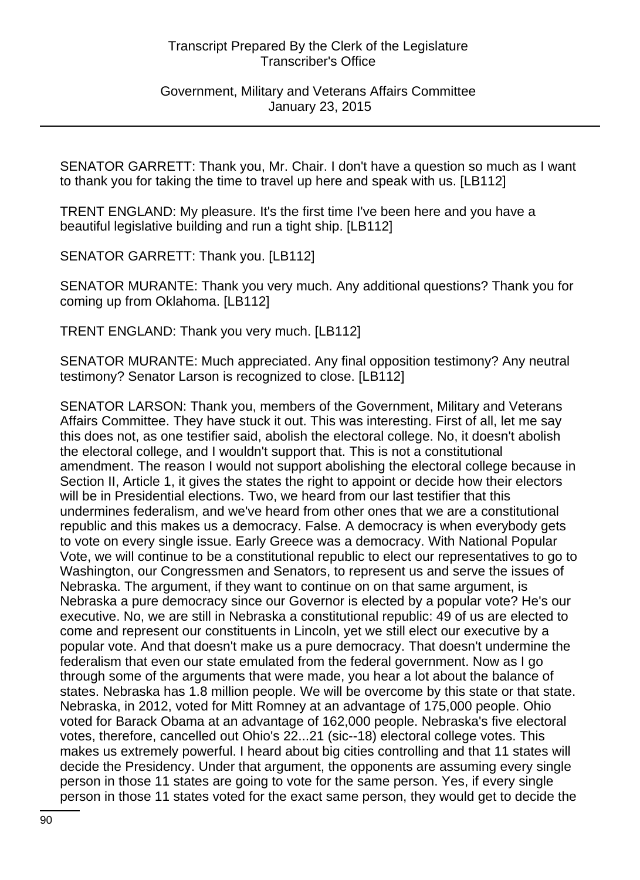SENATOR GARRETT: Thank you, Mr. Chair. I don't have a question so much as I want to thank you for taking the time to travel up here and speak with us. [LB112]

TRENT ENGLAND: My pleasure. It's the first time I've been here and you have a beautiful legislative building and run a tight ship. [LB112]

SENATOR GARRETT: Thank you. [LB112]

SENATOR MURANTE: Thank you very much. Any additional questions? Thank you for coming up from Oklahoma. [LB112]

TRENT ENGLAND: Thank you very much. [LB112]

SENATOR MURANTE: Much appreciated. Any final opposition testimony? Any neutral testimony? Senator Larson is recognized to close. [LB112]

SENATOR LARSON: Thank you, members of the Government, Military and Veterans Affairs Committee. They have stuck it out. This was interesting. First of all, let me say this does not, as one testifier said, abolish the electoral college. No, it doesn't abolish the electoral college, and I wouldn't support that. This is not a constitutional amendment. The reason I would not support abolishing the electoral college because in Section II, Article 1, it gives the states the right to appoint or decide how their electors will be in Presidential elections. Two, we heard from our last testifier that this undermines federalism, and we've heard from other ones that we are a constitutional republic and this makes us a democracy. False. A democracy is when everybody gets to vote on every single issue. Early Greece was a democracy. With National Popular Vote, we will continue to be a constitutional republic to elect our representatives to go to Washington, our Congressmen and Senators, to represent us and serve the issues of Nebraska. The argument, if they want to continue on on that same argument, is Nebraska a pure democracy since our Governor is elected by a popular vote? He's our executive. No, we are still in Nebraska a constitutional republic: 49 of us are elected to come and represent our constituents in Lincoln, yet we still elect our executive by a popular vote. And that doesn't make us a pure democracy. That doesn't undermine the federalism that even our state emulated from the federal government. Now as I go through some of the arguments that were made, you hear a lot about the balance of states. Nebraska has 1.8 million people. We will be overcome by this state or that state. Nebraska, in 2012, voted for Mitt Romney at an advantage of 175,000 people. Ohio voted for Barack Obama at an advantage of 162,000 people. Nebraska's five electoral votes, therefore, cancelled out Ohio's 22...21 (sic--18) electoral college votes. This makes us extremely powerful. I heard about big cities controlling and that 11 states will decide the Presidency. Under that argument, the opponents are assuming every single person in those 11 states are going to vote for the same person. Yes, if every single person in those 11 states voted for the exact same person, they would get to decide the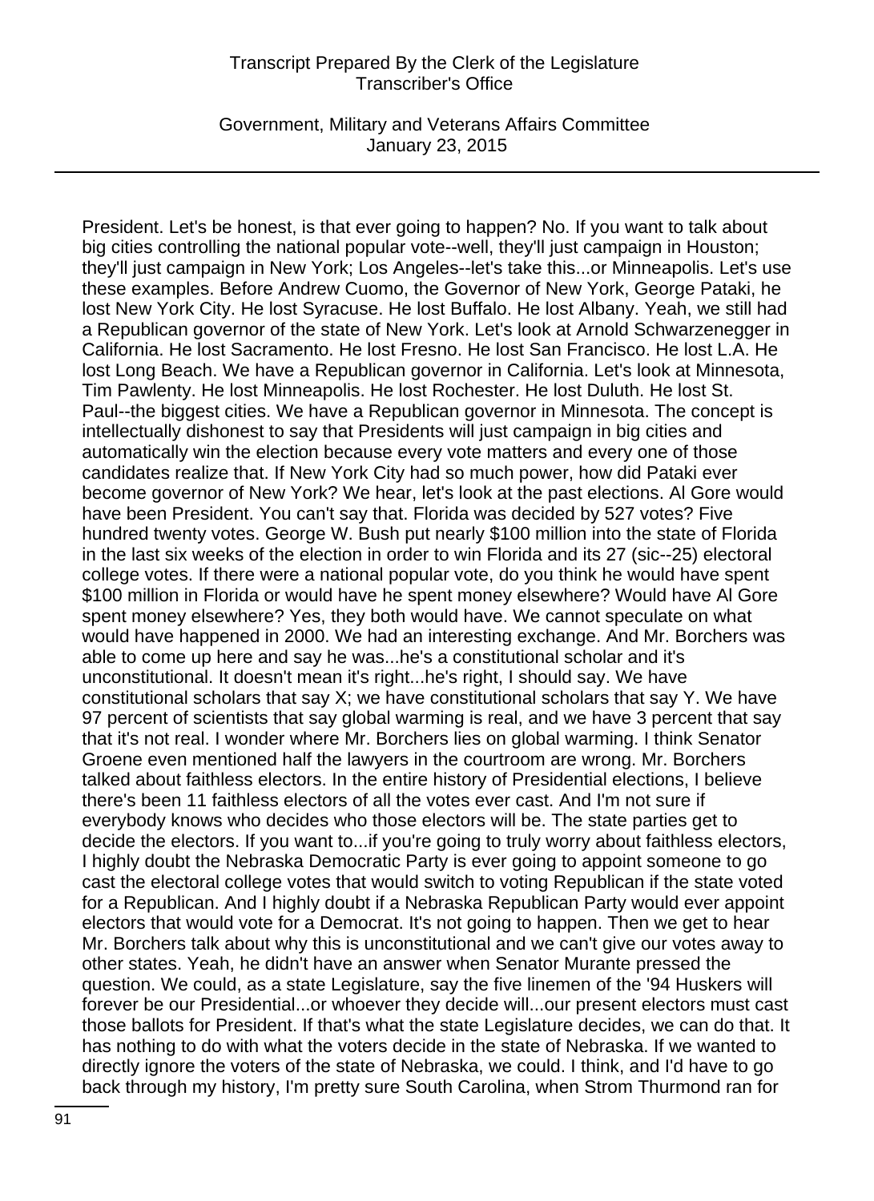President. Let's be honest, is that ever going to happen? No. If you want to talk about big cities controlling the national popular vote--well, they'll just campaign in Houston; they'll just campaign in New York; Los Angeles--let's take this...or Minneapolis. Let's use these examples. Before Andrew Cuomo, the Governor of New York, George Pataki, he lost New York City. He lost Syracuse. He lost Buffalo. He lost Albany. Yeah, we still had a Republican governor of the state of New York. Let's look at Arnold Schwarzenegger in California. He lost Sacramento. He lost Fresno. He lost San Francisco. He lost L.A. He lost Long Beach. We have a Republican governor in California. Let's look at Minnesota, Tim Pawlenty. He lost Minneapolis. He lost Rochester. He lost Duluth. He lost St. Paul--the biggest cities. We have a Republican governor in Minnesota. The concept is intellectually dishonest to say that Presidents will just campaign in big cities and automatically win the election because every vote matters and every one of those candidates realize that. If New York City had so much power, how did Pataki ever become governor of New York? We hear, let's look at the past elections. Al Gore would have been President. You can't say that. Florida was decided by 527 votes? Five hundred twenty votes. George W. Bush put nearly $100 million into the state of Florida in the last six weeks of the election in order to win Florida and its 27 (sic--25) electoral college votes. If there were a national popular vote, do you think he would have spent $100 million in Florida or would have he spent money elsewhere? Would have Al Gore spent money elsewhere? Yes, they both would have. We cannot speculate on what would have happened in 2000. We had an interesting exchange. And Mr. Borchers was able to come up here and say he was...he's a constitutional scholar and it's unconstitutional. It doesn't mean it's right...he's right, I should say. We have constitutional scholars that say X; we have constitutional scholars that say Y. We have 97 percent of scientists that say global warming is real, and we have 3 percent that say that it's not real. I wonder where Mr. Borchers lies on global warming. I think Senator Groene even mentioned half the lawyers in the courtroom are wrong. Mr. Borchers talked about faithless electors. In the entire history of Presidential elections, I believe there's been 11 faithless electors of all the votes ever cast. And I'm not sure if everybody knows who decides who those electors will be. The state parties get to decide the electors. If you want to...if you're going to truly worry about faithless electors, I highly doubt the Nebraska Democratic Party is ever going to appoint someone to go cast the electoral college votes that would switch to voting Republican if the state voted for a Republican. And I highly doubt if a Nebraska Republican Party would ever appoint electors that would vote for a Democrat. It's not going to happen. Then we get to hear Mr. Borchers talk about why this is unconstitutional and we can't give our votes away to other states. Yeah, he didn't have an answer when Senator Murante pressed the question. We could, as a state Legislature, say the five linemen of the '94 Huskers will forever be our Presidential...or whoever they decide will...our present electors must cast those ballots for President. If that's what the state Legislature decides, we can do that. It has nothing to do with what the voters decide in the state of Nebraska. If we wanted to directly ignore the voters of the state of Nebraska, we could. I think, and I'd have to go back through my history, I'm pretty sure South Carolina, when Strom Thurmond ran for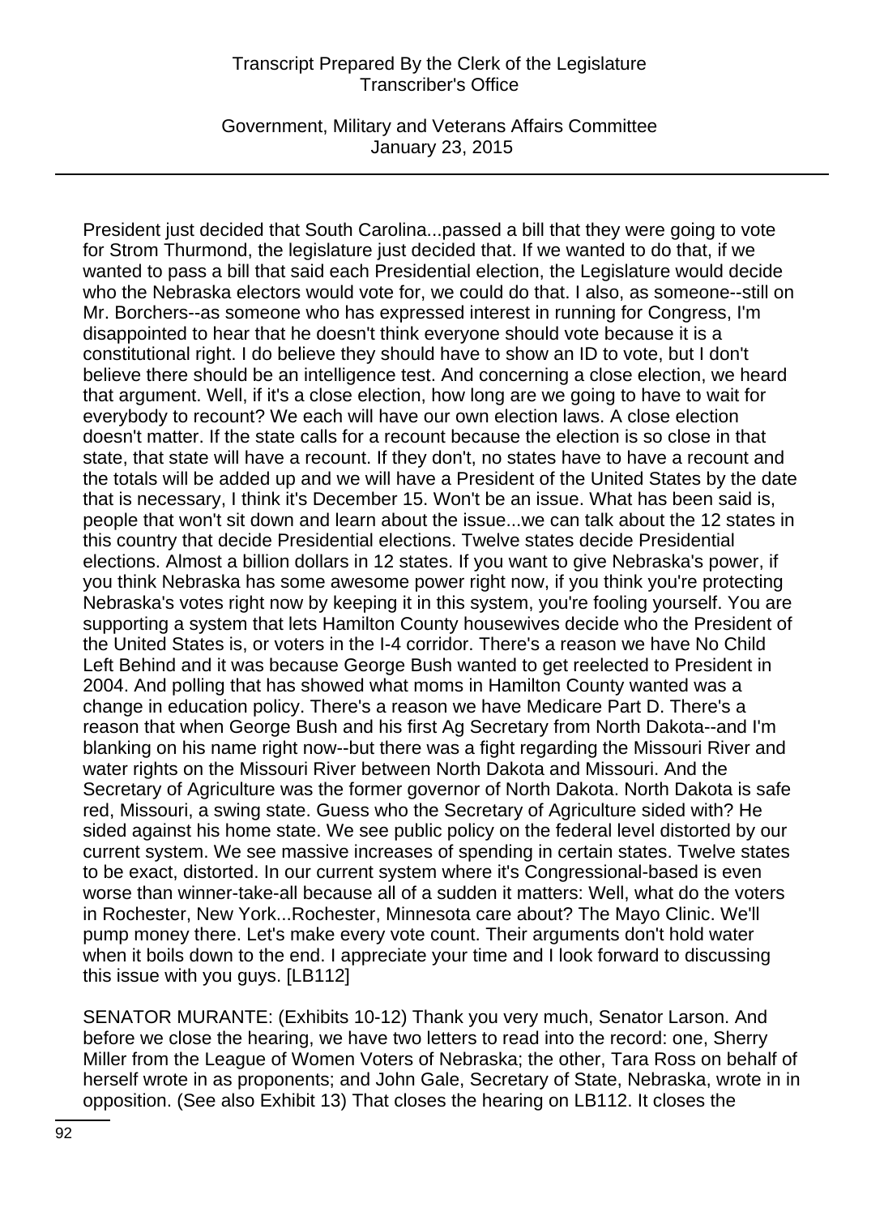President just decided that South Carolina...passed a bill that they were going to vote for Strom Thurmond, the legislature just decided that. If we wanted to do that, if we wanted to pass a bill that said each Presidential election, the Legislature would decide who the Nebraska electors would vote for, we could do that. I also, as someone--still on Mr. Borchers--as someone who has expressed interest in running for Congress, I'm disappointed to hear that he doesn't think everyone should vote because it is a constitutional right. I do believe they should have to show an ID to vote, but I don't believe there should be an intelligence test. And concerning a close election, we heard that argument. Well, if it's a close election, how long are we going to have to wait for everybody to recount? We each will have our own election laws. A close election doesn't matter. If the state calls for a recount because the election is so close in that state, that state will have a recount. If they don't, no states have to have a recount and the totals will be added up and we will have a President of the United States by the date that is necessary, I think it's December 15. Won't be an issue. What has been said is, people that won't sit down and learn about the issue...we can talk about the 12 states in this country that decide Presidential elections. Twelve states decide Presidential elections. Almost a billion dollars in 12 states. If you want to give Nebraska's power, if you think Nebraska has some awesome power right now, if you think you're protecting Nebraska's votes right now by keeping it in this system, you're fooling yourself. You are supporting a system that lets Hamilton County housewives decide who the President of the United States is, or voters in the I-4 corridor. There's a reason we have No Child Left Behind and it was because George Bush wanted to get reelected to President in 2004. And polling that has showed what moms in Hamilton County wanted was a change in education policy. There's a reason we have Medicare Part D. There's a reason that when George Bush and his first Ag Secretary from North Dakota--and I'm blanking on his name right now--but there was a fight regarding the Missouri River and water rights on the Missouri River between North Dakota and Missouri. And the Secretary of Agriculture was the former governor of North Dakota. North Dakota is safe red, Missouri, a swing state. Guess who the Secretary of Agriculture sided with? He sided against his home state. We see public policy on the federal level distorted by our current system. We see massive increases of spending in certain states. Twelve states to be exact, distorted. In our current system where it's Congressional-based is even worse than winner-take-all because all of a sudden it matters: Well, what do the voters in Rochester, New York...Rochester, Minnesota care about? The Mayo Clinic. We'll pump money there. Let's make every vote count. Their arguments don't hold water when it boils down to the end. I appreciate your time and I look forward to discussing this issue with you guys. [LB112]

SENATOR MURANTE: (Exhibits 10-12) Thank you very much, Senator Larson. And before we close the hearing, we have two letters to read into the record: one, Sherry Miller from the League of Women Voters of Nebraska; the other, Tara Ross on behalf of herself wrote in as proponents; and John Gale, Secretary of State, Nebraska, wrote in in opposition. (See also Exhibit 13) That closes the hearing on LB112. It closes the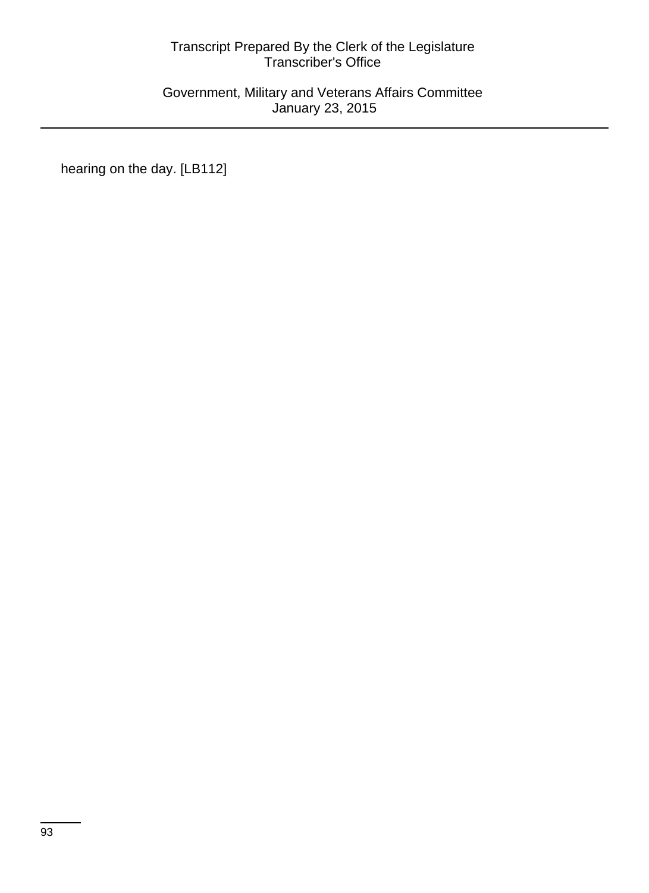hearing on the day. [LB112]